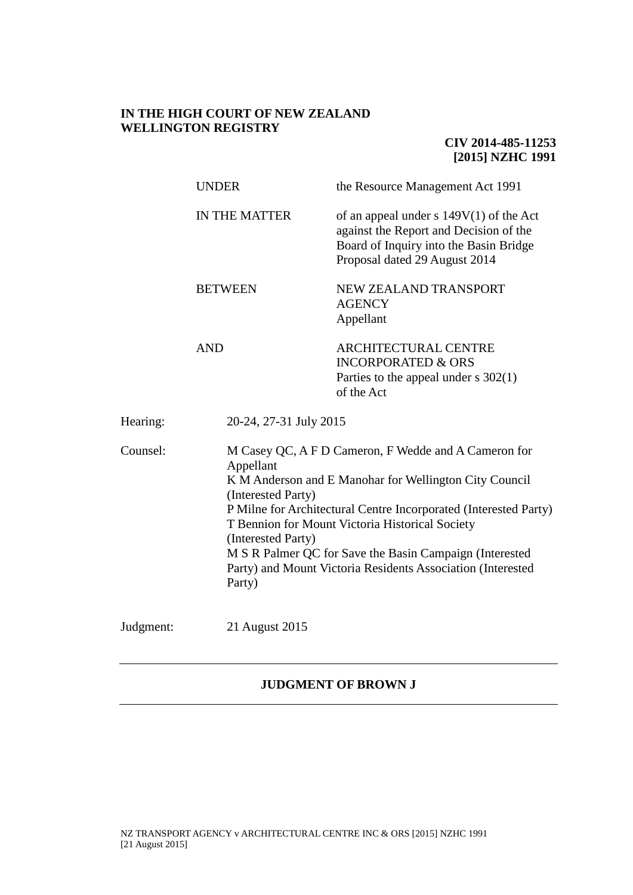**IN THE HIGH COURT OF NEW ZEALAND**
**WELLINGTON REGISTRY**

**CIV 2014-485-11253**
**[2015] NZHC 1991**

| | |
|---|---|
| UNDER | the Resource Management Act 1991 |
| IN THE MATTER | of an appeal under s 149V(1) of the Act against the Report and Decision of the Board of Inquiry into the Basin Bridge Proposal dated 29 August 2014 |
| BETWEEN | NEW ZEALAND TRANSPORT AGENCY<br>Appellant |
| AND | ARCHITECTURAL CENTRE INCORPORATED & ORS<br>Parties to the appeal under s 302(1) of the Act |

| | |
|---|---|
| Hearing: | 20-24, 27-31 July 2015 |
| Counsel: | M Casey QC, A F D Cameron, F Wedde and A Cameron for Appellant<br>K M Anderson and E Manohar for Wellington City Council (Interested Party)<br>P Milne for Architectural Centre Incorporated (Interested Party)<br>T Bennion for Mount Victoria Historical Society (Interested Party)<br>M S R Palmer QC for Save the Basin Campaign (Interested Party) and Mount Victoria Residents Association (Interested Party) |
| Judgment: | 21 August 2015 |

---

**JUDGMENT OF BROWN J**

---

NZ TRANSPORT AGENCY v ARCHITECTURAL CENTRE INC & ORS [2015] NZHC 1991 [21 August 2015]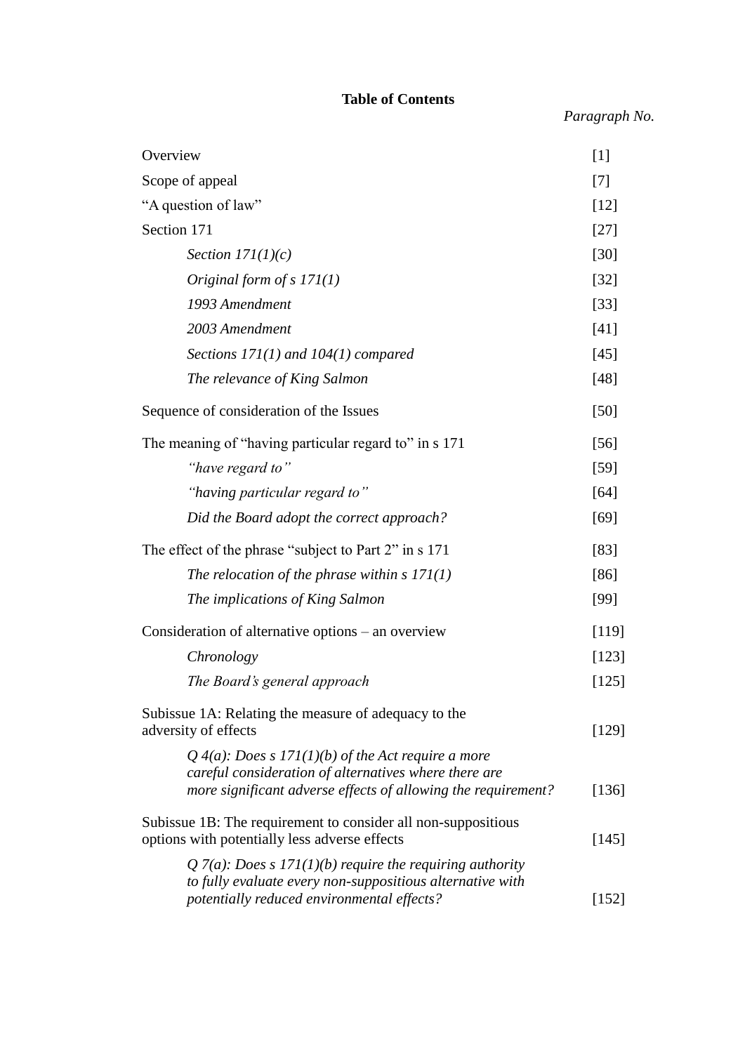**Table of Contents**

| | Paragraph No. |
|---|---|
| Overview | [1] |
| Scope of appeal | [7] |
| "A question of law" | [12] |
| Section 171 | [27] |
| *Section 171(1)(c)* | [30] |
| *Original form of s 171(1)* | [32] |
| *1993 Amendment* | [33] |
| *2003 Amendment* | [41] |
| *Sections 171(1) and 104(1) compared* | [45] |
| *The relevance of King Salmon* | [48] |
| Sequence of consideration of the Issues | [50] |
| The meaning of "having particular regard to" in s 171 | [56] |
| *"have regard to"* | [59] |
| *"having particular regard to"* | [64] |
| *Did the Board adopt the correct approach?* | [69] |
| The effect of the phrase "subject to Part 2" in s 171 | [83] |
| *The relocation of the phrase within s 171(1)* | [86] |
| *The implications of King Salmon* | [99] |
| Consideration of alternative options – an overview | [119] |
| *Chronology* | [123] |
| *The Board's general approach* | [125] |
| Subissue 1A: Relating the measure of adequacy to the adversity of effects | [129] |
| *Q 4(a): Does s 171(1)(b) of the Act require a more careful consideration of alternatives where there are more significant adverse effects of allowing the requirement?* | [136] |
| Subissue 1B: The requirement to consider all non-suppositious options with potentially less adverse effects | [145] |
| *Q 7(a): Does s 171(1)(b) require the requiring authority to fully evaluate every non-suppositious alternative with potentially reduced environmental effects?* | [152] |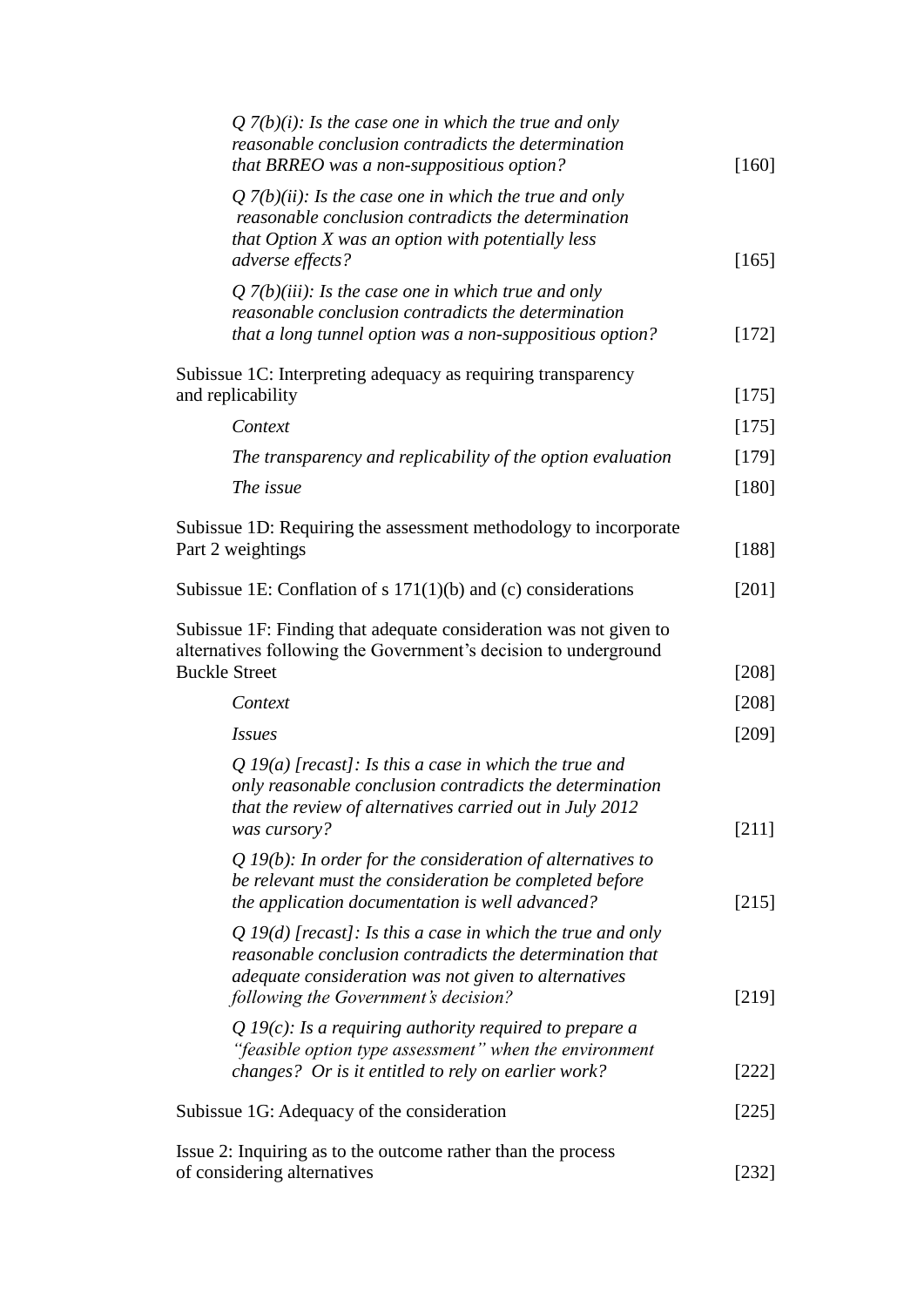| | |
|---|---|
| *Q 7(b)(i): Is the case one in which the true and only reasonable conclusion contradicts the determination that BRREO was a non-suppositious option?* | [160] |
| *Q 7(b)(ii): Is the case one in which the true and only reasonable conclusion contradicts the determination that Option X was an option with potentially less adverse effects?* | [165] |
| *Q 7(b)(iii): Is the case one in which true and only reasonable conclusion contradicts the determination that a long tunnel option was a non-suppositious option?* | [172] |
| Subissue 1C: Interpreting adequacy as requiring transparency and replicability | [175] |
| *Context* | [175] |
| *The transparency and replicability of the option evaluation* | [179] |
| *The issue* | [180] |
| Subissue 1D: Requiring the assessment methodology to incorporate Part 2 weightings | [188] |
| Subissue 1E: Conflation of s 171(1)(b) and (c) considerations | [201] |
| Subissue 1F: Finding that adequate consideration was not given to alternatives following the Government's decision to underground Buckle Street | [208] |
| *Context* | [208] |
| *Issues* | [209] |
| *Q 19(a) [recast]: Is this a case in which the true and only reasonable conclusion contradicts the determination that the review of alternatives carried out in July 2012 was cursory?* | [211] |
| *Q 19(b): In order for the consideration of alternatives to be relevant must the consideration be completed before the application documentation is well advanced?* | [215] |
| *Q 19(d) [recast]: Is this a case in which the true and only reasonable conclusion contradicts the determination that adequate consideration was not given to alternatives following the Government's decision?* | [219] |
| *Q 19(c): Is a requiring authority required to prepare a "feasible option type assessment" when the environment changes? Or is it entitled to rely on earlier work?* | [222] |
| Subissue 1G: Adequacy of the consideration | [225] |
| Issue 2: Inquiring as to the outcome rather than the process of considering alternatives | [232] |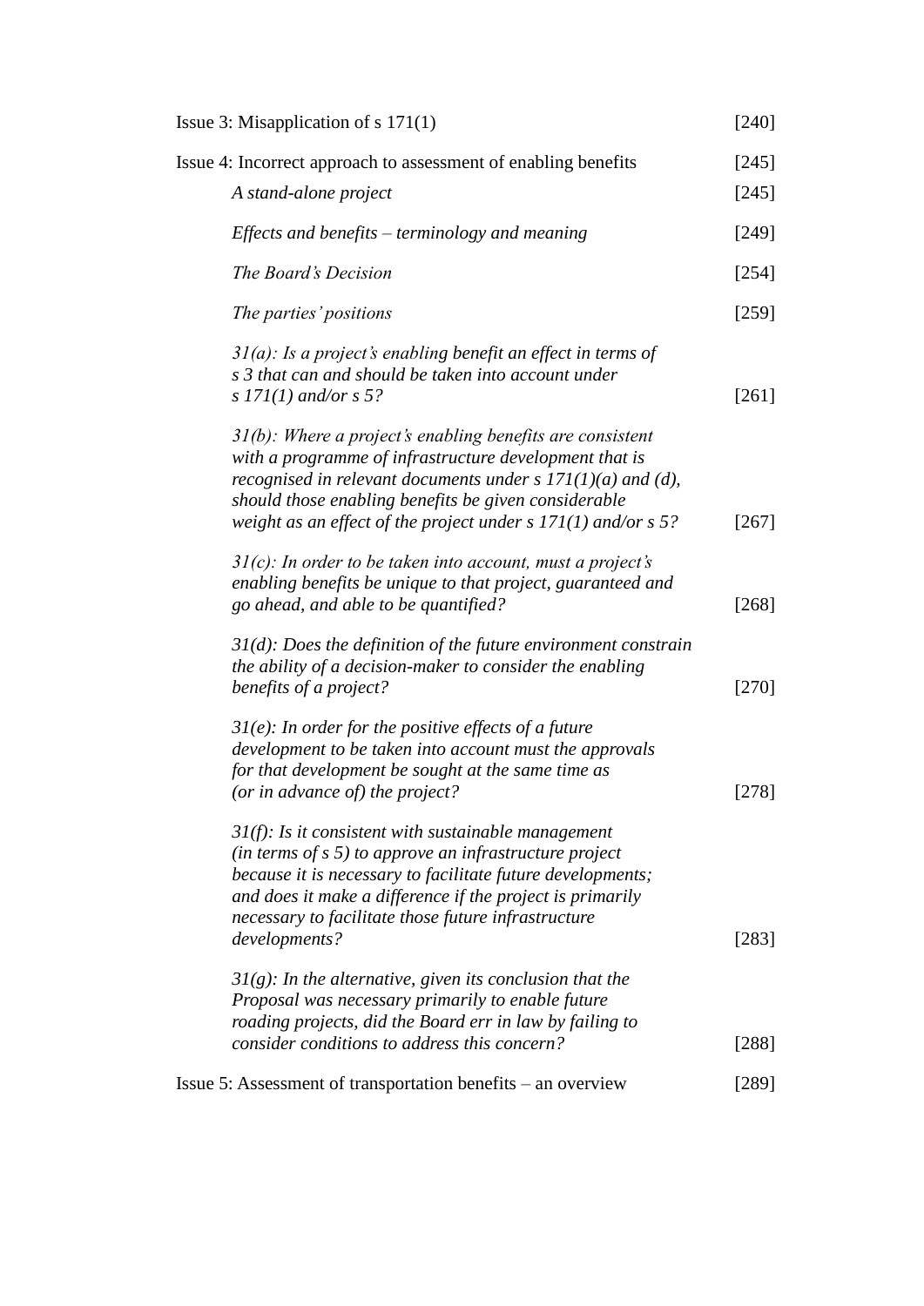| | |
|---|---|
| Issue 3: Misapplication of s 171(1) | [240] |
| Issue 4: Incorrect approach to assessment of enabling benefits | [245] |
| *A stand-alone project* | [245] |
| *Effects and benefits – terminology and meaning* | [249] |
| *The Board's Decision* | [254] |
| *The parties' positions* | [259] |
| *31(a): Is a project's enabling benefit an effect in terms of s 3 that can and should be taken into account under s 171(1) and/or s 5?* | [261] |
| *31(b): Where a project's enabling benefits are consistent with a programme of infrastructure development that is recognised in relevant documents under s 171(1)(a) and (d), should those enabling benefits be given considerable weight as an effect of the project under s 171(1) and/or s 5?* | [267] |
| *31(c): In order to be taken into account, must a project's enabling benefits be unique to that project, guaranteed and go ahead, and able to be quantified?* | [268] |
| *31(d): Does the definition of the future environment constrain the ability of a decision-maker to consider the enabling benefits of a project?* | [270] |
| *31(e): In order for the positive effects of a future development to be taken into account must the approvals for that development be sought at the same time as (or in advance of) the project?* | [278] |
| *31(f): Is it consistent with sustainable management (in terms of s 5) to approve an infrastructure project because it is necessary to facilitate future developments; and does it make a difference if the project is primarily necessary to facilitate those future infrastructure developments?* | [283] |
| *31(g): In the alternative, given its conclusion that the Proposal was necessary primarily to enable future roading projects, did the Board err in law by failing to consider conditions to address this concern?* | [288] |
| Issue 5: Assessment of transportation benefits – an overview | [289] |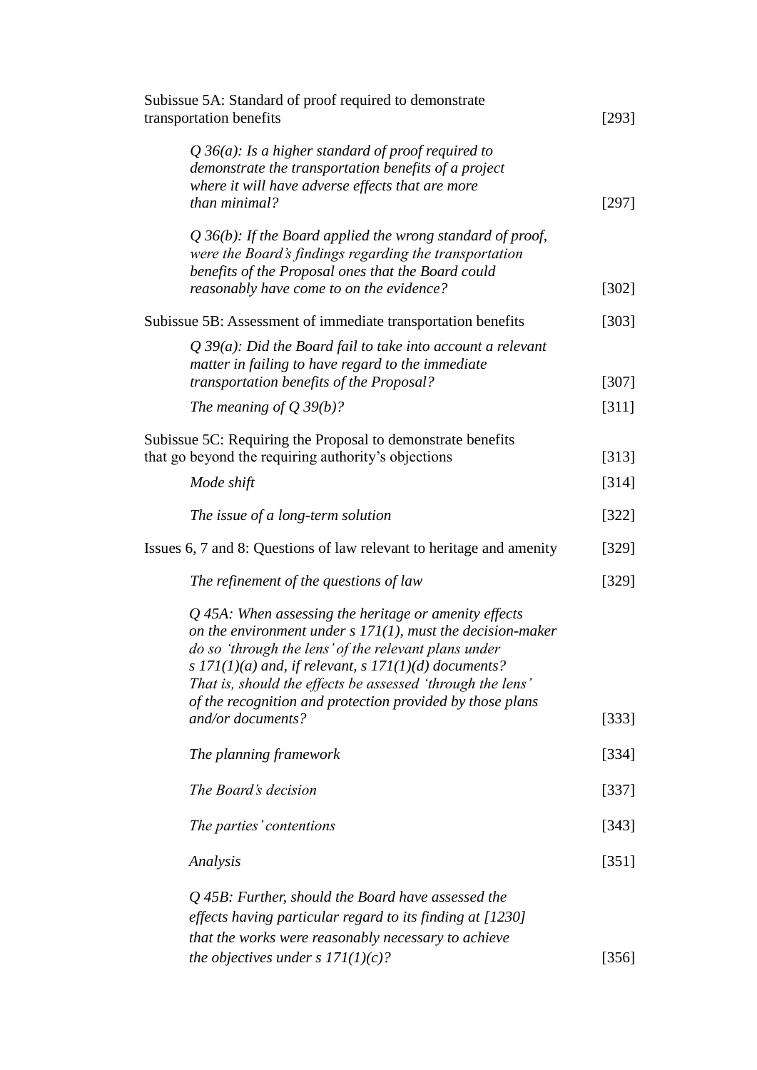| | |
|---|---|
| Subissue 5A: Standard of proof required to demonstrate transportation benefits | [293] |
| *Q 36(a): Is a higher standard of proof required to demonstrate the transportation benefits of a project where it will have adverse effects that are more than minimal?* | [297] |
| *Q 36(b): If the Board applied the wrong standard of proof, were the Board's findings regarding the transportation benefits of the Proposal ones that the Board could reasonably have come to on the evidence?* | [302] |
| Subissue 5B: Assessment of immediate transportation benefits | [303] |
| *Q 39(a): Did the Board fail to take into account a relevant matter in failing to have regard to the immediate transportation benefits of the Proposal?* | [307] |
| *The meaning of Q 39(b)?* | [311] |
| Subissue 5C: Requiring the Proposal to demonstrate benefits that go beyond the requiring authority's objections | [313] |
| *Mode shift* | [314] |
| *The issue of a long-term solution* | [322] |
| Issues 6, 7 and 8: Questions of law relevant to heritage and amenity | [329] |
| *The refinement of the questions of law* | [329] |
| *Q 45A: When assessing the heritage or amenity effects on the environment under s 171(1), must the decision-maker do so 'through the lens' of the relevant plans under s 171(1)(a) and, if relevant, s 171(1)(d) documents? That is, should the effects be assessed 'through the lens' of the recognition and protection provided by those plans and/or documents?* | [333] |
| *The planning framework* | [334] |
| *The Board's decision* | [337] |
| *The parties' contentions* | [343] |
| *Analysis* | [351] |
| *Q 45B: Further, should the Board have assessed the effects having particular regard to its finding at [1230] that the works were reasonably necessary to achieve the objectives under s 171(1)(c)?* | [356] |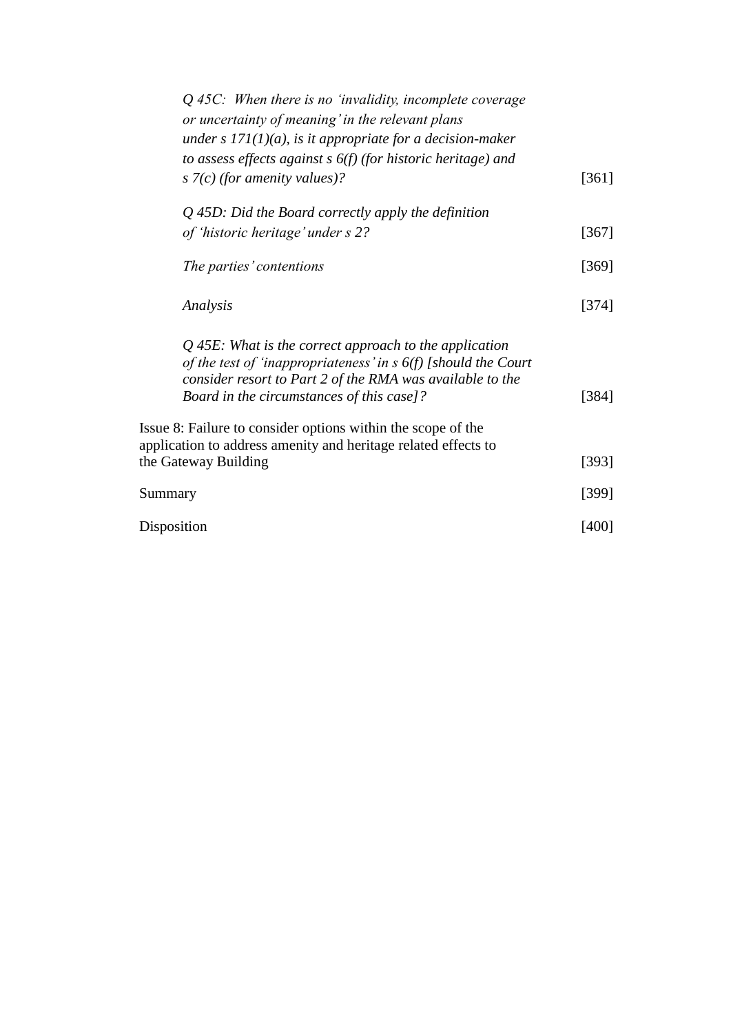| | |
|---|---|
| *Q 45C: When there is no 'invalidity, incomplete coverage or uncertainty of meaning' in the relevant plans under s 171(1)(a), is it appropriate for a decision-maker to assess effects against s 6(f) (for historic heritage) and s 7(c) (for amenity values)?* | [361] |
| *Q 45D: Did the Board correctly apply the definition of 'historic heritage' under s 2?* | [367] |
| *The parties' contentions* | [369] |
| *Analysis* | [374] |
| *Q 45E: What is the correct approach to the application of the test of 'inappropriateness' in s 6(f) [should the Court consider resort to Part 2 of the RMA was available to the Board in the circumstances of this case]?* | [384] |
| Issue 8: Failure to consider options within the scope of the application to address amenity and heritage related effects to the Gateway Building | [393] |
| Summary | [399] |
| Disposition | [400] |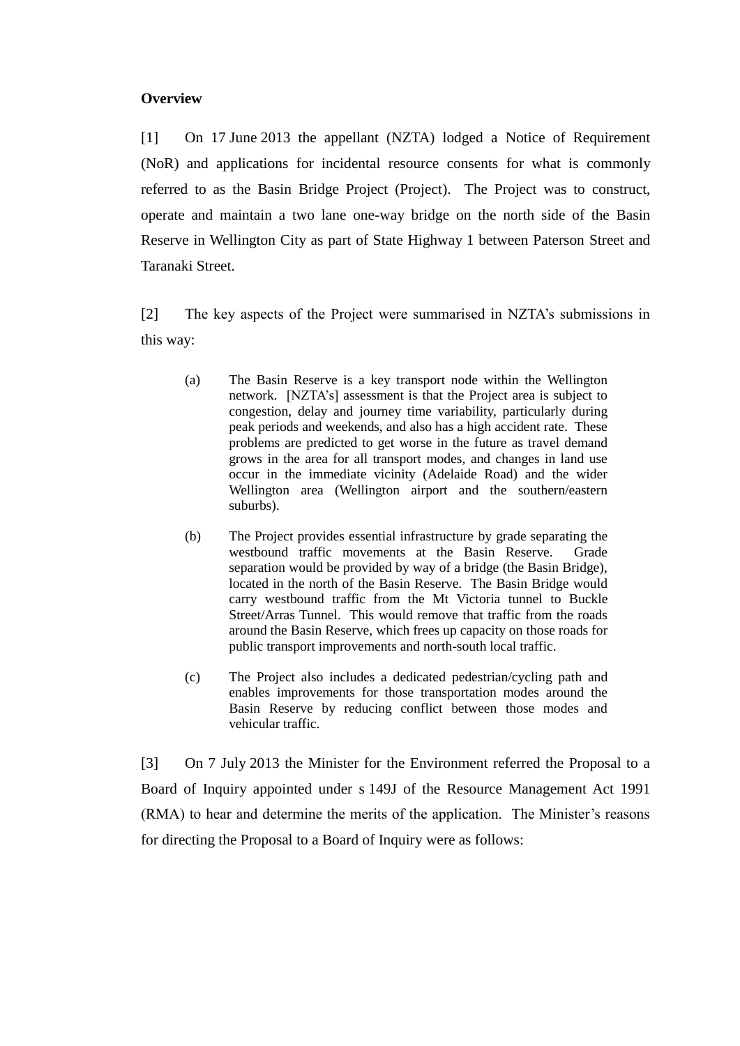**Overview**

[1] On 17 June 2013 the appellant (NZTA) lodged a Notice of Requirement (NoR) and applications for incidental resource consents for what is commonly referred to as the Basin Bridge Project (Project). The Project was to construct, operate and maintain a two lane one-way bridge on the north side of the Basin Reserve in Wellington City as part of State Highway 1 between Paterson Street and Taranaki Street.

[2] The key aspects of the Project were summarised in NZTA's submissions in this way:

> (a) The Basin Reserve is a key transport node within the Wellington network. [NZTA's] assessment is that the Project area is subject to congestion, delay and journey time variability, particularly during peak periods and weekends, and also has a high accident rate. These problems are predicted to get worse in the future as travel demand grows in the area for all transport modes, and changes in land use occur in the immediate vicinity (Adelaide Road) and the wider Wellington area (Wellington airport and the southern/eastern suburbs).
>
> (b) The Project provides essential infrastructure by grade separating the westbound traffic movements at the Basin Reserve. Grade separation would be provided by way of a bridge (the Basin Bridge), located in the north of the Basin Reserve. The Basin Bridge would carry westbound traffic from the Mt Victoria tunnel to Buckle Street/Arras Tunnel. This would remove that traffic from the roads around the Basin Reserve, which frees up capacity on those roads for public transport improvements and north-south local traffic.
>
> (c) The Project also includes a dedicated pedestrian/cycling path and enables improvements for those transportation modes around the Basin Reserve by reducing conflict between those modes and vehicular traffic.

[3] On 7 July 2013 the Minister for the Environment referred the Proposal to a Board of Inquiry appointed under s 149J of the Resource Management Act 1991 (RMA) to hear and determine the merits of the application. The Minister's reasons for directing the Proposal to a Board of Inquiry were as follows: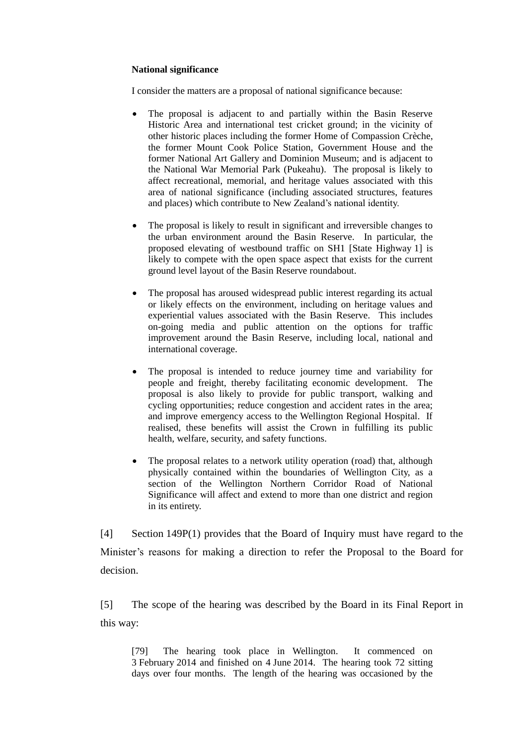**National significance**

I consider the matters are a proposal of national significance because:

- The proposal is adjacent to and partially within the Basin Reserve Historic Area and international test cricket ground; in the vicinity of other historic places including the former Home of Compassion Crèche, the former Mount Cook Police Station, Government House and the former National Art Gallery and Dominion Museum; and is adjacent to the National War Memorial Park (Pukeahu). The proposal is likely to affect recreational, memorial, and heritage values associated with this area of national significance (including associated structures, features and places) which contribute to New Zealand's national identity.

- The proposal is likely to result in significant and irreversible changes to the urban environment around the Basin Reserve. In particular, the proposed elevating of westbound traffic on SH1 [State Highway 1] is likely to compete with the open space aspect that exists for the current ground level layout of the Basin Reserve roundabout.

- The proposal has aroused widespread public interest regarding its actual or likely effects on the environment, including on heritage values and experiential values associated with the Basin Reserve. This includes on-going media and public attention on the options for traffic improvement around the Basin Reserve, including local, national and international coverage.

- The proposal is intended to reduce journey time and variability for people and freight, thereby facilitating economic development. The proposal is also likely to provide for public transport, walking and cycling opportunities; reduce congestion and accident rates in the area; and improve emergency access to the Wellington Regional Hospital. If realised, these benefits will assist the Crown in fulfilling its public health, welfare, security, and safety functions.

- The proposal relates to a network utility operation (road) that, although physically contained within the boundaries of Wellington City, as a section of the Wellington Northern Corridor Road of National Significance will affect and extend to more than one district and region in its entirety.

[4] Section 149P(1) provides that the Board of Inquiry must have regard to the Minister's reasons for making a direction to refer the Proposal to the Board for decision.

[5] The scope of the hearing was described by the Board in its Final Report in this way:

> [79] The hearing took place in Wellington. It commenced on 3 February 2014 and finished on 4 June 2014. The hearing took 72 sitting days over four months. The length of the hearing was occasioned by the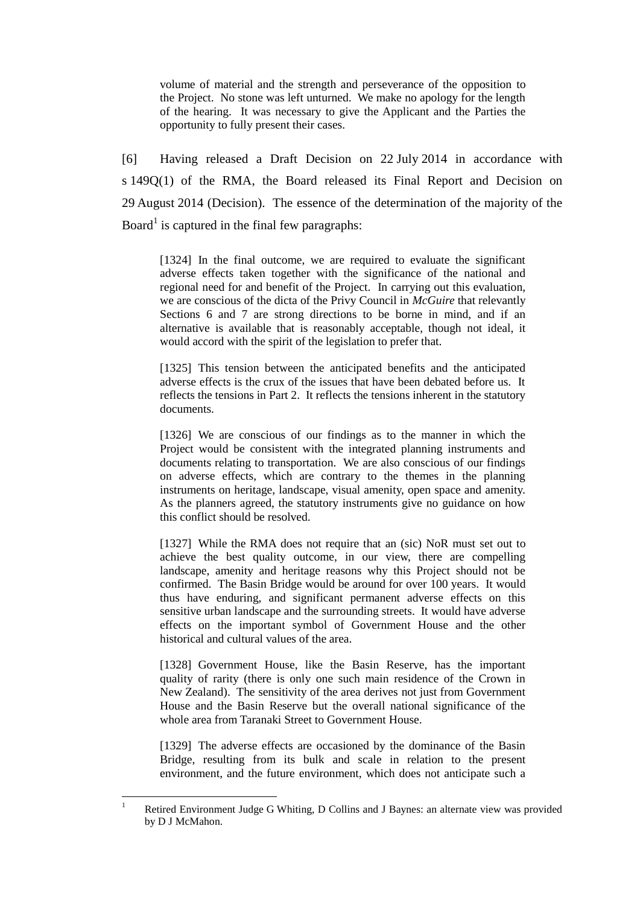volume of material and the strength and perseverance of the opposition to the Project. No stone was left unturned. We make no apology for the length of the hearing. It was necessary to give the Applicant and the Parties the opportunity to fully present their cases.

[6] Having released a Draft Decision on 22 July 2014 in accordance with s 149Q(1) of the RMA, the Board released its Final Report and Decision on 29 August 2014 (Decision). The essence of the determination of the majority of the Board[1] is captured in the final few paragraphs:

> [1324] In the final outcome, we are required to evaluate the significant adverse effects taken together with the significance of the national and regional need for and benefit of the Project. In carrying out this evaluation, we are conscious of the dicta of the Privy Council in *McGuire* that relevantly Sections 6 and 7 are strong directions to be borne in mind, and if an alternative is available that is reasonably acceptable, though not ideal, it would accord with the spirit of the legislation to prefer that.
>
> [1325] This tension between the anticipated benefits and the anticipated adverse effects is the crux of the issues that have been debated before us. It reflects the tensions in Part 2. It reflects the tensions inherent in the statutory documents.
>
> [1326] We are conscious of our findings as to the manner in which the Project would be consistent with the integrated planning instruments and documents relating to transportation. We are also conscious of our findings on adverse effects, which are contrary to the themes in the planning instruments on heritage, landscape, visual amenity, open space and amenity. As the planners agreed, the statutory instruments give no guidance on how this conflict should be resolved.
>
> [1327] While the RMA does not require that an (sic) NoR must set out to achieve the best quality outcome, in our view, there are compelling landscape, amenity and heritage reasons why this Project should not be confirmed. The Basin Bridge would be around for over 100 years. It would thus have enduring, and significant permanent adverse effects on this sensitive urban landscape and the surrounding streets. It would have adverse effects on the important symbol of Government House and the other historical and cultural values of the area.
>
> [1328] Government House, like the Basin Reserve, has the important quality of rarity (there is only one such main residence of the Crown in New Zealand). The sensitivity of the area derives not just from Government House and the Basin Reserve but the overall national significance of the whole area from Taranaki Street to Government House.
>
> [1329] The adverse effects are occasioned by the dominance of the Basin Bridge, resulting from its bulk and scale in relation to the present environment, and the future environment, which does not anticipate such a

[1] Retired Environment Judge G Whiting, D Collins and J Baynes: an alternate view was provided by D J McMahon.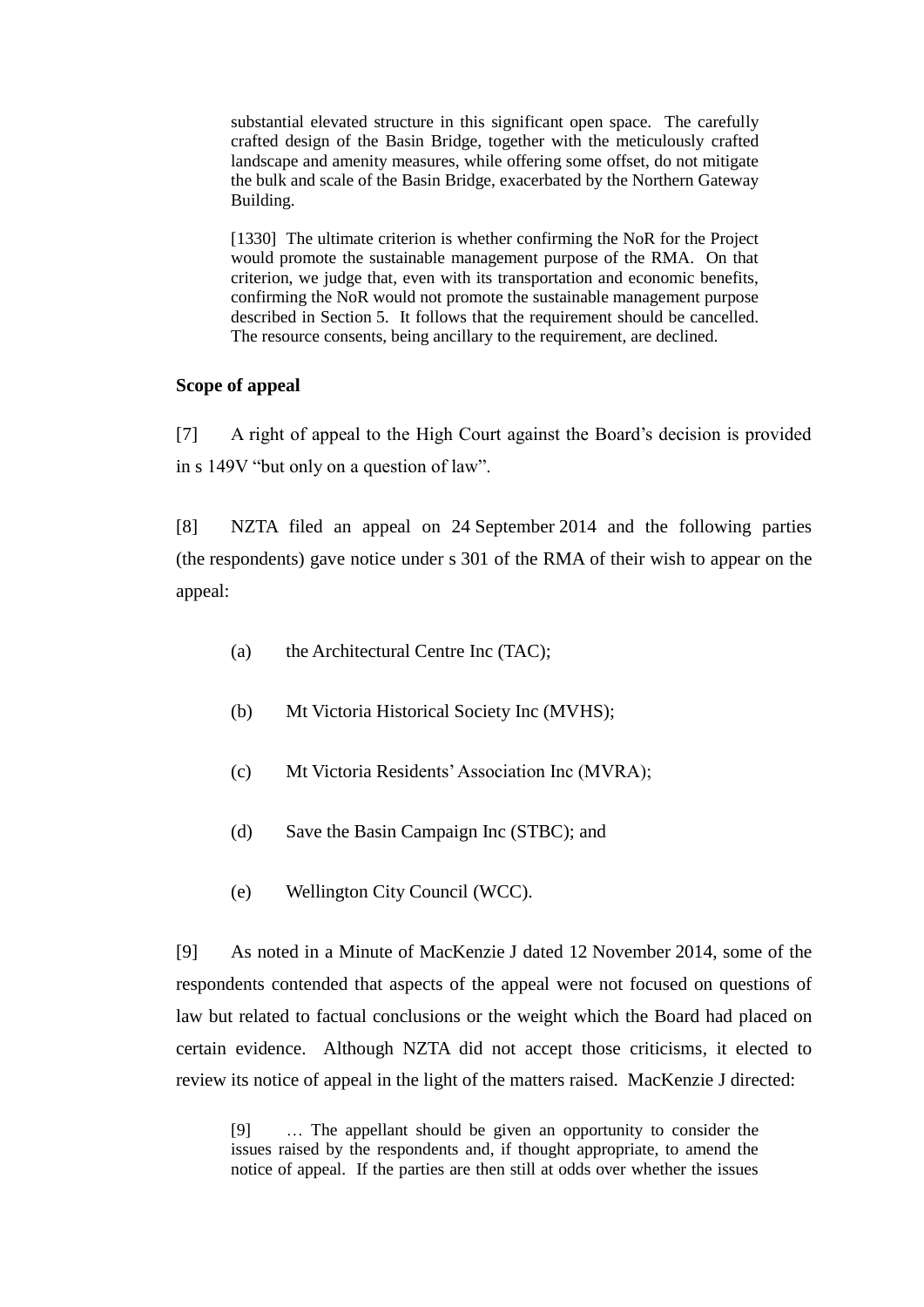> substantial elevated structure in this significant open space. The carefully crafted design of the Basin Bridge, together with the meticulously crafted landscape and amenity measures, while offering some offset, do not mitigate the bulk and scale of the Basin Bridge, exacerbated by the Northern Gateway Building.
>
> [1330] The ultimate criterion is whether confirming the NoR for the Project would promote the sustainable management purpose of the RMA. On that criterion, we judge that, even with its transportation and economic benefits, confirming the NoR would not promote the sustainable management purpose described in Section 5. It follows that the requirement should be cancelled. The resource consents, being ancillary to the requirement, are declined.

**Scope of appeal**

[7] A right of appeal to the High Court against the Board's decision is provided in s 149V "but only on a question of law".

[8] NZTA filed an appeal on 24 September 2014 and the following parties (the respondents) gave notice under s 301 of the RMA of their wish to appear on the appeal:

(a) the Architectural Centre Inc (TAC);

(b) Mt Victoria Historical Society Inc (MVHS);

(c) Mt Victoria Residents' Association Inc (MVRA);

(d) Save the Basin Campaign Inc (STBC); and

(e) Wellington City Council (WCC).

[9] As noted in a Minute of MacKenzie J dated 12 November 2014, some of the respondents contended that aspects of the appeal were not focused on questions of law but related to factual conclusions or the weight which the Board had placed on certain evidence. Although NZTA did not accept those criticisms, it elected to review its notice of appeal in the light of the matters raised. MacKenzie J directed:

> [9] … The appellant should be given an opportunity to consider the issues raised by the respondents and, if thought appropriate, to amend the notice of appeal. If the parties are then still at odds over whether the issues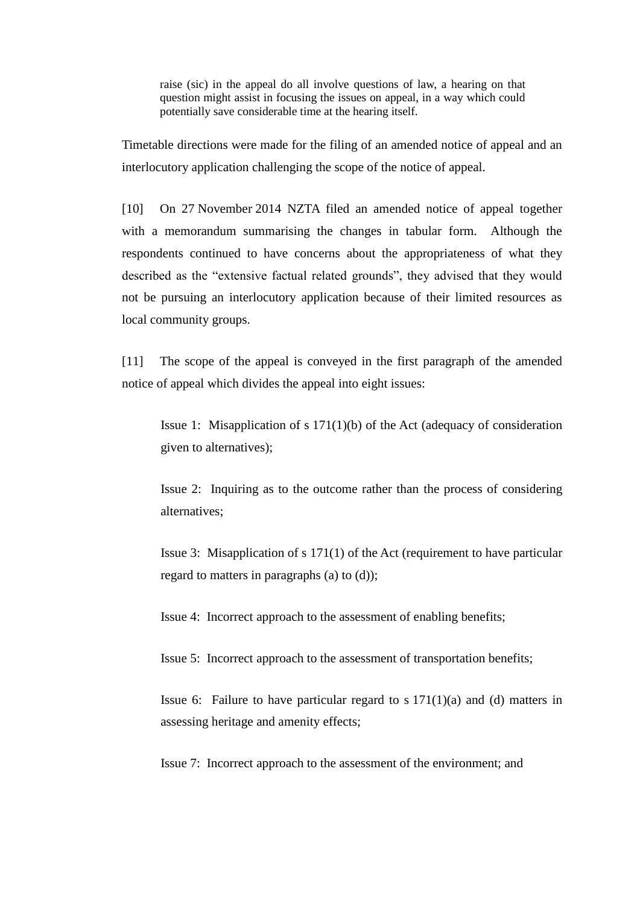> raise (sic) in the appeal do all involve questions of law, a hearing on that question might assist in focusing the issues on appeal, in a way which could potentially save considerable time at the hearing itself.

Timetable directions were made for the filing of an amended notice of appeal and an interlocutory application challenging the scope of the notice of appeal.

[10] On 27 November 2014 NZTA filed an amended notice of appeal together with a memorandum summarising the changes in tabular form. Although the respondents continued to have concerns about the appropriateness of what they described as the "extensive factual related grounds", they advised that they would not be pursuing an interlocutory application because of their limited resources as local community groups.

[11] The scope of the appeal is conveyed in the first paragraph of the amended notice of appeal which divides the appeal into eight issues:

> Issue 1: Misapplication of s 171(1)(b) of the Act (adequacy of consideration given to alternatives);
>
> Issue 2: Inquiring as to the outcome rather than the process of considering alternatives;
>
> Issue 3: Misapplication of s 171(1) of the Act (requirement to have particular regard to matters in paragraphs (a) to (d));
>
> Issue 4: Incorrect approach to the assessment of enabling benefits;
>
> Issue 5: Incorrect approach to the assessment of transportation benefits;
>
> Issue 6: Failure to have particular regard to s 171(1)(a) and (d) matters in assessing heritage and amenity effects;
>
> Issue 7: Incorrect approach to the assessment of the environment; and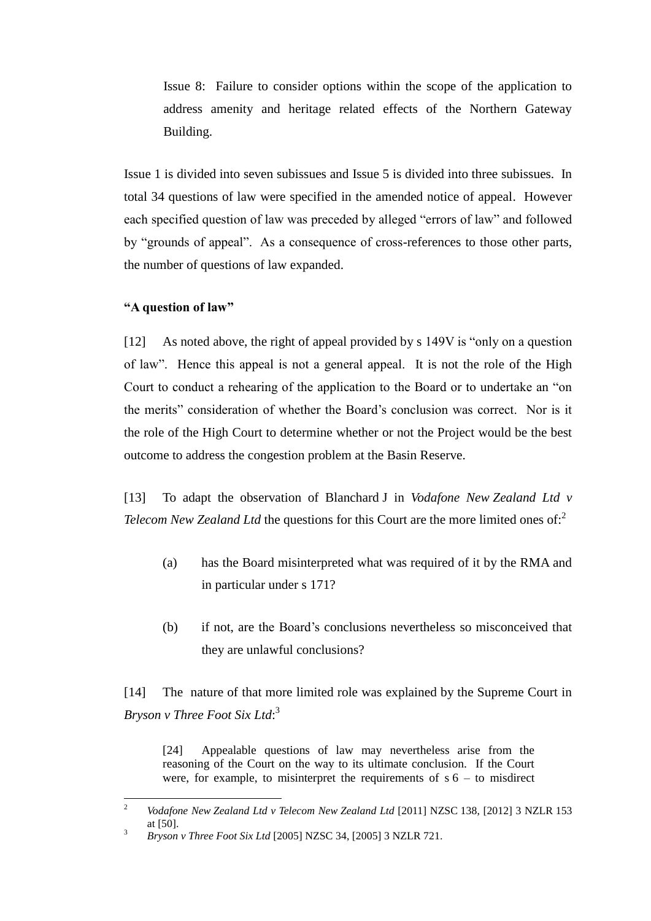Issue 8: Failure to consider options within the scope of the application to address amenity and heritage related effects of the Northern Gateway Building.

Issue 1 is divided into seven subissues and Issue 5 is divided into three subissues. In total 34 questions of law were specified in the amended notice of appeal. However each specified question of law was preceded by alleged "errors of law" and followed by "grounds of appeal". As a consequence of cross-references to those other parts, the number of questions of law expanded.

**"A question of law"**

[12] As noted above, the right of appeal provided by s 149V is "only on a question of law". Hence this appeal is not a general appeal. It is not the role of the High Court to conduct a rehearing of the application to the Board or to undertake an "on the merits" consideration of whether the Board's conclusion was correct. Nor is it the role of the High Court to determine whether or not the Project would be the best outcome to address the congestion problem at the Basin Reserve.

[13] To adapt the observation of Blanchard J in *Vodafone New Zealand Ltd v Telecom New Zealand Ltd* the questions for this Court are the more limited ones of:[2]

(a) has the Board misinterpreted what was required of it by the RMA and in particular under s 171?

(b) if not, are the Board's conclusions nevertheless so misconceived that they are unlawful conclusions?

[14] The nature of that more limited role was explained by the Supreme Court in *Bryson v Three Foot Six Ltd*:[3]

> [24] Appealable questions of law may nevertheless arise from the reasoning of the Court on the way to its ultimate conclusion. If the Court were, for example, to misinterpret the requirements of s 6 – to misdirect

---

[2] *Vodafone New Zealand Ltd v Telecom New Zealand Ltd* [2011] NZSC 138, [2012] 3 NZLR 153 at [50].

[3] *Bryson v Three Foot Six Ltd* [2005] NZSC 34, [2005] 3 NZLR 721.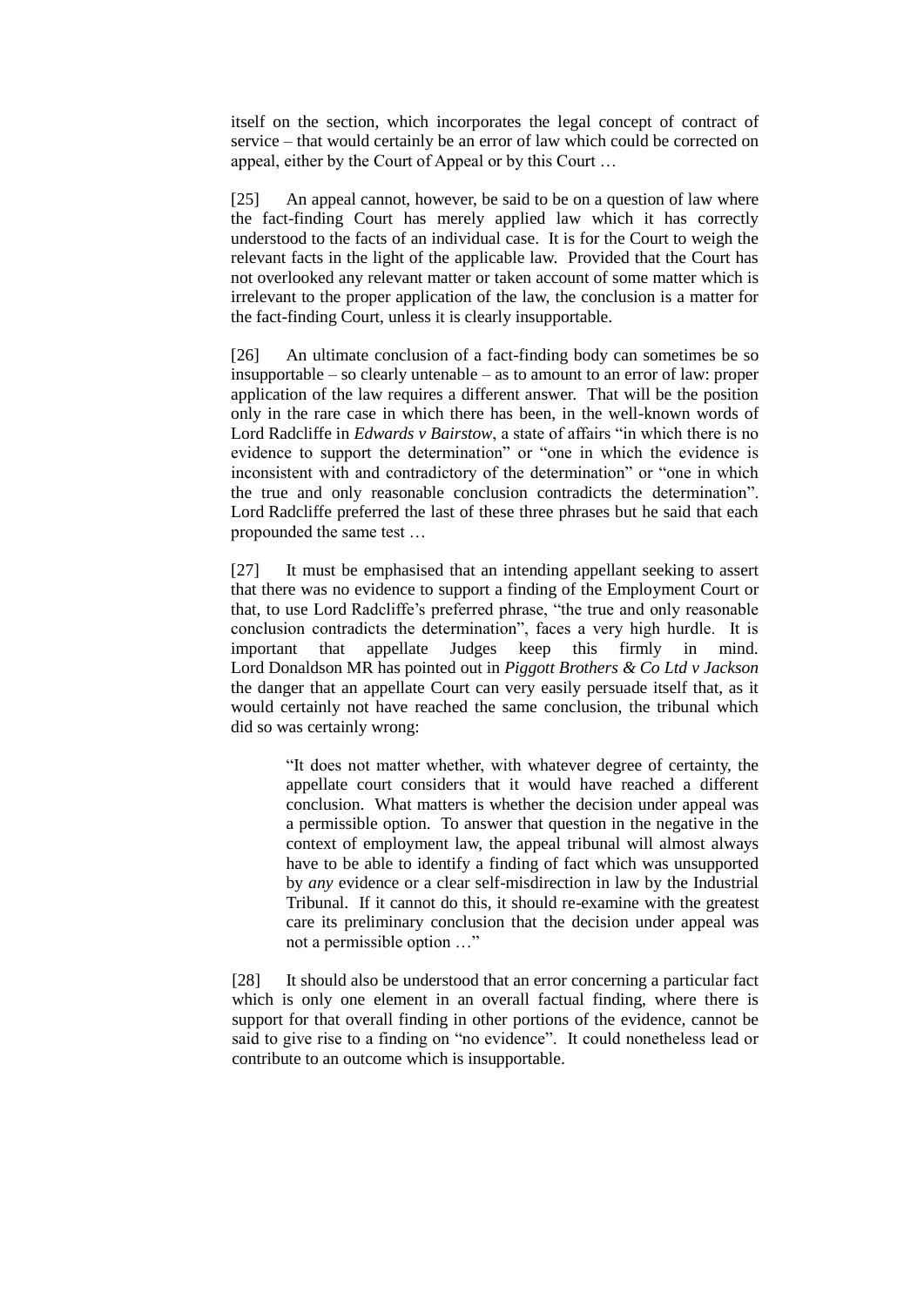itself on the section, which incorporates the legal concept of contract of service – that would certainly be an error of law which could be corrected on appeal, either by the Court of Appeal or by this Court …

[25] An appeal cannot, however, be said to be on a question of law where the fact-finding Court has merely applied law which it has correctly understood to the facts of an individual case. It is for the Court to weigh the relevant facts in the light of the applicable law. Provided that the Court has not overlooked any relevant matter or taken account of some matter which is irrelevant to the proper application of the law, the conclusion is a matter for the fact-finding Court, unless it is clearly insupportable.

[26] An ultimate conclusion of a fact-finding body can sometimes be so insupportable – so clearly untenable – as to amount to an error of law: proper application of the law requires a different answer. That will be the position only in the rare case in which there has been, in the well-known words of Lord Radcliffe in *Edwards v Bairstow*, a state of affairs "in which there is no evidence to support the determination" or "one in which the evidence is inconsistent with and contradictory of the determination" or "one in which the true and only reasonable conclusion contradicts the determination". Lord Radcliffe preferred the last of these three phrases but he said that each propounded the same test …

[27] It must be emphasised that an intending appellant seeking to assert that there was no evidence to support a finding of the Employment Court or that, to use Lord Radcliffe's preferred phrase, "the true and only reasonable conclusion contradicts the determination", faces a very high hurdle. It is important that appellate Judges keep this firmly in mind. Lord Donaldson MR has pointed out in *Piggott Brothers & Co Ltd v Jackson* the danger that an appellate Court can very easily persuade itself that, as it would certainly not have reached the same conclusion, the tribunal which did so was certainly wrong:

> "It does not matter whether, with whatever degree of certainty, the appellate court considers that it would have reached a different conclusion. What matters is whether the decision under appeal was a permissible option. To answer that question in the negative in the context of employment law, the appeal tribunal will almost always have to be able to identify a finding of fact which was unsupported by *any* evidence or a clear self-misdirection in law by the Industrial Tribunal. If it cannot do this, it should re-examine with the greatest care its preliminary conclusion that the decision under appeal was not a permissible option …"

[28] It should also be understood that an error concerning a particular fact which is only one element in an overall factual finding, where there is support for that overall finding in other portions of the evidence, cannot be said to give rise to a finding on "no evidence". It could nonetheless lead or contribute to an outcome which is insupportable.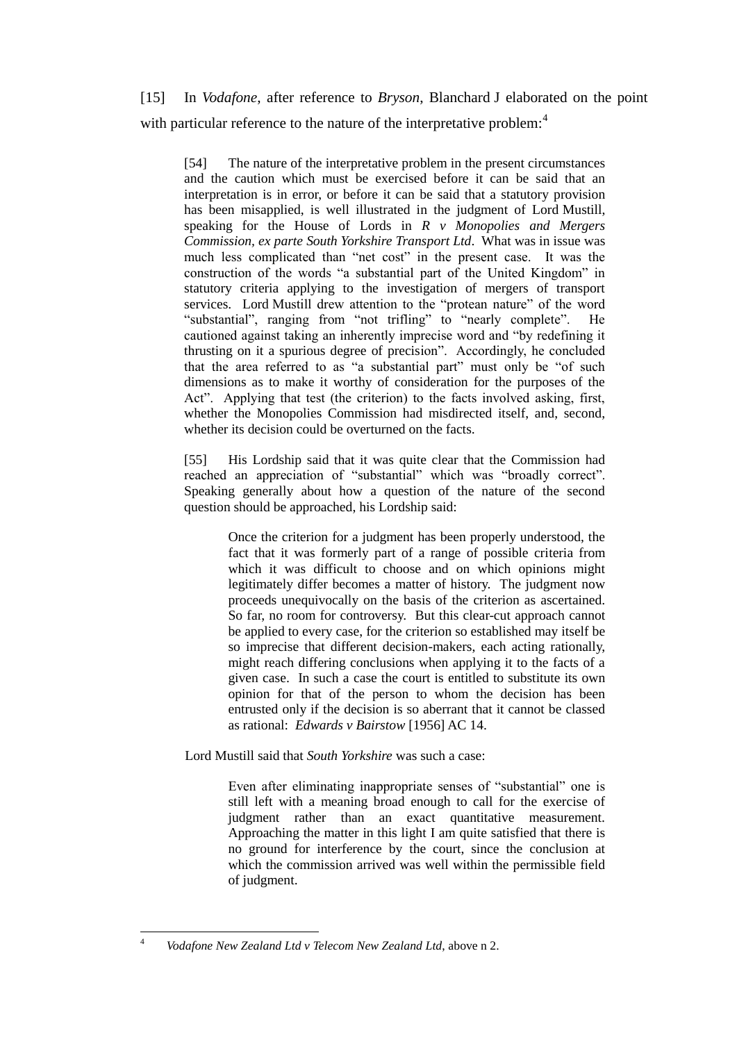[15] In *Vodafone*, after reference to *Bryson*, Blanchard J elaborated on the point with particular reference to the nature of the interpretative problem:[4]

> [54] The nature of the interpretative problem in the present circumstances and the caution which must be exercised before it can be said that an interpretation is in error, or before it can be said that a statutory provision has been misapplied, is well illustrated in the judgment of Lord Mustill, speaking for the House of Lords in *R v Monopolies and Mergers Commission, ex parte South Yorkshire Transport Ltd*. What was in issue was much less complicated than "net cost" in the present case. It was the construction of the words "a substantial part of the United Kingdom" in statutory criteria applying to the investigation of mergers of transport services. Lord Mustill drew attention to the "protean nature" of the word "substantial", ranging from "not trifling" to "nearly complete". He cautioned against taking an inherently imprecise word and "by redefining it thrusting on it a spurious degree of precision". Accordingly, he concluded that the area referred to as "a substantial part" must only be "of such dimensions as to make it worthy of consideration for the purposes of the Act". Applying that test (the criterion) to the facts involved asking, first, whether the Monopolies Commission had misdirected itself, and, second, whether its decision could be overturned on the facts.
>
> [55] His Lordship said that it was quite clear that the Commission had reached an appreciation of "substantial" which was "broadly correct". Speaking generally about how a question of the nature of the second question should be approached, his Lordship said:
>
> > Once the criterion for a judgment has been properly understood, the fact that it was formerly part of a range of possible criteria from which it was difficult to choose and on which opinions might legitimately differ becomes a matter of history. The judgment now proceeds unequivocally on the basis of the criterion as ascertained. So far, no room for controversy. But this clear-cut approach cannot be applied to every case, for the criterion so established may itself be so imprecise that different decision-makers, each acting rationally, might reach differing conclusions when applying it to the facts of a given case. In such a case the court is entitled to substitute its own opinion for that of the person to whom the decision has been entrusted only if the decision is so aberrant that it cannot be classed as rational: *Edwards v Bairstow* [1956] AC 14.
>
> Lord Mustill said that *South Yorkshire* was such a case:
>
> > Even after eliminating inappropriate senses of "substantial" one is still left with a meaning broad enough to call for the exercise of judgment rather than an exact quantitative measurement. Approaching the matter in this light I am quite satisfied that there is no ground for interference by the court, since the conclusion at which the commission arrived was well within the permissible field of judgment.

---

[4] *Vodafone New Zealand Ltd v Telecom New Zealand Ltd*, above n 2.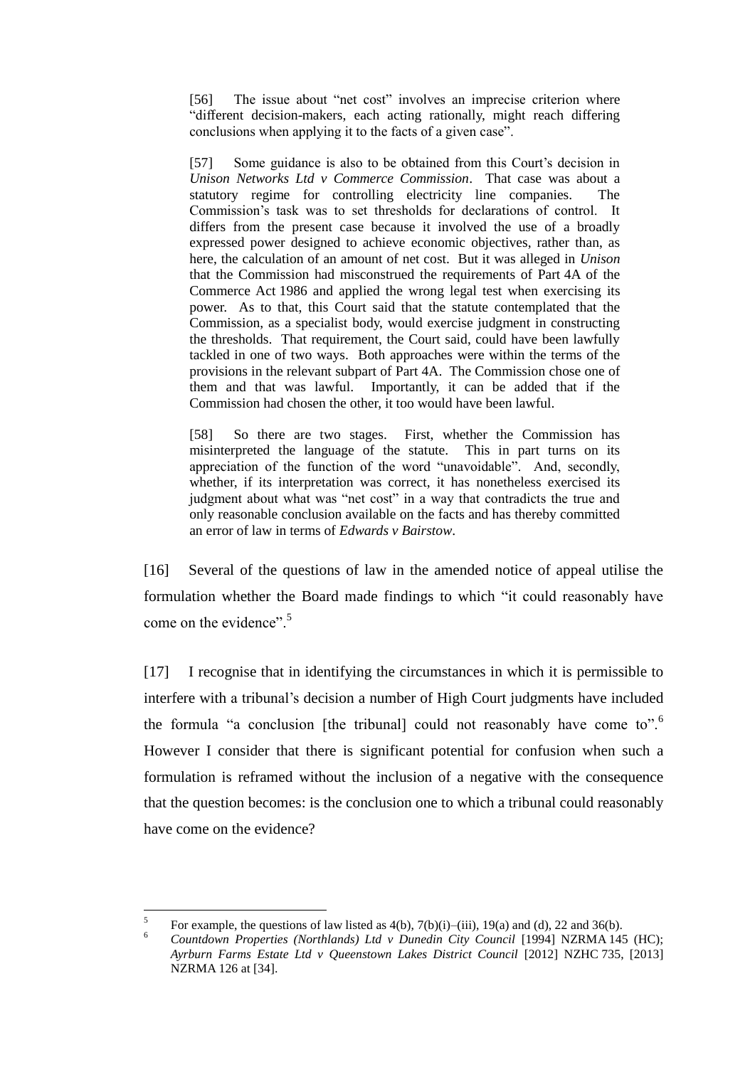> [56] The issue about "net cost" involves an imprecise criterion where "different decision-makers, each acting rationally, might reach differing conclusions when applying it to the facts of a given case".
>
> [57] Some guidance is also to be obtained from this Court's decision in *Unison Networks Ltd v Commerce Commission*. That case was about a statutory regime for controlling electricity line companies. The Commission's task was to set thresholds for declarations of control. It differs from the present case because it involved the use of a broadly expressed power designed to achieve economic objectives, rather than, as here, the calculation of an amount of net cost. But it was alleged in *Unison* that the Commission had misconstrued the requirements of Part 4A of the Commerce Act 1986 and applied the wrong legal test when exercising its power. As to that, this Court said that the statute contemplated that the Commission, as a specialist body, would exercise judgment in constructing the thresholds. That requirement, the Court said, could have been lawfully tackled in one of two ways. Both approaches were within the terms of the provisions in the relevant subpart of Part 4A. The Commission chose one of them and that was lawful. Importantly, it can be added that if the Commission had chosen the other, it too would have been lawful.
>
> [58] So there are two stages. First, whether the Commission has misinterpreted the language of the statute. This in part turns on its appreciation of the function of the word "unavoidable". And, secondly, whether, if its interpretation was correct, it has nonetheless exercised its judgment about what was "net cost" in a way that contradicts the true and only reasonable conclusion available on the facts and has thereby committed an error of law in terms of *Edwards v Bairstow*.

[16] Several of the questions of law in the amended notice of appeal utilise the formulation whether the Board made findings to which "it could reasonably have come on the evidence".[5]

[17] I recognise that in identifying the circumstances in which it is permissible to interfere with a tribunal's decision a number of High Court judgments have included the formula "a conclusion [the tribunal] could not reasonably have come to".[6] However I consider that there is significant potential for confusion when such a formulation is reframed without the inclusion of a negative with the consequence that the question becomes: is the conclusion one to which a tribunal could reasonably have come on the evidence?

---

[5] For example, the questions of law listed as 4(b), 7(b)(i)–(iii), 19(a) and (d), 22 and 36(b).

[6] *Countdown Properties (Northlands) Ltd v Dunedin City Council* [1994] NZRMA 145 (HC); *Ayrburn Farms Estate Ltd v Queenstown Lakes District Council* [2012] NZHC 735, [2013] NZRMA 126 at [34].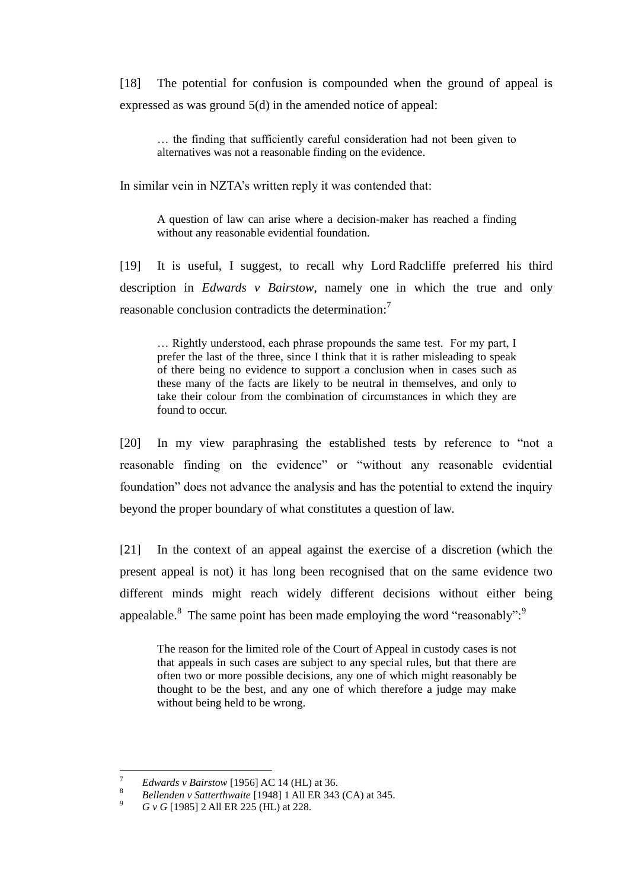[18] The potential for confusion is compounded when the ground of appeal is expressed as was ground 5(d) in the amended notice of appeal:

> … the finding that sufficiently careful consideration had not been given to alternatives was not a reasonable finding on the evidence.

In similar vein in NZTA's written reply it was contended that:

> A question of law can arise where a decision-maker has reached a finding without any reasonable evidential foundation.

[19] It is useful, I suggest, to recall why Lord Radcliffe preferred his third description in *Edwards v Bairstow*, namely one in which the true and only reasonable conclusion contradicts the determination:[7]

> … Rightly understood, each phrase propounds the same test. For my part, I prefer the last of the three, since I think that it is rather misleading to speak of there being no evidence to support a conclusion when in cases such as these many of the facts are likely to be neutral in themselves, and only to take their colour from the combination of circumstances in which they are found to occur.

[20] In my view paraphrasing the established tests by reference to "not a reasonable finding on the evidence" or "without any reasonable evidential foundation" does not advance the analysis and has the potential to extend the inquiry beyond the proper boundary of what constitutes a question of law.

[21] In the context of an appeal against the exercise of a discretion (which the present appeal is not) it has long been recognised that on the same evidence two different minds might reach widely different decisions without either being appealable.[8] The same point has been made employing the word "reasonably":[9]

> The reason for the limited role of the Court of Appeal in custody cases is not that appeals in such cases are subject to any special rules, but that there are often two or more possible decisions, any one of which might reasonably be thought to be the best, and any one of which therefore a judge may make without being held to be wrong.

---

[7] *Edwards v Bairstow* [1956] AC 14 (HL) at 36.

[8] *Bellenden v Satterthwaite* [1948] 1 All ER 343 (CA) at 345.

[9] *G v G* [1985] 2 All ER 225 (HL) at 228.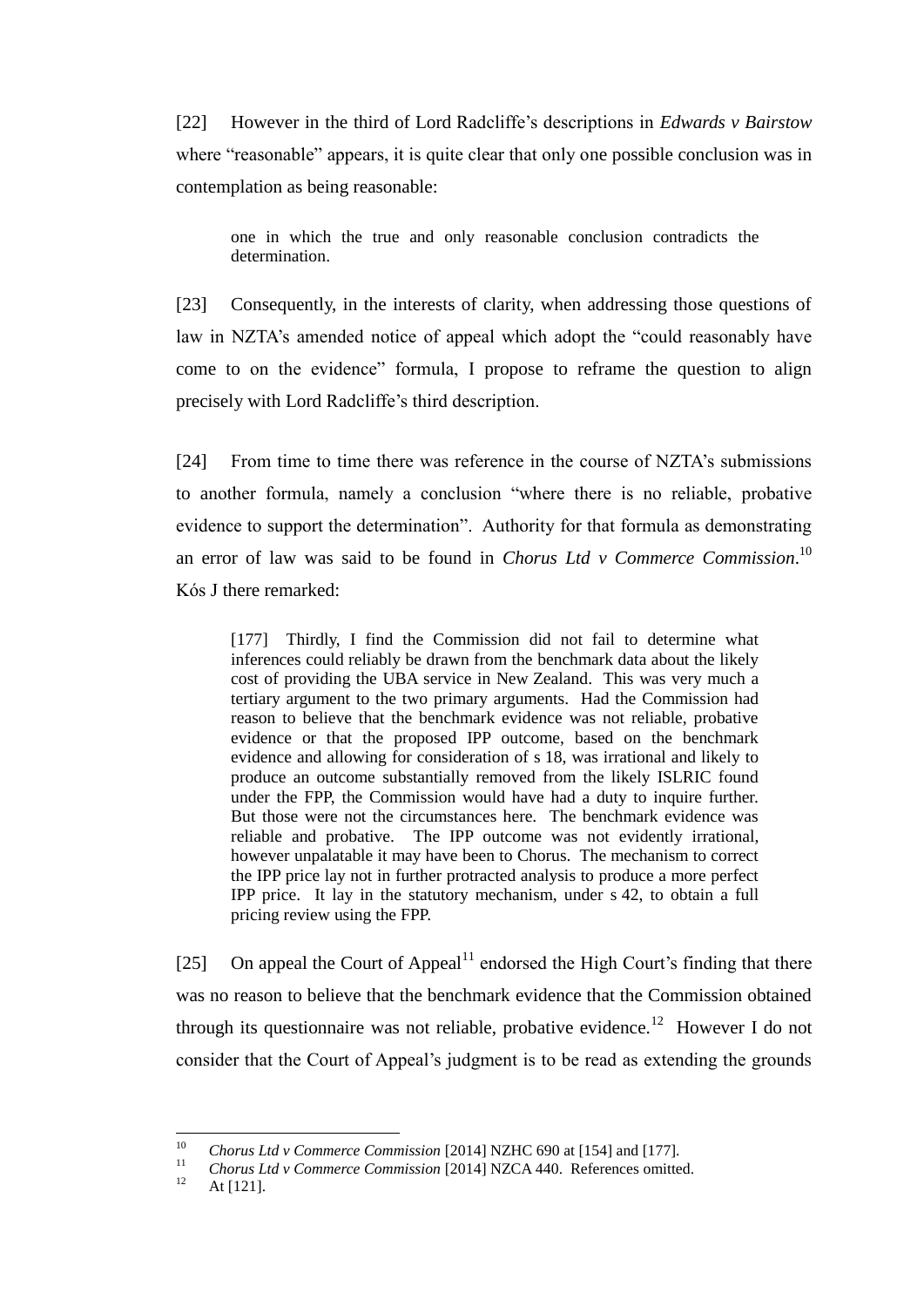[22] However in the third of Lord Radcliffe's descriptions in *Edwards v Bairstow* where "reasonable" appears, it is quite clear that only one possible conclusion was in contemplation as being reasonable:

> one in which the true and only reasonable conclusion contradicts the determination.

[23] Consequently, in the interests of clarity, when addressing those questions of law in NZTA's amended notice of appeal which adopt the "could reasonably have come to on the evidence" formula, I propose to reframe the question to align precisely with Lord Radcliffe's third description.

[24] From time to time there was reference in the course of NZTA's submissions to another formula, namely a conclusion "where there is no reliable, probative evidence to support the determination". Authority for that formula as demonstrating an error of law was said to be found in *Chorus Ltd v Commerce Commission*.[10] Kós J there remarked:

> [177] Thirdly, I find the Commission did not fail to determine what inferences could reliably be drawn from the benchmark data about the likely cost of providing the UBA service in New Zealand. This was very much a tertiary argument to the two primary arguments. Had the Commission had reason to believe that the benchmark evidence was not reliable, probative evidence or that the proposed IPP outcome, based on the benchmark evidence and allowing for consideration of s 18, was irrational and likely to produce an outcome substantially removed from the likely ISLRIC found under the FPP, the Commission would have had a duty to inquire further. But those were not the circumstances here. The benchmark evidence was reliable and probative. The IPP outcome was not evidently irrational, however unpalatable it may have been to Chorus. The mechanism to correct the IPP price lay not in further protracted analysis to produce a more perfect IPP price. It lay in the statutory mechanism, under s 42, to obtain a full pricing review using the FPP.

[25] On appeal the Court of Appeal[11] endorsed the High Court's finding that there was no reason to believe that the benchmark evidence that the Commission obtained through its questionnaire was not reliable, probative evidence.[12] However I do not consider that the Court of Appeal's judgment is to be read as extending the grounds

---

[10] *Chorus Ltd v Commerce Commission* [2014] NZHC 690 at [154] and [177].

[11] *Chorus Ltd v Commerce Commission* [2014] NZCA 440. References omitted.

[12] At [121].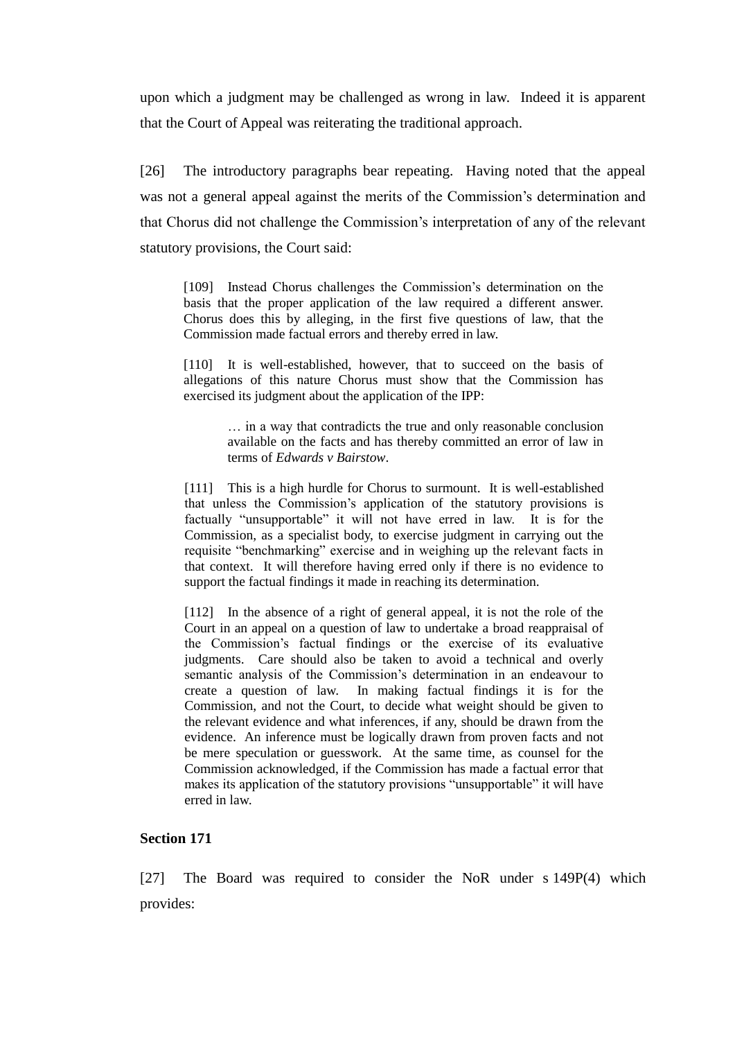upon which a judgment may be challenged as wrong in law. Indeed it is apparent that the Court of Appeal was reiterating the traditional approach.

[26] The introductory paragraphs bear repeating. Having noted that the appeal was not a general appeal against the merits of the Commission's determination and that Chorus did not challenge the Commission's interpretation of any of the relevant statutory provisions, the Court said:

> [109] Instead Chorus challenges the Commission's determination on the basis that the proper application of the law required a different answer. Chorus does this by alleging, in the first five questions of law, that the Commission made factual errors and thereby erred in law.
>
> [110] It is well-established, however, that to succeed on the basis of allegations of this nature Chorus must show that the Commission has exercised its judgment about the application of the IPP:
>
> > … in a way that contradicts the true and only reasonable conclusion available on the facts and has thereby committed an error of law in terms of *Edwards v Bairstow*.
>
> [111] This is a high hurdle for Chorus to surmount. It is well-established that unless the Commission's application of the statutory provisions is factually "unsupportable" it will not have erred in law. It is for the Commission, as a specialist body, to exercise judgment in carrying out the requisite "benchmarking" exercise and in weighing up the relevant facts in that context. It will therefore having erred only if there is no evidence to support the factual findings it made in reaching its determination.
>
> [112] In the absence of a right of general appeal, it is not the role of the Court in an appeal on a question of law to undertake a broad reappraisal of the Commission's factual findings or the exercise of its evaluative judgments. Care should also be taken to avoid a technical and overly semantic analysis of the Commission's determination in an endeavour to create a question of law. In making factual findings it is for the Commission, and not the Court, to decide what weight should be given to the relevant evidence and what inferences, if any, should be drawn from the evidence. An inference must be logically drawn from proven facts and not be mere speculation or guesswork. At the same time, as counsel for the Commission acknowledged, if the Commission has made a factual error that makes its application of the statutory provisions "unsupportable" it will have erred in law.

**Section 171**

[27] The Board was required to consider the NoR under s 149P(4) which provides: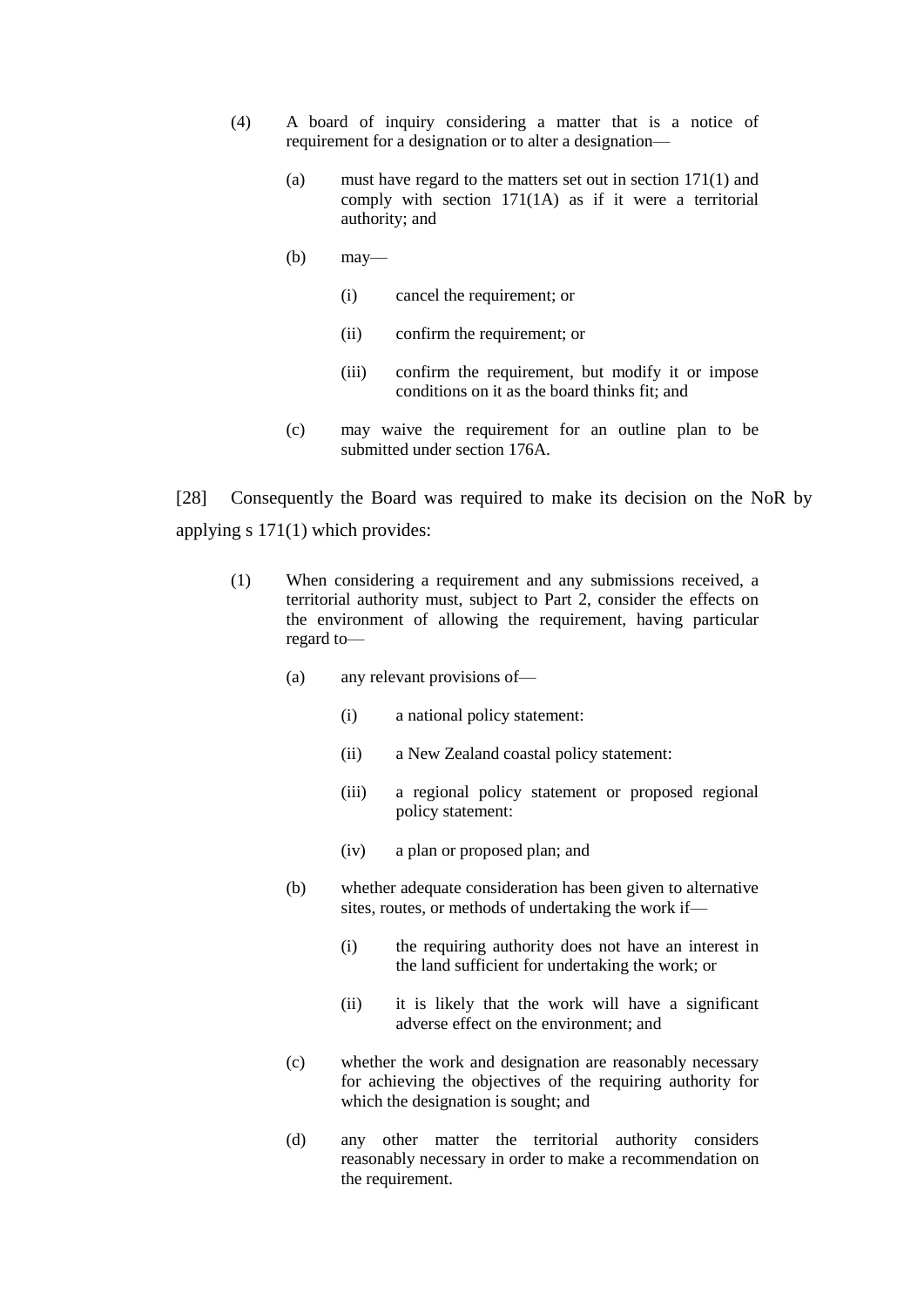> (4) A board of inquiry considering a matter that is a notice of requirement for a designation or to alter a designation—
>
> > (a) must have regard to the matters set out in section 171(1) and comply with section 171(1A) as if it were a territorial authority; and
> >
> > (b) may—
> >
> > > (i) cancel the requirement; or
> > >
> > > (ii) confirm the requirement; or
> > >
> > > (iii) confirm the requirement, but modify it or impose conditions on it as the board thinks fit; and
> >
> > (c) may waive the requirement for an outline plan to be submitted under section 176A.

[28] Consequently the Board was required to make its decision on the NoR by applying s 171(1) which provides:

> (1) When considering a requirement and any submissions received, a territorial authority must, subject to Part 2, consider the effects on the environment of allowing the requirement, having particular regard to—
>
> > (a) any relevant provisions of—
> >
> > > (i) a national policy statement:
> > >
> > > (ii) a New Zealand coastal policy statement:
> > >
> > > (iii) a regional policy statement or proposed regional policy statement:
> > >
> > > (iv) a plan or proposed plan; and
> >
> > (b) whether adequate consideration has been given to alternative sites, routes, or methods of undertaking the work if—
> >
> > > (i) the requiring authority does not have an interest in the land sufficient for undertaking the work; or
> > >
> > > (ii) it is likely that the work will have a significant adverse effect on the environment; and
> >
> > (c) whether the work and designation are reasonably necessary for achieving the objectives of the requiring authority for which the designation is sought; and
> >
> > (d) any other matter the territorial authority considers reasonably necessary in order to make a recommendation on the requirement.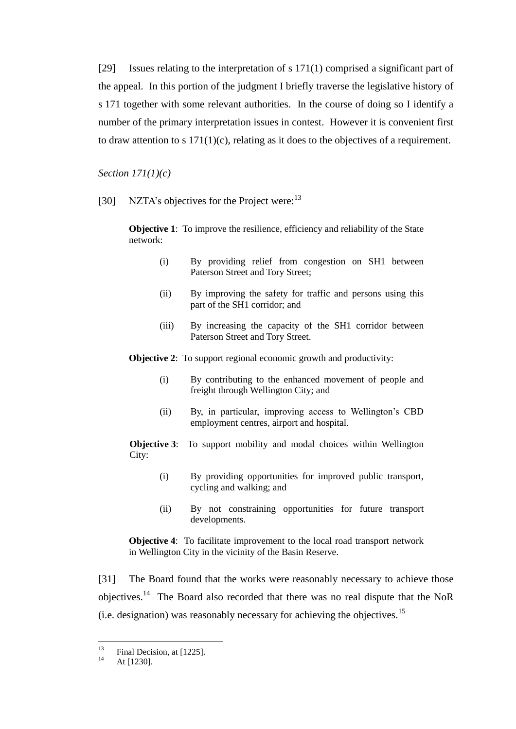[29] Issues relating to the interpretation of s 171(1) comprised a significant part of the appeal. In this portion of the judgment I briefly traverse the legislative history of s 171 together with some relevant authorities. In the course of doing so I identify a number of the primary interpretation issues in contest. However it is convenient first to draw attention to s 171(1)(c), relating as it does to the objectives of a requirement.

*Section 171(1)(c)*

[30] NZTA's objectives for the Project were:[13]

> **Objective 1**: To improve the resilience, efficiency and reliability of the State network:
>
> (i) By providing relief from congestion on SH1 between Paterson Street and Tory Street;
>
> (ii) By improving the safety for traffic and persons using this part of the SH1 corridor; and
>
> (iii) By increasing the capacity of the SH1 corridor between Paterson Street and Tory Street.
>
> **Objective 2**: To support regional economic growth and productivity:
>
> (i) By contributing to the enhanced movement of people and freight through Wellington City; and
>
> (ii) By, in particular, improving access to Wellington's CBD employment centres, airport and hospital.
>
> **Objective 3**: To support mobility and modal choices within Wellington City:
>
> (i) By providing opportunities for improved public transport, cycling and walking; and
>
> (ii) By not constraining opportunities for future transport developments.
>
> **Objective 4**: To facilitate improvement to the local road transport network in Wellington City in the vicinity of the Basin Reserve.

[31] The Board found that the works were reasonably necessary to achieve those objectives.[14] The Board also recorded that there was no real dispute that the NoR (i.e. designation) was reasonably necessary for achieving the objectives.[15]

---

[13] Final Decision, at [1225].

[14] At [1230].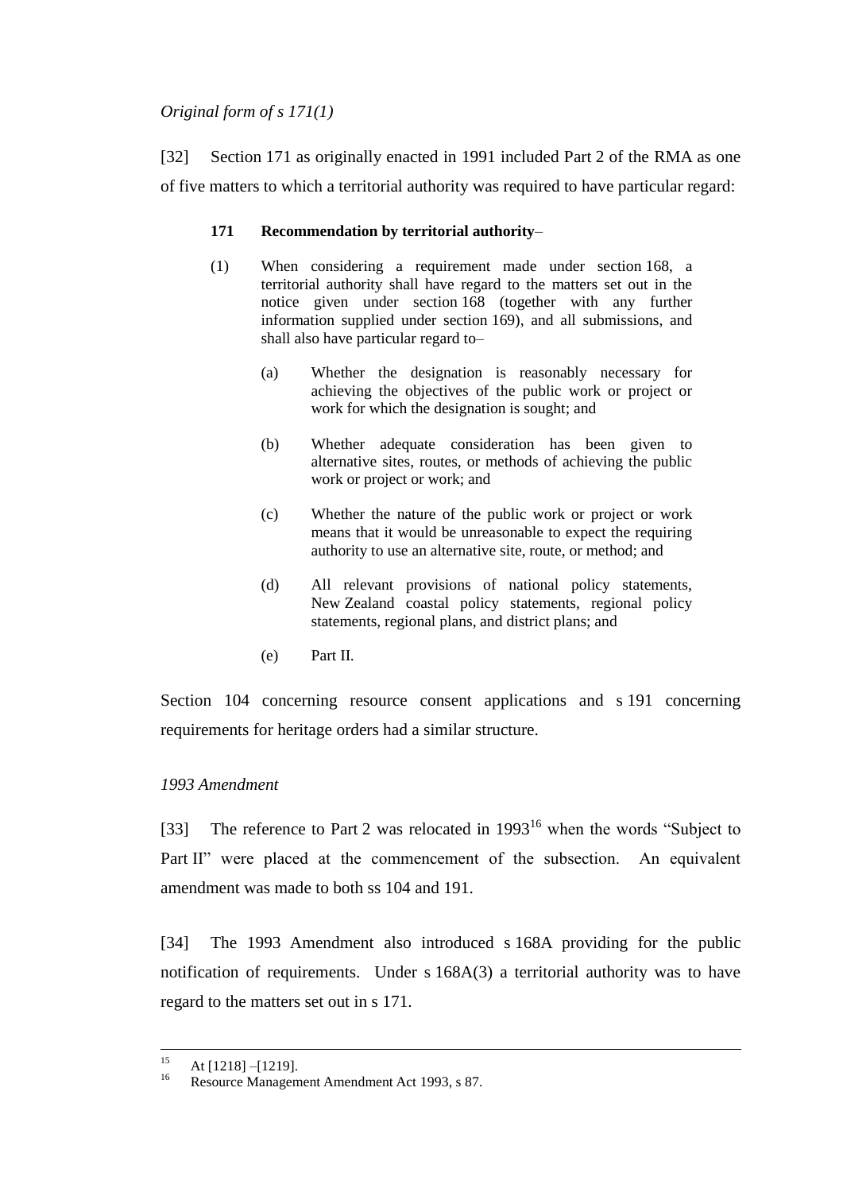*Original form of s 171(1)*

[32] Section 171 as originally enacted in 1991 included Part 2 of the RMA as one of five matters to which a territorial authority was required to have particular regard:

> **171 Recommendation by territorial authority**–
>
> (1) When considering a requirement made under section 168, a territorial authority shall have regard to the matters set out in the notice given under section 168 (together with any further information supplied under section 169), and all submissions, and shall also have particular regard to–
>
> (a) Whether the designation is reasonably necessary for achieving the objectives of the public work or project or work for which the designation is sought; and
>
> (b) Whether adequate consideration has been given to alternative sites, routes, or methods of achieving the public work or project or work; and
>
> (c) Whether the nature of the public work or project or work means that it would be unreasonable to expect the requiring authority to use an alternative site, route, or method; and
>
> (d) All relevant provisions of national policy statements, New Zealand coastal policy statements, regional policy statements, regional plans, and district plans; and
>
> (e) Part II.

Section 104 concerning resource consent applications and s 191 concerning requirements for heritage orders had a similar structure.

*1993 Amendment*

[33] The reference to Part 2 was relocated in 1993[16] when the words "Subject to Part II" were placed at the commencement of the subsection. An equivalent amendment was made to both ss 104 and 191.

[34] The 1993 Amendment also introduced s 168A providing for the public notification of requirements. Under s 168A(3) a territorial authority was to have regard to the matters set out in s 171.

---

[15] At [1218] –[1219].

[16] Resource Management Amendment Act 1993, s 87.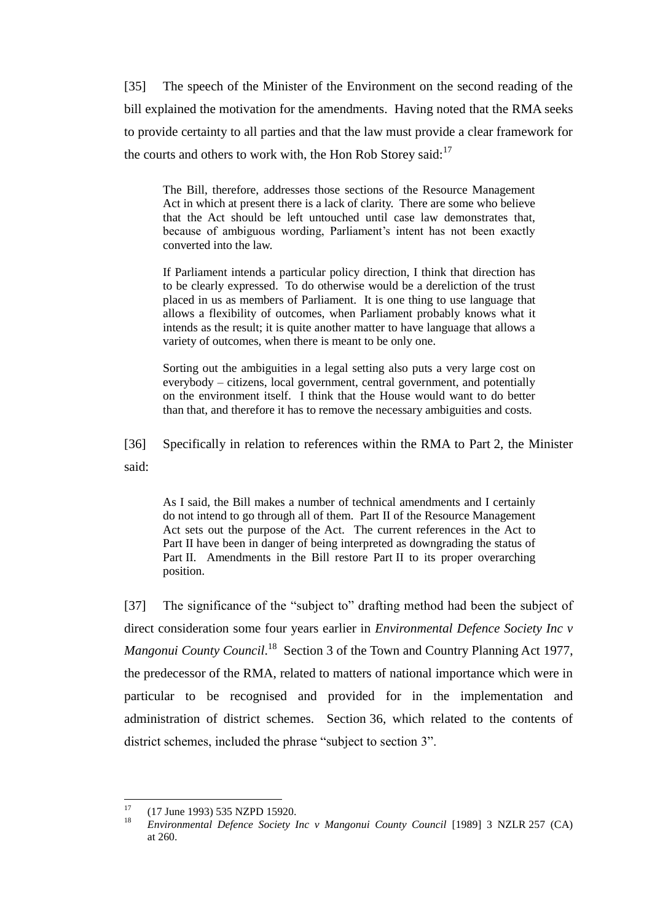[35] The speech of the Minister of the Environment on the second reading of the bill explained the motivation for the amendments. Having noted that the RMA seeks to provide certainty to all parties and that the law must provide a clear framework for the courts and others to work with, the Hon Rob Storey said:[17]

> The Bill, therefore, addresses those sections of the Resource Management Act in which at present there is a lack of clarity. There are some who believe that the Act should be left untouched until case law demonstrates that, because of ambiguous wording, Parliament's intent has not been exactly converted into the law.
>
> If Parliament intends a particular policy direction, I think that direction has to be clearly expressed. To do otherwise would be a dereliction of the trust placed in us as members of Parliament. It is one thing to use language that allows a flexibility of outcomes, when Parliament probably knows what it intends as the result; it is quite another matter to have language that allows a variety of outcomes, when there is meant to be only one.
>
> Sorting out the ambiguities in a legal setting also puts a very large cost on everybody – citizens, local government, central government, and potentially on the environment itself. I think that the House would want to do better than that, and therefore it has to remove the necessary ambiguities and costs.

[36] Specifically in relation to references within the RMA to Part 2, the Minister said:

> As I said, the Bill makes a number of technical amendments and I certainly do not intend to go through all of them. Part II of the Resource Management Act sets out the purpose of the Act. The current references in the Act to Part II have been in danger of being interpreted as downgrading the status of Part II. Amendments in the Bill restore Part II to its proper overarching position.

[37] The significance of the "subject to" drafting method had been the subject of direct consideration some four years earlier in *Environmental Defence Society Inc v Mangonui County Council*.[18] Section 3 of the Town and Country Planning Act 1977, the predecessor of the RMA, related to matters of national importance which were in particular to be recognised and provided for in the implementation and administration of district schemes. Section 36, which related to the contents of district schemes, included the phrase "subject to section 3".

---

[17] (17 June 1993) 535 NZPD 15920.

[18] *Environmental Defence Society Inc v Mangonui County Council* [1989] 3 NZLR 257 (CA) at 260.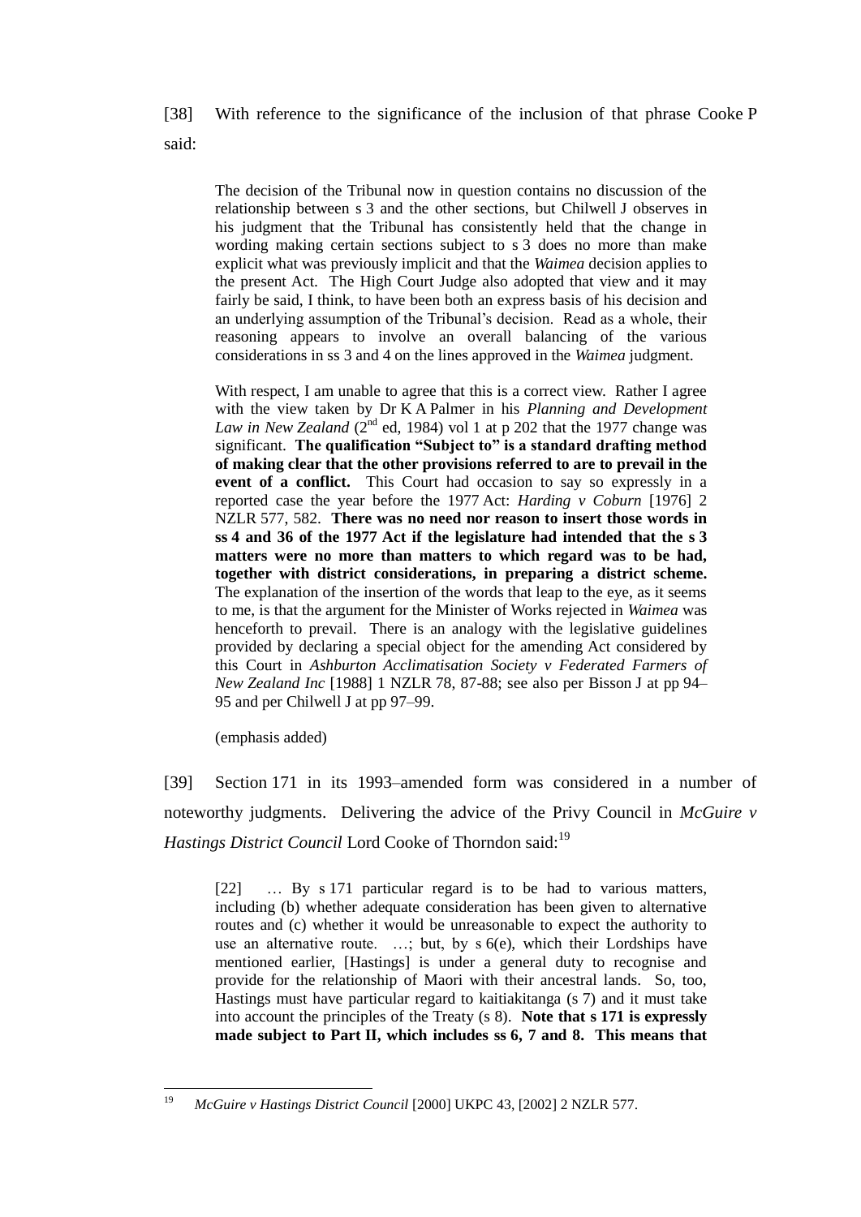[38] With reference to the significance of the inclusion of that phrase Cooke P said:

> The decision of the Tribunal now in question contains no discussion of the relationship between s 3 and the other sections, but Chilwell J observes in his judgment that the Tribunal has consistently held that the change in wording making certain sections subject to s 3 does no more than make explicit what was previously implicit and that the *Waimea* decision applies to the present Act. The High Court Judge also adopted that view and it may fairly be said, I think, to have been both an express basis of his decision and an underlying assumption of the Tribunal's decision. Read as a whole, their reasoning appears to involve an overall balancing of the various considerations in ss 3 and 4 on the lines approved in the *Waimea* judgment.
>
> With respect, I am unable to agree that this is a correct view. Rather I agree with the view taken by Dr K A Palmer in his *Planning and Development Law in New Zealand* (2nd ed, 1984) vol 1 at p 202 that the 1977 change was significant. **The qualification "Subject to" is a standard drafting method of making clear that the other provisions referred to are to prevail in the event of a conflict.** This Court had occasion to say so expressly in a reported case the year before the 1977 Act: *Harding v Coburn* [1976] 2 NZLR 577, 582. **There was no need nor reason to insert those words in ss 4 and 36 of the 1977 Act if the legislature had intended that the s 3 matters were no more than matters to which regard was to be had, together with district considerations, in preparing a district scheme.** The explanation of the insertion of the words that leap to the eye, as it seems to me, is that the argument for the Minister of Works rejected in *Waimea* was henceforth to prevail. There is an analogy with the legislative guidelines provided by declaring a special object for the amending Act considered by this Court in *Ashburton Acclimatisation Society v Federated Farmers of New Zealand Inc* [1988] 1 NZLR 78, 87-88; see also per Bisson J at pp 94–95 and per Chilwell J at pp 97–99.
>
> (emphasis added)

[39] Section 171 in its 1993–amended form was considered in a number of noteworthy judgments. Delivering the advice of the Privy Council in *McGuire v Hastings District Council* Lord Cooke of Thorndon said:[19]

> [22] … By s 171 particular regard is to be had to various matters, including (b) whether adequate consideration has been given to alternative routes and (c) whether it would be unreasonable to expect the authority to use an alternative route. …; but, by s 6(e), which their Lordships have mentioned earlier, [Hastings] is under a general duty to recognise and provide for the relationship of Maori with their ancestral lands. So, too, Hastings must have particular regard to kaitiakitanga (s 7) and it must take into account the principles of the Treaty (s 8). **Note that s 171 is expressly made subject to Part II, which includes ss 6, 7 and 8. This means that**

---

[19] *McGuire v Hastings District Council* [2000] UKPC 43, [2002] 2 NZLR 577.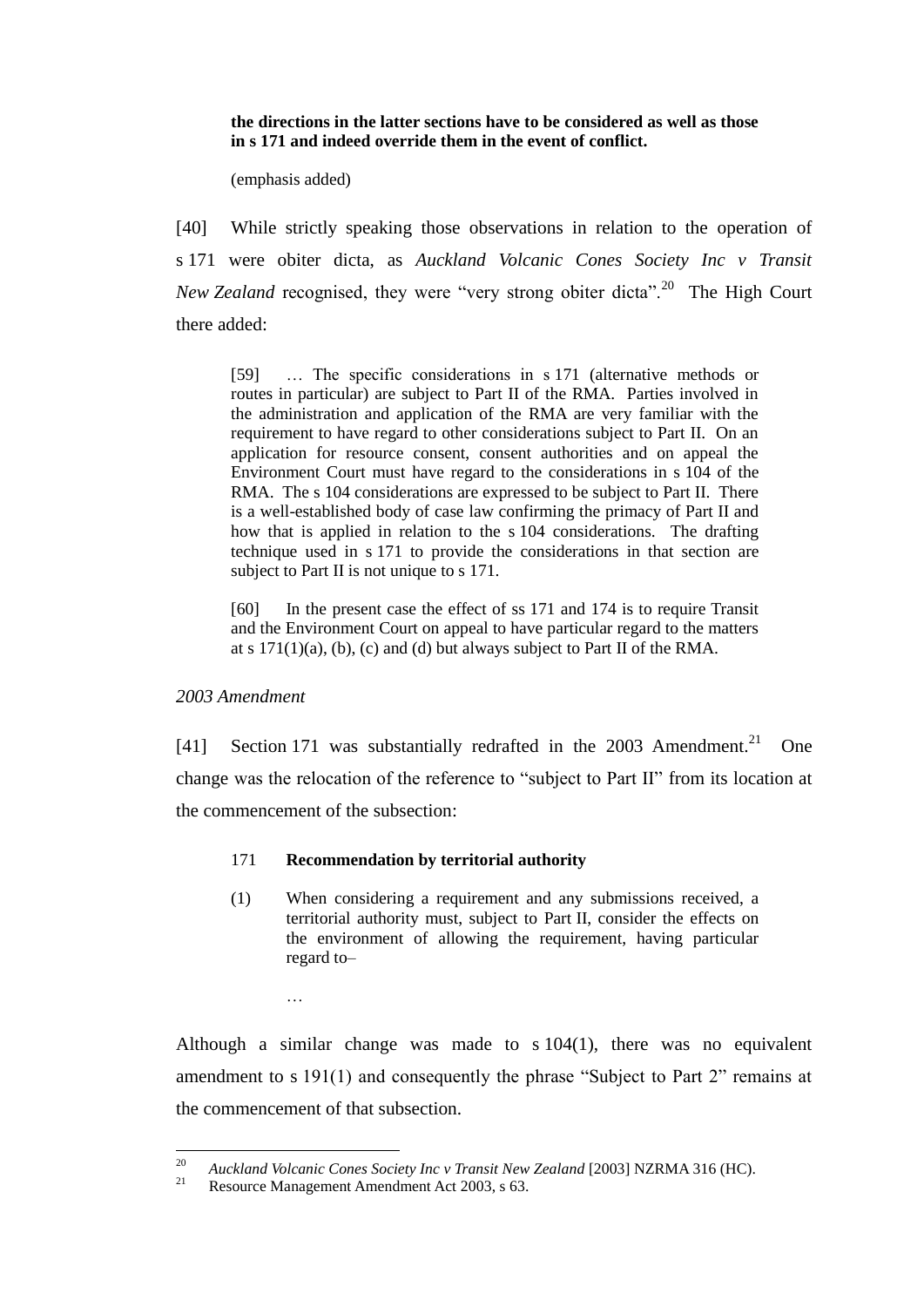> **the directions in the latter sections have to be considered as well as those in s 171 and indeed override them in the event of conflict.**
>
> (emphasis added)

[40] While strictly speaking those observations in relation to the operation of s 171 were obiter dicta, as *Auckland Volcanic Cones Society Inc v Transit New Zealand* recognised, they were "very strong obiter dicta".[20] The High Court there added:

> [59] … The specific considerations in s 171 (alternative methods or routes in particular) are subject to Part II of the RMA. Parties involved in the administration and application of the RMA are very familiar with the requirement to have regard to other considerations subject to Part II. On an application for resource consent, consent authorities and on appeal the Environment Court must have regard to the considerations in s 104 of the RMA. The s 104 considerations are expressed to be subject to Part II. There is a well-established body of case law confirming the primacy of Part II and how that is applied in relation to the s 104 considerations. The drafting technique used in s 171 to provide the considerations in that section are subject to Part II is not unique to s 171.
>
> [60] In the present case the effect of ss 171 and 174 is to require Transit and the Environment Court on appeal to have particular regard to the matters at s 171(1)(a), (b), (c) and (d) but always subject to Part II of the RMA.

*2003 Amendment*

[41] Section 171 was substantially redrafted in the 2003 Amendment.[21] One change was the relocation of the reference to "subject to Part II" from its location at the commencement of the subsection:

> 171 **Recommendation by territorial authority**
>
> (1) When considering a requirement and any submissions received, a territorial authority must, subject to Part II, consider the effects on the environment of allowing the requirement, having particular regard to–
>
> …

Although a similar change was made to s 104(1), there was no equivalent amendment to s 191(1) and consequently the phrase "Subject to Part 2" remains at the commencement of that subsection.

---

[20] *Auckland Volcanic Cones Society Inc v Transit New Zealand* [2003] NZRMA 316 (HC).

[21] Resource Management Amendment Act 2003, s 63.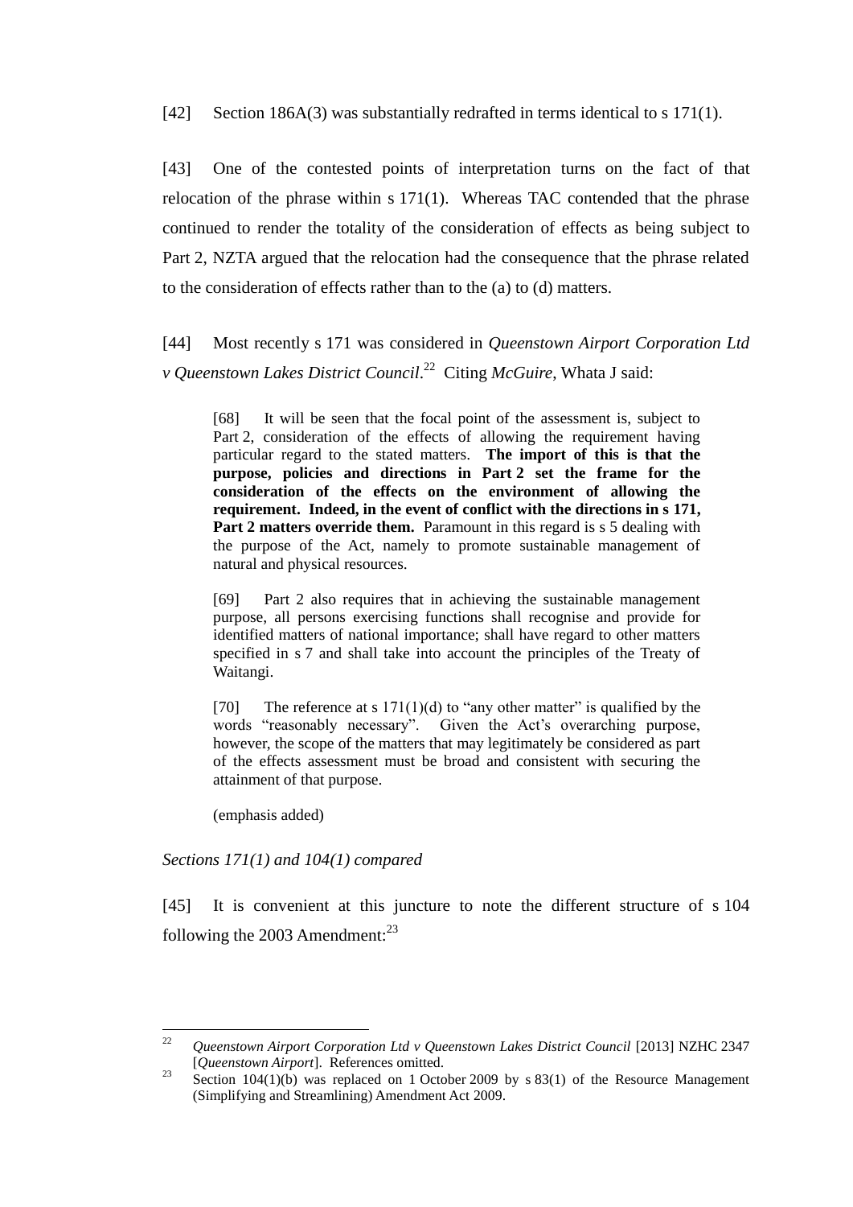[42] Section 186A(3) was substantially redrafted in terms identical to s 171(1).

[43] One of the contested points of interpretation turns on the fact of that relocation of the phrase within s 171(1). Whereas TAC contended that the phrase continued to render the totality of the consideration of effects as being subject to Part 2, NZTA argued that the relocation had the consequence that the phrase related to the consideration of effects rather than to the (a) to (d) matters.

[44] Most recently s 171 was considered in *Queenstown Airport Corporation Ltd v Queenstown Lakes District Council*.[22] Citing *McGuire*, Whata J said:

> [68] It will be seen that the focal point of the assessment is, subject to Part 2, consideration of the effects of allowing the requirement having particular regard to the stated matters. **The import of this is that the purpose, policies and directions in Part 2 set the frame for the consideration of the effects on the environment of allowing the requirement. Indeed, in the event of conflict with the directions in s 171, Part 2 matters override them.** Paramount in this regard is s 5 dealing with the purpose of the Act, namely to promote sustainable management of natural and physical resources.
>
> [69] Part 2 also requires that in achieving the sustainable management purpose, all persons exercising functions shall recognise and provide for identified matters of national importance; shall have regard to other matters specified in s 7 and shall take into account the principles of the Treaty of Waitangi.
>
> [70] The reference at s 171(1)(d) to "any other matter" is qualified by the words "reasonably necessary". Given the Act's overarching purpose, however, the scope of the matters that may legitimately be considered as part of the effects assessment must be broad and consistent with securing the attainment of that purpose.
>
> (emphasis added)

*Sections 171(1) and 104(1) compared*

[45] It is convenient at this juncture to note the different structure of s 104 following the 2003 Amendment:[23]

---

[22] *Queenstown Airport Corporation Ltd v Queenstown Lakes District Council* [2013] NZHC 2347 [*Queenstown Airport*]. References omitted.

[23] Section 104(1)(b) was replaced on 1 October 2009 by s 83(1) of the Resource Management (Simplifying and Streamlining) Amendment Act 2009.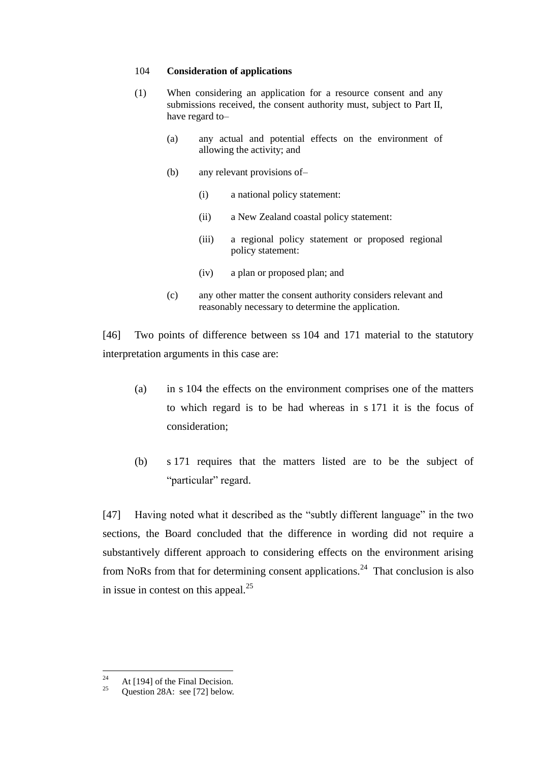104 **Consideration of applications**

(1) When considering an application for a resource consent and any submissions received, the consent authority must, subject to Part II, have regard to–

  (a) any actual and potential effects on the environment of allowing the activity; and

  (b) any relevant provisions of–

    (i) a national policy statement:

    (ii) a New Zealand coastal policy statement:

    (iii) a regional policy statement or proposed regional policy statement:

    (iv) a plan or proposed plan; and

  (c) any other matter the consent authority considers relevant and reasonably necessary to determine the application.

[46] Two points of difference between ss 104 and 171 material to the statutory interpretation arguments in this case are:

(a) in s 104 the effects on the environment comprises one of the matters to which regard is to be had whereas in s 171 it is the focus of consideration;

(b) s 171 requires that the matters listed are to be the subject of "particular" regard.

[47] Having noted what it described as the "subtly different language" in the two sections, the Board concluded that the difference in wording did not require a substantively different approach to considering effects on the environment arising from NoRs from that for determining consent applications.[24] That conclusion is also in issue in contest on this appeal.[25]

[24] At [194] of the Final Decision.

[25] Question 28A: see [72] below.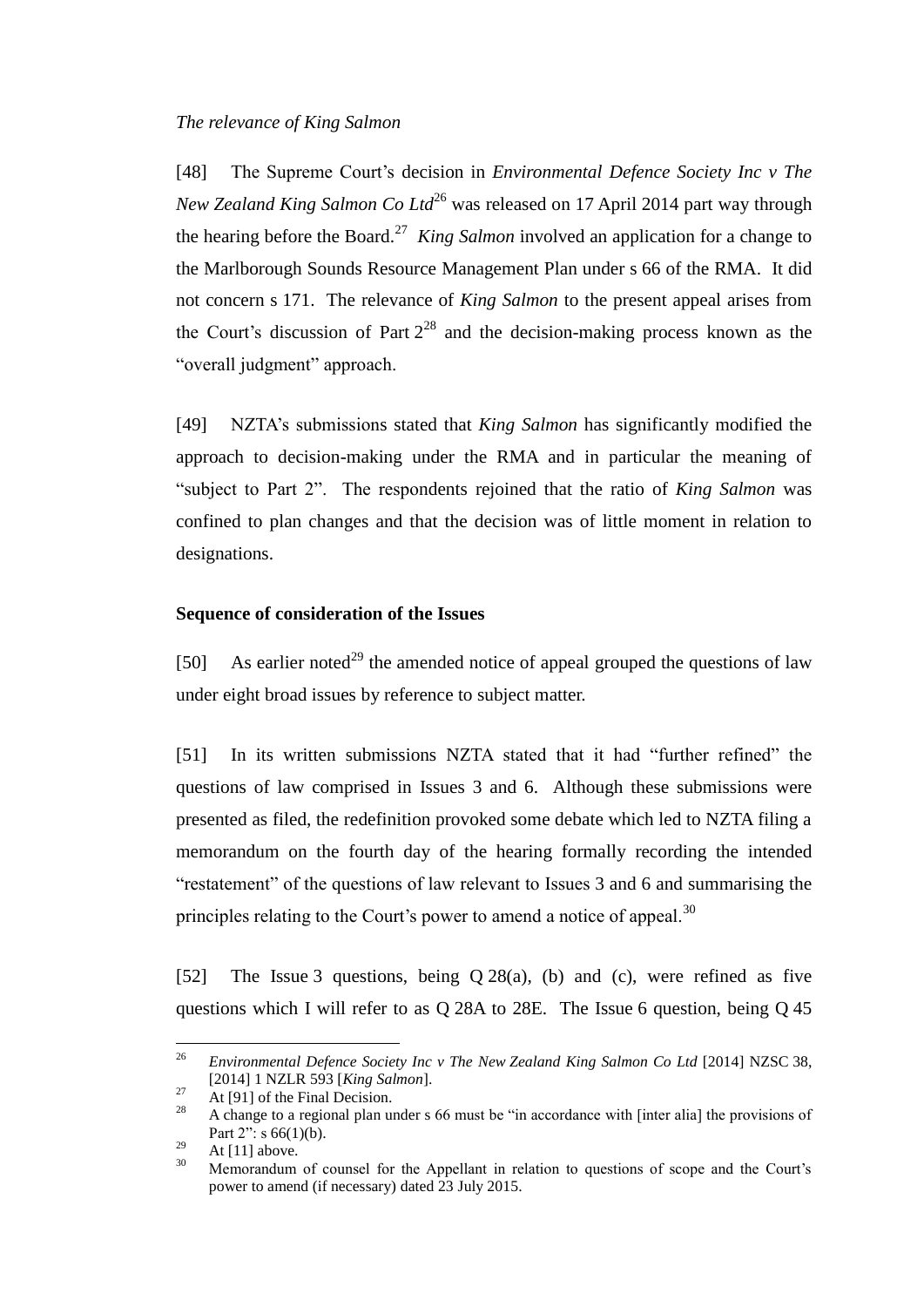*The relevance of King Salmon*

[48] The Supreme Court's decision in *Environmental Defence Society Inc v The New Zealand King Salmon Co Ltd*[26] was released on 17 April 2014 part way through the hearing before the Board.[27] *King Salmon* involved an application for a change to the Marlborough Sounds Resource Management Plan under s 66 of the RMA. It did not concern s 171. The relevance of *King Salmon* to the present appeal arises from the Court's discussion of Part 2[28] and the decision-making process known as the "overall judgment" approach.

[49] NZTA's submissions stated that *King Salmon* has significantly modified the approach to decision-making under the RMA and in particular the meaning of "subject to Part 2". The respondents rejoined that the ratio of *King Salmon* was confined to plan changes and that the decision was of little moment in relation to designations.

### Sequence of consideration of the Issues

[50] As earlier noted[29] the amended notice of appeal grouped the questions of law under eight broad issues by reference to subject matter.

[51] In its written submissions NZTA stated that it had "further refined" the questions of law comprised in Issues 3 and 6. Although these submissions were presented as filed, the redefinition provoked some debate which led to NZTA filing a memorandum on the fourth day of the hearing formally recording the intended "restatement" of the questions of law relevant to Issues 3 and 6 and summarising the principles relating to the Court's power to amend a notice of appeal.[30]

[52] The Issue 3 questions, being Q 28(a), (b) and (c), were refined as five questions which I will refer to as Q 28A to 28E. The Issue 6 question, being Q 45

---

[26] *Environmental Defence Society Inc v The New Zealand King Salmon Co Ltd* [2014] NZSC 38, [2014] 1 NZLR 593 [*King Salmon*].

[27] At [91] of the Final Decision.

[28] A change to a regional plan under s 66 must be "in accordance with [inter alia] the provisions of Part 2": s 66(1)(b).

[29] At [11] above.

[30] Memorandum of counsel for the Appellant in relation to questions of scope and the Court's power to amend (if necessary) dated 23 July 2015.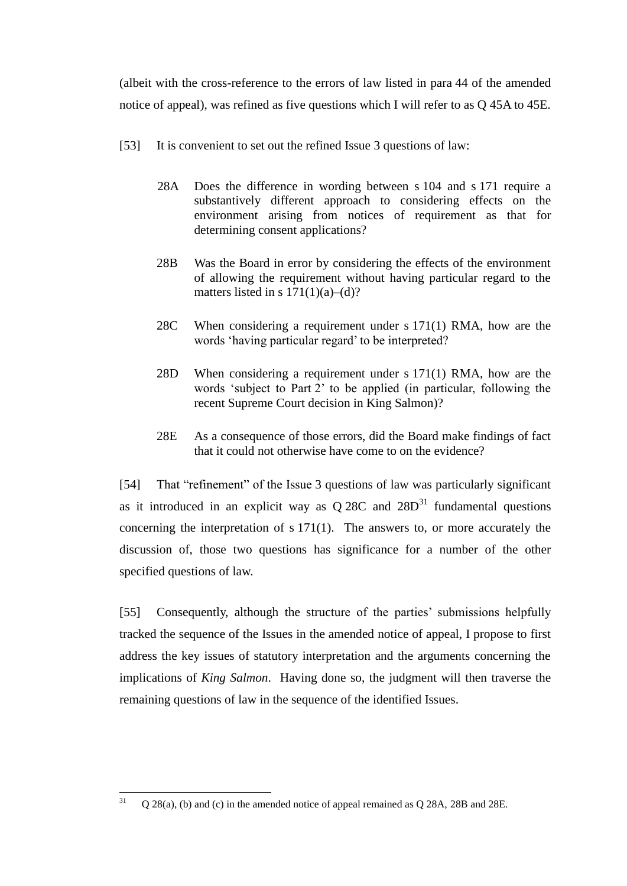(albeit with the cross-reference to the errors of law listed in para 44 of the amended notice of appeal), was refined as five questions which I will refer to as Q 45A to 45E.

[53] It is convenient to set out the refined Issue 3 questions of law:

> 28A Does the difference in wording between s 104 and s 171 require a substantively different approach to considering effects on the environment arising from notices of requirement as that for determining consent applications?
>
> 28B Was the Board in error by considering the effects of the environment of allowing the requirement without having particular regard to the matters listed in s 171(1)(a)–(d)?
>
> 28C When considering a requirement under s 171(1) RMA, how are the words 'having particular regard' to be interpreted?
>
> 28D When considering a requirement under s 171(1) RMA, how are the words 'subject to Part 2' to be applied (in particular, following the recent Supreme Court decision in King Salmon)?
>
> 28E As a consequence of those errors, did the Board make findings of fact that it could not otherwise have come to on the evidence?

[54] That "refinement" of the Issue 3 questions of law was particularly significant as it introduced in an explicit way as Q 28C and 28D[31] fundamental questions concerning the interpretation of s 171(1). The answers to, or more accurately the discussion of, those two questions has significance for a number of the other specified questions of law.

[55] Consequently, although the structure of the parties' submissions helpfully tracked the sequence of the Issues in the amended notice of appeal, I propose to first address the key issues of statutory interpretation and the arguments concerning the implications of *King Salmon*. Having done so, the judgment will then traverse the remaining questions of law in the sequence of the identified Issues.

---

[31] Q 28(a), (b) and (c) in the amended notice of appeal remained as Q 28A, 28B and 28E.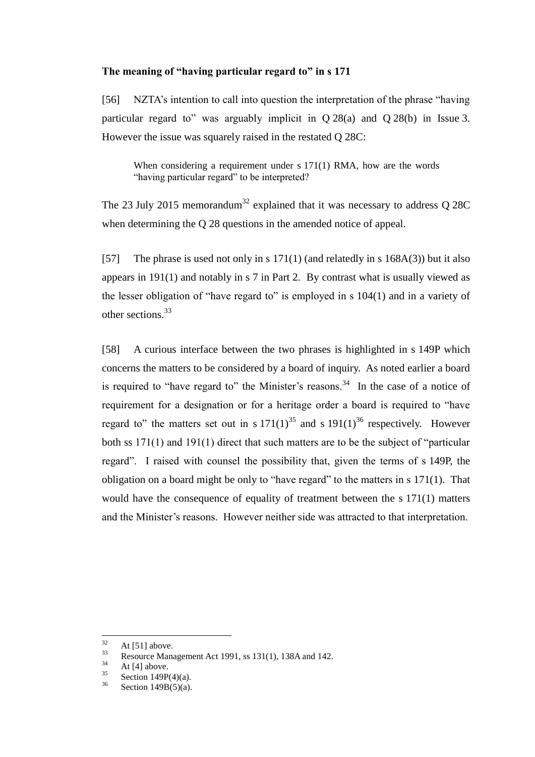**The meaning of "having particular regard to" in s 171**

[56] NZTA's intention to call into question the interpretation of the phrase "having particular regard to" was arguably implicit in Q 28(a) and Q 28(b) in Issue 3. However the issue was squarely raised in the restated Q 28C:

> When considering a requirement under s 171(1) RMA, how are the words "having particular regard" to be interpreted?

The 23 July 2015 memorandum[32] explained that it was necessary to address Q 28C when determining the Q 28 questions in the amended notice of appeal.

[57] The phrase is used not only in s 171(1) (and relatedly in s 168A(3)) but it also appears in 191(1) and notably in s 7 in Part 2. By contrast what is usually viewed as the lesser obligation of "have regard to" is employed in s 104(1) and in a variety of other sections.[33]

[58] A curious interface between the two phrases is highlighted in s 149P which concerns the matters to be considered by a board of inquiry. As noted earlier a board is required to "have regard to" the Minister's reasons.[34] In the case of a notice of requirement for a designation or for a heritage order a board is required to "have regard to" the matters set out in s 171(1)[35] and s 191(1)[36] respectively. However both ss 171(1) and 191(1) direct that such matters are to be the subject of "particular regard". I raised with counsel the possibility that, given the terms of s 149P, the obligation on a board might be only to "have regard" to the matters in s 171(1). That would have the consequence of equality of treatment between the s 171(1) matters and the Minister's reasons. However neither side was attracted to that interpretation.

---

[32] At [51] above.

[33] Resource Management Act 1991, ss 131(1), 138A and 142.

[34] At [4] above.

[35] Section 149P(4)(a).

[36] Section 149B(5)(a).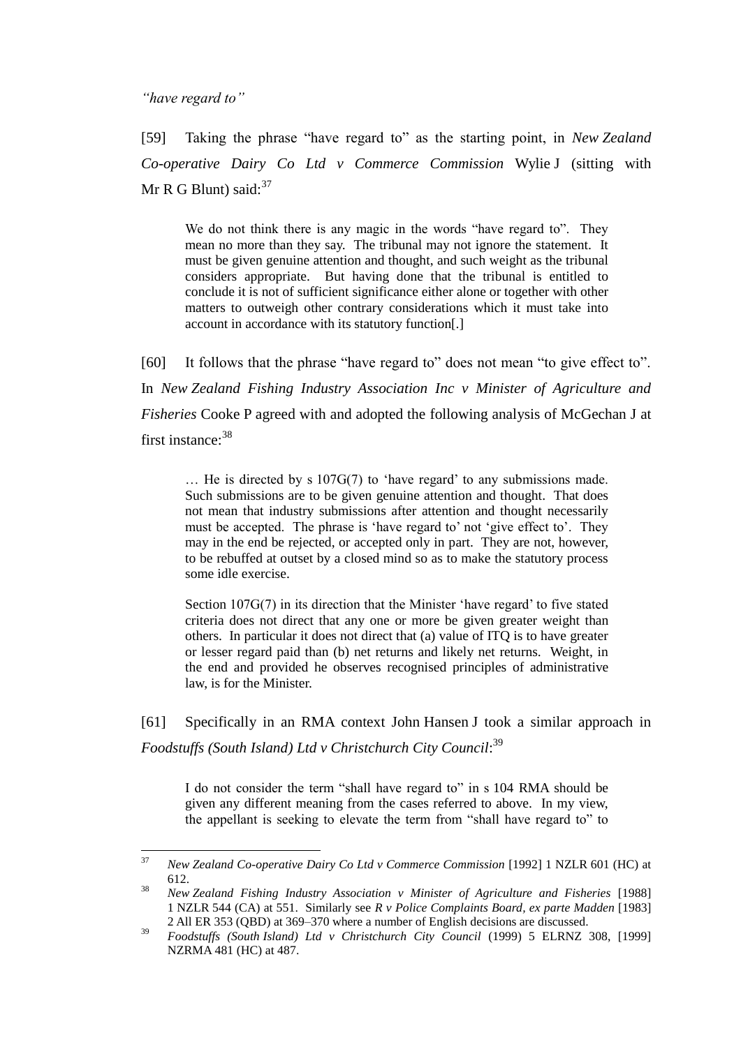*"have regard to"*

[59] Taking the phrase "have regard to" as the starting point, in *New Zealand Co-operative Dairy Co Ltd v Commerce Commission* Wylie J (sitting with Mr R G Blunt) said:[37]

> We do not think there is any magic in the words "have regard to". They mean no more than they say. The tribunal may not ignore the statement. It must be given genuine attention and thought, and such weight as the tribunal considers appropriate. But having done that the tribunal is entitled to conclude it is not of sufficient significance either alone or together with other matters to outweigh other contrary considerations which it must take into account in accordance with its statutory function[.]

[60] It follows that the phrase "have regard to" does not mean "to give effect to". In *New Zealand Fishing Industry Association Inc v Minister of Agriculture and Fisheries* Cooke P agreed with and adopted the following analysis of McGechan J at first instance:[38]

> … He is directed by s 107G(7) to 'have regard' to any submissions made. Such submissions are to be given genuine attention and thought. That does not mean that industry submissions after attention and thought necessarily must be accepted. The phrase is 'have regard to' not 'give effect to'. They may in the end be rejected, or accepted only in part. They are not, however, to be rebuffed at outset by a closed mind so as to make the statutory process some idle exercise.
>
> Section 107G(7) in its direction that the Minister 'have regard' to five stated criteria does not direct that any one or more be given greater weight than others. In particular it does not direct that (a) value of ITQ is to have greater or lesser regard paid than (b) net returns and likely net returns. Weight, in the end and provided he observes recognised principles of administrative law, is for the Minister.

[61] Specifically in an RMA context John Hansen J took a similar approach in *Foodstuffs (South Island) Ltd v Christchurch City Council*:[39]

> I do not consider the term "shall have regard to" in s 104 RMA should be given any different meaning from the cases referred to above. In my view, the appellant is seeking to elevate the term from "shall have regard to" to

---

[37] *New Zealand Co-operative Dairy Co Ltd v Commerce Commission* [1992] 1 NZLR 601 (HC) at 612.

[38] *New Zealand Fishing Industry Association v Minister of Agriculture and Fisheries* [1988] 1 NZLR 544 (CA) at 551. Similarly see *R v Police Complaints Board, ex parte Madden* [1983] 2 All ER 353 (QBD) at 369–370 where a number of English decisions are discussed.

[39] *Foodstuffs (South Island) Ltd v Christchurch City Council* (1999) 5 ELRNZ 308, [1999] NZRMA 481 (HC) at 487.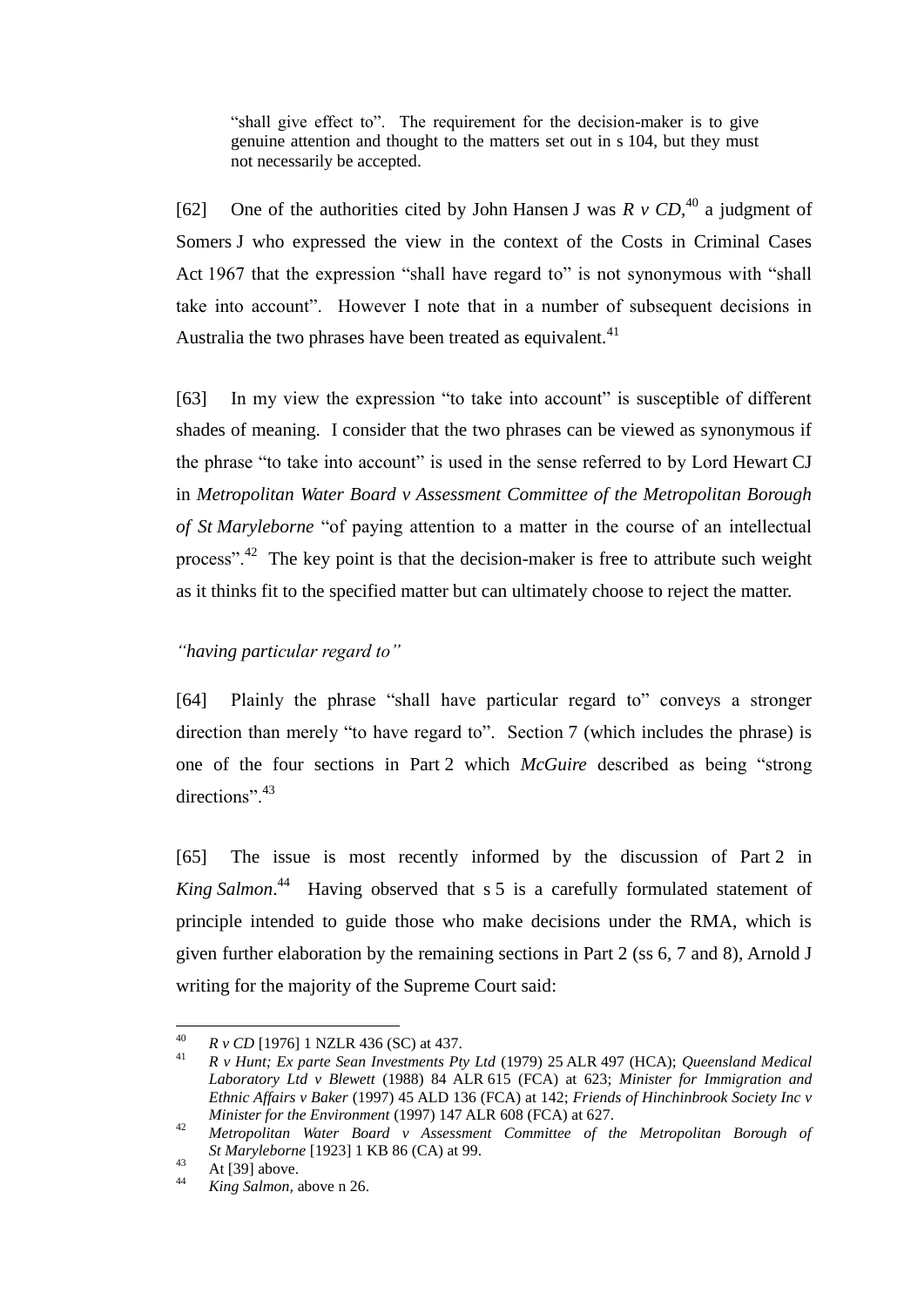> "shall give effect to". The requirement for the decision-maker is to give genuine attention and thought to the matters set out in s 104, but they must not necessarily be accepted.

[62] One of the authorities cited by John Hansen J was *R v CD*,[40] a judgment of Somers J who expressed the view in the context of the Costs in Criminal Cases Act 1967 that the expression "shall have regard to" is not synonymous with "shall take into account". However I note that in a number of subsequent decisions in Australia the two phrases have been treated as equivalent.[41]

[63] In my view the expression "to take into account" is susceptible of different shades of meaning. I consider that the two phrases can be viewed as synonymous if the phrase "to take into account" is used in the sense referred to by Lord Hewart CJ in *Metropolitan Water Board v Assessment Committee of the Metropolitan Borough of St Maryleborne* "of paying attention to a matter in the course of an intellectual process".[42] The key point is that the decision-maker is free to attribute such weight as it thinks fit to the specified matter but can ultimately choose to reject the matter.

*"having particular regard to"*

[64] Plainly the phrase "shall have particular regard to" conveys a stronger direction than merely "to have regard to". Section 7 (which includes the phrase) is one of the four sections in Part 2 which *McGuire* described as being "strong directions".[43]

[65] The issue is most recently informed by the discussion of Part 2 in *King Salmon*.[44] Having observed that s 5 is a carefully formulated statement of principle intended to guide those who make decisions under the RMA, which is given further elaboration by the remaining sections in Part 2 (ss 6, 7 and 8), Arnold J writing for the majority of the Supreme Court said:

---

[40] *R v CD* [1976] 1 NZLR 436 (SC) at 437.

[41] *R v Hunt; Ex parte Sean Investments Pty Ltd* (1979) 25 ALR 497 (HCA); *Queensland Medical Laboratory Ltd v Blewett* (1988) 84 ALR 615 (FCA) at 623; *Minister for Immigration and Ethnic Affairs v Baker* (1997) 45 ALD 136 (FCA) at 142; *Friends of Hinchinbrook Society Inc v Minister for the Environment* (1997) 147 ALR 608 (FCA) at 627.

[42] *Metropolitan Water Board v Assessment Committee of the Metropolitan Borough of St Maryleborne* [1923] 1 KB 86 (CA) at 99.

[43] At [39] above.

[44] *King Salmon*, above n 26.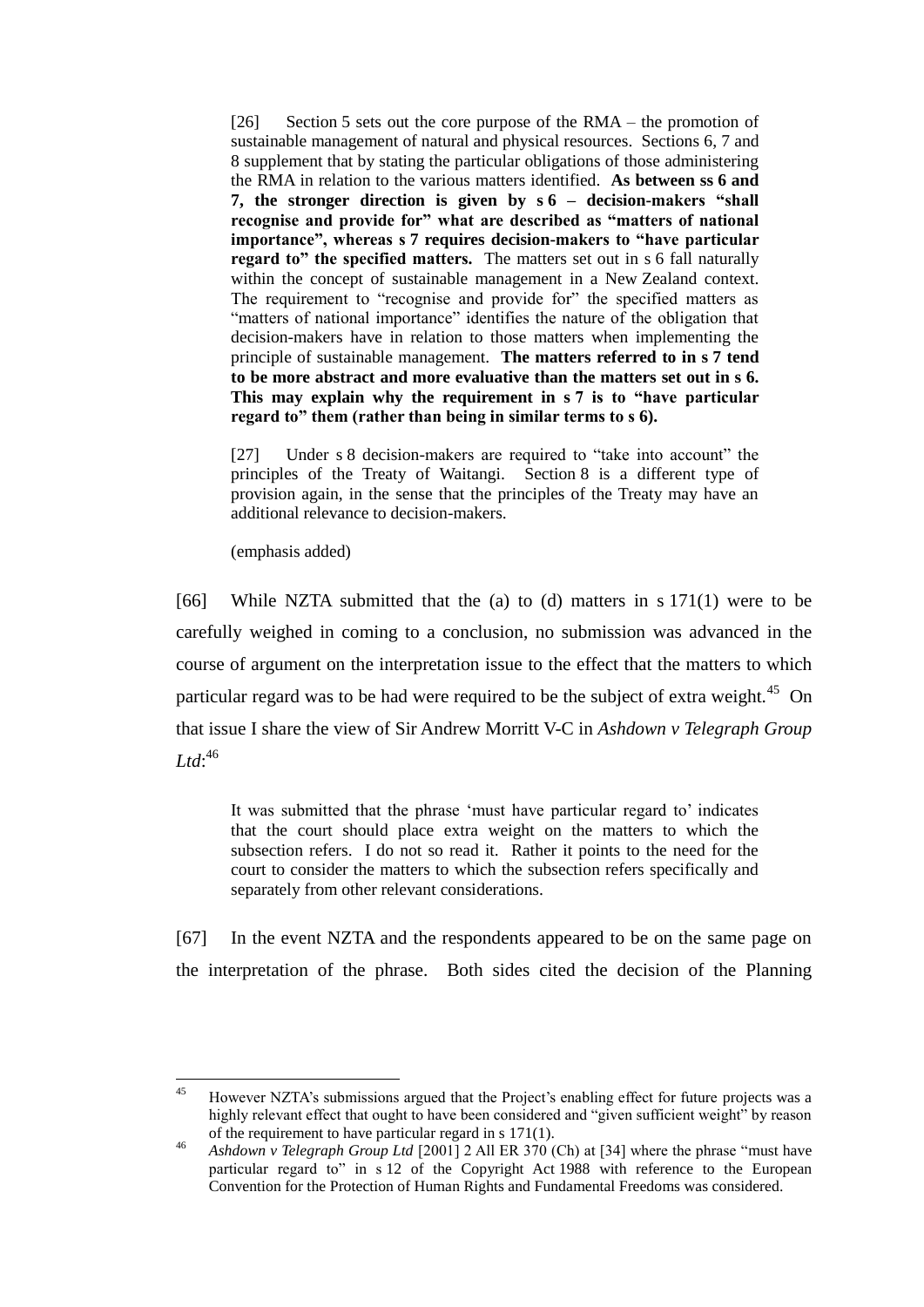> [26] Section 5 sets out the core purpose of the RMA – the promotion of sustainable management of natural and physical resources. Sections 6, 7 and 8 supplement that by stating the particular obligations of those administering the RMA in relation to the various matters identified. **As between ss 6 and 7, the stronger direction is given by s 6 – decision-makers "shall recognise and provide for" what are described as "matters of national importance", whereas s 7 requires decision-makers to "have particular regard to" the specified matters.** The matters set out in s 6 fall naturally within the concept of sustainable management in a New Zealand context. The requirement to "recognise and provide for" the specified matters as "matters of national importance" identifies the nature of the obligation that decision-makers have in relation to those matters when implementing the principle of sustainable management. **The matters referred to in s 7 tend to be more abstract and more evaluative than the matters set out in s 6. This may explain why the requirement in s 7 is to "have particular regard to" them (rather than being in similar terms to s 6).**
>
> [27] Under s 8 decision-makers are required to "take into account" the principles of the Treaty of Waitangi. Section 8 is a different type of provision again, in the sense that the principles of the Treaty may have an additional relevance to decision-makers.
>
> (emphasis added)

[66] While NZTA submitted that the (a) to (d) matters in s 171(1) were to be carefully weighed in coming to a conclusion, no submission was advanced in the course of argument on the interpretation issue to the effect that the matters to which particular regard was to be had were required to be the subject of extra weight.[45] On that issue I share the view of Sir Andrew Morritt V-C in *Ashdown v Telegraph Group Ltd*:[46]

> It was submitted that the phrase 'must have particular regard to' indicates that the court should place extra weight on the matters to which the subsection refers. I do not so read it. Rather it points to the need for the court to consider the matters to which the subsection refers specifically and separately from other relevant considerations.

[67] In the event NZTA and the respondents appeared to be on the same page on the interpretation of the phrase. Both sides cited the decision of the Planning

---

[45] However NZTA's submissions argued that the Project's enabling effect for future projects was a highly relevant effect that ought to have been considered and "given sufficient weight" by reason of the requirement to have particular regard in s 171(1).

[46] *Ashdown v Telegraph Group Ltd* [2001] 2 All ER 370 (Ch) at [34] where the phrase "must have particular regard to" in s 12 of the Copyright Act 1988 with reference to the European Convention for the Protection of Human Rights and Fundamental Freedoms was considered.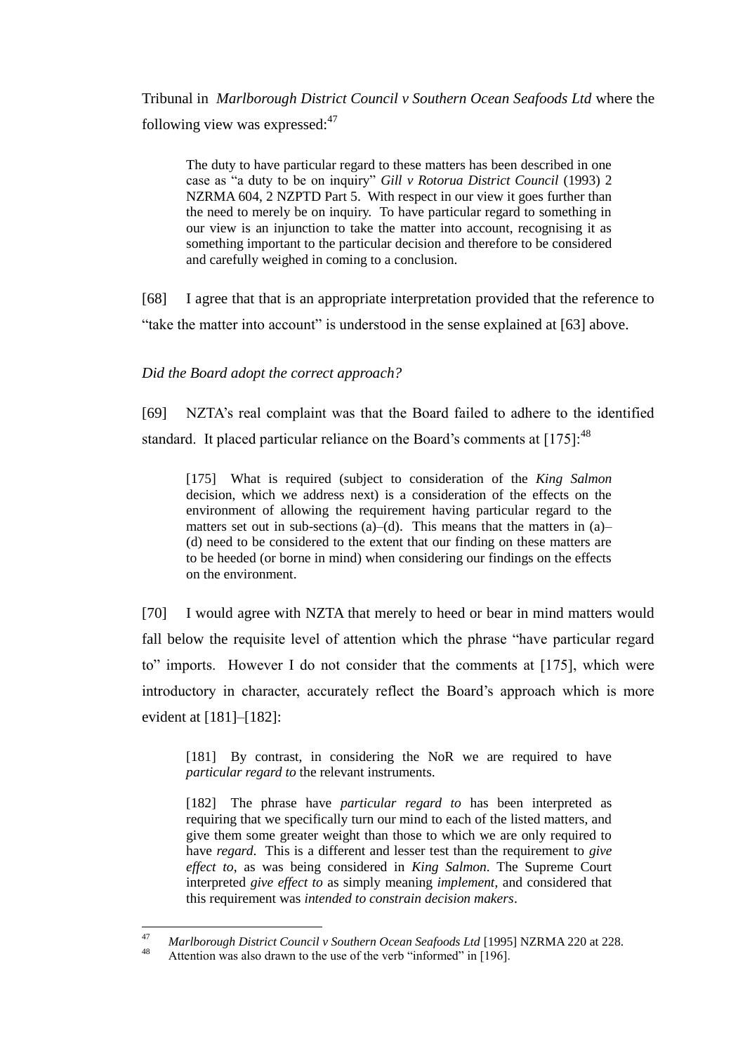Tribunal in *Marlborough District Council v Southern Ocean Seafoods Ltd* where the following view was expressed:[47]

> The duty to have particular regard to these matters has been described in one case as "a duty to be on inquiry" *Gill v Rotorua District Council* (1993) 2 NZRMA 604, 2 NZPTD Part 5. With respect in our view it goes further than the need to merely be on inquiry. To have particular regard to something in our view is an injunction to take the matter into account, recognising it as something important to the particular decision and therefore to be considered and carefully weighed in coming to a conclusion.

[68] I agree that that is an appropriate interpretation provided that the reference to "take the matter into account" is understood in the sense explained at [63] above.

*Did the Board adopt the correct approach?*

[69] NZTA's real complaint was that the Board failed to adhere to the identified standard. It placed particular reliance on the Board's comments at [175]:[48]

> [175] What is required (subject to consideration of the *King Salmon* decision, which we address next) is a consideration of the effects on the environment of allowing the requirement having particular regard to the matters set out in sub-sections (a)–(d). This means that the matters in (a)–(d) need to be considered to the extent that our finding on these matters are to be heeded (or borne in mind) when considering our findings on the effects on the environment.

[70] I would agree with NZTA that merely to heed or bear in mind matters would fall below the requisite level of attention which the phrase "have particular regard to" imports. However I do not consider that the comments at [175], which were introductory in character, accurately reflect the Board's approach which is more evident at [181]–[182]:

> [181] By contrast, in considering the NoR we are required to have *particular regard to* the relevant instruments.
>
> [182] The phrase have *particular regard to* has been interpreted as requiring that we specifically turn our mind to each of the listed matters, and give them some greater weight than those to which we are only required to have *regard*. This is a different and lesser test than the requirement to *give effect to*, as was being considered in *King Salmon*. The Supreme Court interpreted *give effect to* as simply meaning *implement*, and considered that this requirement was *intended to constrain decision makers*.

---

[47] *Marlborough District Council v Southern Ocean Seafoods Ltd* [1995] NZRMA 220 at 228.

[48] Attention was also drawn to the use of the verb "informed" in [196].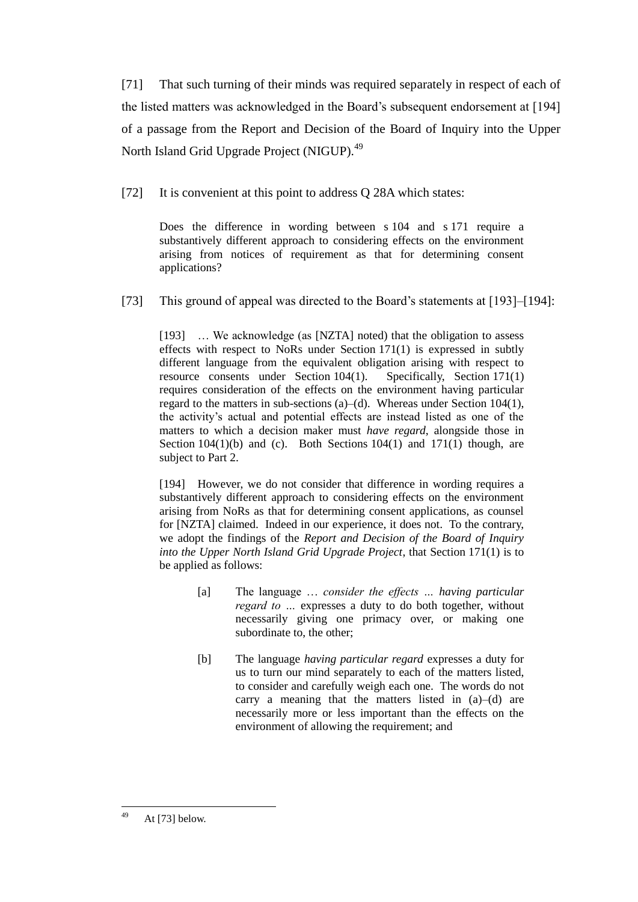[71] That such turning of their minds was required separately in respect of each of the listed matters was acknowledged in the Board's subsequent endorsement at [194] of a passage from the Report and Decision of the Board of Inquiry into the Upper North Island Grid Upgrade Project (NIGUP).[49]

[72] It is convenient at this point to address Q 28A which states:

> Does the difference in wording between s 104 and s 171 require a substantively different approach to considering effects on the environment arising from notices of requirement as that for determining consent applications?

[73] This ground of appeal was directed to the Board's statements at [193]–[194]:

> [193] … We acknowledge (as [NZTA] noted) that the obligation to assess effects with respect to NoRs under Section 171(1) is expressed in subtly different language from the equivalent obligation arising with respect to resource consents under Section 104(1). Specifically, Section 171(1) requires consideration of the effects on the environment having particular regard to the matters in sub-sections (a)–(d). Whereas under Section 104(1), the activity's actual and potential effects are instead listed as one of the matters to which a decision maker must *have regard*, alongside those in Section 104(1)(b) and (c). Both Sections 104(1) and 171(1) though, are subject to Part 2.
>
> [194] However, we do not consider that difference in wording requires a substantively different approach to considering effects on the environment arising from NoRs as that for determining consent applications, as counsel for [NZTA] claimed. Indeed in our experience, it does not. To the contrary, we adopt the findings of the *Report and Decision of the Board of Inquiry into the Upper North Island Grid Upgrade Project*, that Section 171(1) is to be applied as follows:
>
> > [a] The language … *consider the effects ... having particular regard to ...* expresses a duty to do both together, without necessarily giving one primacy over, or making one subordinate to, the other;
> >
> > [b] The language *having particular regard* expresses a duty for us to turn our mind separately to each of the matters listed, to consider and carefully weigh each one. The words do not carry a meaning that the matters listed in (a)–(d) are necessarily more or less important than the effects on the environment of allowing the requirement; and

---

[49] At [73] below.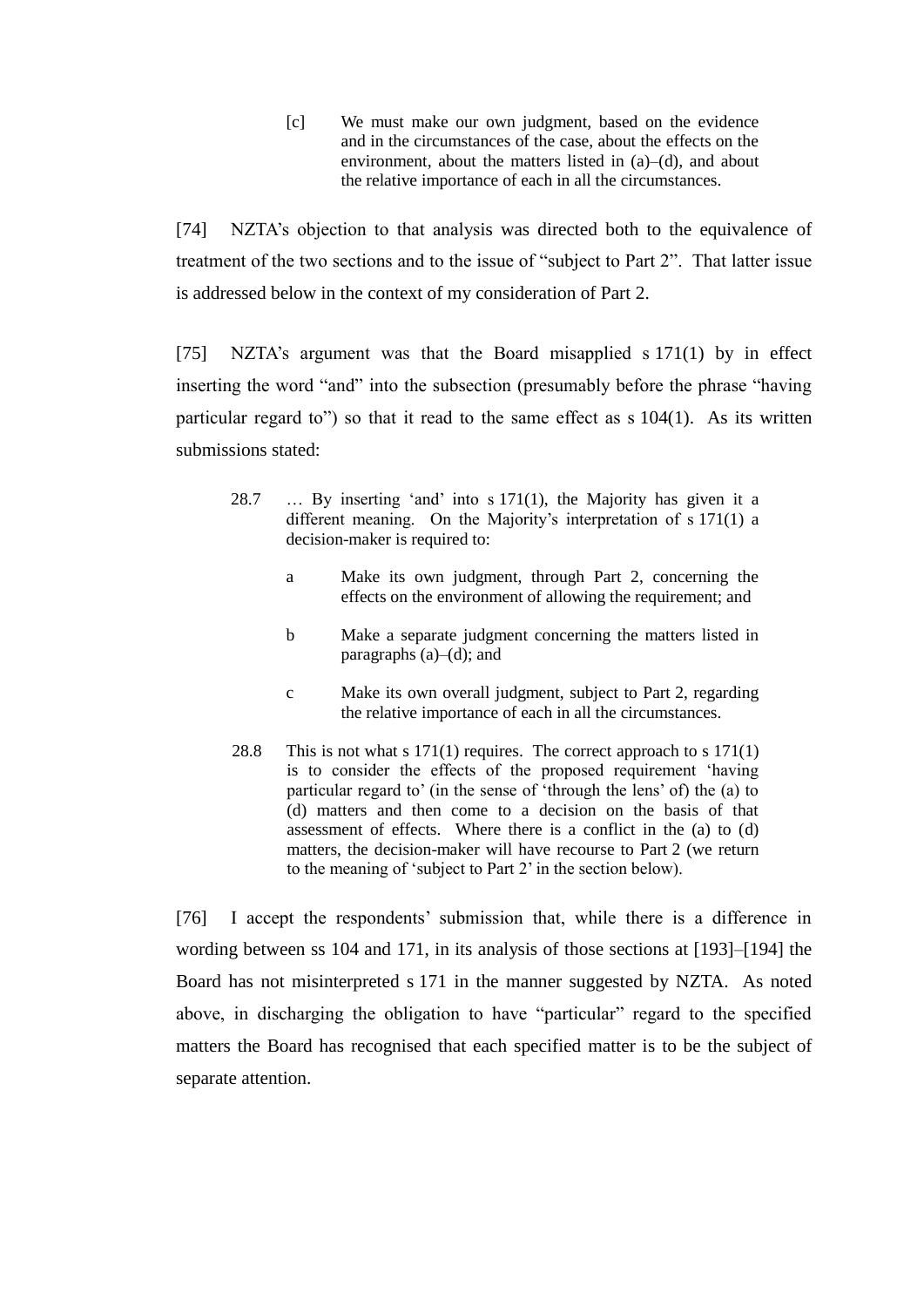> [c] We must make our own judgment, based on the evidence and in the circumstances of the case, about the effects on the environment, about the matters listed in (a)–(d), and about the relative importance of each in all the circumstances.

[74] NZTA's objection to that analysis was directed both to the equivalence of treatment of the two sections and to the issue of "subject to Part 2". That latter issue is addressed below in the context of my consideration of Part 2.

[75] NZTA's argument was that the Board misapplied s 171(1) by in effect inserting the word "and" into the subsection (presumably before the phrase "having particular regard to") so that it read to the same effect as s 104(1). As its written submissions stated:

> 28.7 … By inserting 'and' into s 171(1), the Majority has given it a different meaning. On the Majority's interpretation of s 171(1) a decision-maker is required to:
>
> a Make its own judgment, through Part 2, concerning the effects on the environment of allowing the requirement; and
>
> b Make a separate judgment concerning the matters listed in paragraphs (a)–(d); and
>
> c Make its own overall judgment, subject to Part 2, regarding the relative importance of each in all the circumstances.
>
> 28.8 This is not what s 171(1) requires. The correct approach to s 171(1) is to consider the effects of the proposed requirement 'having particular regard to' (in the sense of 'through the lens' of) the (a) to (d) matters and then come to a decision on the basis of that assessment of effects. Where there is a conflict in the (a) to (d) matters, the decision-maker will have recourse to Part 2 (we return to the meaning of 'subject to Part 2' in the section below).

[76] I accept the respondents' submission that, while there is a difference in wording between ss 104 and 171, in its analysis of those sections at [193]–[194] the Board has not misinterpreted s 171 in the manner suggested by NZTA. As noted above, in discharging the obligation to have "particular" regard to the specified matters the Board has recognised that each specified matter is to be the subject of separate attention.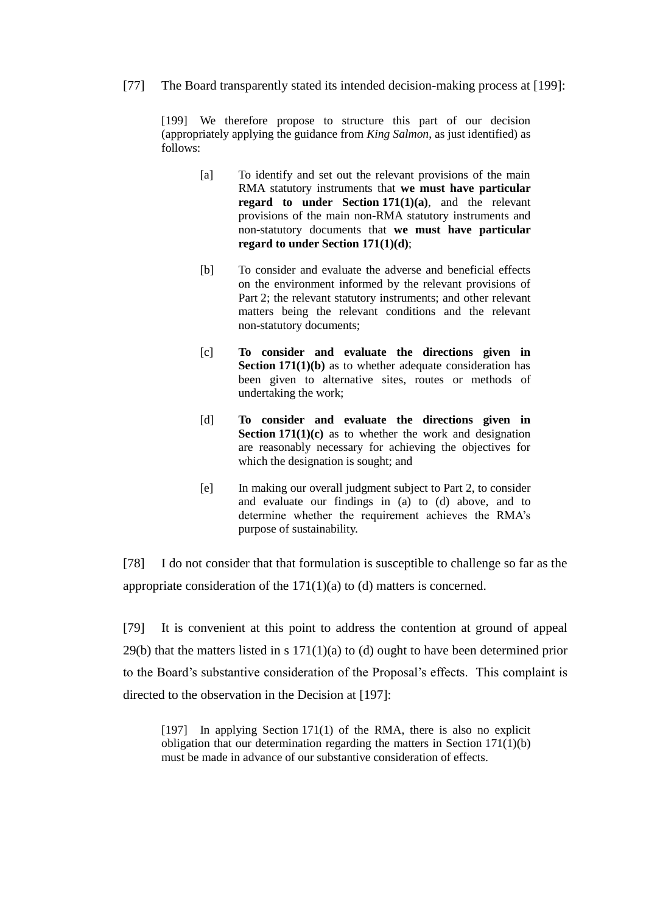[77] The Board transparently stated its intended decision-making process at [199]:

> [199] We therefore propose to structure this part of our decision (appropriately applying the guidance from *King Salmon*, as just identified) as follows:
>
> [a] To identify and set out the relevant provisions of the main RMA statutory instruments that **we must have particular regard to under Section 171(1)(a)**, and the relevant provisions of the main non-RMA statutory instruments and non-statutory documents that **we must have particular regard to under Section 171(1)(d)**;
>
> [b] To consider and evaluate the adverse and beneficial effects on the environment informed by the relevant provisions of Part 2; the relevant statutory instruments; and other relevant matters being the relevant conditions and the relevant non-statutory documents;
>
> [c] **To consider and evaluate the directions given in Section 171(1)(b)** as to whether adequate consideration has been given to alternative sites, routes or methods of undertaking the work;
>
> [d] **To consider and evaluate the directions given in Section 171(1)(c)** as to whether the work and designation are reasonably necessary for achieving the objectives for which the designation is sought; and
>
> [e] In making our overall judgment subject to Part 2, to consider and evaluate our findings in (a) to (d) above, and to determine whether the requirement achieves the RMA's purpose of sustainability.

[78] I do not consider that that formulation is susceptible to challenge so far as the appropriate consideration of the 171(1)(a) to (d) matters is concerned.

[79] It is convenient at this point to address the contention at ground of appeal 29(b) that the matters listed in s 171(1)(a) to (d) ought to have been determined prior to the Board's substantive consideration of the Proposal's effects. This complaint is directed to the observation in the Decision at [197]:

> [197] In applying Section 171(1) of the RMA, there is also no explicit obligation that our determination regarding the matters in Section 171(1)(b) must be made in advance of our substantive consideration of effects.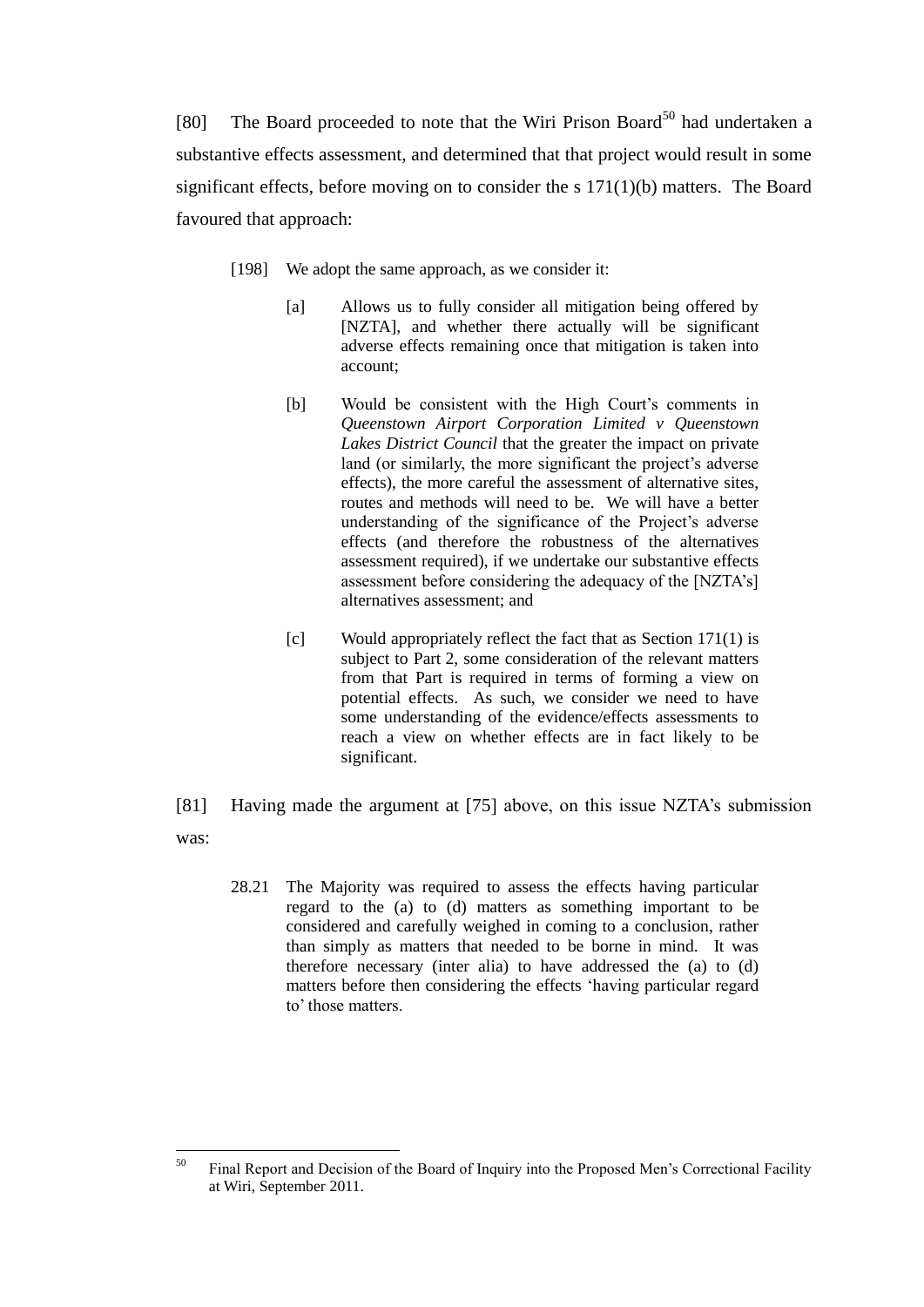[80] The Board proceeded to note that the Wiri Prison Board[50] had undertaken a substantive effects assessment, and determined that that project would result in some significant effects, before moving on to consider the s 171(1)(b) matters. The Board favoured that approach:

> [198] We adopt the same approach, as we consider it:
>
> [a] Allows us to fully consider all mitigation being offered by [NZTA], and whether there actually will be significant adverse effects remaining once that mitigation is taken into account;
>
> [b] Would be consistent with the High Court's comments in *Queenstown Airport Corporation Limited v Queenstown Lakes District Council* that the greater the impact on private land (or similarly, the more significant the project's adverse effects), the more careful the assessment of alternative sites, routes and methods will need to be. We will have a better understanding of the significance of the Project's adverse effects (and therefore the robustness of the alternatives assessment required), if we undertake our substantive effects assessment before considering the adequacy of the [NZTA's] alternatives assessment; and
>
> [c] Would appropriately reflect the fact that as Section 171(1) is subject to Part 2, some consideration of the relevant matters from that Part is required in terms of forming a view on potential effects. As such, we consider we need to have some understanding of the evidence/effects assessments to reach a view on whether effects are in fact likely to be significant.

[81] Having made the argument at [75] above, on this issue NZTA's submission was:

> 28.21 The Majority was required to assess the effects having particular regard to the (a) to (d) matters as something important to be considered and carefully weighed in coming to a conclusion, rather than simply as matters that needed to be borne in mind. It was therefore necessary (inter alia) to have addressed the (a) to (d) matters before then considering the effects 'having particular regard to' those matters.

---

[50] Final Report and Decision of the Board of Inquiry into the Proposed Men's Correctional Facility at Wiri, September 2011.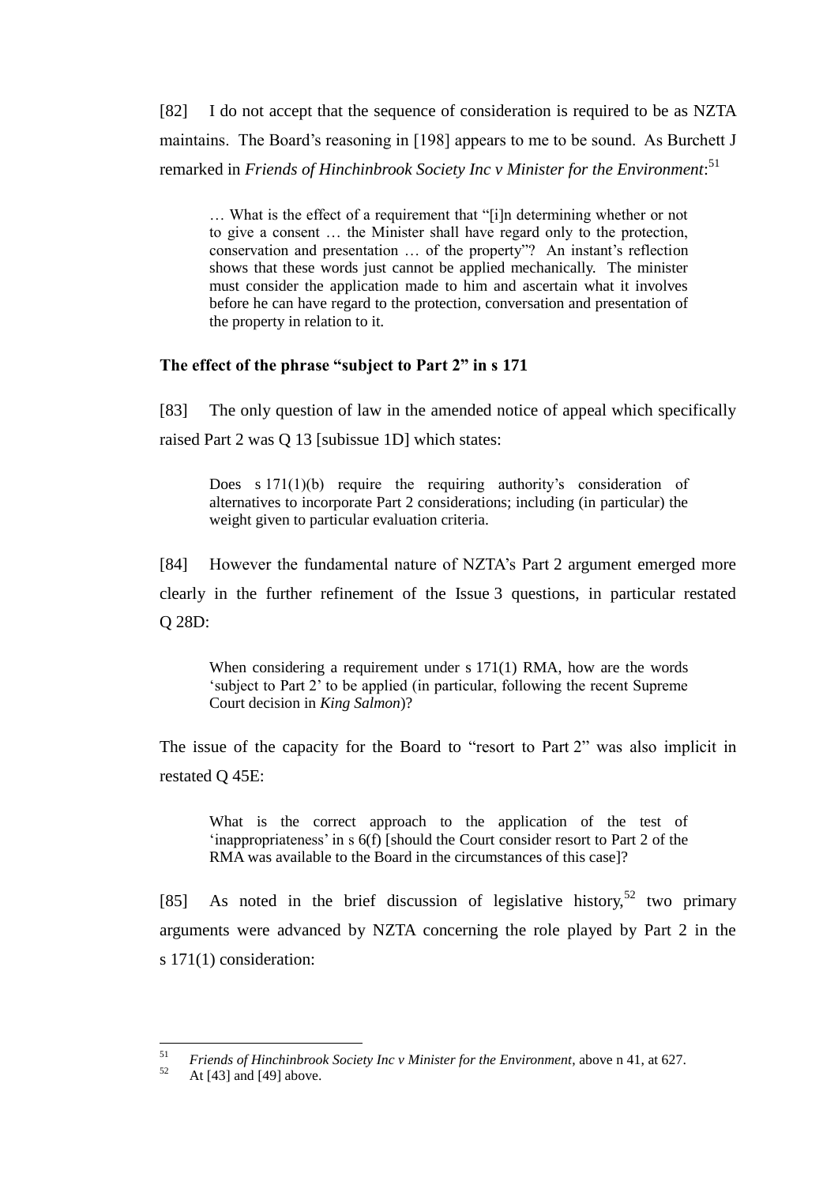[82] I do not accept that the sequence of consideration is required to be as NZTA maintains. The Board's reasoning in [198] appears to me to be sound. As Burchett J remarked in *Friends of Hinchinbrook Society Inc v Minister for the Environment*:[51]

> … What is the effect of a requirement that "[i]n determining whether or not to give a consent … the Minister shall have regard only to the protection, conservation and presentation … of the property"? An instant's reflection shows that these words just cannot be applied mechanically. The minister must consider the application made to him and ascertain what it involves before he can have regard to the protection, conversation and presentation of the property in relation to it.

### The effect of the phrase "subject to Part 2" in s 171

[83] The only question of law in the amended notice of appeal which specifically raised Part 2 was Q 13 [subissue 1D] which states:

> Does s 171(1)(b) require the requiring authority's consideration of alternatives to incorporate Part 2 considerations; including (in particular) the weight given to particular evaluation criteria.

[84] However the fundamental nature of NZTA's Part 2 argument emerged more clearly in the further refinement of the Issue 3 questions, in particular restated Q 28D:

> When considering a requirement under s 171(1) RMA, how are the words 'subject to Part 2' to be applied (in particular, following the recent Supreme Court decision in *King Salmon*)?

The issue of the capacity for the Board to "resort to Part 2" was also implicit in restated Q 45E:

> What is the correct approach to the application of the test of 'inappropriateness' in s 6(f) [should the Court consider resort to Part 2 of the RMA was available to the Board in the circumstances of this case]?

[85] As noted in the brief discussion of legislative history,[52] two primary arguments were advanced by NZTA concerning the role played by Part 2 in the s 171(1) consideration:

---

[51] *Friends of Hinchinbrook Society Inc v Minister for the Environment*, above n 41, at 627.

[52] At [43] and [49] above.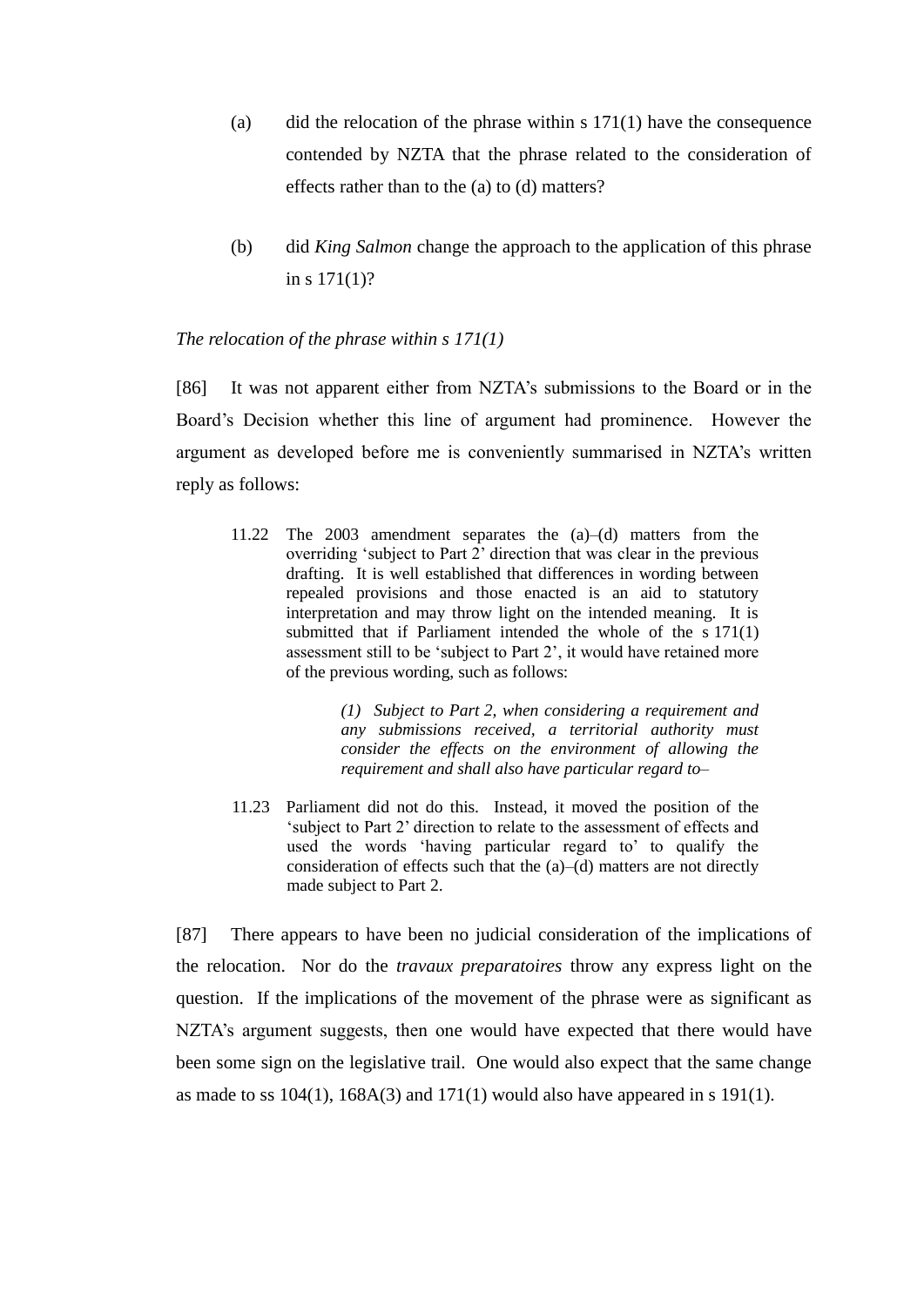(a) did the relocation of the phrase within s 171(1) have the consequence contended by NZTA that the phrase related to the consideration of effects rather than to the (a) to (d) matters?

(b) did *King Salmon* change the approach to the application of this phrase in s 171(1)?

*The relocation of the phrase within s 171(1)*

[86] It was not apparent either from NZTA's submissions to the Board or in the Board's Decision whether this line of argument had prominence. However the argument as developed before me is conveniently summarised in NZTA's written reply as follows:

> 11.22 The 2003 amendment separates the (a)–(d) matters from the overriding 'subject to Part 2' direction that was clear in the previous drafting. It is well established that differences in wording between repealed provisions and those enacted is an aid to statutory interpretation and may throw light on the intended meaning. It is submitted that if Parliament intended the whole of the s 171(1) assessment still to be 'subject to Part 2', it would have retained more of the previous wording, such as follows:
>
> > *(1) Subject to Part 2, when considering a requirement and any submissions received, a territorial authority must consider the effects on the environment of allowing the requirement and shall also have particular regard to–*
>
> 11.23 Parliament did not do this. Instead, it moved the position of the 'subject to Part 2' direction to relate to the assessment of effects and used the words 'having particular regard to' to qualify the consideration of effects such that the (a)–(d) matters are not directly made subject to Part 2.

[87] There appears to have been no judicial consideration of the implications of the relocation. Nor do the *travaux preparatoires* throw any express light on the question. If the implications of the movement of the phrase were as significant as NZTA's argument suggests, then one would have expected that there would have been some sign on the legislative trail. One would also expect that the same change as made to ss 104(1), 168A(3) and 171(1) would also have appeared in s 191(1).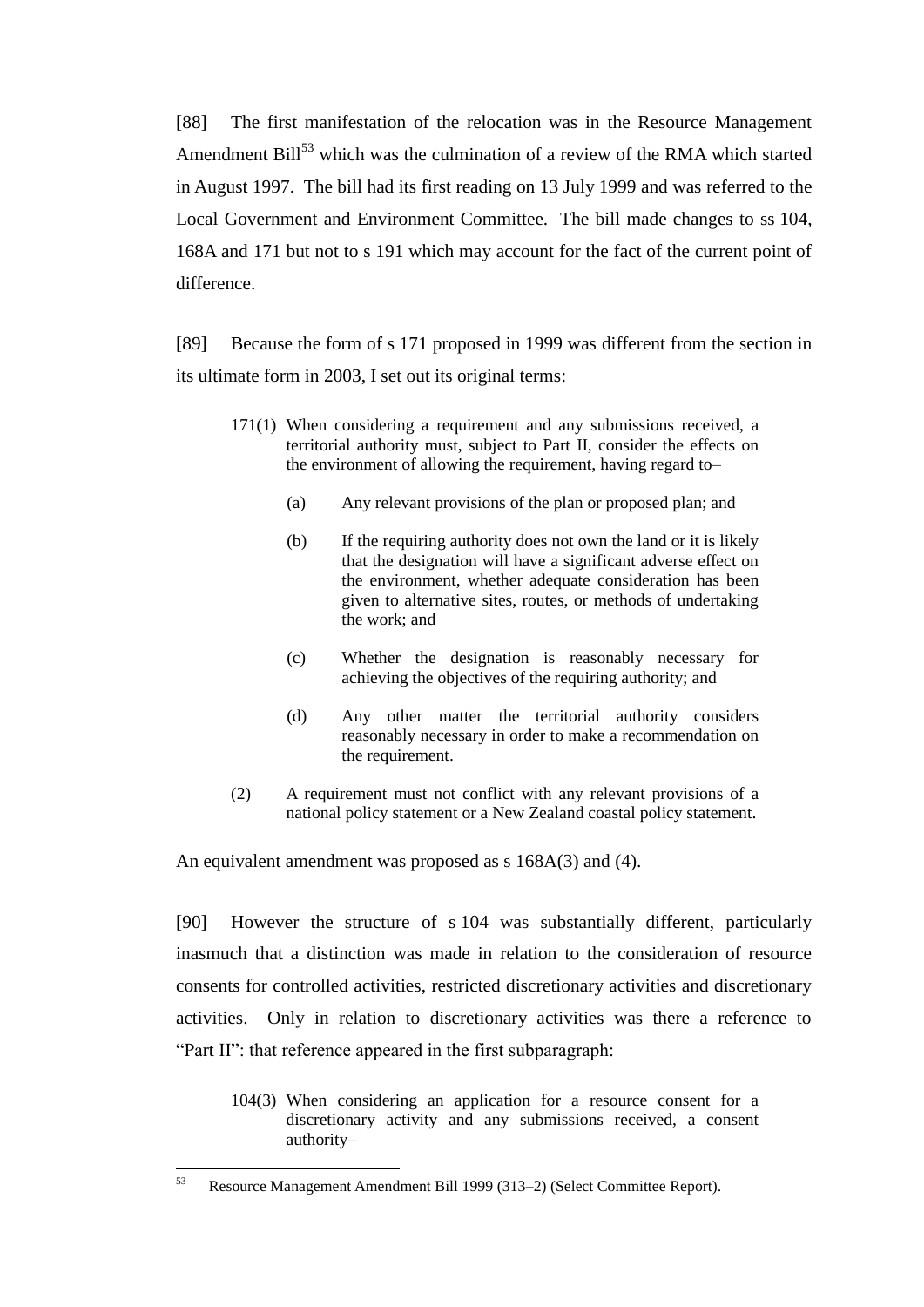[88] The first manifestation of the relocation was in the Resource Management Amendment Bill[53] which was the culmination of a review of the RMA which started in August 1997. The bill had its first reading on 13 July 1999 and was referred to the Local Government and Environment Committee. The bill made changes to ss 104, 168A and 171 but not to s 191 which may account for the fact of the current point of difference.

[89] Because the form of s 171 proposed in 1999 was different from the section in its ultimate form in 2003, I set out its original terms:

> 171(1) When considering a requirement and any submissions received, a territorial authority must, subject to Part II, consider the effects on the environment of allowing the requirement, having regard to–
>
> (a) Any relevant provisions of the plan or proposed plan; and
>
> (b) If the requiring authority does not own the land or it is likely that the designation will have a significant adverse effect on the environment, whether adequate consideration has been given to alternative sites, routes, or methods of undertaking the work; and
>
> (c) Whether the designation is reasonably necessary for achieving the objectives of the requiring authority; and
>
> (d) Any other matter the territorial authority considers reasonably necessary in order to make a recommendation on the requirement.
>
> (2) A requirement must not conflict with any relevant provisions of a national policy statement or a New Zealand coastal policy statement.

An equivalent amendment was proposed as s 168A(3) and (4).

[90] However the structure of s 104 was substantially different, particularly inasmuch that a distinction was made in relation to the consideration of resource consents for controlled activities, restricted discretionary activities and discretionary activities. Only in relation to discretionary activities was there a reference to "Part II": that reference appeared in the first subparagraph:

> 104(3) When considering an application for a resource consent for a discretionary activity and any submissions received, a consent authority–

---

[53] Resource Management Amendment Bill 1999 (313–2) (Select Committee Report).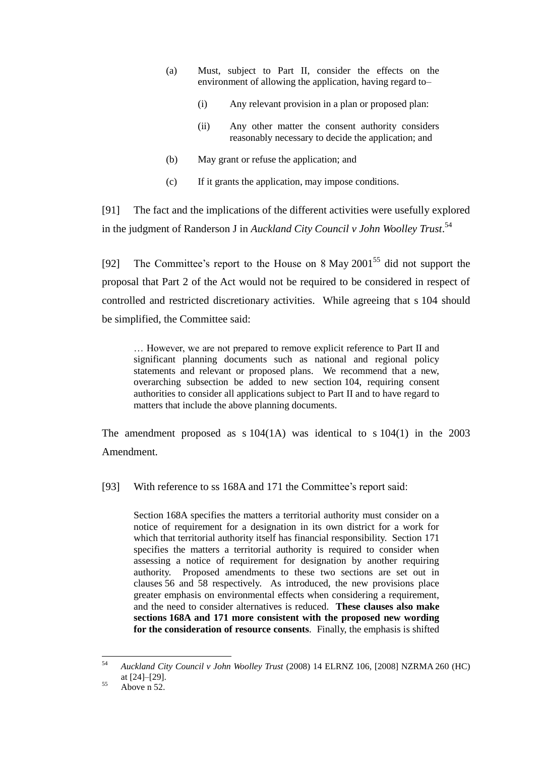(a) Must, subject to Part II, consider the effects on the environment of allowing the application, having regard to–

(i) Any relevant provision in a plan or proposed plan:

(ii) Any other matter the consent authority considers reasonably necessary to decide the application; and

(b) May grant or refuse the application; and

(c) If it grants the application, may impose conditions.

[91] The fact and the implications of the different activities were usefully explored in the judgment of Randerson J in *Auckland City Council v John Woolley Trust*.[54]

[92] The Committee's report to the House on 8 May 2001[55] did not support the proposal that Part 2 of the Act would not be required to be considered in respect of controlled and restricted discretionary activities. While agreeing that s 104 should be simplified, the Committee said:

> … However, we are not prepared to remove explicit reference to Part II and significant planning documents such as national and regional policy statements and relevant or proposed plans. We recommend that a new, overarching subsection be added to new section 104, requiring consent authorities to consider all applications subject to Part II and to have regard to matters that include the above planning documents.

The amendment proposed as s 104(1A) was identical to s 104(1) in the 2003 Amendment.

[93] With reference to ss 168A and 171 the Committee's report said:

> Section 168A specifies the matters a territorial authority must consider on a notice of requirement for a designation in its own district for a work for which that territorial authority itself has financial responsibility. Section 171 specifies the matters a territorial authority is required to consider when assessing a notice of requirement for designation by another requiring authority. Proposed amendments to these two sections are set out in clauses 56 and 58 respectively. As introduced, the new provisions place greater emphasis on environmental effects when considering a requirement, and the need to consider alternatives is reduced. **These clauses also make sections 168A and 171 more consistent with the proposed new wording for the consideration of resource consents**. Finally, the emphasis is shifted

---

[54] *Auckland City Council v John Woolley Trust* (2008) 14 ELRNZ 106, [2008] NZRMA 260 (HC) at [24]–[29].

[55] Above n 52.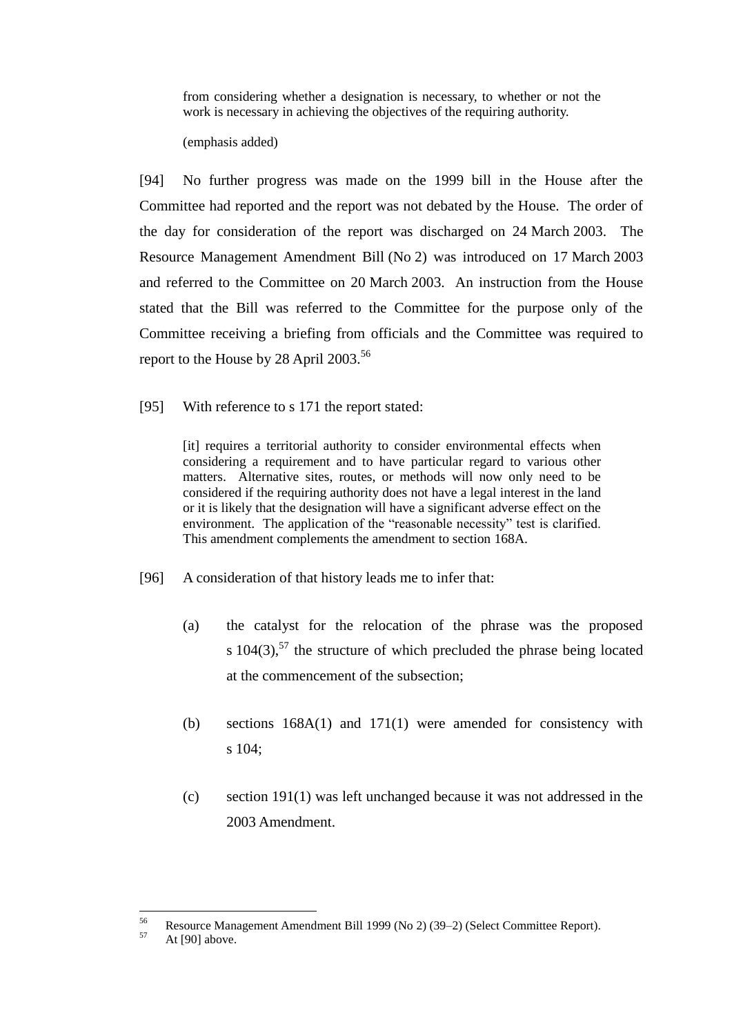> from considering whether a designation is necessary, to whether or not the work is necessary in achieving the objectives of the requiring authority.
>
> (emphasis added)

[94] No further progress was made on the 1999 bill in the House after the Committee had reported and the report was not debated by the House. The order of the day for consideration of the report was discharged on 24 March 2003. The Resource Management Amendment Bill (No 2) was introduced on 17 March 2003 and referred to the Committee on 20 March 2003. An instruction from the House stated that the Bill was referred to the Committee for the purpose only of the Committee receiving a briefing from officials and the Committee was required to report to the House by 28 April 2003.[56]

[95] With reference to s 171 the report stated:

> [it] requires a territorial authority to consider environmental effects when considering a requirement and to have particular regard to various other matters. Alternative sites, routes, or methods will now only need to be considered if the requiring authority does not have a legal interest in the land or it is likely that the designation will have a significant adverse effect on the environment. The application of the "reasonable necessity" test is clarified. This amendment complements the amendment to section 168A.

[96] A consideration of that history leads me to infer that:

(a) the catalyst for the relocation of the phrase was the proposed s 104(3),[57] the structure of which precluded the phrase being located at the commencement of the subsection;

(b) sections 168A(1) and 171(1) were amended for consistency with s 104;

(c) section 191(1) was left unchanged because it was not addressed in the 2003 Amendment.

---

[56] Resource Management Amendment Bill 1999 (No 2) (39–2) (Select Committee Report).

[57] At [90] above.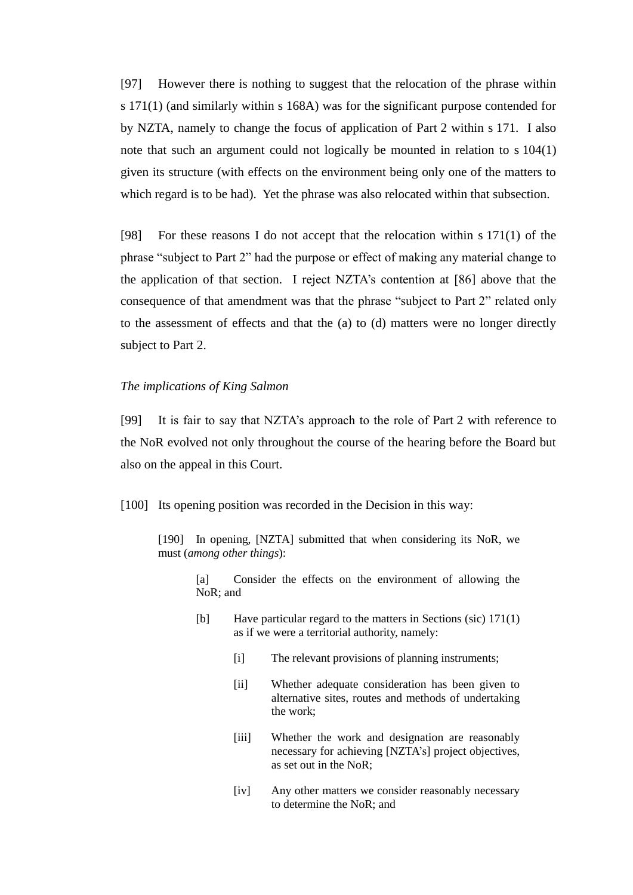[97] However there is nothing to suggest that the relocation of the phrase within s 171(1) (and similarly within s 168A) was for the significant purpose contended for by NZTA, namely to change the focus of application of Part 2 within s 171. I also note that such an argument could not logically be mounted in relation to s 104(1) given its structure (with effects on the environment being only one of the matters to which regard is to be had). Yet the phrase was also relocated within that subsection.

[98] For these reasons I do not accept that the relocation within s 171(1) of the phrase "subject to Part 2" had the purpose or effect of making any material change to the application of that section. I reject NZTA's contention at [86] above that the consequence of that amendment was that the phrase "subject to Part 2" related only to the assessment of effects and that the (a) to (d) matters were no longer directly subject to Part 2.

*The implications of King Salmon*

[99] It is fair to say that NZTA's approach to the role of Part 2 with reference to the NoR evolved not only throughout the course of the hearing before the Board but also on the appeal in this Court.

[100] Its opening position was recorded in the Decision in this way:

> [190] In opening, [NZTA] submitted that when considering its NoR, we must (*among other things*):
>
> > [a] Consider the effects on the environment of allowing the NoR; and
> >
> > [b] Have particular regard to the matters in Sections (sic) 171(1) as if we were a territorial authority, namely:
> >
> > > [i] The relevant provisions of planning instruments;
> > >
> > > [ii] Whether adequate consideration has been given to alternative sites, routes and methods of undertaking the work;
> > >
> > > [iii] Whether the work and designation are reasonably necessary for achieving [NZTA's] project objectives, as set out in the NoR;
> > >
> > > [iv] Any other matters we consider reasonably necessary to determine the NoR; and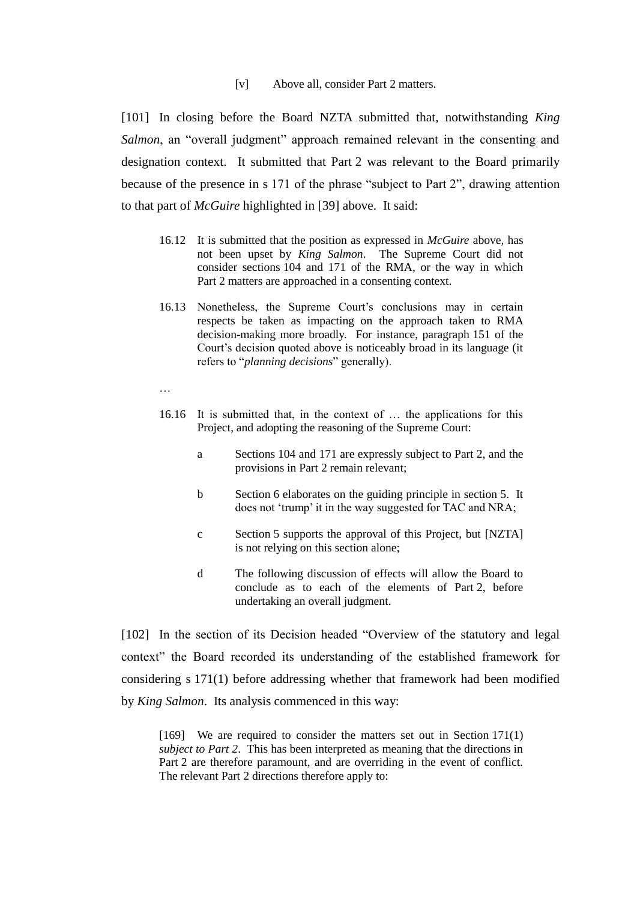[v] Above all, consider Part 2 matters.

[101] In closing before the Board NZTA submitted that, notwithstanding *King Salmon*, an "overall judgment" approach remained relevant in the consenting and designation context. It submitted that Part 2 was relevant to the Board primarily because of the presence in s 171 of the phrase "subject to Part 2", drawing attention to that part of *McGuire* highlighted in [39] above. It said:

> 16.12 It is submitted that the position as expressed in *McGuire* above, has not been upset by *King Salmon*. The Supreme Court did not consider sections 104 and 171 of the RMA, or the way in which Part 2 matters are approached in a consenting context.
>
> 16.13 Nonetheless, the Supreme Court's conclusions may in certain respects be taken as impacting on the approach taken to RMA decision-making more broadly. For instance, paragraph 151 of the Court's decision quoted above is noticeably broad in its language (it refers to "*planning decisions*" generally).
>
> …
>
> 16.16 It is submitted that, in the context of … the applications for this Project, and adopting the reasoning of the Supreme Court:
>
> a Sections 104 and 171 are expressly subject to Part 2, and the provisions in Part 2 remain relevant;
>
> b Section 6 elaborates on the guiding principle in section 5. It does not 'trump' it in the way suggested for TAC and NRA;
>
> c Section 5 supports the approval of this Project, but [NZTA] is not relying on this section alone;
>
> d The following discussion of effects will allow the Board to conclude as to each of the elements of Part 2, before undertaking an overall judgment.

[102] In the section of its Decision headed "Overview of the statutory and legal context" the Board recorded its understanding of the established framework for considering s 171(1) before addressing whether that framework had been modified by *King Salmon*. Its analysis commenced in this way:

> [169] We are required to consider the matters set out in Section 171(1) *subject to Part 2*. This has been interpreted as meaning that the directions in Part 2 are therefore paramount, and are overriding in the event of conflict. The relevant Part 2 directions therefore apply to: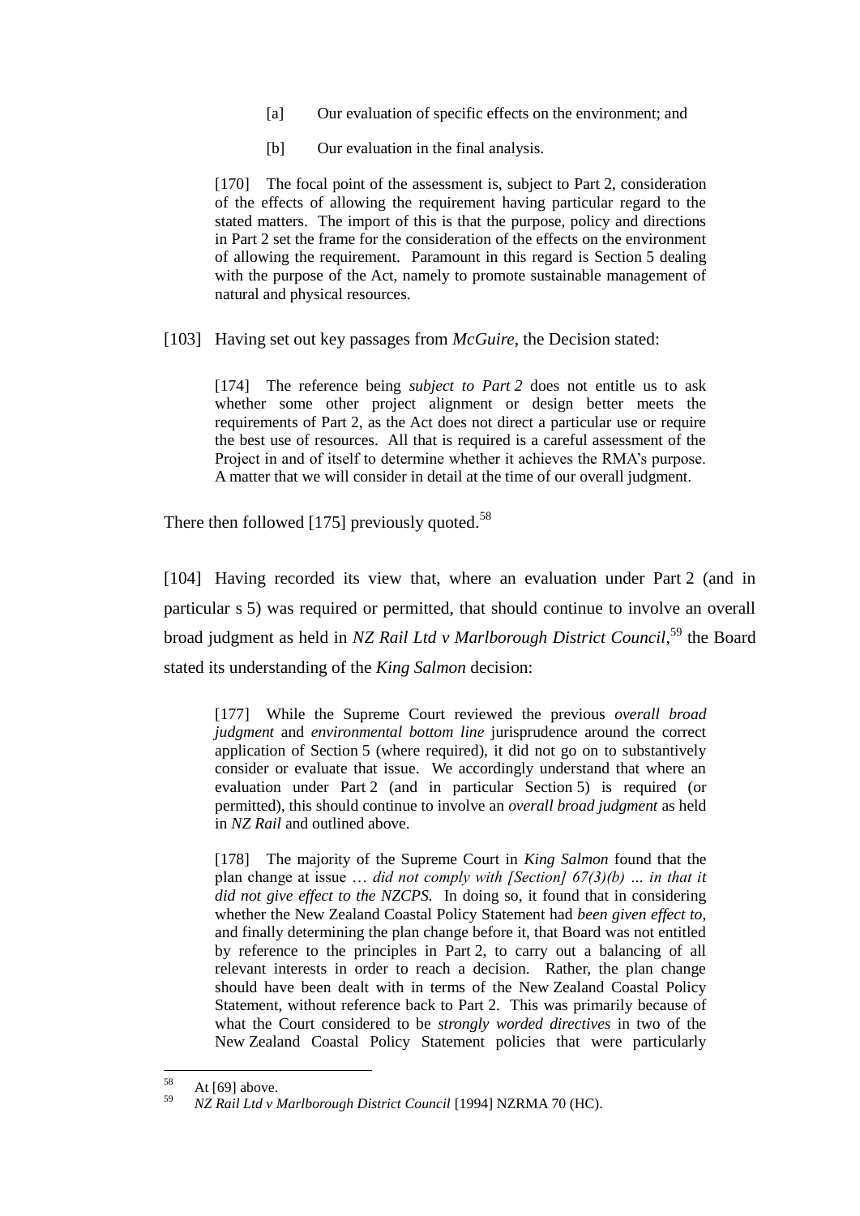> [a] Our evaluation of specific effects on the environment; and
>
> [b] Our evaluation in the final analysis.
>
> [170] The focal point of the assessment is, subject to Part 2, consideration of the effects of allowing the requirement having particular regard to the stated matters. The import of this is that the purpose, policy and directions in Part 2 set the frame for the consideration of the effects on the environment of allowing the requirement. Paramount in this regard is Section 5 dealing with the purpose of the Act, namely to promote sustainable management of natural and physical resources.

[103] Having set out key passages from *McGuire*, the Decision stated:

> [174] The reference being *subject to Part 2* does not entitle us to ask whether some other project alignment or design better meets the requirements of Part 2, as the Act does not direct a particular use or require the best use of resources. All that is required is a careful assessment of the Project in and of itself to determine whether it achieves the RMA's purpose. A matter that we will consider in detail at the time of our overall judgment.

There then followed [175] previously quoted.[58]

[104] Having recorded its view that, where an evaluation under Part 2 (and in particular s 5) was required or permitted, that should continue to involve an overall broad judgment as held in *NZ Rail Ltd v Marlborough District Council*,[59] the Board stated its understanding of the *King Salmon* decision:

> [177] While the Supreme Court reviewed the previous *overall broad judgment* and *environmental bottom line* jurisprudence around the correct application of Section 5 (where required), it did not go on to substantively consider or evaluate that issue. We accordingly understand that where an evaluation under Part 2 (and in particular Section 5) is required (or permitted), this should continue to involve an *overall broad judgment* as held in *NZ Rail* and outlined above.
>
> [178] The majority of the Supreme Court in *King Salmon* found that the plan change at issue … *did not comply with [Section] 67(3)(b) … in that it did not give effect to the NZCPS.* In doing so, it found that in considering whether the New Zealand Coastal Policy Statement had *been given effect to*, and finally determining the plan change before it, that Board was not entitled by reference to the principles in Part 2, to carry out a balancing of all relevant interests in order to reach a decision. Rather, the plan change should have been dealt with in terms of the New Zealand Coastal Policy Statement, without reference back to Part 2. This was primarily because of what the Court considered to be *strongly worded directives* in two of the New Zealand Coastal Policy Statement policies that were particularly

[58] At [69] above.

[59] *NZ Rail Ltd v Marlborough District Council* [1994] NZRMA 70 (HC).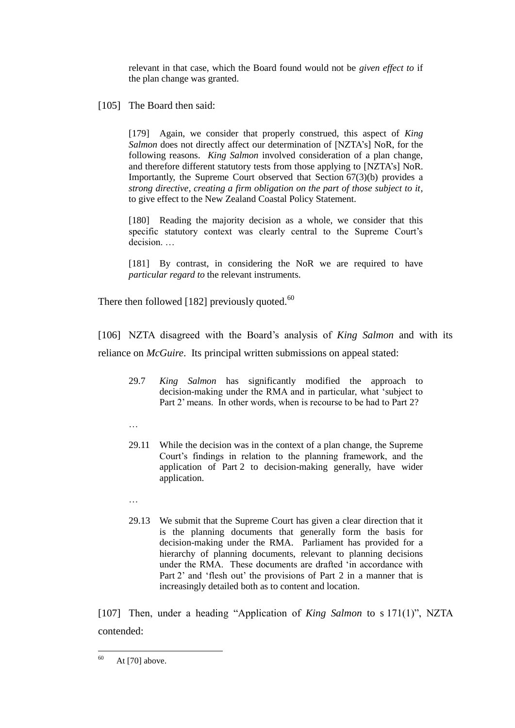> relevant in that case, which the Board found would not be *given effect to* if the plan change was granted.

[105] The Board then said:

> [179] Again, we consider that properly construed, this aspect of *King Salmon* does not directly affect our determination of [NZTA's] NoR, for the following reasons. *King Salmon* involved consideration of a plan change, and therefore different statutory tests from those applying to [NZTA's] NoR. Importantly, the Supreme Court observed that Section 67(3)(b) provides a *strong directive, creating a firm obligation on the part of those subject to it*, to give effect to the New Zealand Coastal Policy Statement.
>
> [180] Reading the majority decision as a whole, we consider that this specific statutory context was clearly central to the Supreme Court's decision. …
>
> [181] By contrast, in considering the NoR we are required to have *particular regard to* the relevant instruments.

There then followed [182] previously quoted.[60]

[106] NZTA disagreed with the Board's analysis of *King Salmon* and with its reliance on *McGuire*. Its principal written submissions on appeal stated:

> 29.7 *King Salmon* has significantly modified the approach to decision-making under the RMA and in particular, what 'subject to Part 2' means. In other words, when is recourse to be had to Part 2?
>
> …
>
> 29.11 While the decision was in the context of a plan change, the Supreme Court's findings in relation to the planning framework, and the application of Part 2 to decision-making generally, have wider application.
>
> …
>
> 29.13 We submit that the Supreme Court has given a clear direction that it is the planning documents that generally form the basis for decision-making under the RMA. Parliament has provided for a hierarchy of planning documents, relevant to planning decisions under the RMA. These documents are drafted 'in accordance with Part 2' and 'flesh out' the provisions of Part 2 in a manner that is increasingly detailed both as to content and location.

[107] Then, under a heading "Application of *King Salmon* to s 171(1)", NZTA contended:

---

[60] At [70] above.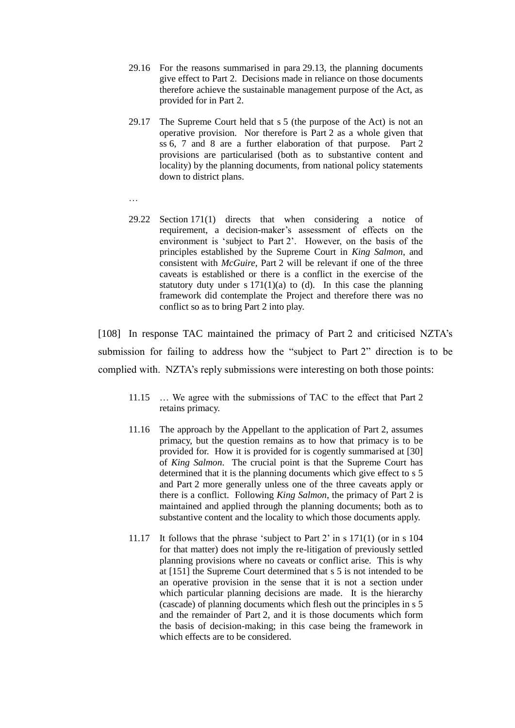> 29.16 For the reasons summarised in para 29.13, the planning documents give effect to Part 2. Decisions made in reliance on those documents therefore achieve the sustainable management purpose of the Act, as provided for in Part 2.
>
> 29.17 The Supreme Court held that s 5 (the purpose of the Act) is not an operative provision. Nor therefore is Part 2 as a whole given that ss 6, 7 and 8 are a further elaboration of that purpose. Part 2 provisions are particularised (both as to substantive content and locality) by the planning documents, from national policy statements down to district plans.
>
> …
>
> 29.22 Section 171(1) directs that when considering a notice of requirement, a decision-maker's assessment of effects on the environment is 'subject to Part 2'. However, on the basis of the principles established by the Supreme Court in *King Salmon*, and consistent with *McGuire*, Part 2 will be relevant if one of the three caveats is established or there is a conflict in the exercise of the statutory duty under s 171(1)(a) to (d). In this case the planning framework did contemplate the Project and therefore there was no conflict so as to bring Part 2 into play.

[108] In response TAC maintained the primacy of Part 2 and criticised NZTA's submission for failing to address how the "subject to Part 2" direction is to be complied with. NZTA's reply submissions were interesting on both those points:

> 11.15 … We agree with the submissions of TAC to the effect that Part 2 retains primacy.
>
> 11.16 The approach by the Appellant to the application of Part 2, assumes primacy, but the question remains as to how that primacy is to be provided for. How it is provided for is cogently summarised at [30] of *King Salmon*. The crucial point is that the Supreme Court has determined that it is the planning documents which give effect to s 5 and Part 2 more generally unless one of the three caveats apply or there is a conflict. Following *King Salmon*, the primacy of Part 2 is maintained and applied through the planning documents; both as to substantive content and the locality to which those documents apply.
>
> 11.17 It follows that the phrase 'subject to Part 2' in s 171(1) (or in s 104 for that matter) does not imply the re-litigation of previously settled planning provisions where no caveats or conflict arise. This is why at [151] the Supreme Court determined that s 5 is not intended to be an operative provision in the sense that it is not a section under which particular planning decisions are made. It is the hierarchy (cascade) of planning documents which flesh out the principles in s 5 and the remainder of Part 2, and it is those documents which form the basis of decision-making; in this case being the framework in which effects are to be considered.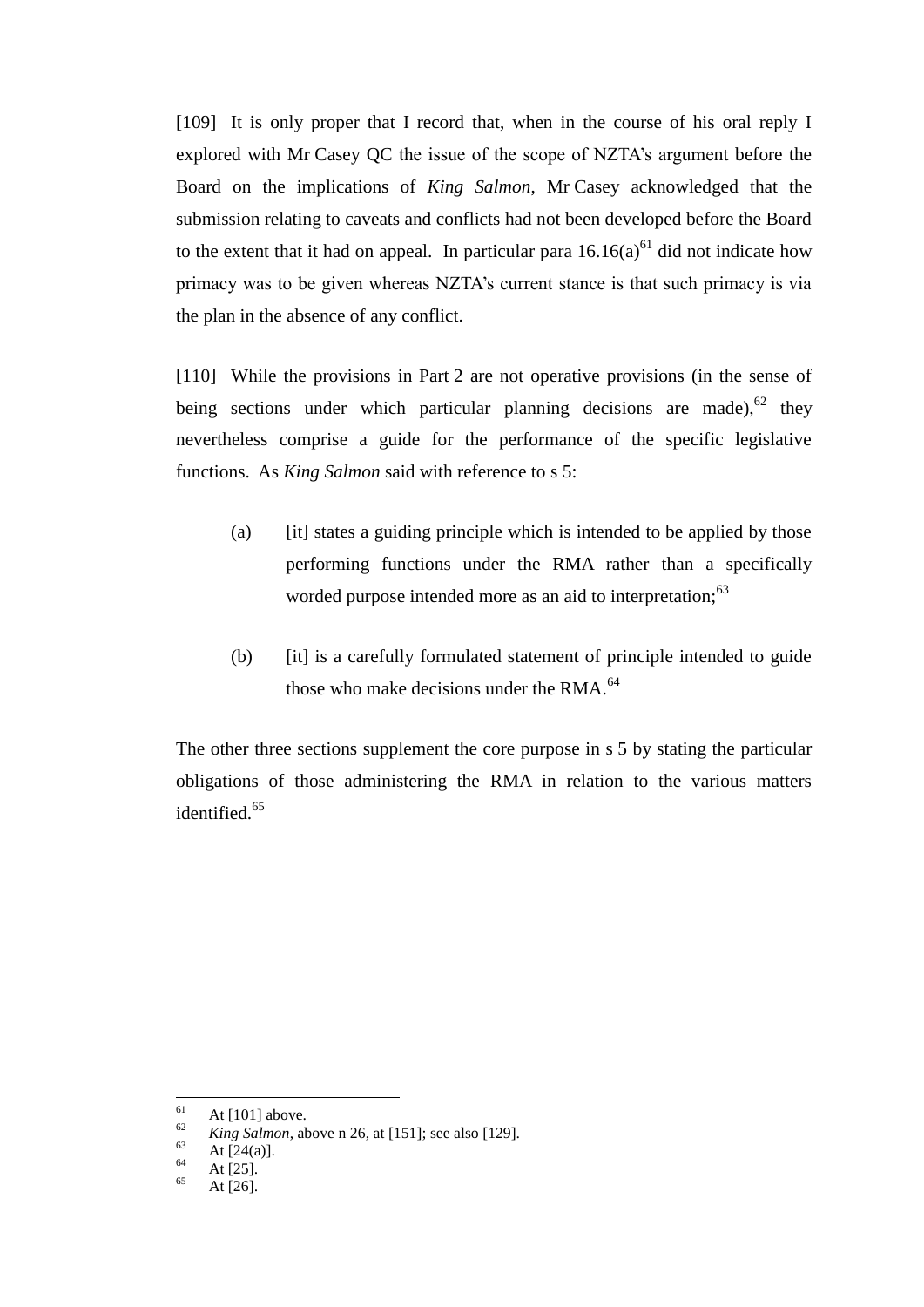[109] It is only proper that I record that, when in the course of his oral reply I explored with Mr Casey QC the issue of the scope of NZTA's argument before the Board on the implications of *King Salmon*, Mr Casey acknowledged that the submission relating to caveats and conflicts had not been developed before the Board to the extent that it had on appeal. In particular para 16.16(a)[61] did not indicate how primacy was to be given whereas NZTA's current stance is that such primacy is via the plan in the absence of any conflict.

[110] While the provisions in Part 2 are not operative provisions (in the sense of being sections under which particular planning decisions are made),[62] they nevertheless comprise a guide for the performance of the specific legislative functions. As *King Salmon* said with reference to s 5:

> (a) [it] states a guiding principle which is intended to be applied by those performing functions under the RMA rather than a specifically worded purpose intended more as an aid to interpretation;[63]
>
> (b) [it] is a carefully formulated statement of principle intended to guide those who make decisions under the RMA.[64]

The other three sections supplement the core purpose in s 5 by stating the particular obligations of those administering the RMA in relation to the various matters identified.[65]

---

[61] At [101] above.
[62] *King Salmon*, above n 26, at [151]; see also [129].
[63] At [24(a)].
[64] At [25].
[65] At [26].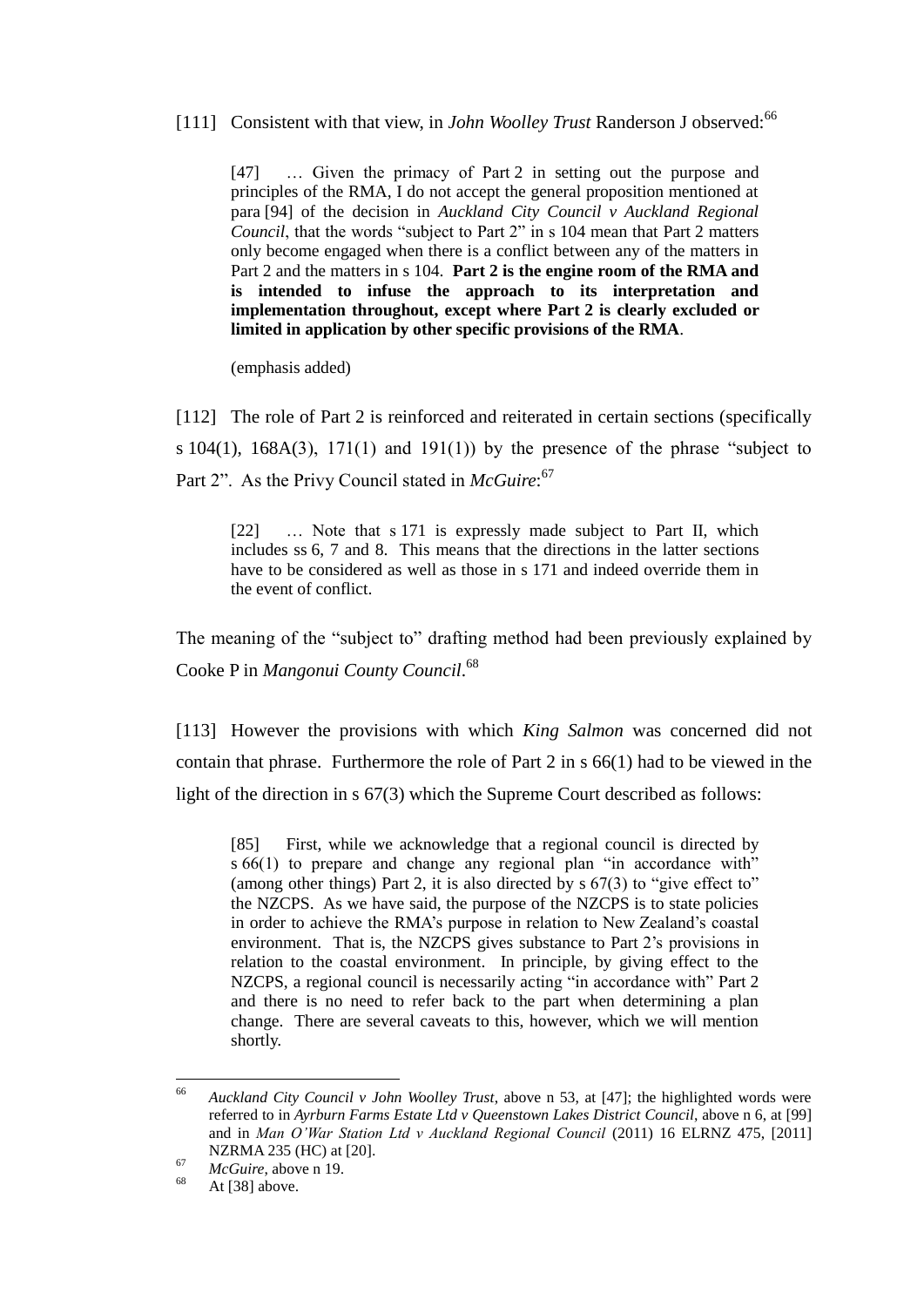[111] Consistent with that view, in *John Woolley Trust* Randerson J observed:[66]

> [47] … Given the primacy of Part 2 in setting out the purpose and principles of the RMA, I do not accept the general proposition mentioned at para [94] of the decision in *Auckland City Council v Auckland Regional Council*, that the words "subject to Part 2" in s 104 mean that Part 2 matters only become engaged when there is a conflict between any of the matters in Part 2 and the matters in s 104. **Part 2 is the engine room of the RMA and is intended to infuse the approach to its interpretation and implementation throughout, except where Part 2 is clearly excluded or limited in application by other specific provisions of the RMA**.
>
> (emphasis added)

[112] The role of Part 2 is reinforced and reiterated in certain sections (specifically s 104(1), 168A(3), 171(1) and 191(1)) by the presence of the phrase "subject to Part 2". As the Privy Council stated in *McGuire*:[67]

> [22] … Note that s 171 is expressly made subject to Part II, which includes ss 6, 7 and 8. This means that the directions in the latter sections have to be considered as well as those in s 171 and indeed override them in the event of conflict.

The meaning of the "subject to" drafting method had been previously explained by Cooke P in *Mangonui County Council*.[68]

[113] However the provisions with which *King Salmon* was concerned did not contain that phrase. Furthermore the role of Part 2 in s 66(1) had to be viewed in the light of the direction in s 67(3) which the Supreme Court described as follows:

> [85] First, while we acknowledge that a regional council is directed by s 66(1) to prepare and change any regional plan "in accordance with" (among other things) Part 2, it is also directed by s 67(3) to "give effect to" the NZCPS. As we have said, the purpose of the NZCPS is to state policies in order to achieve the RMA's purpose in relation to New Zealand's coastal environment. That is, the NZCPS gives substance to Part 2's provisions in relation to the coastal environment. In principle, by giving effect to the NZCPS, a regional council is necessarily acting "in accordance with" Part 2 and there is no need to refer back to the part when determining a plan change. There are several caveats to this, however, which we will mention shortly.

---

[66] *Auckland City Council v John Woolley Trust*, above n 53, at [47]; the highlighted words were referred to in *Ayrburn Farms Estate Ltd v Queenstown Lakes District Council*, above n 6, at [99] and in *Man O'War Station Ltd v Auckland Regional Council* (2011) 16 ELRNZ 475, [2011] NZRMA 235 (HC) at [20].

[67] *McGuire*, above n 19.

[68] At [38] above.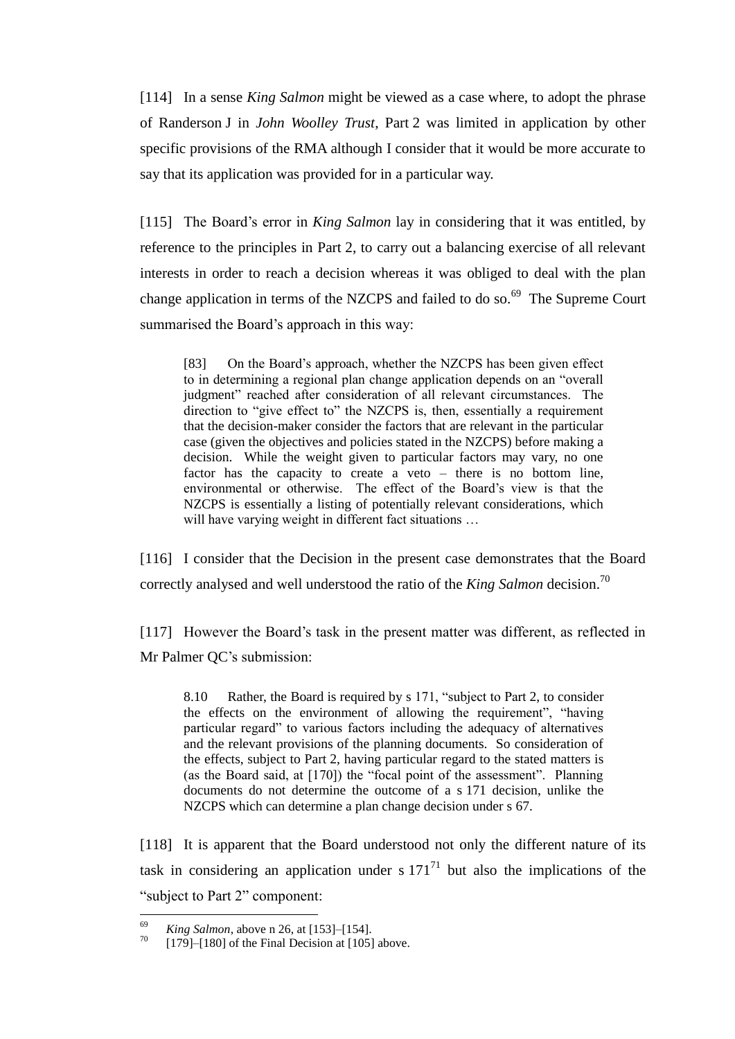[114] In a sense *King Salmon* might be viewed as a case where, to adopt the phrase of Randerson J in *John Woolley Trust*, Part 2 was limited in application by other specific provisions of the RMA although I consider that it would be more accurate to say that its application was provided for in a particular way.

[115] The Board's error in *King Salmon* lay in considering that it was entitled, by reference to the principles in Part 2, to carry out a balancing exercise of all relevant interests in order to reach a decision whereas it was obliged to deal with the plan change application in terms of the NZCPS and failed to do so.[69] The Supreme Court summarised the Board's approach in this way:

> [83] On the Board's approach, whether the NZCPS has been given effect to in determining a regional plan change application depends on an "overall judgment" reached after consideration of all relevant circumstances. The direction to "give effect to" the NZCPS is, then, essentially a requirement that the decision-maker consider the factors that are relevant in the particular case (given the objectives and policies stated in the NZCPS) before making a decision. While the weight given to particular factors may vary, no one factor has the capacity to create a veto – there is no bottom line, environmental or otherwise. The effect of the Board's view is that the NZCPS is essentially a listing of potentially relevant considerations, which will have varying weight in different fact situations …

[116] I consider that the Decision in the present case demonstrates that the Board correctly analysed and well understood the ratio of the *King Salmon* decision.[70]

[117] However the Board's task in the present matter was different, as reflected in Mr Palmer QC's submission:

> 8.10 Rather, the Board is required by s 171, "subject to Part 2, to consider the effects on the environment of allowing the requirement", "having particular regard" to various factors including the adequacy of alternatives and the relevant provisions of the planning documents. So consideration of the effects, subject to Part 2, having particular regard to the stated matters is (as the Board said, at [170]) the "focal point of the assessment". Planning documents do not determine the outcome of a s 171 decision, unlike the NZCPS which can determine a plan change decision under s 67.

[118] It is apparent that the Board understood not only the different nature of its task in considering an application under s 171[71] but also the implications of the "subject to Part 2" component:

---

[69] *King Salmon*, above n 26, at [153]–[154].

[70] [179]–[180] of the Final Decision at [105] above.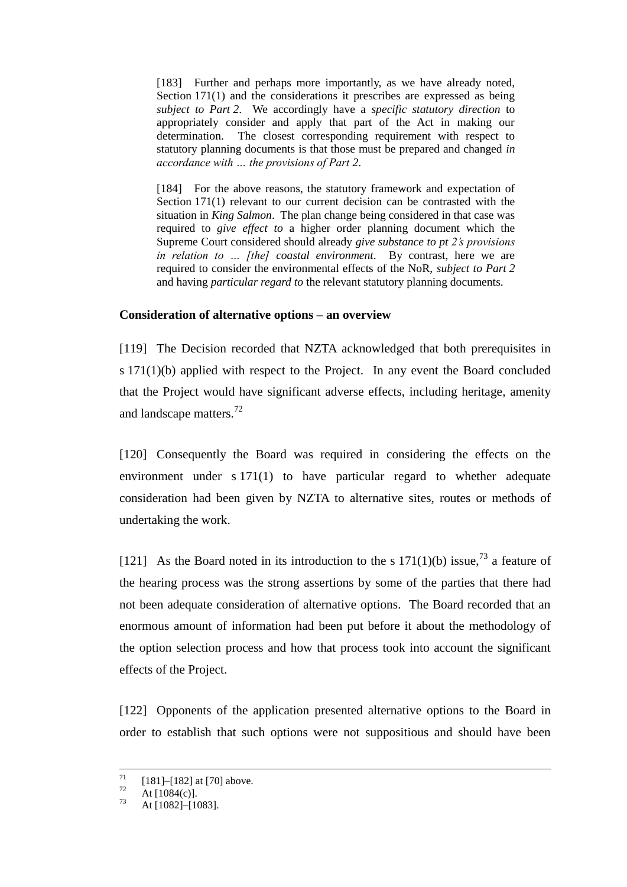> [183] Further and perhaps more importantly, as we have already noted, Section 171(1) and the considerations it prescribes are expressed as being *subject to Part 2*. We accordingly have a *specific statutory direction* to appropriately consider and apply that part of the Act in making our determination. The closest corresponding requirement with respect to statutory planning documents is that those must be prepared and changed *in accordance with … the provisions of Part 2*.
>
> [184] For the above reasons, the statutory framework and expectation of Section 171(1) relevant to our current decision can be contrasted with the situation in *King Salmon*. The plan change being considered in that case was required to *give effect to* a higher order planning document which the Supreme Court considered should already *give substance to pt 2's provisions in relation to … [the] coastal environment*. By contrast, here we are required to consider the environmental effects of the NoR, *subject to Part 2* and having *particular regard to* the relevant statutory planning documents.

**Consideration of alternative options – an overview**

[119] The Decision recorded that NZTA acknowledged that both prerequisites in s 171(1)(b) applied with respect to the Project. In any event the Board concluded that the Project would have significant adverse effects, including heritage, amenity and landscape matters.[72]

[120] Consequently the Board was required in considering the effects on the environment under s 171(1) to have particular regard to whether adequate consideration had been given by NZTA to alternative sites, routes or methods of undertaking the work.

[121] As the Board noted in its introduction to the s 171(1)(b) issue,[73] a feature of the hearing process was the strong assertions by some of the parties that there had not been adequate consideration of alternative options. The Board recorded that an enormous amount of information had been put before it about the methodology of the option selection process and how that process took into account the significant effects of the Project.

[122] Opponents of the application presented alternative options to the Board in order to establish that such options were not suppositious and should have been

---

[71] [181]–[182] at [70] above.

[72] At [1084(c)].

[73] At [1082]–[1083].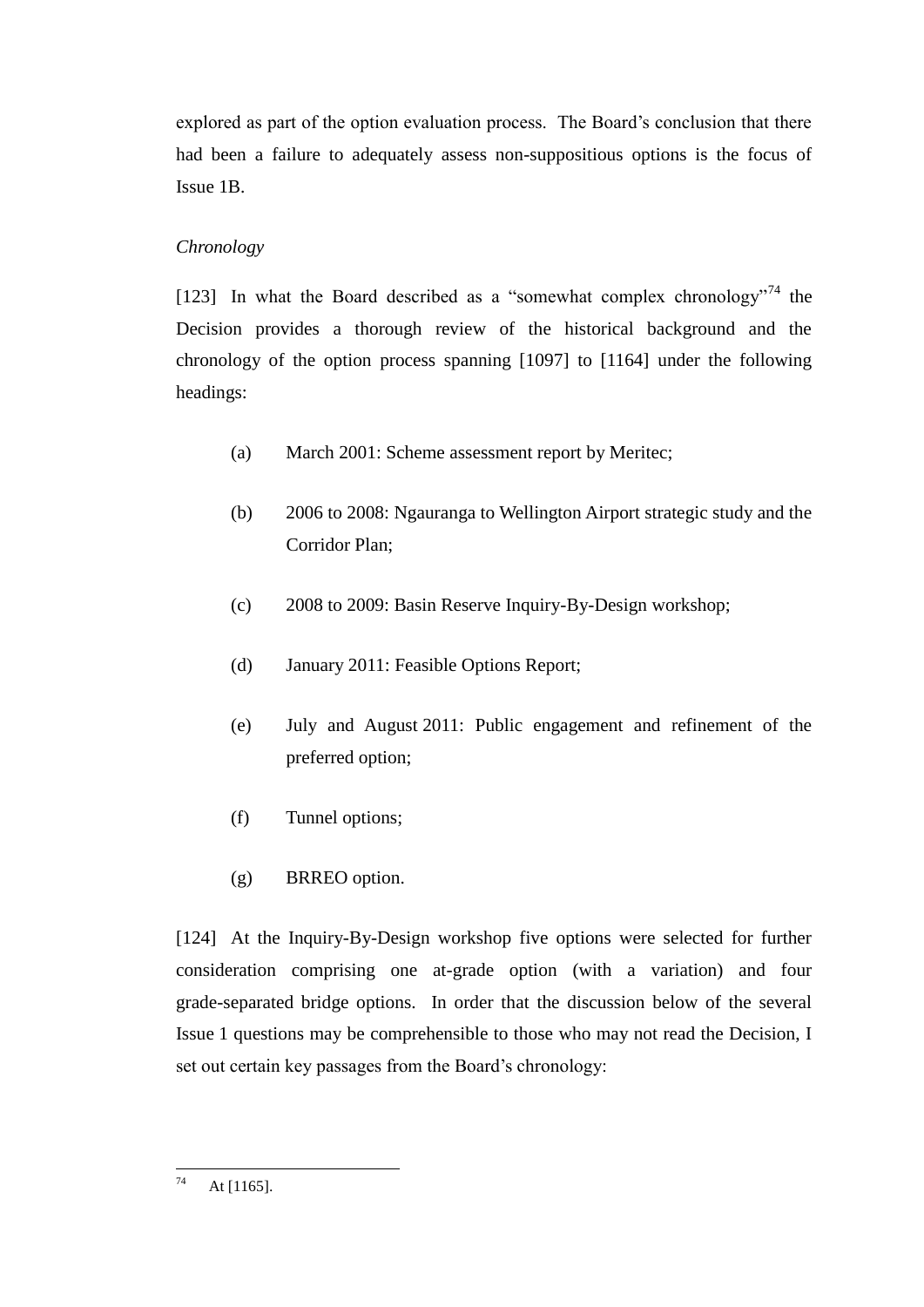explored as part of the option evaluation process. The Board's conclusion that there had been a failure to adequately assess non-suppositious options is the focus of Issue 1B.

*Chronology*

[123] In what the Board described as a "somewhat complex chronology"[74] the Decision provides a thorough review of the historical background and the chronology of the option process spanning [1097] to [1164] under the following headings:

(a) March 2001: Scheme assessment report by Meritec;

(b) 2006 to 2008: Ngauranga to Wellington Airport strategic study and the Corridor Plan;

(c) 2008 to 2009: Basin Reserve Inquiry-By-Design workshop;

(d) January 2011: Feasible Options Report;

(e) July and August 2011: Public engagement and refinement of the preferred option;

(f) Tunnel options;

(g) BRREO option.

[124] At the Inquiry-By-Design workshop five options were selected for further consideration comprising one at-grade option (with a variation) and four grade-separated bridge options. In order that the discussion below of the several Issue 1 questions may be comprehensible to those who may not read the Decision, I set out certain key passages from the Board's chronology:

---

[74] At [1165].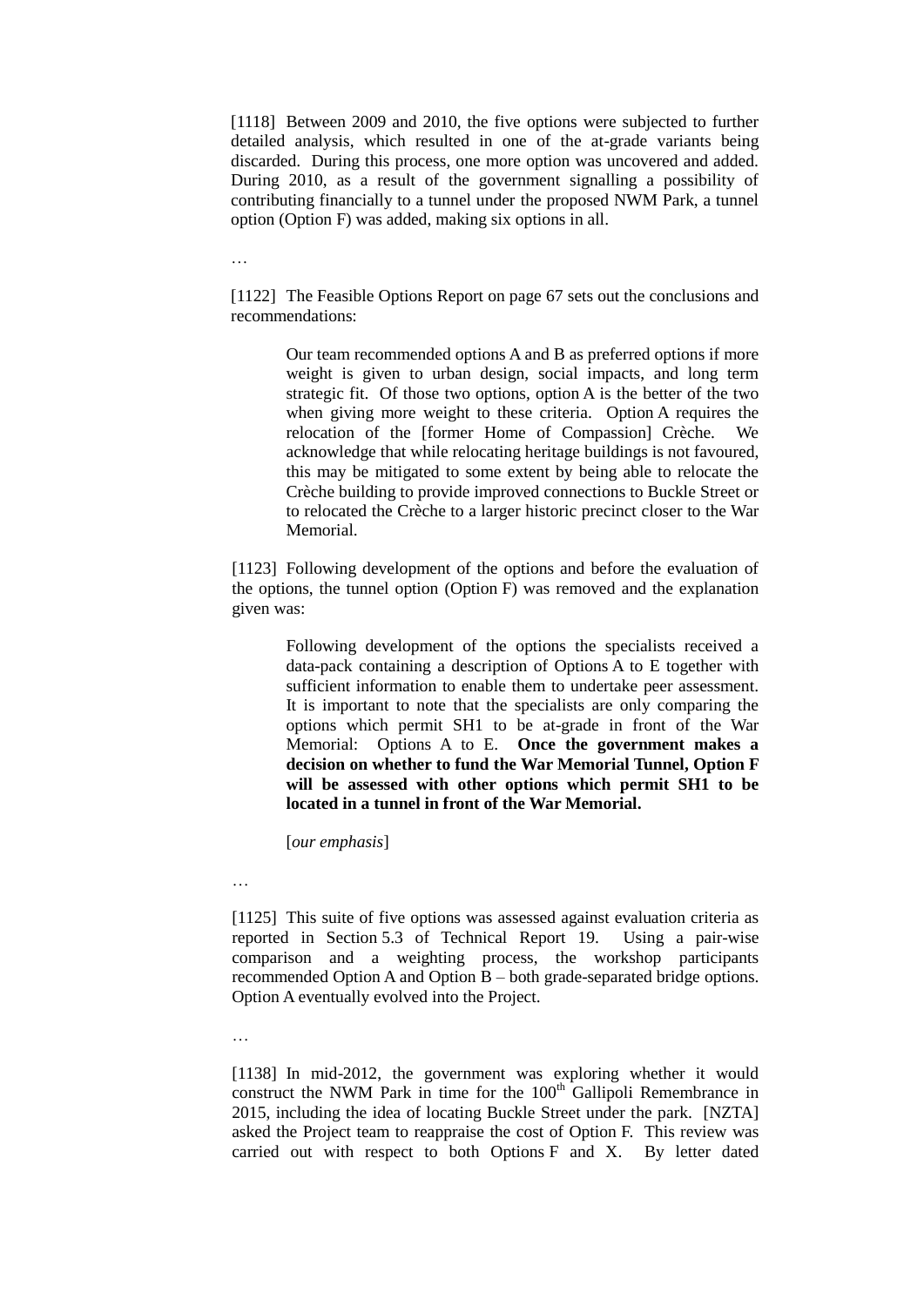[1118] Between 2009 and 2010, the five options were subjected to further detailed analysis, which resulted in one of the at-grade variants being discarded. During this process, one more option was uncovered and added. During 2010, as a result of the government signalling a possibility of contributing financially to a tunnel under the proposed NWM Park, a tunnel option (Option F) was added, making six options in all.

…

[1122] The Feasible Options Report on page 67 sets out the conclusions and recommendations:

> Our team recommended options A and B as preferred options if more weight is given to urban design, social impacts, and long term strategic fit. Of those two options, option A is the better of the two when giving more weight to these criteria. Option A requires the relocation of the [former Home of Compassion] Crèche. We acknowledge that while relocating heritage buildings is not favoured, this may be mitigated to some extent by being able to relocate the Crèche building to provide improved connections to Buckle Street or to relocated the Crèche to a larger historic precinct closer to the War Memorial.

[1123] Following development of the options and before the evaluation of the options, the tunnel option (Option F) was removed and the explanation given was:

> Following development of the options the specialists received a data-pack containing a description of Options A to E together with sufficient information to enable them to undertake peer assessment. It is important to note that the specialists are only comparing the options which permit SH1 to be at-grade in front of the War Memorial: Options A to E. **Once the government makes a decision on whether to fund the War Memorial Tunnel, Option F will be assessed with other options which permit SH1 to be located in a tunnel in front of the War Memorial.**
>
> [*our emphasis*]

…

[1125] This suite of five options was assessed against evaluation criteria as reported in Section 5.3 of Technical Report 19. Using a pair-wise comparison and a weighting process, the workshop participants recommended Option A and Option B – both grade-separated bridge options. Option A eventually evolved into the Project.

…

[1138] In mid-2012, the government was exploring whether it would construct the NWM Park in time for the 100th Gallipoli Remembrance in 2015, including the idea of locating Buckle Street under the park. [NZTA] asked the Project team to reappraise the cost of Option F. This review was carried out with respect to both Options F and X. By letter dated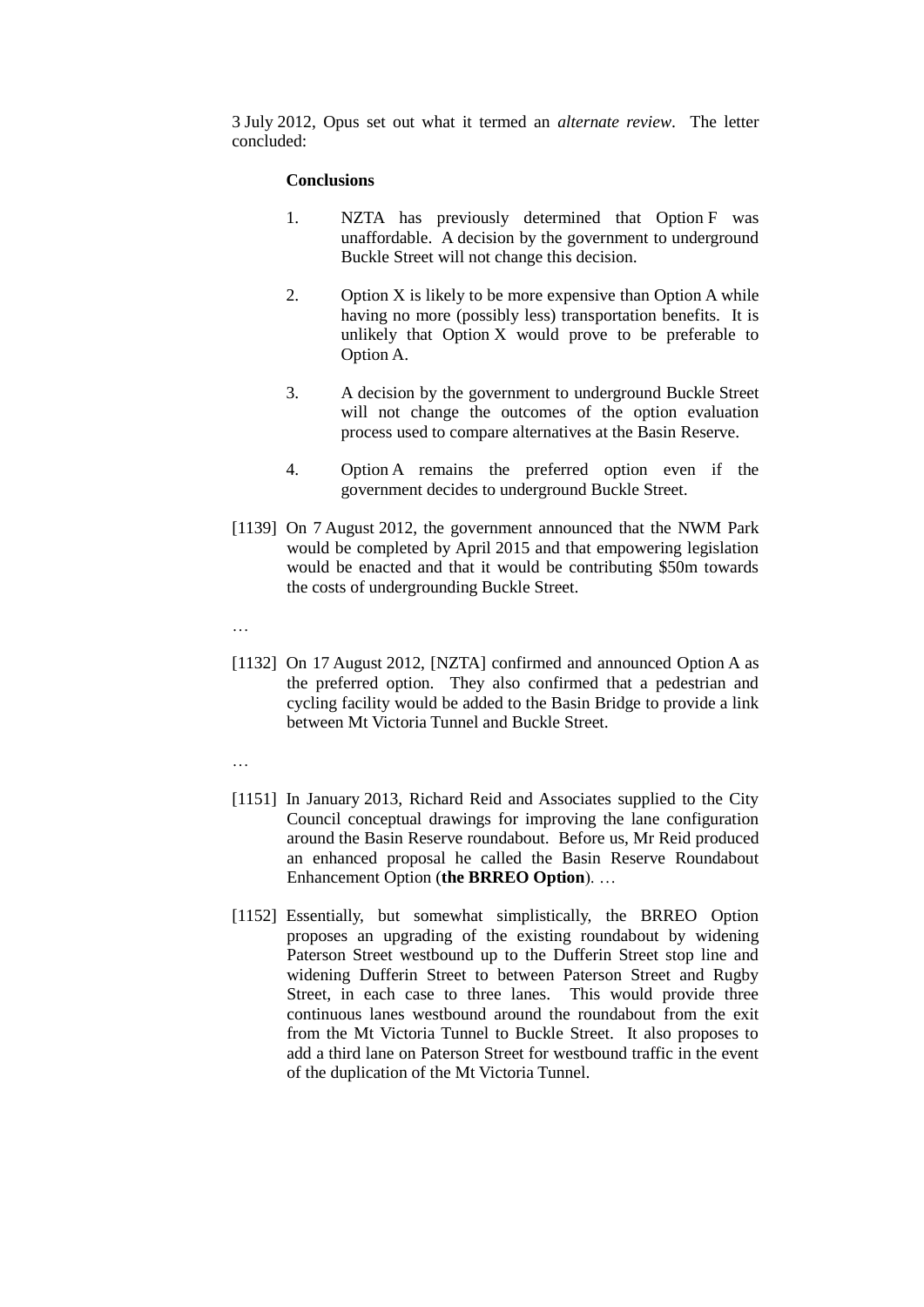3 July 2012, Opus set out what it termed an *alternate review*. The letter concluded:

> **Conclusions**
>
> 1. NZTA has previously determined that Option F was unaffordable. A decision by the government to underground Buckle Street will not change this decision.
>
> 2. Option X is likely to be more expensive than Option A while having no more (possibly less) transportation benefits. It is unlikely that Option X would prove to be preferable to Option A.
>
> 3. A decision by the government to underground Buckle Street will not change the outcomes of the option evaluation process used to compare alternatives at the Basin Reserve.
>
> 4. Option A remains the preferred option even if the government decides to underground Buckle Street.

[1139] On 7 August 2012, the government announced that the NWM Park would be completed by April 2015 and that empowering legislation would be enacted and that it would be contributing $50m towards the costs of undergrounding Buckle Street.

…

[1132] On 17 August 2012, [NZTA] confirmed and announced Option A as the preferred option. They also confirmed that a pedestrian and cycling facility would be added to the Basin Bridge to provide a link between Mt Victoria Tunnel and Buckle Street.

…

[1151] In January 2013, Richard Reid and Associates supplied to the City Council conceptual drawings for improving the lane configuration around the Basin Reserve roundabout. Before us, Mr Reid produced an enhanced proposal he called the Basin Reserve Roundabout Enhancement Option (**the BRREO Option**). …

[1152] Essentially, but somewhat simplistically, the BRREO Option proposes an upgrading of the existing roundabout by widening Paterson Street westbound up to the Dufferin Street stop line and widening Dufferin Street to between Paterson Street and Rugby Street, in each case to three lanes. This would provide three continuous lanes westbound around the roundabout from the exit from the Mt Victoria Tunnel to Buckle Street. It also proposes to add a third lane on Paterson Street for westbound traffic in the event of the duplication of the Mt Victoria Tunnel.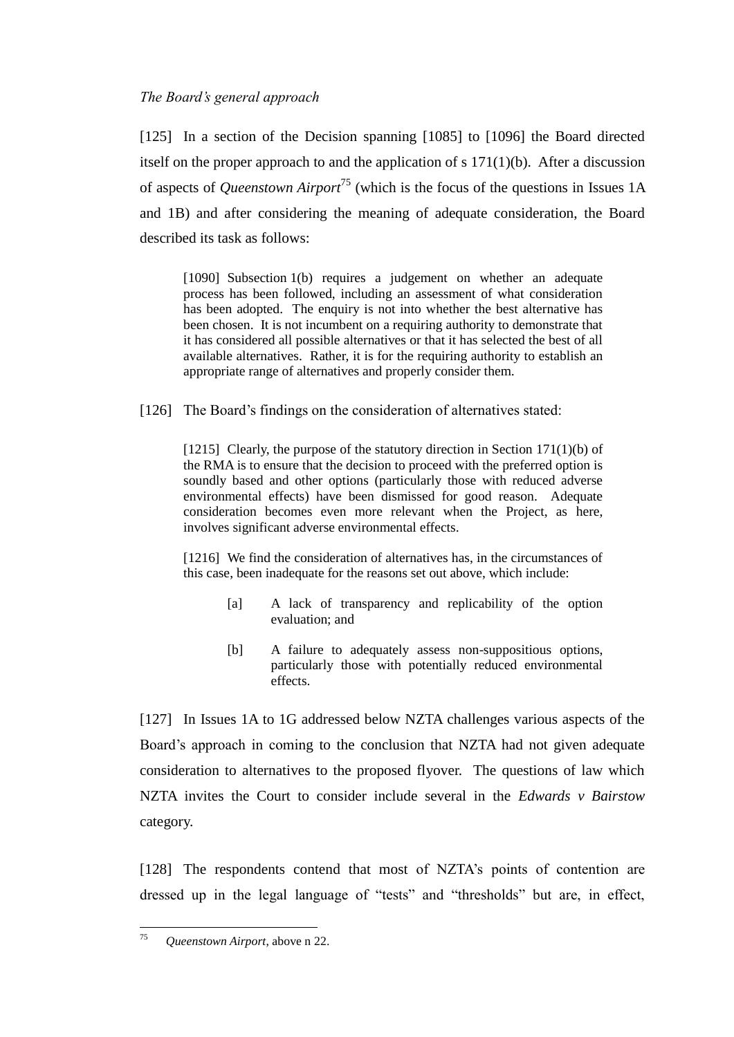*The Board's general approach*

[125] In a section of the Decision spanning [1085] to [1096] the Board directed itself on the proper approach to and the application of s 171(1)(b). After a discussion of aspects of *Queenstown Airport*[75] (which is the focus of the questions in Issues 1A and 1B) and after considering the meaning of adequate consideration, the Board described its task as follows:

> [1090] Subsection 1(b) requires a judgement on whether an adequate process has been followed, including an assessment of what consideration has been adopted. The enquiry is not into whether the best alternative has been chosen. It is not incumbent on a requiring authority to demonstrate that it has considered all possible alternatives or that it has selected the best of all available alternatives. Rather, it is for the requiring authority to establish an appropriate range of alternatives and properly consider them.

[126] The Board's findings on the consideration of alternatives stated:

> [1215] Clearly, the purpose of the statutory direction in Section 171(1)(b) of the RMA is to ensure that the decision to proceed with the preferred option is soundly based and other options (particularly those with reduced adverse environmental effects) have been dismissed for good reason. Adequate consideration becomes even more relevant when the Project, as here, involves significant adverse environmental effects.
>
> [1216] We find the consideration of alternatives has, in the circumstances of this case, been inadequate for the reasons set out above, which include:
>
> > [a] A lack of transparency and replicability of the option evaluation; and
> >
> > [b] A failure to adequately assess non-suppositious options, particularly those with potentially reduced environmental effects.

[127] In Issues 1A to 1G addressed below NZTA challenges various aspects of the Board's approach in coming to the conclusion that NZTA had not given adequate consideration to alternatives to the proposed flyover. The questions of law which NZTA invites the Court to consider include several in the *Edwards v Bairstow* category.

[128] The respondents contend that most of NZTA's points of contention are dressed up in the legal language of "tests" and "thresholds" but are, in effect,

---

[75] *Queenstown Airport*, above n 22.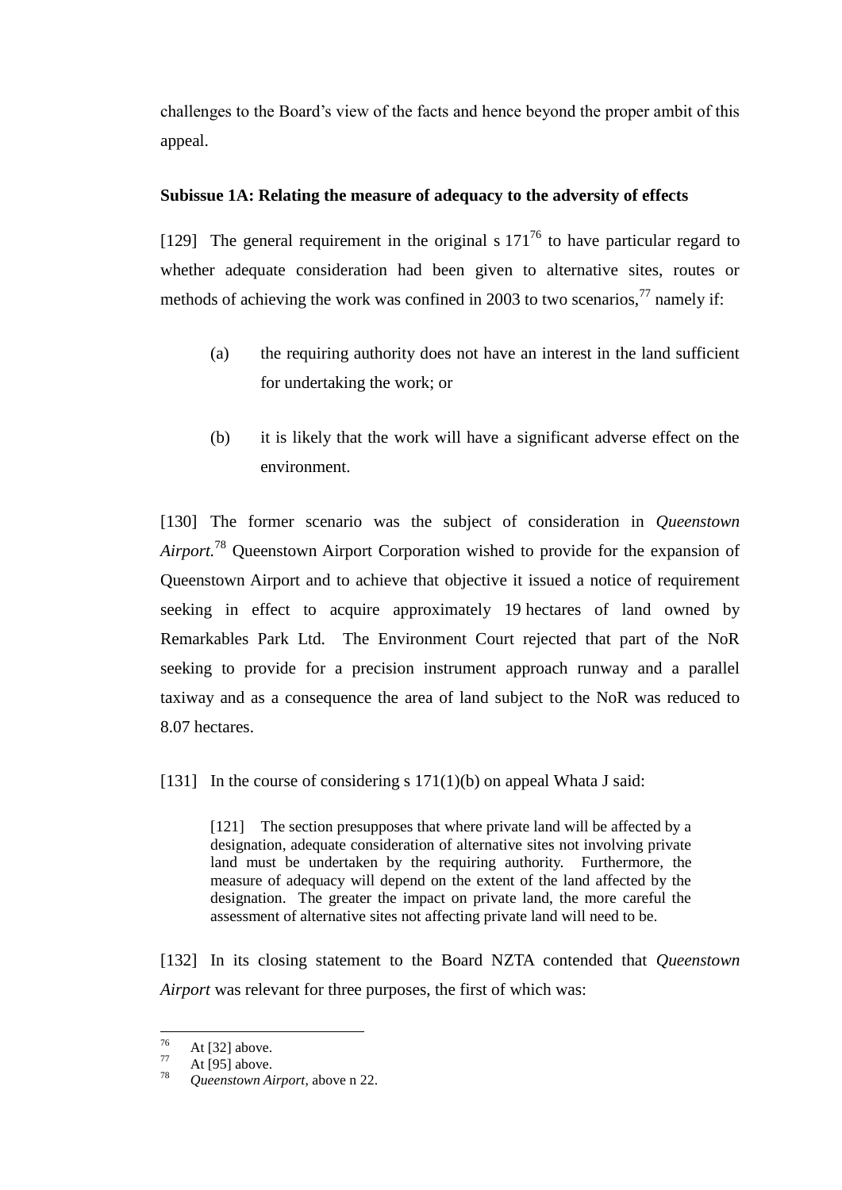challenges to the Board's view of the facts and hence beyond the proper ambit of this appeal.

**Subissue 1A: Relating the measure of adequacy to the adversity of effects**

[129] The general requirement in the original s 171[76] to have particular regard to whether adequate consideration had been given to alternative sites, routes or methods of achieving the work was confined in 2003 to two scenarios,[77] namely if:

(a) the requiring authority does not have an interest in the land sufficient for undertaking the work; or

(b) it is likely that the work will have a significant adverse effect on the environment.

[130] The former scenario was the subject of consideration in *Queenstown Airport*.[78] Queenstown Airport Corporation wished to provide for the expansion of Queenstown Airport and to achieve that objective it issued a notice of requirement seeking in effect to acquire approximately 19 hectares of land owned by Remarkables Park Ltd. The Environment Court rejected that part of the NoR seeking to provide for a precision instrument approach runway and a parallel taxiway and as a consequence the area of land subject to the NoR was reduced to 8.07 hectares.

[131] In the course of considering s 171(1)(b) on appeal Whata J said:

> [121] The section presupposes that where private land will be affected by a designation, adequate consideration of alternative sites not involving private land must be undertaken by the requiring authority. Furthermore, the measure of adequacy will depend on the extent of the land affected by the designation. The greater the impact on private land, the more careful the assessment of alternative sites not affecting private land will need to be.

[132] In its closing statement to the Board NZTA contended that *Queenstown Airport* was relevant for three purposes, the first of which was:

---

[76] At [32] above.

[77] At [95] above.

[78] *Queenstown Airport*, above n 22.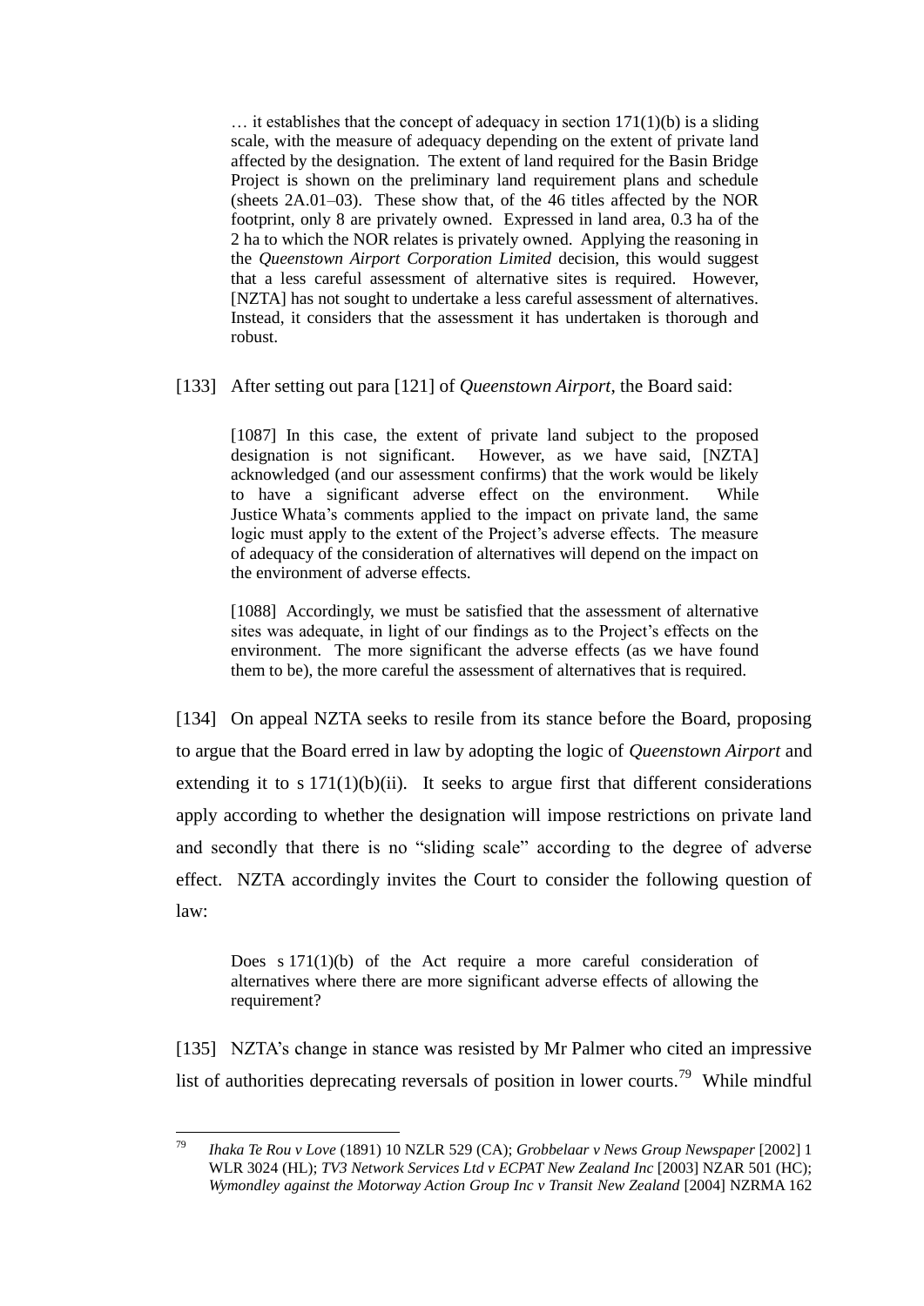> … it establishes that the concept of adequacy in section 171(1)(b) is a sliding scale, with the measure of adequacy depending on the extent of private land affected by the designation. The extent of land required for the Basin Bridge Project is shown on the preliminary land requirement plans and schedule (sheets 2A.01–03). These show that, of the 46 titles affected by the NOR footprint, only 8 are privately owned. Expressed in land area, 0.3 ha of the 2 ha to which the NOR relates is privately owned. Applying the reasoning in the *Queenstown Airport Corporation Limited* decision, this would suggest that a less careful assessment of alternative sites is required. However, [NZTA] has not sought to undertake a less careful assessment of alternatives. Instead, it considers that the assessment it has undertaken is thorough and robust.

[133] After setting out para [121] of *Queenstown Airport*, the Board said:

> [1087] In this case, the extent of private land subject to the proposed designation is not significant. However, as we have said, [NZTA] acknowledged (and our assessment confirms) that the work would be likely to have a significant adverse effect on the environment. While Justice Whata's comments applied to the impact on private land, the same logic must apply to the extent of the Project's adverse effects. The measure of adequacy of the consideration of alternatives will depend on the impact on the environment of adverse effects.
>
> [1088] Accordingly, we must be satisfied that the assessment of alternative sites was adequate, in light of our findings as to the Project's effects on the environment. The more significant the adverse effects (as we have found them to be), the more careful the assessment of alternatives that is required.

[134] On appeal NZTA seeks to resile from its stance before the Board, proposing to argue that the Board erred in law by adopting the logic of *Queenstown Airport* and extending it to s 171(1)(b)(ii). It seeks to argue first that different considerations apply according to whether the designation will impose restrictions on private land and secondly that there is no "sliding scale" according to the degree of adverse effect. NZTA accordingly invites the Court to consider the following question of law:

> Does s 171(1)(b) of the Act require a more careful consideration of alternatives where there are more significant adverse effects of allowing the requirement?

[135] NZTA's change in stance was resisted by Mr Palmer who cited an impressive list of authorities deprecating reversals of position in lower courts.[79] While mindful

---

[79] *Ihaka Te Rou v Love* (1891) 10 NZLR 529 (CA); *Grobbelaar v News Group Newspaper* [2002] 1 WLR 3024 (HL); *TV3 Network Services Ltd v ECPAT New Zealand Inc* [2003] NZAR 501 (HC); *Wymondley against the Motorway Action Group Inc v Transit New Zealand* [2004] NZRMA 162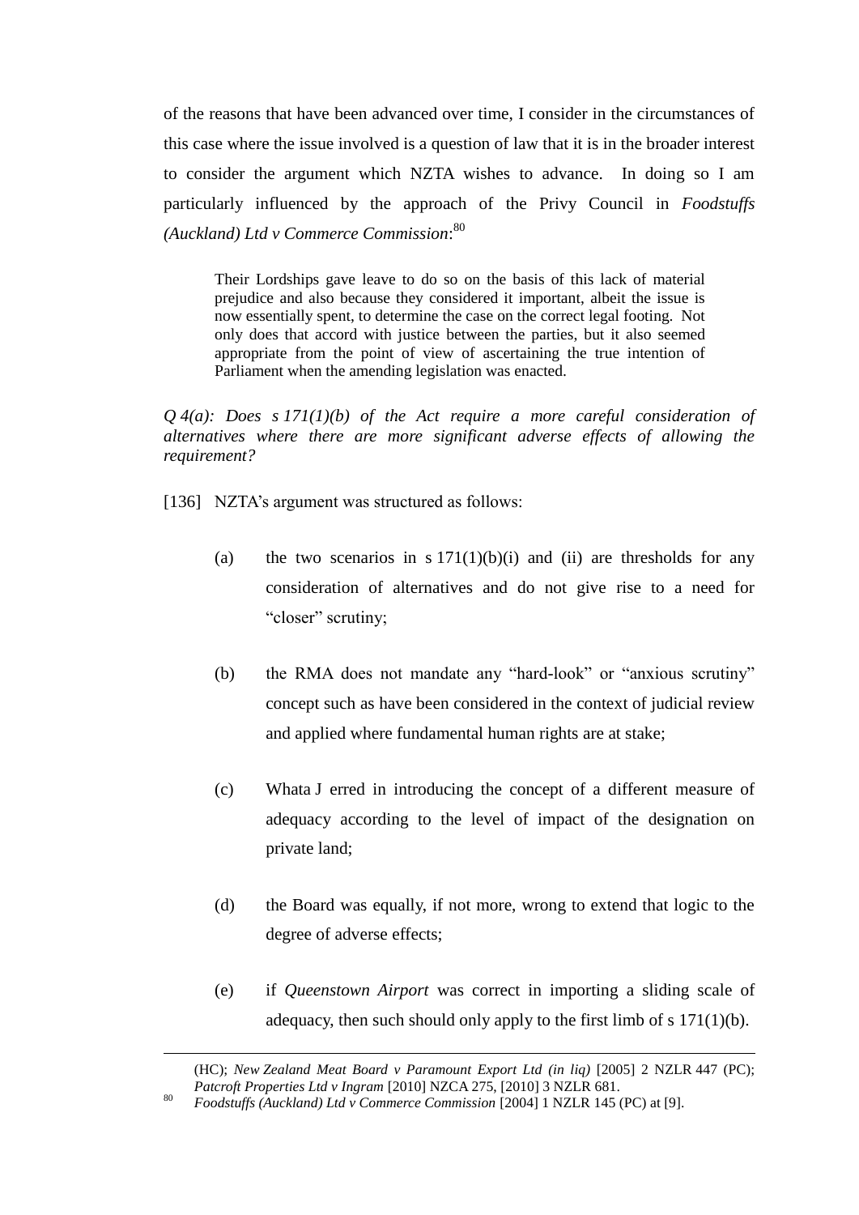of the reasons that have been advanced over time, I consider in the circumstances of this case where the issue involved is a question of law that it is in the broader interest to consider the argument which NZTA wishes to advance. In doing so I am particularly influenced by the approach of the Privy Council in *Foodstuffs (Auckland) Ltd v Commerce Commission*:[80]

> Their Lordships gave leave to do so on the basis of this lack of material prejudice and also because they considered it important, albeit the issue is now essentially spent, to determine the case on the correct legal footing. Not only does that accord with justice between the parties, but it also seemed appropriate from the point of view of ascertaining the true intention of Parliament when the amending legislation was enacted.

*Q 4(a): Does s 171(1)(b) of the Act require a more careful consideration of alternatives where there are more significant adverse effects of allowing the requirement?*

[136] NZTA's argument was structured as follows:

(a) the two scenarios in s 171(1)(b)(i) and (ii) are thresholds for any consideration of alternatives and do not give rise to a need for "closer" scrutiny;

(b) the RMA does not mandate any "hard-look" or "anxious scrutiny" concept such as have been considered in the context of judicial review and applied where fundamental human rights are at stake;

(c) Whata J erred in introducing the concept of a different measure of adequacy according to the level of impact of the designation on private land;

(d) the Board was equally, if not more, wrong to extend that logic to the degree of adverse effects;

(e) if *Queenstown Airport* was correct in importing a sliding scale of adequacy, then such should only apply to the first limb of s 171(1)(b).

---

(HC); *New Zealand Meat Board v Paramount Export Ltd (in liq)* [2005] 2 NZLR 447 (PC); *Patcroft Properties Ltd v Ingram* [2010] NZCA 275, [2010] 3 NZLR 681.

[80] *Foodstuffs (Auckland) Ltd v Commerce Commission* [2004] 1 NZLR 145 (PC) at [9].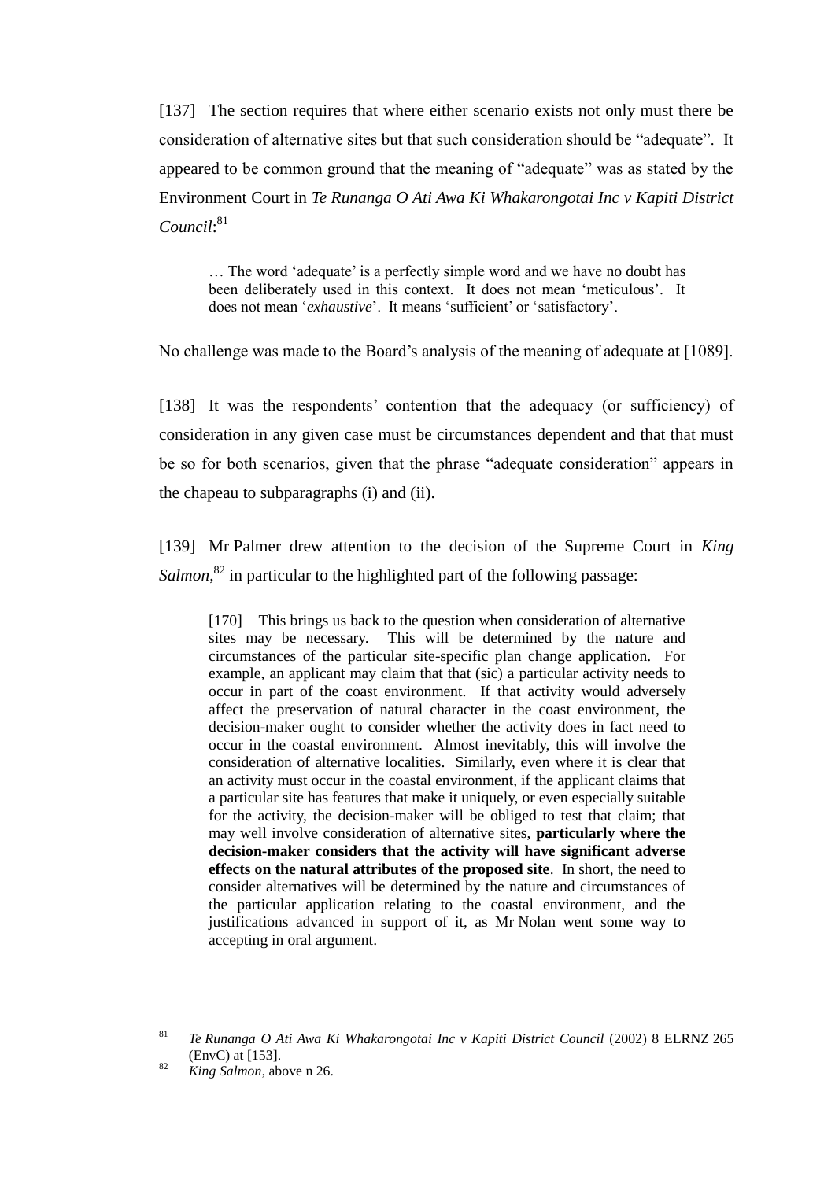[137] The section requires that where either scenario exists not only must there be consideration of alternative sites but that such consideration should be "adequate". It appeared to be common ground that the meaning of "adequate" was as stated by the Environment Court in *Te Runanga O Ati Awa Ki Whakarongotai Inc v Kapiti District Council*:[81]

> … The word 'adequate' is a perfectly simple word and we have no doubt has been deliberately used in this context. It does not mean 'meticulous'. It does not mean '*exhaustive*'. It means 'sufficient' or 'satisfactory'.

No challenge was made to the Board's analysis of the meaning of adequate at [1089].

[138] It was the respondents' contention that the adequacy (or sufficiency) of consideration in any given case must be circumstances dependent and that that must be so for both scenarios, given that the phrase "adequate consideration" appears in the chapeau to subparagraphs (i) and (ii).

[139] Mr Palmer drew attention to the decision of the Supreme Court in *King Salmon*,[82] in particular to the highlighted part of the following passage:

> [170] This brings us back to the question when consideration of alternative sites may be necessary. This will be determined by the nature and circumstances of the particular site-specific plan change application. For example, an applicant may claim that that (sic) a particular activity needs to occur in part of the coast environment. If that activity would adversely affect the preservation of natural character in the coast environment, the decision-maker ought to consider whether the activity does in fact need to occur in the coastal environment. Almost inevitably, this will involve the consideration of alternative localities. Similarly, even where it is clear that an activity must occur in the coastal environment, if the applicant claims that a particular site has features that make it uniquely, or even especially suitable for the activity, the decision-maker will be obliged to test that claim; that may well involve consideration of alternative sites, **particularly where the decision-maker considers that the activity will have significant adverse effects on the natural attributes of the proposed site**. In short, the need to consider alternatives will be determined by the nature and circumstances of the particular application relating to the coastal environment, and the justifications advanced in support of it, as Mr Nolan went some way to accepting in oral argument.

---

[81] *Te Runanga O Ati Awa Ki Whakarongotai Inc v Kapiti District Council* (2002) 8 ELRNZ 265 (EnvC) at [153].

[82] *King Salmon*, above n 26.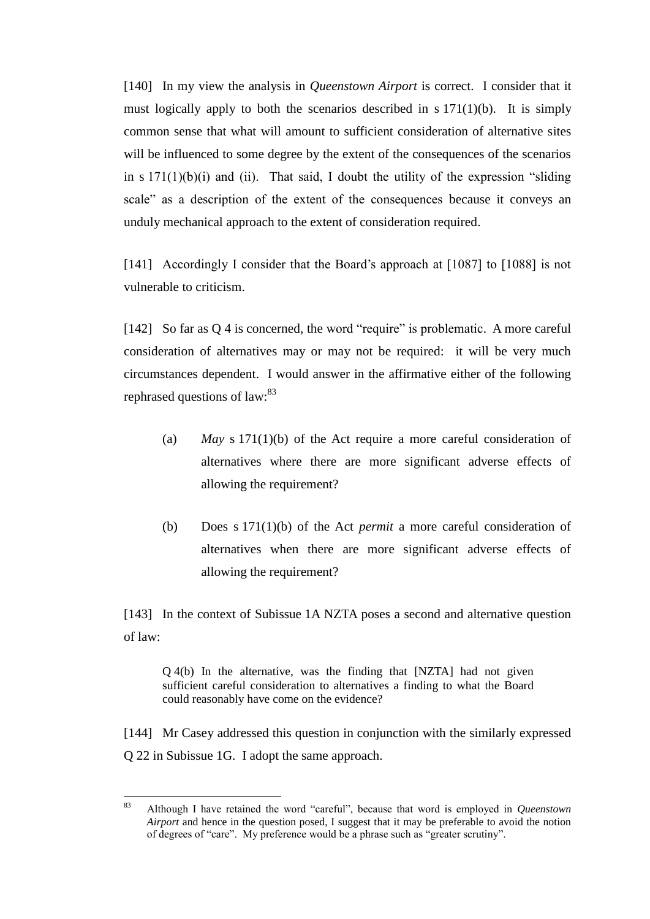[140] In my view the analysis in *Queenstown Airport* is correct. I consider that it must logically apply to both the scenarios described in s 171(1)(b). It is simply common sense that what will amount to sufficient consideration of alternative sites will be influenced to some degree by the extent of the consequences of the scenarios in s 171(1)(b)(i) and (ii). That said, I doubt the utility of the expression "sliding scale" as a description of the extent of the consequences because it conveys an unduly mechanical approach to the extent of consideration required.

[141] Accordingly I consider that the Board's approach at [1087] to [1088] is not vulnerable to criticism.

[142] So far as Q 4 is concerned, the word "require" is problematic. A more careful consideration of alternatives may or may not be required: it will be very much circumstances dependent. I would answer in the affirmative either of the following rephrased questions of law:[83]

> (a) *May* s 171(1)(b) of the Act require a more careful consideration of alternatives where there are more significant adverse effects of allowing the requirement?
>
> (b) Does s 171(1)(b) of the Act *permit* a more careful consideration of alternatives when there are more significant adverse effects of allowing the requirement?

[143] In the context of Subissue 1A NZTA poses a second and alternative question of law:

> Q 4(b) In the alternative, was the finding that [NZTA] had not given sufficient careful consideration to alternatives a finding to what the Board could reasonably have come on the evidence?

[144] Mr Casey addressed this question in conjunction with the similarly expressed Q 22 in Subissue 1G. I adopt the same approach.

---

[83] Although I have retained the word "careful", because that word is employed in *Queenstown Airport* and hence in the question posed, I suggest that it may be preferable to avoid the notion of degrees of "care". My preference would be a phrase such as "greater scrutiny".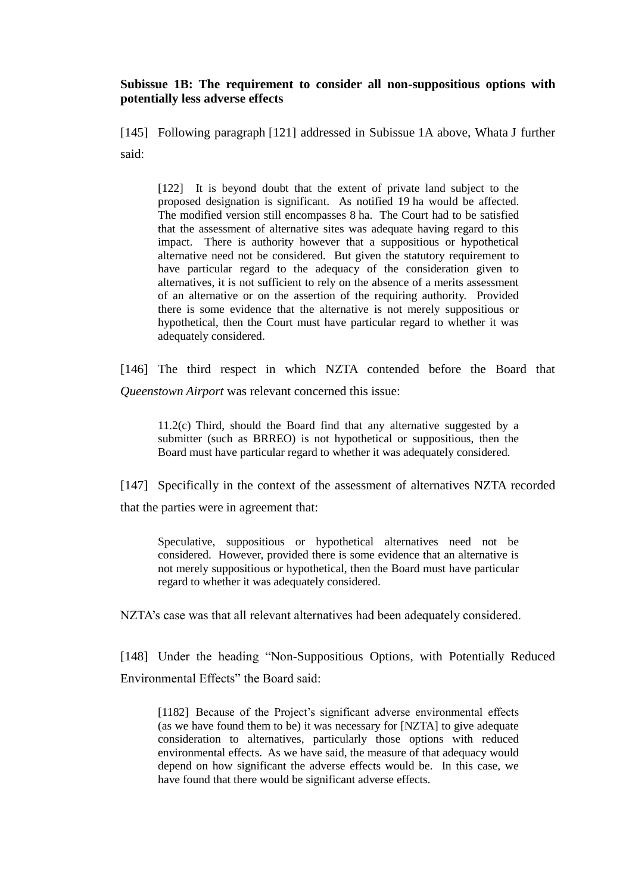**Subissue 1B: The requirement to consider all non-suppositious options with potentially less adverse effects**

[145] Following paragraph [121] addressed in Subissue 1A above, Whata J further said:

> [122] It is beyond doubt that the extent of private land subject to the proposed designation is significant. As notified 19 ha would be affected. The modified version still encompasses 8 ha. The Court had to be satisfied that the assessment of alternative sites was adequate having regard to this impact. There is authority however that a suppositious or hypothetical alternative need not be considered. But given the statutory requirement to have particular regard to the adequacy of the consideration given to alternatives, it is not sufficient to rely on the absence of a merits assessment of an alternative or on the assertion of the requiring authority. Provided there is some evidence that the alternative is not merely suppositious or hypothetical, then the Court must have particular regard to whether it was adequately considered.

[146] The third respect in which NZTA contended before the Board that *Queenstown Airport* was relevant concerned this issue:

> 11.2(c) Third, should the Board find that any alternative suggested by a submitter (such as BRREO) is not hypothetical or suppositious, then the Board must have particular regard to whether it was adequately considered.

[147] Specifically in the context of the assessment of alternatives NZTA recorded that the parties were in agreement that:

> Speculative, suppositious or hypothetical alternatives need not be considered. However, provided there is some evidence that an alternative is not merely suppositious or hypothetical, then the Board must have particular regard to whether it was adequately considered.

NZTA's case was that all relevant alternatives had been adequately considered.

[148] Under the heading "Non-Suppositious Options, with Potentially Reduced Environmental Effects" the Board said:

> [1182] Because of the Project's significant adverse environmental effects (as we have found them to be) it was necessary for [NZTA] to give adequate consideration to alternatives, particularly those options with reduced environmental effects. As we have said, the measure of that adequacy would depend on how significant the adverse effects would be. In this case, we have found that there would be significant adverse effects.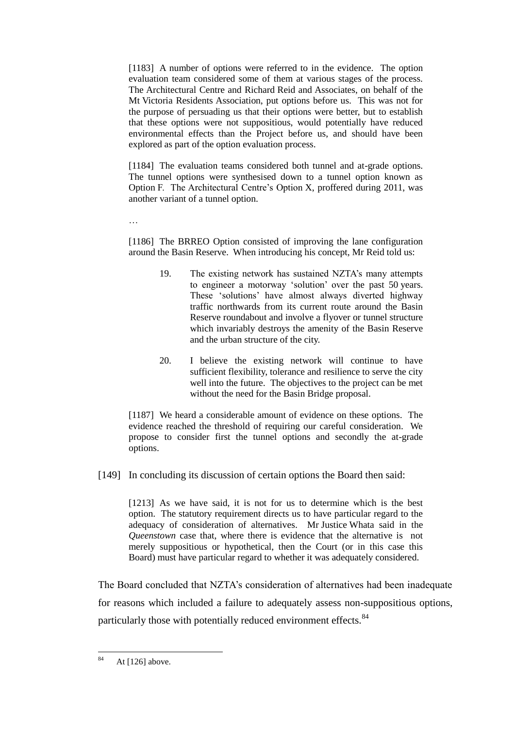> [1183] A number of options were referred to in the evidence. The option evaluation team considered some of them at various stages of the process. The Architectural Centre and Richard Reid and Associates, on behalf of the Mt Victoria Residents Association, put options before us. This was not for the purpose of persuading us that their options were better, but to establish that these options were not suppositious, would potentially have reduced environmental effects than the Project before us, and should have been explored as part of the option evaluation process.
>
> [1184] The evaluation teams considered both tunnel and at-grade options. The tunnel options were synthesised down to a tunnel option known as Option F. The Architectural Centre's Option X, proffered during 2011, was another variant of a tunnel option.
>
> …
>
> [1186] The BRREO Option consisted of improving the lane configuration around the Basin Reserve. When introducing his concept, Mr Reid told us:
>
> > 19. The existing network has sustained NZTA's many attempts to engineer a motorway 'solution' over the past 50 years. These 'solutions' have almost always diverted highway traffic northwards from its current route around the Basin Reserve roundabout and involve a flyover or tunnel structure which invariably destroys the amenity of the Basin Reserve and the urban structure of the city.
> >
> > 20. I believe the existing network will continue to have sufficient flexibility, tolerance and resilience to serve the city well into the future. The objectives to the project can be met without the need for the Basin Bridge proposal.
>
> [1187] We heard a considerable amount of evidence on these options. The evidence reached the threshold of requiring our careful consideration. We propose to consider first the tunnel options and secondly the at-grade options.

[149] In concluding its discussion of certain options the Board then said:

> [1213] As we have said, it is not for us to determine which is the best option. The statutory requirement directs us to have particular regard to the adequacy of consideration of alternatives. Mr Justice Whata said in the *Queenstown* case that, where there is evidence that the alternative is not merely suppositious or hypothetical, then the Court (or in this case this Board) must have particular regard to whether it was adequately considered.

The Board concluded that NZTA's consideration of alternatives had been inadequate for reasons which included a failure to adequately assess non-suppositious options, particularly those with potentially reduced environment effects.[84]

---

[84] At [126] above.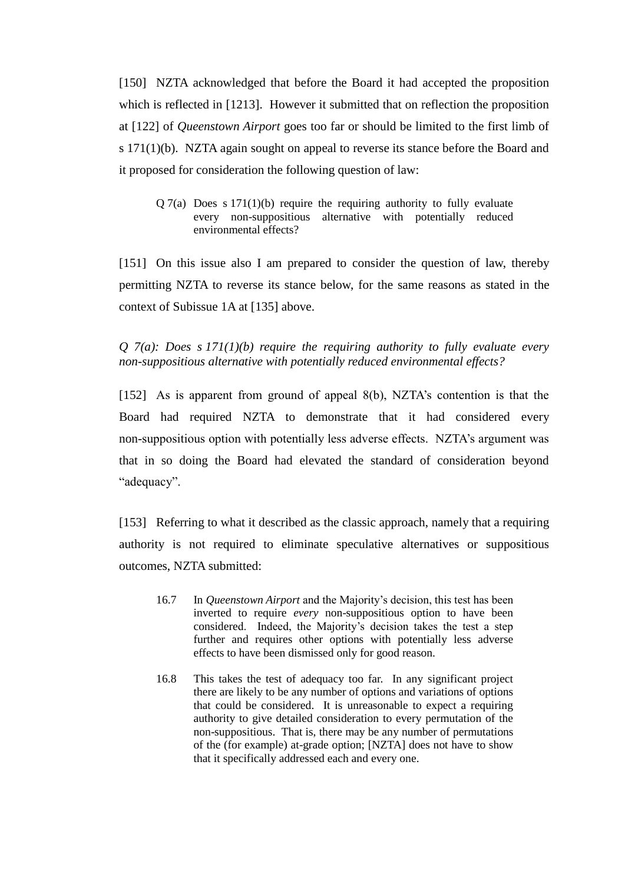[150] NZTA acknowledged that before the Board it had accepted the proposition which is reflected in [1213]. However it submitted that on reflection the proposition at [122] of *Queenstown Airport* goes too far or should be limited to the first limb of s 171(1)(b). NZTA again sought on appeal to reverse its stance before the Board and it proposed for consideration the following question of law:

> Q 7(a) Does s 171(1)(b) require the requiring authority to fully evaluate every non-suppositious alternative with potentially reduced environmental effects?

[151] On this issue also I am prepared to consider the question of law, thereby permitting NZTA to reverse its stance below, for the same reasons as stated in the context of Subissue 1A at [135] above.

*Q 7(a): Does s 171(1)(b) require the requiring authority to fully evaluate every non-suppositious alternative with potentially reduced environmental effects?*

[152] As is apparent from ground of appeal 8(b), NZTA's contention is that the Board had required NZTA to demonstrate that it had considered every non-suppositious option with potentially less adverse effects. NZTA's argument was that in so doing the Board had elevated the standard of consideration beyond "adequacy".

[153] Referring to what it described as the classic approach, namely that a requiring authority is not required to eliminate speculative alternatives or suppositious outcomes, NZTA submitted:

> 16.7 In *Queenstown Airport* and the Majority's decision, this test has been inverted to require *every* non-suppositious option to have been considered. Indeed, the Majority's decision takes the test a step further and requires other options with potentially less adverse effects to have been dismissed only for good reason.
>
> 16.8 This takes the test of adequacy too far. In any significant project there are likely to be any number of options and variations of options that could be considered. It is unreasonable to expect a requiring authority to give detailed consideration to every permutation of the non-suppositious. That is, there may be any number of permutations of the (for example) at-grade option; [NZTA] does not have to show that it specifically addressed each and every one.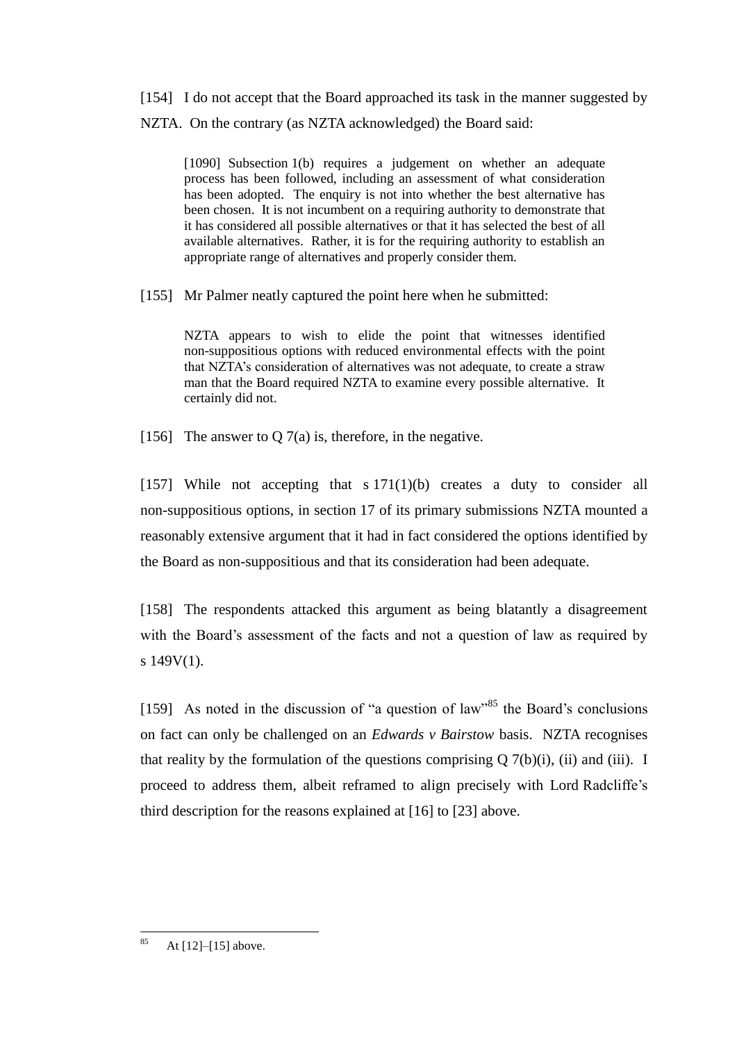[154] I do not accept that the Board approached its task in the manner suggested by NZTA. On the contrary (as NZTA acknowledged) the Board said:

> [1090] Subsection 1(b) requires a judgement on whether an adequate process has been followed, including an assessment of what consideration has been adopted. The enquiry is not into whether the best alternative has been chosen. It is not incumbent on a requiring authority to demonstrate that it has considered all possible alternatives or that it has selected the best of all available alternatives. Rather, it is for the requiring authority to establish an appropriate range of alternatives and properly consider them.

[155] Mr Palmer neatly captured the point here when he submitted:

> NZTA appears to wish to elide the point that witnesses identified non-suppositious options with reduced environmental effects with the point that NZTA's consideration of alternatives was not adequate, to create a straw man that the Board required NZTA to examine every possible alternative. It certainly did not.

[156] The answer to Q 7(a) is, therefore, in the negative.

[157] While not accepting that s 171(1)(b) creates a duty to consider all non-suppositious options, in section 17 of its primary submissions NZTA mounted a reasonably extensive argument that it had in fact considered the options identified by the Board as non-suppositious and that its consideration had been adequate.

[158] The respondents attacked this argument as being blatantly a disagreement with the Board's assessment of the facts and not a question of law as required by s 149V(1).

[159] As noted in the discussion of "a question of law"[85] the Board's conclusions on fact can only be challenged on an *Edwards v Bairstow* basis. NZTA recognises that reality by the formulation of the questions comprising Q 7(b)(i), (ii) and (iii). I proceed to address them, albeit reframed to align precisely with Lord Radcliffe's third description for the reasons explained at [16] to [23] above.

---

[85] At [12]–[15] above.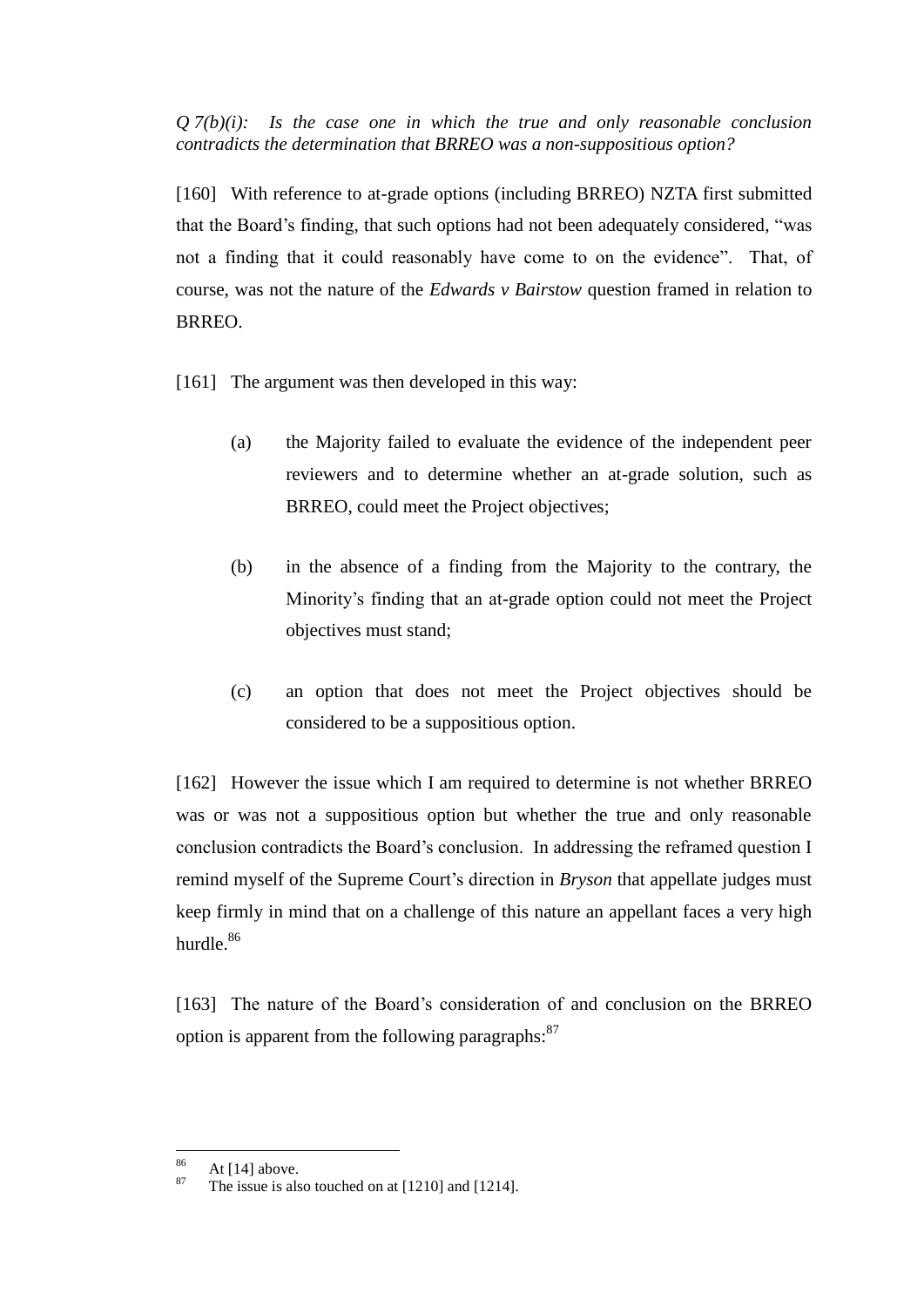*Q 7(b)(i): Is the case one in which the true and only reasonable conclusion contradicts the determination that BRREO was a non-suppositious option?*

[160] With reference to at-grade options (including BRREO) NZTA first submitted that the Board's finding, that such options had not been adequately considered, "was not a finding that it could reasonably have come to on the evidence". That, of course, was not the nature of the *Edwards v Bairstow* question framed in relation to BRREO.

[161] The argument was then developed in this way:

(a) the Majority failed to evaluate the evidence of the independent peer reviewers and to determine whether an at-grade solution, such as BRREO, could meet the Project objectives;

(b) in the absence of a finding from the Majority to the contrary, the Minority's finding that an at-grade option could not meet the Project objectives must stand;

(c) an option that does not meet the Project objectives should be considered to be a suppositious option.

[162] However the issue which I am required to determine is not whether BRREO was or was not a suppositious option but whether the true and only reasonable conclusion contradicts the Board's conclusion. In addressing the reframed question I remind myself of the Supreme Court's direction in *Bryson* that appellate judges must keep firmly in mind that on a challenge of this nature an appellant faces a very high hurdle.[86]

[163] The nature of the Board's consideration of and conclusion on the BRREO option is apparent from the following paragraphs:[87]

---

[86] At [14] above.

[87] The issue is also touched on at [1210] and [1214].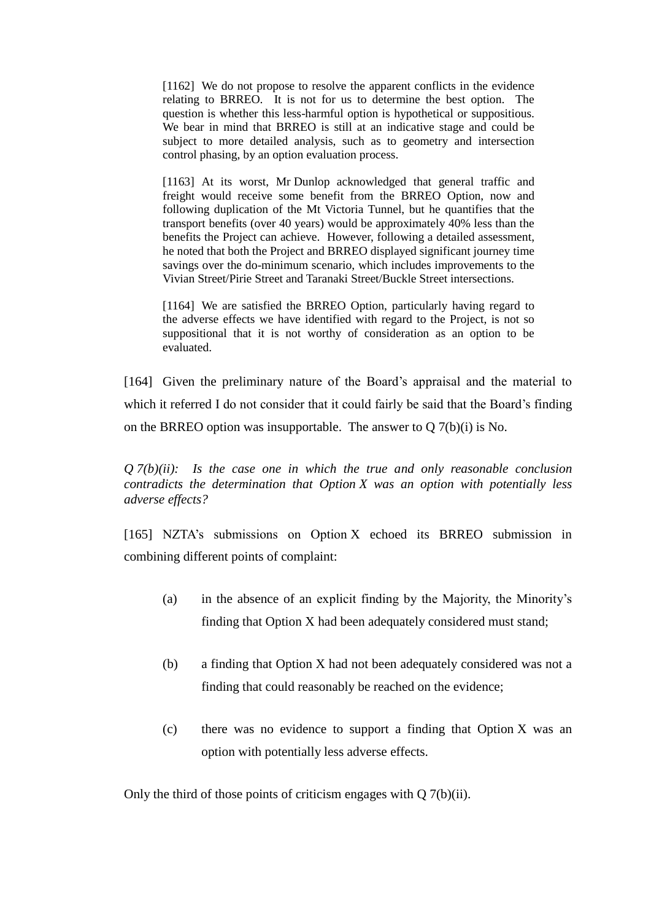> [1162] We do not propose to resolve the apparent conflicts in the evidence relating to BRREO. It is not for us to determine the best option. The question is whether this less-harmful option is hypothetical or suppositious. We bear in mind that BRREO is still at an indicative stage and could be subject to more detailed analysis, such as to geometry and intersection control phasing, by an option evaluation process.
>
> [1163] At its worst, Mr Dunlop acknowledged that general traffic and freight would receive some benefit from the BRREO Option, now and following duplication of the Mt Victoria Tunnel, but he quantifies that the transport benefits (over 40 years) would be approximately 40% less than the benefits the Project can achieve. However, following a detailed assessment, he noted that both the Project and BRREO displayed significant journey time savings over the do-minimum scenario, which includes improvements to the Vivian Street/Pirie Street and Taranaki Street/Buckle Street intersections.
>
> [1164] We are satisfied the BRREO Option, particularly having regard to the adverse effects we have identified with regard to the Project, is not so suppositional that it is not worthy of consideration as an option to be evaluated.

[164] Given the preliminary nature of the Board's appraisal and the material to which it referred I do not consider that it could fairly be said that the Board's finding on the BRREO option was insupportable. The answer to Q 7(b)(i) is No.

*Q 7(b)(ii): Is the case one in which the true and only reasonable conclusion contradicts the determination that Option X was an option with potentially less adverse effects?*

[165] NZTA's submissions on Option X echoed its BRREO submission in combining different points of complaint:

(a) in the absence of an explicit finding by the Majority, the Minority's finding that Option X had been adequately considered must stand;

(b) a finding that Option X had not been adequately considered was not a finding that could reasonably be reached on the evidence;

(c) there was no evidence to support a finding that Option X was an option with potentially less adverse effects.

Only the third of those points of criticism engages with Q 7(b)(ii).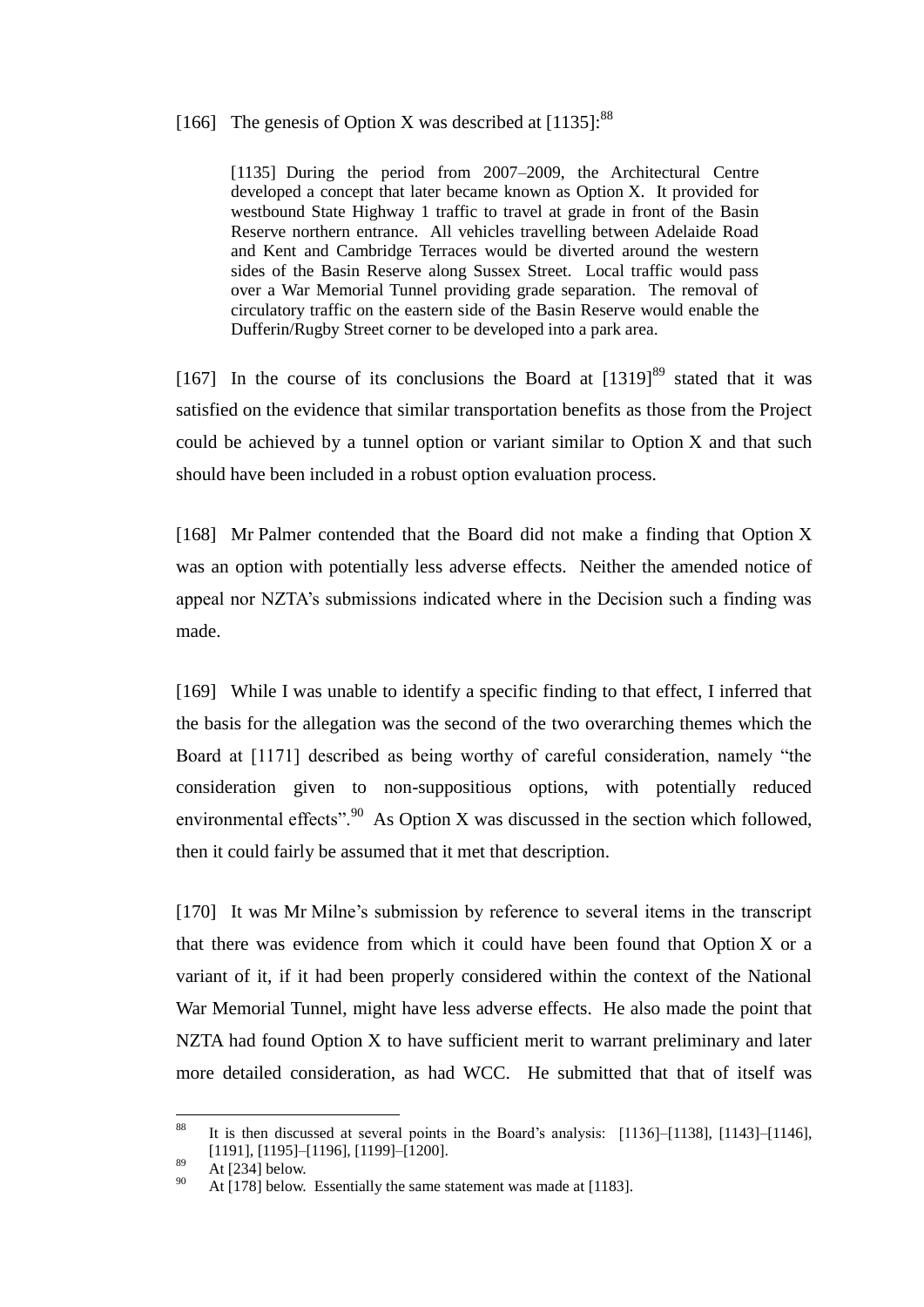[166] The genesis of Option X was described at [1135]:[88]

> [1135] During the period from 2007–2009, the Architectural Centre developed a concept that later became known as Option X. It provided for westbound State Highway 1 traffic to travel at grade in front of the Basin Reserve northern entrance. All vehicles travelling between Adelaide Road and Kent and Cambridge Terraces would be diverted around the western sides of the Basin Reserve along Sussex Street. Local traffic would pass over a War Memorial Tunnel providing grade separation. The removal of circulatory traffic on the eastern side of the Basin Reserve would enable the Dufferin/Rugby Street corner to be developed into a park area.

[167] In the course of its conclusions the Board at [1319][89] stated that it was satisfied on the evidence that similar transportation benefits as those from the Project could be achieved by a tunnel option or variant similar to Option X and that such should have been included in a robust option evaluation process.

[168] Mr Palmer contended that the Board did not make a finding that Option X was an option with potentially less adverse effects. Neither the amended notice of appeal nor NZTA's submissions indicated where in the Decision such a finding was made.

[169] While I was unable to identify a specific finding to that effect, I inferred that the basis for the allegation was the second of the two overarching themes which the Board at [1171] described as being worthy of careful consideration, namely "the consideration given to non-suppositious options, with potentially reduced environmental effects".[90] As Option X was discussed in the section which followed, then it could fairly be assumed that it met that description.

[170] It was Mr Milne's submission by reference to several items in the transcript that there was evidence from which it could have been found that Option X or a variant of it, if it had been properly considered within the context of the National War Memorial Tunnel, might have less adverse effects. He also made the point that NZTA had found Option X to have sufficient merit to warrant preliminary and later more detailed consideration, as had WCC. He submitted that that of itself was

---

[88] It is then discussed at several points in the Board's analysis: [1136]–[1138], [1143]–[1146], [1191], [1195]–[1196], [1199]–[1200].

[89] At [234] below.

[90] At [178] below. Essentially the same statement was made at [1183].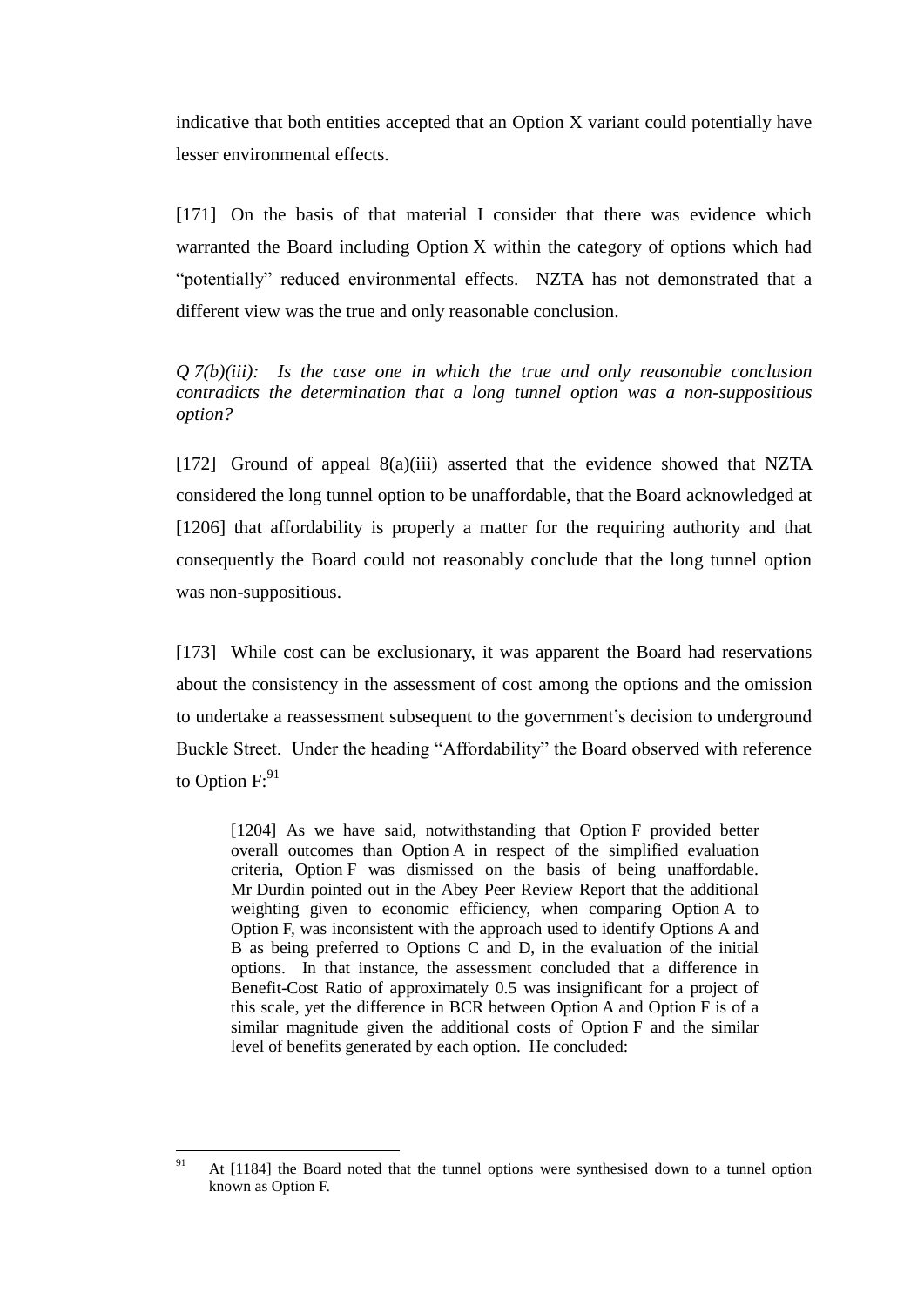indicative that both entities accepted that an Option X variant could potentially have lesser environmental effects.

[171] On the basis of that material I consider that there was evidence which warranted the Board including Option X within the category of options which had "potentially" reduced environmental effects. NZTA has not demonstrated that a different view was the true and only reasonable conclusion.

*Q 7(b)(iii): Is the case one in which the true and only reasonable conclusion contradicts the determination that a long tunnel option was a non-suppositious option?*

[172] Ground of appeal 8(a)(iii) asserted that the evidence showed that NZTA considered the long tunnel option to be unaffordable, that the Board acknowledged at [1206] that affordability is properly a matter for the requiring authority and that consequently the Board could not reasonably conclude that the long tunnel option was non-suppositious.

[173] While cost can be exclusionary, it was apparent the Board had reservations about the consistency in the assessment of cost among the options and the omission to undertake a reassessment subsequent to the government's decision to underground Buckle Street. Under the heading "Affordability" the Board observed with reference to Option F:[91]

> [1204] As we have said, notwithstanding that Option F provided better overall outcomes than Option A in respect of the simplified evaluation criteria, Option F was dismissed on the basis of being unaffordable. Mr Durdin pointed out in the Abey Peer Review Report that the additional weighting given to economic efficiency, when comparing Option A to Option F, was inconsistent with the approach used to identify Options A and B as being preferred to Options C and D, in the evaluation of the initial options. In that instance, the assessment concluded that a difference in Benefit-Cost Ratio of approximately 0.5 was insignificant for a project of this scale, yet the difference in BCR between Option A and Option F is of a similar magnitude given the additional costs of Option F and the similar level of benefits generated by each option. He concluded:

[91] At [1184] the Board noted that the tunnel options were synthesised down to a tunnel option known as Option F.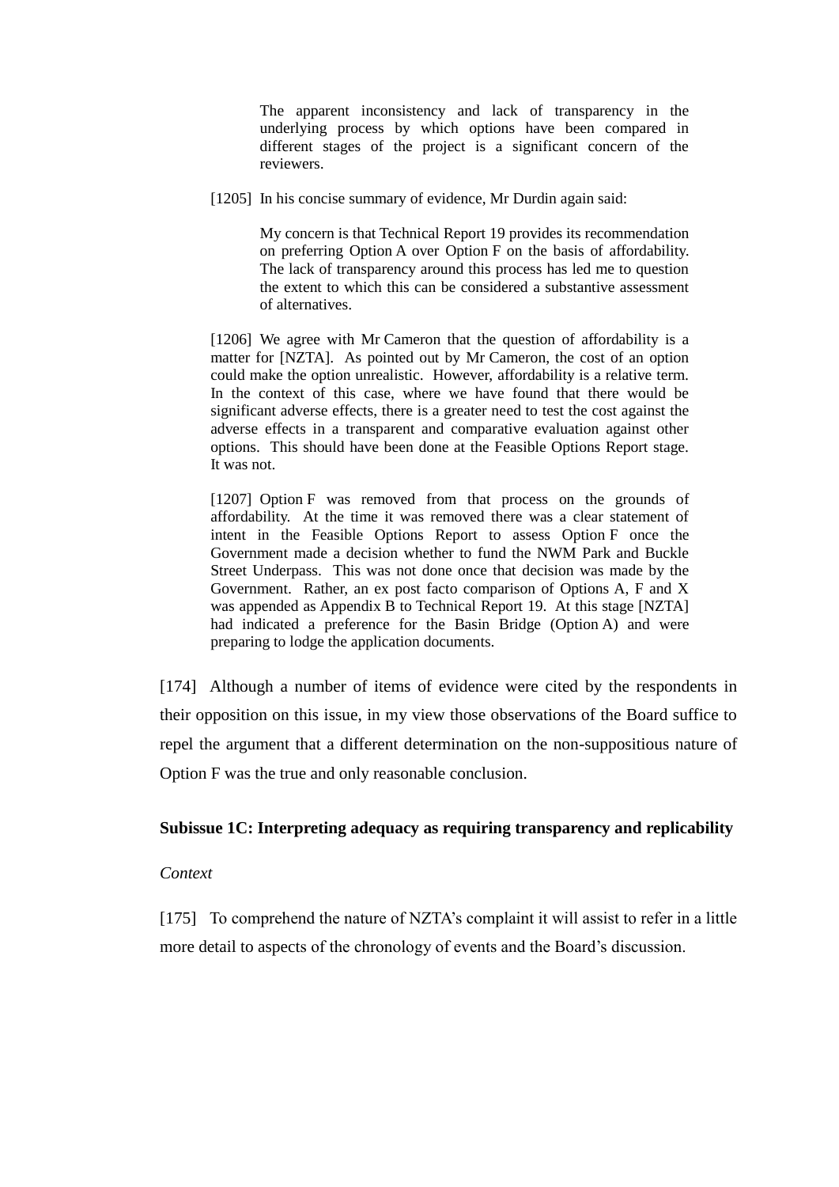> The apparent inconsistency and lack of transparency in the underlying process by which options have been compared in different stages of the project is a significant concern of the reviewers.

> [1205] In his concise summary of evidence, Mr Durdin again said:
>
> > My concern is that Technical Report 19 provides its recommendation on preferring Option A over Option F on the basis of affordability. The lack of transparency around this process has led me to question the extent to which this can be considered a substantive assessment of alternatives.
>
> [1206] We agree with Mr Cameron that the question of affordability is a matter for [NZTA]. As pointed out by Mr Cameron, the cost of an option could make the option unrealistic. However, affordability is a relative term. In the context of this case, where we have found that there would be significant adverse effects, there is a greater need to test the cost against the adverse effects in a transparent and comparative evaluation against other options. This should have been done at the Feasible Options Report stage. It was not.
>
> [1207] Option F was removed from that process on the grounds of affordability. At the time it was removed there was a clear statement of intent in the Feasible Options Report to assess Option F once the Government made a decision whether to fund the NWM Park and Buckle Street Underpass. This was not done once that decision was made by the Government. Rather, an ex post facto comparison of Options A, F and X was appended as Appendix B to Technical Report 19. At this stage [NZTA] had indicated a preference for the Basin Bridge (Option A) and were preparing to lodge the application documents.

[174] Although a number of items of evidence were cited by the respondents in their opposition on this issue, in my view those observations of the Board suffice to repel the argument that a different determination on the non-suppositious nature of Option F was the true and only reasonable conclusion.

### Subissue 1C: Interpreting adequacy as requiring transparency and replicability

*Context*

[175] To comprehend the nature of NZTA's complaint it will assist to refer in a little more detail to aspects of the chronology of events and the Board's discussion.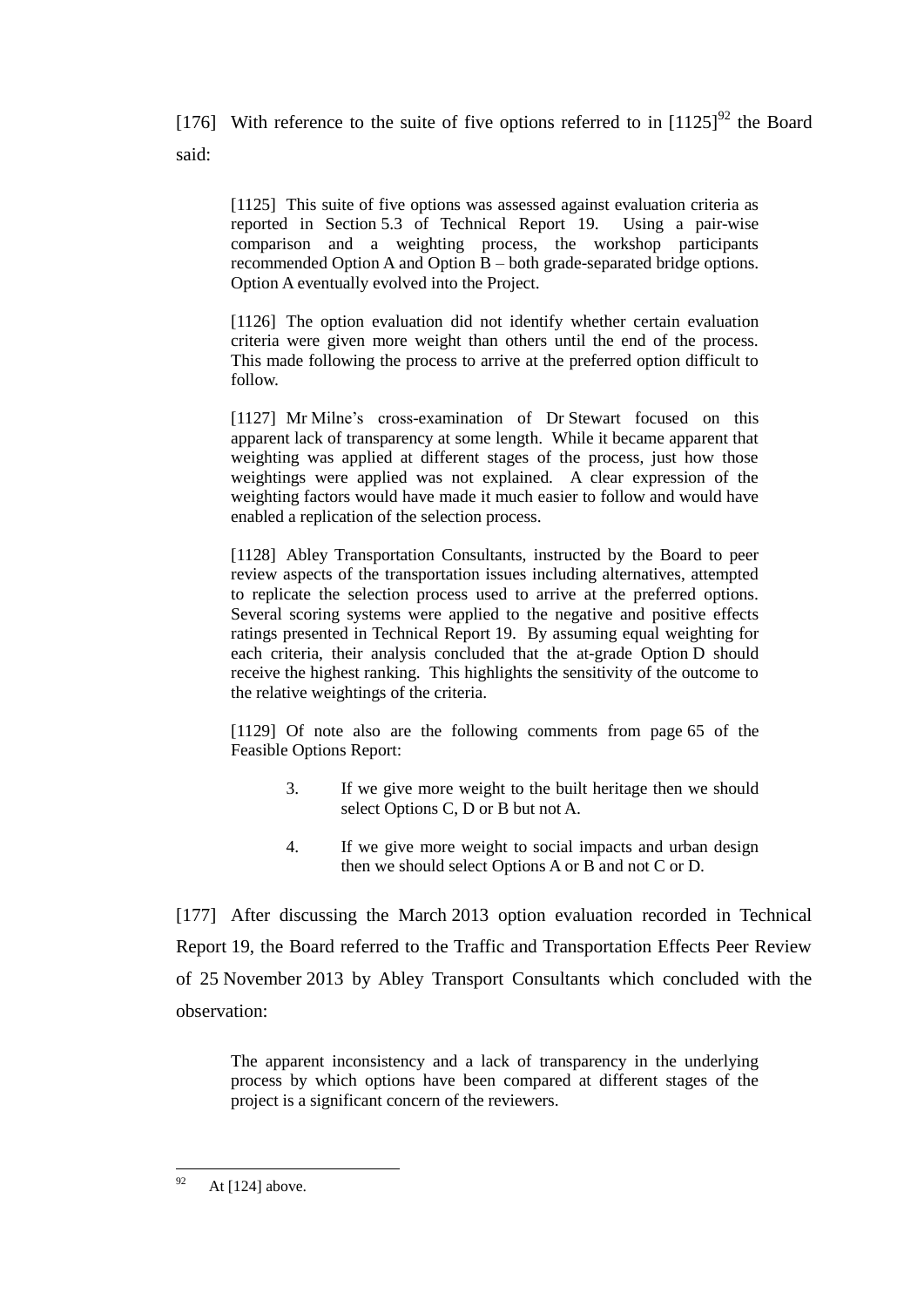[176] With reference to the suite of five options referred to in [1125][92] the Board said:

> [1125] This suite of five options was assessed against evaluation criteria as reported in Section 5.3 of Technical Report 19. Using a pair-wise comparison and a weighting process, the workshop participants recommended Option A and Option B – both grade-separated bridge options. Option A eventually evolved into the Project.
>
> [1126] The option evaluation did not identify whether certain evaluation criteria were given more weight than others until the end of the process. This made following the process to arrive at the preferred option difficult to follow.
>
> [1127] Mr Milne's cross-examination of Dr Stewart focused on this apparent lack of transparency at some length. While it became apparent that weighting was applied at different stages of the process, just how those weightings were applied was not explained. A clear expression of the weighting factors would have made it much easier to follow and would have enabled a replication of the selection process.
>
> [1128] Abley Transportation Consultants, instructed by the Board to peer review aspects of the transportation issues including alternatives, attempted to replicate the selection process used to arrive at the preferred options. Several scoring systems were applied to the negative and positive effects ratings presented in Technical Report 19. By assuming equal weighting for each criteria, their analysis concluded that the at-grade Option D should receive the highest ranking. This highlights the sensitivity of the outcome to the relative weightings of the criteria.
>
> [1129] Of note also are the following comments from page 65 of the Feasible Options Report:
>
> > 3. If we give more weight to the built heritage then we should select Options C, D or B but not A.
> >
> > 4. If we give more weight to social impacts and urban design then we should select Options A or B and not C or D.

[177] After discussing the March 2013 option evaluation recorded in Technical Report 19, the Board referred to the Traffic and Transportation Effects Peer Review of 25 November 2013 by Abley Transport Consultants which concluded with the observation:

> The apparent inconsistency and a lack of transparency in the underlying process by which options have been compared at different stages of the project is a significant concern of the reviewers.

---

[92] At [124] above.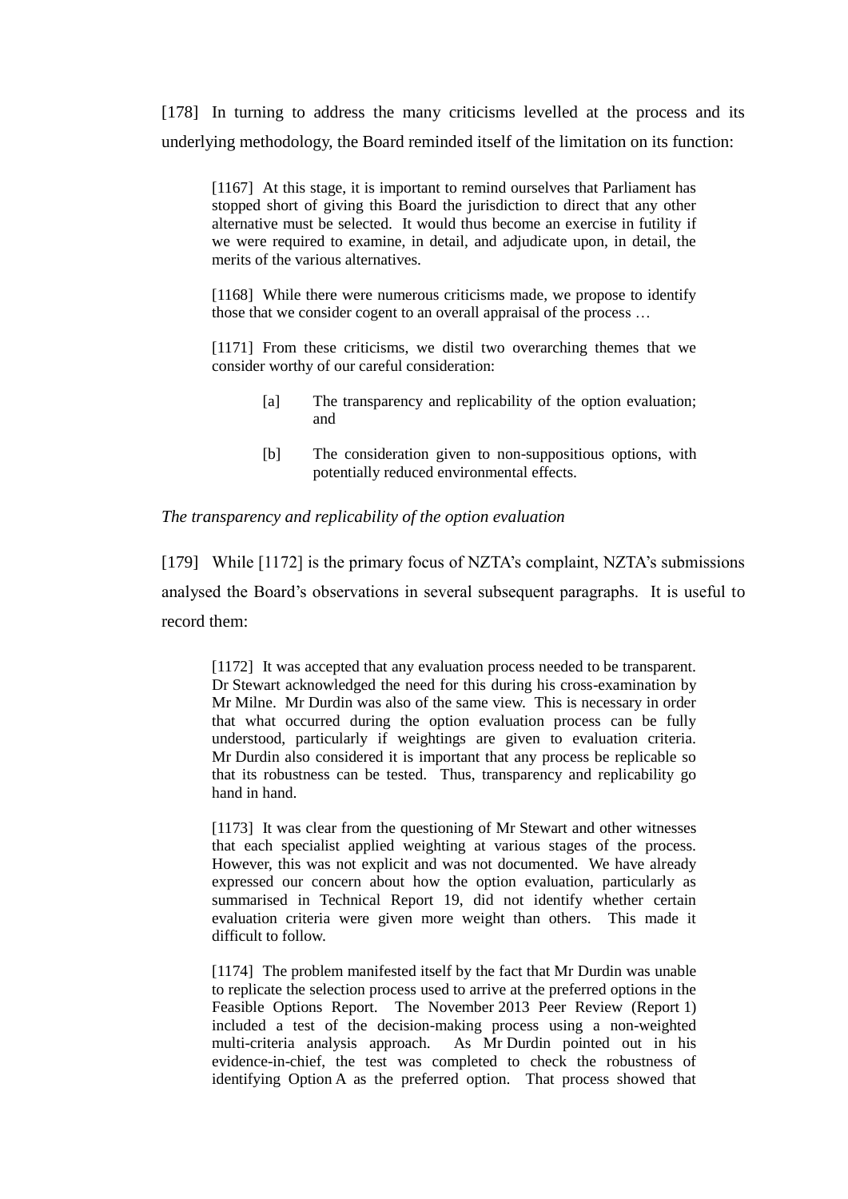[178] In turning to address the many criticisms levelled at the process and its underlying methodology, the Board reminded itself of the limitation on its function:

> [1167] At this stage, it is important to remind ourselves that Parliament has stopped short of giving this Board the jurisdiction to direct that any other alternative must be selected. It would thus become an exercise in futility if we were required to examine, in detail, and adjudicate upon, in detail, the merits of the various alternatives.
>
> [1168] While there were numerous criticisms made, we propose to identify those that we consider cogent to an overall appraisal of the process …
>
> [1171] From these criticisms, we distil two overarching themes that we consider worthy of our careful consideration:
>
> [a] The transparency and replicability of the option evaluation; and
>
> [b] The consideration given to non-suppositious options, with potentially reduced environmental effects.

*The transparency and replicability of the option evaluation*

[179] While [1172] is the primary focus of NZTA's complaint, NZTA's submissions analysed the Board's observations in several subsequent paragraphs. It is useful to record them:

> [1172] It was accepted that any evaluation process needed to be transparent. Dr Stewart acknowledged the need for this during his cross-examination by Mr Milne. Mr Durdin was also of the same view. This is necessary in order that what occurred during the option evaluation process can be fully understood, particularly if weightings are given to evaluation criteria. Mr Durdin also considered it is important that any process be replicable so that its robustness can be tested. Thus, transparency and replicability go hand in hand.
>
> [1173] It was clear from the questioning of Mr Stewart and other witnesses that each specialist applied weighting at various stages of the process. However, this was not explicit and was not documented. We have already expressed our concern about how the option evaluation, particularly as summarised in Technical Report 19, did not identify whether certain evaluation criteria were given more weight than others. This made it difficult to follow.
>
> [1174] The problem manifested itself by the fact that Mr Durdin was unable to replicate the selection process used to arrive at the preferred options in the Feasible Options Report. The November 2013 Peer Review (Report 1) included a test of the decision-making process using a non-weighted multi-criteria analysis approach. As Mr Durdin pointed out in his evidence-in-chief, the test was completed to check the robustness of identifying Option A as the preferred option. That process showed that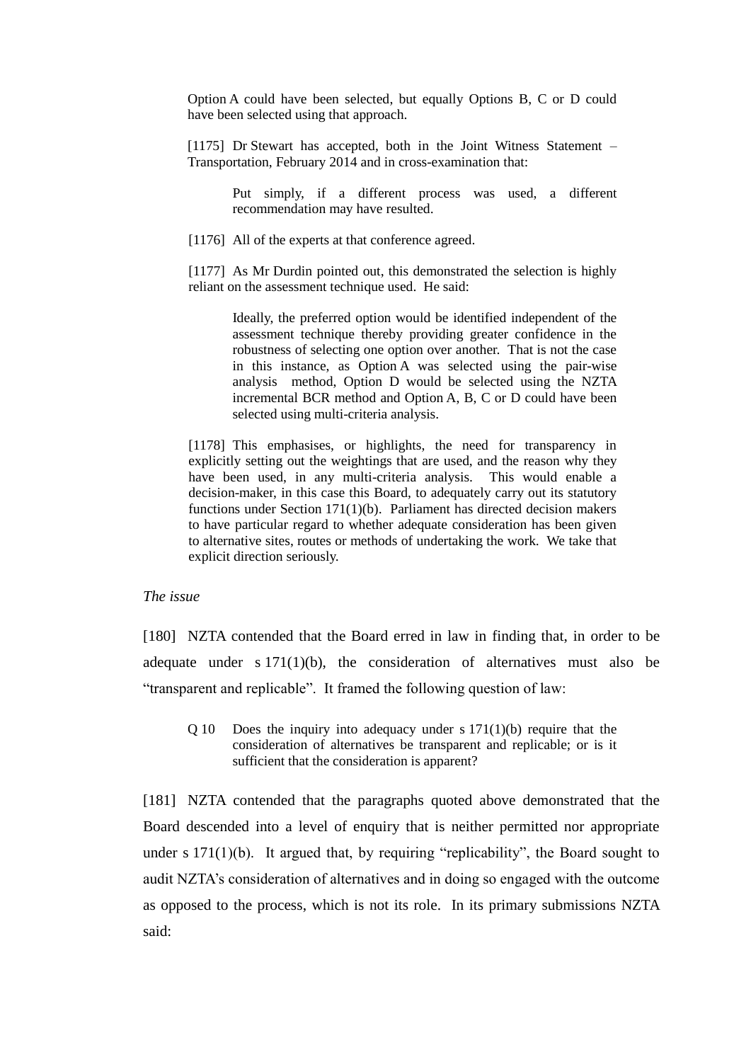> Option A could have been selected, but equally Options B, C or D could have been selected using that approach.
>
> [1175] Dr Stewart has accepted, both in the Joint Witness Statement – Transportation, February 2014 and in cross-examination that:
>
>> Put simply, if a different process was used, a different recommendation may have resulted.
>
> [1176] All of the experts at that conference agreed.
>
> [1177] As Mr Durdin pointed out, this demonstrated the selection is highly reliant on the assessment technique used. He said:
>
>> Ideally, the preferred option would be identified independent of the assessment technique thereby providing greater confidence in the robustness of selecting one option over another. That is not the case in this instance, as Option A was selected using the pair-wise analysis method, Option D would be selected using the NZTA incremental BCR method and Option A, B, C or D could have been selected using multi-criteria analysis.
>
> [1178] This emphasises, or highlights, the need for transparency in explicitly setting out the weightings that are used, and the reason why they have been used, in any multi-criteria analysis. This would enable a decision-maker, in this case this Board, to adequately carry out its statutory functions under Section 171(1)(b). Parliament has directed decision makers to have particular regard to whether adequate consideration has been given to alternative sites, routes or methods of undertaking the work. We take that explicit direction seriously.

*The issue*

[180] NZTA contended that the Board erred in law in finding that, in order to be adequate under s 171(1)(b), the consideration of alternatives must also be "transparent and replicable". It framed the following question of law:

> Q 10 Does the inquiry into adequacy under s 171(1)(b) require that the consideration of alternatives be transparent and replicable; or is it sufficient that the consideration is apparent?

[181] NZTA contended that the paragraphs quoted above demonstrated that the Board descended into a level of enquiry that is neither permitted nor appropriate under s 171(1)(b). It argued that, by requiring "replicability", the Board sought to audit NZTA's consideration of alternatives and in doing so engaged with the outcome as opposed to the process, which is not its role. In its primary submissions NZTA said: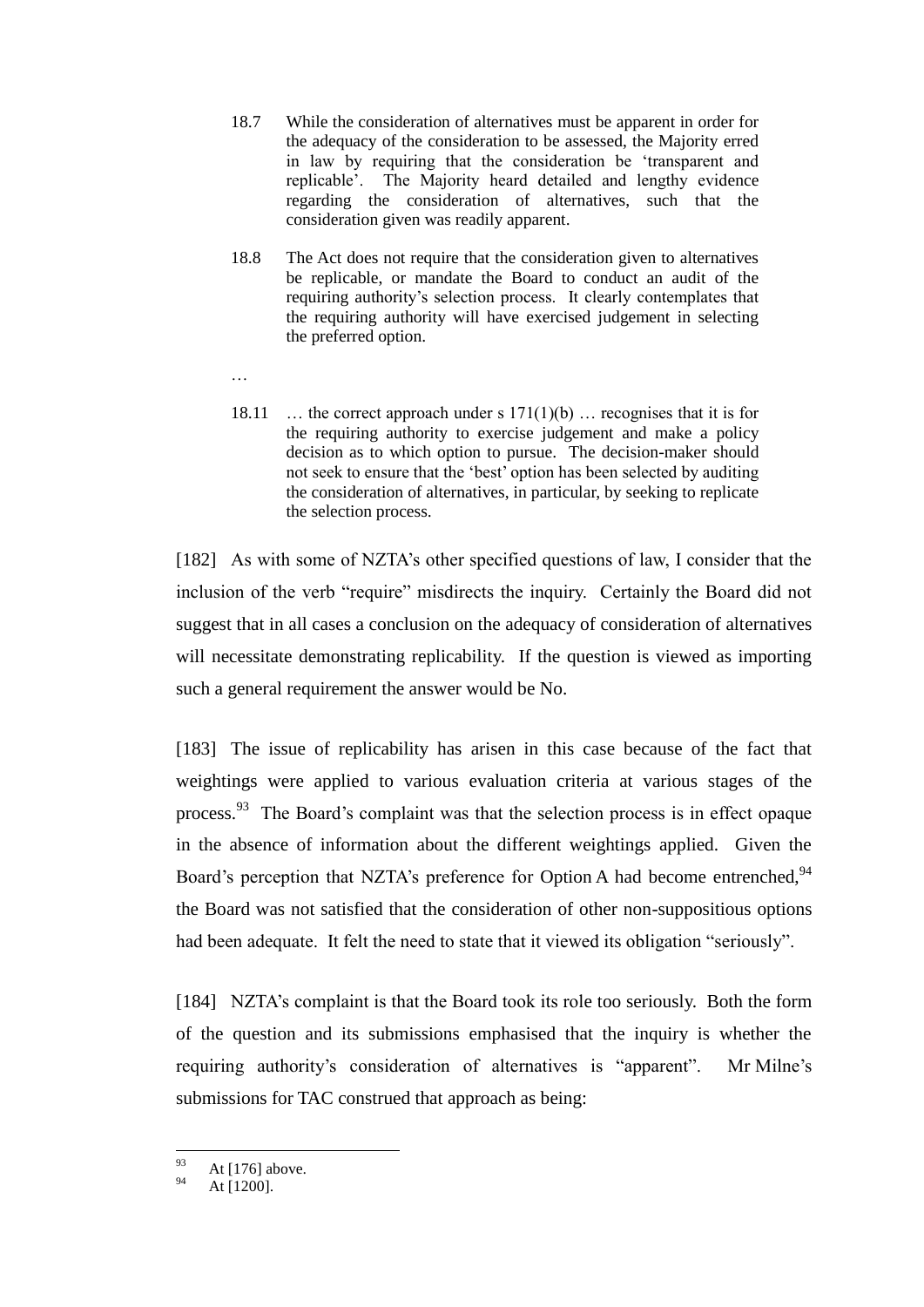> 18.7 While the consideration of alternatives must be apparent in order for the adequacy of the consideration to be assessed, the Majority erred in law by requiring that the consideration be 'transparent and replicable'. The Majority heard detailed and lengthy evidence regarding the consideration of alternatives, such that the consideration given was readily apparent.
>
> 18.8 The Act does not require that the consideration given to alternatives be replicable, or mandate the Board to conduct an audit of the requiring authority's selection process. It clearly contemplates that the requiring authority will have exercised judgement in selecting the preferred option.
>
> …
>
> 18.11 … the correct approach under s 171(1)(b) … recognises that it is for the requiring authority to exercise judgement and make a policy decision as to which option to pursue. The decision-maker should not seek to ensure that the 'best' option has been selected by auditing the consideration of alternatives, in particular, by seeking to replicate the selection process.

[182] As with some of NZTA's other specified questions of law, I consider that the inclusion of the verb "require" misdirects the inquiry. Certainly the Board did not suggest that in all cases a conclusion on the adequacy of consideration of alternatives will necessitate demonstrating replicability. If the question is viewed as importing such a general requirement the answer would be No.

[183] The issue of replicability has arisen in this case because of the fact that weightings were applied to various evaluation criteria at various stages of the process.[93] The Board's complaint was that the selection process is in effect opaque in the absence of information about the different weightings applied. Given the Board's perception that NZTA's preference for Option A had become entrenched,[94] the Board was not satisfied that the consideration of other non-suppositious options had been adequate. It felt the need to state that it viewed its obligation "seriously".

[184] NZTA's complaint is that the Board took its role too seriously. Both the form of the question and its submissions emphasised that the inquiry is whether the requiring authority's consideration of alternatives is "apparent". Mr Milne's submissions for TAC construed that approach as being:

---

[93] At [176] above.

[94] At [1200].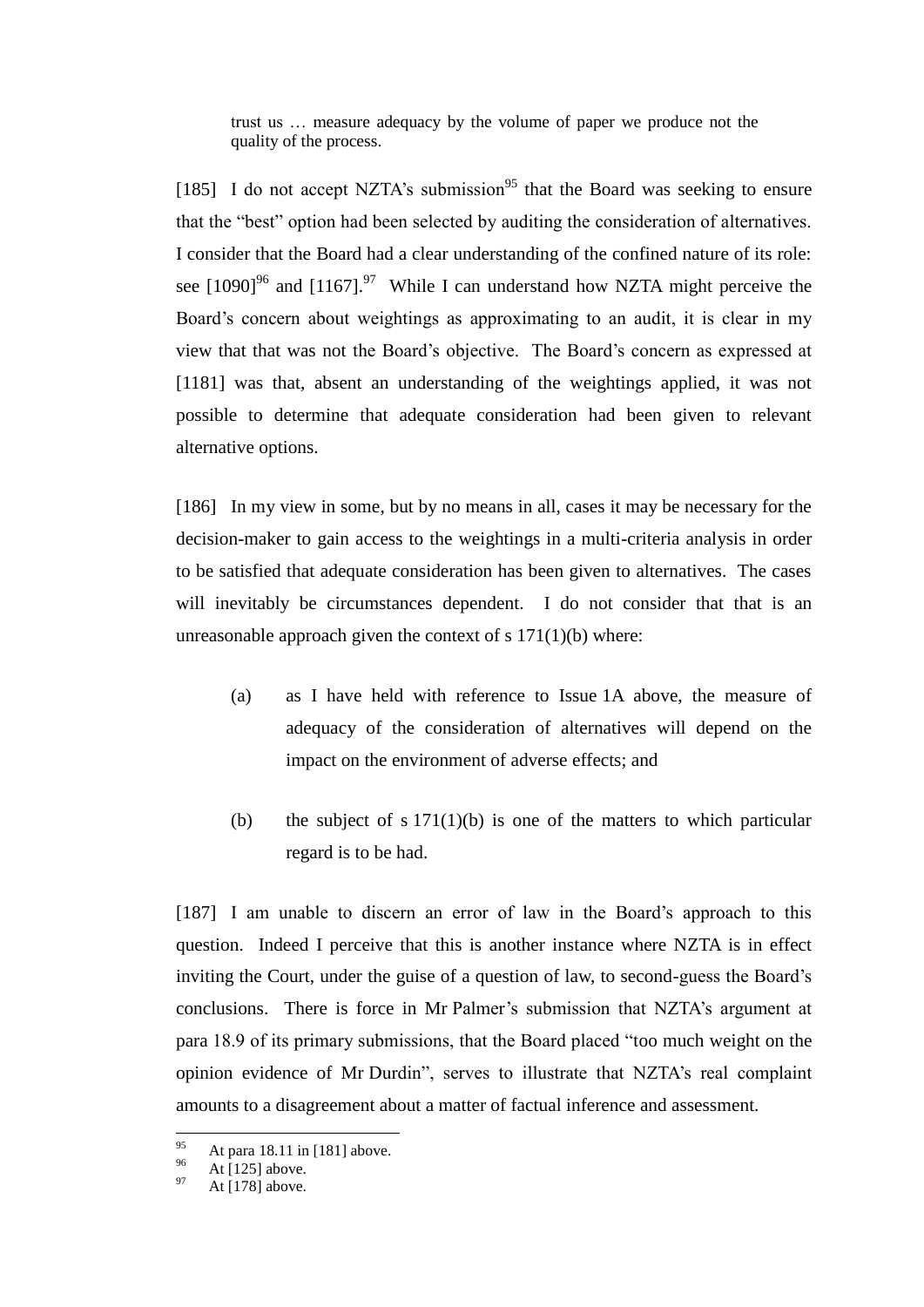> trust us … measure adequacy by the volume of paper we produce not the quality of the process.

[185] I do not accept NZTA's submission[95] that the Board was seeking to ensure that the "best" option had been selected by auditing the consideration of alternatives. I consider that the Board had a clear understanding of the confined nature of its role: see [1090][96] and [1167].[97] While I can understand how NZTA might perceive the Board's concern about weightings as approximating to an audit, it is clear in my view that that was not the Board's objective. The Board's concern as expressed at [1181] was that, absent an understanding of the weightings applied, it was not possible to determine that adequate consideration had been given to relevant alternative options.

[186] In my view in some, but by no means in all, cases it may be necessary for the decision-maker to gain access to the weightings in a multi-criteria analysis in order to be satisfied that adequate consideration has been given to alternatives. The cases will inevitably be circumstances dependent. I do not consider that that is an unreasonable approach given the context of s 171(1)(b) where:

(a) as I have held with reference to Issue 1A above, the measure of adequacy of the consideration of alternatives will depend on the impact on the environment of adverse effects; and

(b) the subject of s 171(1)(b) is one of the matters to which particular regard is to be had.

[187] I am unable to discern an error of law in the Board's approach to this question. Indeed I perceive that this is another instance where NZTA is in effect inviting the Court, under the guise of a question of law, to second-guess the Board's conclusions. There is force in Mr Palmer's submission that NZTA's argument at para 18.9 of its primary submissions, that the Board placed "too much weight on the opinion evidence of Mr Durdin", serves to illustrate that NZTA's real complaint amounts to a disagreement about a matter of factual inference and assessment.

---

[95] At para 18.11 in [181] above.

[96] At [125] above.

[97] At [178] above.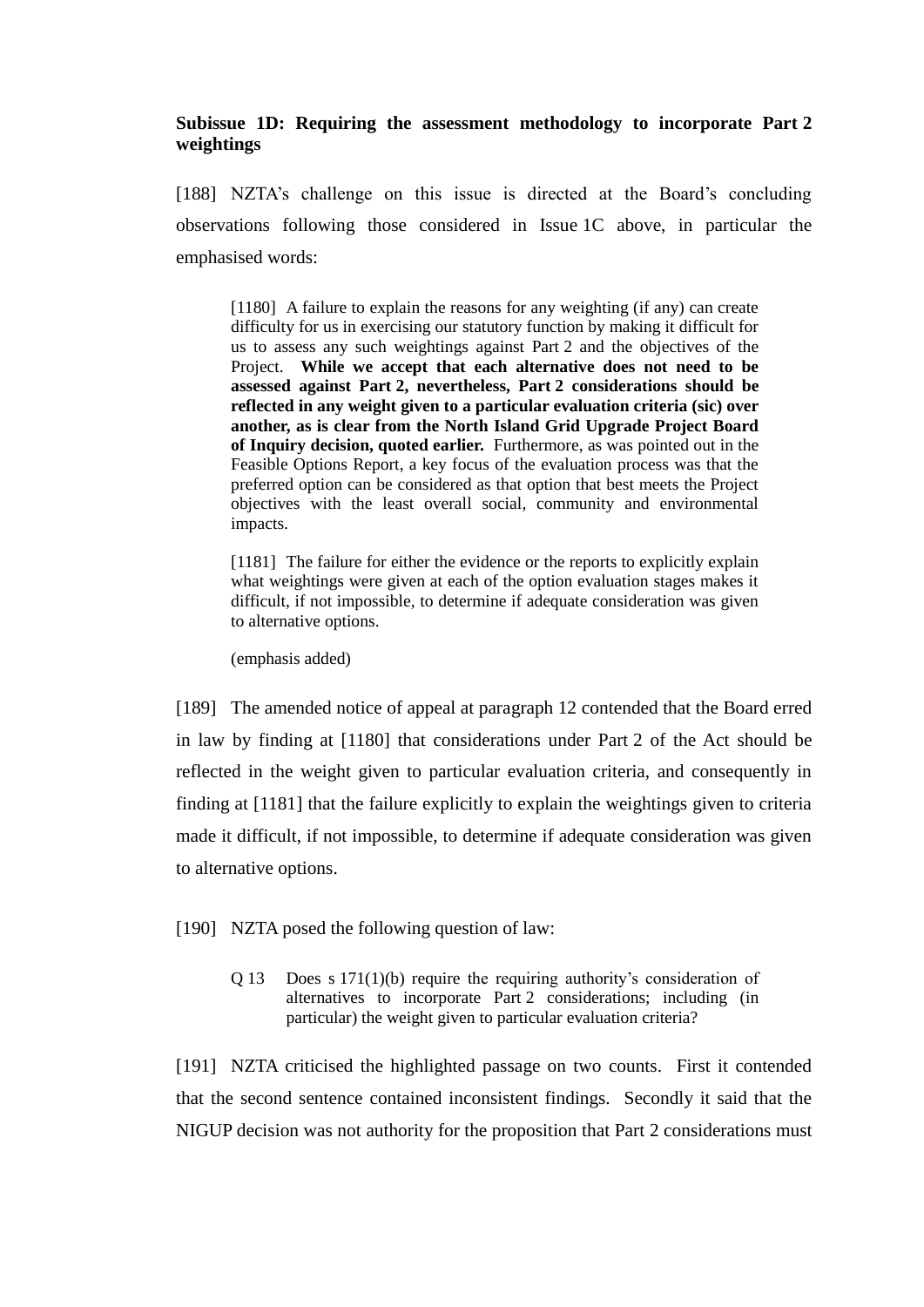**Subissue 1D: Requiring the assessment methodology to incorporate Part 2 weightings**

[188] NZTA's challenge on this issue is directed at the Board's concluding observations following those considered in Issue 1C above, in particular the emphasised words:

> [1180] A failure to explain the reasons for any weighting (if any) can create difficulty for us in exercising our statutory function by making it difficult for us to assess any such weightings against Part 2 and the objectives of the Project. **While we accept that each alternative does not need to be assessed against Part 2, nevertheless, Part 2 considerations should be reflected in any weight given to a particular evaluation criteria (sic) over another, as is clear from the North Island Grid Upgrade Project Board of Inquiry decision, quoted earlier.** Furthermore, as was pointed out in the Feasible Options Report, a key focus of the evaluation process was that the preferred option can be considered as that option that best meets the Project objectives with the least overall social, community and environmental impacts.
>
> [1181] The failure for either the evidence or the reports to explicitly explain what weightings were given at each of the option evaluation stages makes it difficult, if not impossible, to determine if adequate consideration was given to alternative options.
>
> (emphasis added)

[189] The amended notice of appeal at paragraph 12 contended that the Board erred in law by finding at [1180] that considerations under Part 2 of the Act should be reflected in the weight given to particular evaluation criteria, and consequently in finding at [1181] that the failure explicitly to explain the weightings given to criteria made it difficult, if not impossible, to determine if adequate consideration was given to alternative options.

[190] NZTA posed the following question of law:

> Q 13 Does s 171(1)(b) require the requiring authority's consideration of alternatives to incorporate Part 2 considerations; including (in particular) the weight given to particular evaluation criteria?

[191] NZTA criticised the highlighted passage on two counts. First it contended that the second sentence contained inconsistent findings. Secondly it said that the NIGUP decision was not authority for the proposition that Part 2 considerations must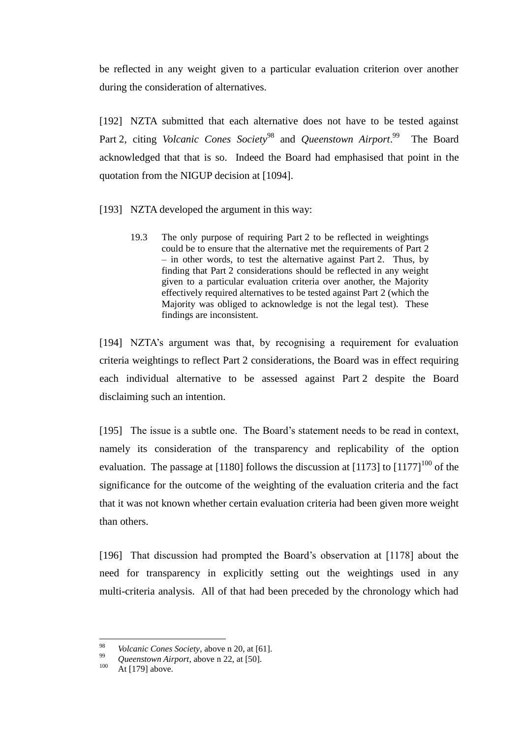be reflected in any weight given to a particular evaluation criterion over another during the consideration of alternatives.

[192] NZTA submitted that each alternative does not have to be tested against Part 2, citing *Volcanic Cones Society*[98] and *Queenstown Airport*.[99] The Board acknowledged that that is so. Indeed the Board had emphasised that point in the quotation from the NIGUP decision at [1094].

[193] NZTA developed the argument in this way:

> 19.3 The only purpose of requiring Part 2 to be reflected in weightings could be to ensure that the alternative met the requirements of Part 2 – in other words, to test the alternative against Part 2. Thus, by finding that Part 2 considerations should be reflected in any weight given to a particular evaluation criteria over another, the Majority effectively required alternatives to be tested against Part 2 (which the Majority was obliged to acknowledge is not the legal test). These findings are inconsistent.

[194] NZTA's argument was that, by recognising a requirement for evaluation criteria weightings to reflect Part 2 considerations, the Board was in effect requiring each individual alternative to be assessed against Part 2 despite the Board disclaiming such an intention.

[195] The issue is a subtle one. The Board's statement needs to be read in context, namely its consideration of the transparency and replicability of the option evaluation. The passage at [1180] follows the discussion at [1173] to [1177][100] of the significance for the outcome of the weighting of the evaluation criteria and the fact that it was not known whether certain evaluation criteria had been given more weight than others.

[196] That discussion had prompted the Board's observation at [1178] about the need for transparency in explicitly setting out the weightings used in any multi-criteria analysis. All of that had been preceded by the chronology which had

---

[98] *Volcanic Cones Society*, above n 20, at [61].

[99] *Queenstown Airport*, above n 22, at [50].

[100] At [179] above.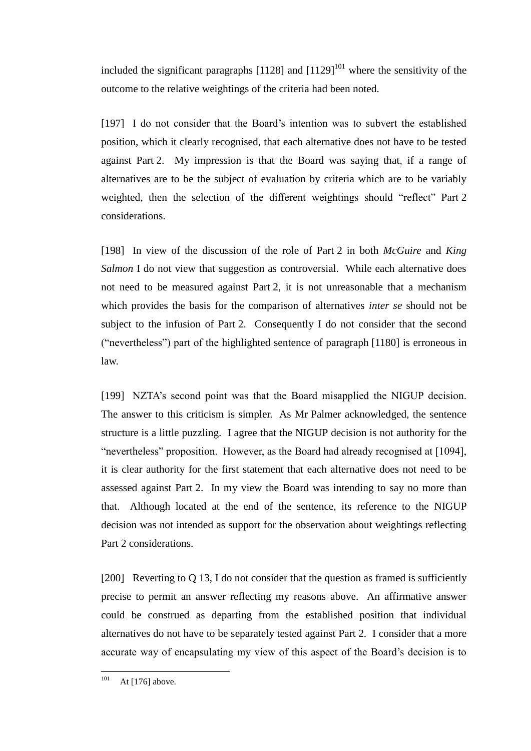included the significant paragraphs [1128] and [1129][101] where the sensitivity of the outcome to the relative weightings of the criteria had been noted.

[197] I do not consider that the Board's intention was to subvert the established position, which it clearly recognised, that each alternative does not have to be tested against Part 2. My impression is that the Board was saying that, if a range of alternatives are to be the subject of evaluation by criteria which are to be variably weighted, then the selection of the different weightings should "reflect" Part 2 considerations.

[198] In view of the discussion of the role of Part 2 in both *McGuire* and *King Salmon* I do not view that suggestion as controversial. While each alternative does not need to be measured against Part 2, it is not unreasonable that a mechanism which provides the basis for the comparison of alternatives *inter se* should not be subject to the infusion of Part 2. Consequently I do not consider that the second ("nevertheless") part of the highlighted sentence of paragraph [1180] is erroneous in law.

[199] NZTA's second point was that the Board misapplied the NIGUP decision. The answer to this criticism is simpler. As Mr Palmer acknowledged, the sentence structure is a little puzzling. I agree that the NIGUP decision is not authority for the "nevertheless" proposition. However, as the Board had already recognised at [1094], it is clear authority for the first statement that each alternative does not need to be assessed against Part 2. In my view the Board was intending to say no more than that. Although located at the end of the sentence, its reference to the NIGUP decision was not intended as support for the observation about weightings reflecting Part 2 considerations.

[200] Reverting to Q 13, I do not consider that the question as framed is sufficiently precise to permit an answer reflecting my reasons above. An affirmative answer could be construed as departing from the established position that individual alternatives do not have to be separately tested against Part 2. I consider that a more accurate way of encapsulating my view of this aspect of the Board's decision is to

[101] At [176] above.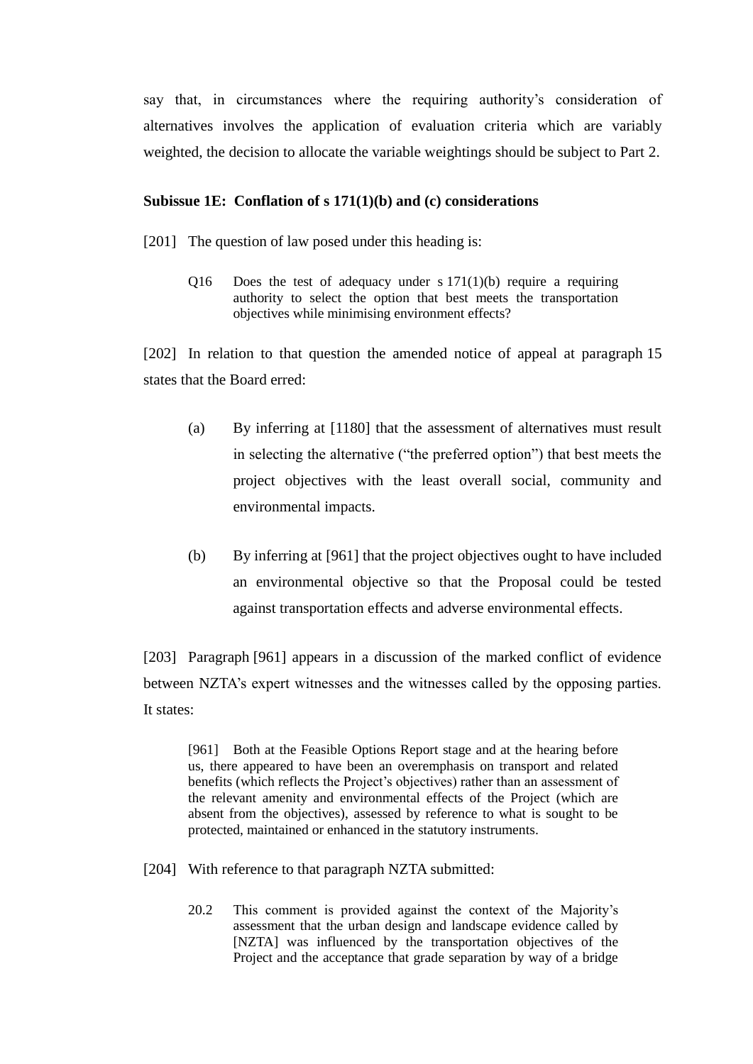say that, in circumstances where the requiring authority's consideration of alternatives involves the application of evaluation criteria which are variably weighted, the decision to allocate the variable weightings should be subject to Part 2.

**Subissue 1E: Conflation of s 171(1)(b) and (c) considerations**

[201] The question of law posed under this heading is:

> Q16 Does the test of adequacy under s 171(1)(b) require a requiring authority to select the option that best meets the transportation objectives while minimising environment effects?

[202] In relation to that question the amended notice of appeal at paragraph 15 states that the Board erred:

> (a) By inferring at [1180] that the assessment of alternatives must result in selecting the alternative ("the preferred option") that best meets the project objectives with the least overall social, community and environmental impacts.
>
> (b) By inferring at [961] that the project objectives ought to have included an environmental objective so that the Proposal could be tested against transportation effects and adverse environmental effects.

[203] Paragraph [961] appears in a discussion of the marked conflict of evidence between NZTA's expert witnesses and the witnesses called by the opposing parties. It states:

> [961] Both at the Feasible Options Report stage and at the hearing before us, there appeared to have been an overemphasis on transport and related benefits (which reflects the Project's objectives) rather than an assessment of the relevant amenity and environmental effects of the Project (which are absent from the objectives), assessed by reference to what is sought to be protected, maintained or enhanced in the statutory instruments.

[204] With reference to that paragraph NZTA submitted:

> 20.2 This comment is provided against the context of the Majority's assessment that the urban design and landscape evidence called by [NZTA] was influenced by the transportation objectives of the Project and the acceptance that grade separation by way of a bridge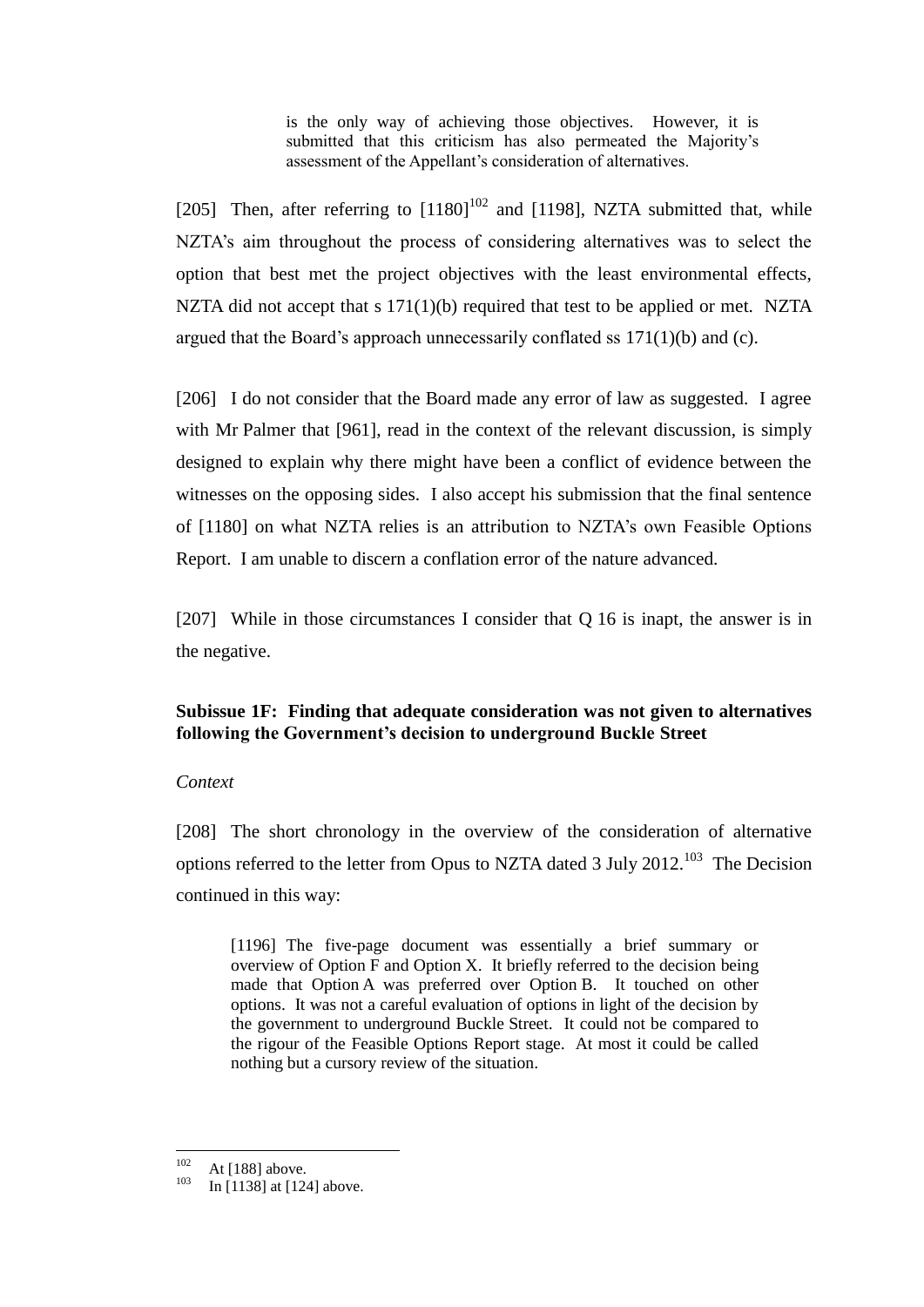> is the only way of achieving those objectives. However, it is submitted that this criticism has also permeated the Majority's assessment of the Appellant's consideration of alternatives.

[205] Then, after referring to [1180][102] and [1198], NZTA submitted that, while NZTA's aim throughout the process of considering alternatives was to select the option that best met the project objectives with the least environmental effects, NZTA did not accept that s 171(1)(b) required that test to be applied or met. NZTA argued that the Board's approach unnecessarily conflated ss 171(1)(b) and (c).

[206] I do not consider that the Board made any error of law as suggested. I agree with Mr Palmer that [961], read in the context of the relevant discussion, is simply designed to explain why there might have been a conflict of evidence between the witnesses on the opposing sides. I also accept his submission that the final sentence of [1180] on what NZTA relies is an attribution to NZTA's own Feasible Options Report. I am unable to discern a conflation error of the nature advanced.

[207] While in those circumstances I consider that Q 16 is inapt, the answer is in the negative.

**Subissue 1F: Finding that adequate consideration was not given to alternatives following the Government's decision to underground Buckle Street**

*Context*

[208] The short chronology in the overview of the consideration of alternative options referred to the letter from Opus to NZTA dated 3 July 2012.[103] The Decision continued in this way:

> [1196] The five-page document was essentially a brief summary or overview of Option F and Option X. It briefly referred to the decision being made that Option A was preferred over Option B. It touched on other options. It was not a careful evaluation of options in light of the decision by the government to underground Buckle Street. It could not be compared to the rigour of the Feasible Options Report stage. At most it could be called nothing but a cursory review of the situation.

[102] At [188] above.

[103] In [1138] at [124] above.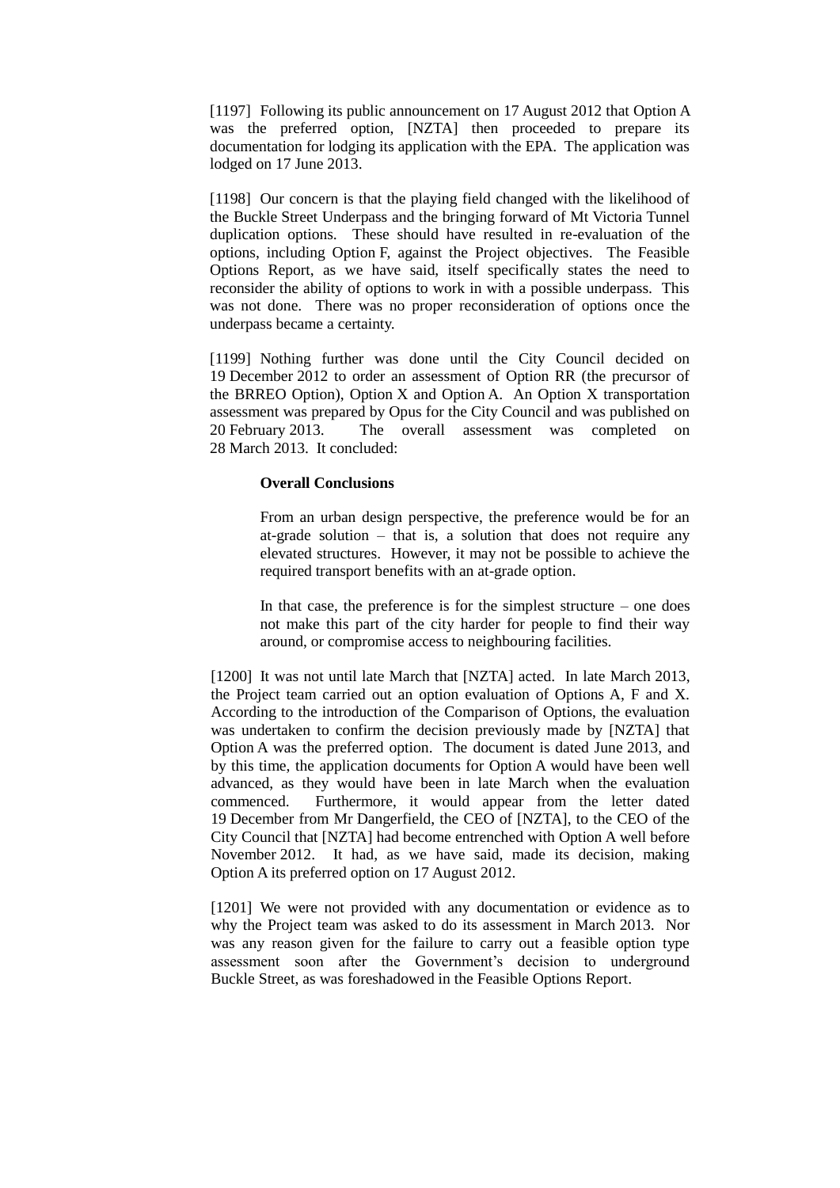[1197] Following its public announcement on 17 August 2012 that Option A was the preferred option, [NZTA] then proceeded to prepare its documentation for lodging its application with the EPA. The application was lodged on 17 June 2013.

[1198] Our concern is that the playing field changed with the likelihood of the Buckle Street Underpass and the bringing forward of Mt Victoria Tunnel duplication options. These should have resulted in re-evaluation of the options, including Option F, against the Project objectives. The Feasible Options Report, as we have said, itself specifically states the need to reconsider the ability of options to work in with a possible underpass. This was not done. There was no proper reconsideration of options once the underpass became a certainty.

[1199] Nothing further was done until the City Council decided on 19 December 2012 to order an assessment of Option RR (the precursor of the BRREO Option), Option X and Option A. An Option X transportation assessment was prepared by Opus for the City Council and was published on 20 February 2013. The overall assessment was completed on 28 March 2013. It concluded:

> **Overall Conclusions**
>
> From an urban design perspective, the preference would be for an at-grade solution – that is, a solution that does not require any elevated structures. However, it may not be possible to achieve the required transport benefits with an at-grade option.
>
> In that case, the preference is for the simplest structure – one does not make this part of the city harder for people to find their way around, or compromise access to neighbouring facilities.

[1200] It was not until late March that [NZTA] acted. In late March 2013, the Project team carried out an option evaluation of Options A, F and X. According to the introduction of the Comparison of Options, the evaluation was undertaken to confirm the decision previously made by [NZTA] that Option A was the preferred option. The document is dated June 2013, and by this time, the application documents for Option A would have been well advanced, as they would have been in late March when the evaluation commenced. Furthermore, it would appear from the letter dated 19 December from Mr Dangerfield, the CEO of [NZTA], to the CEO of the City Council that [NZTA] had become entrenched with Option A well before November 2012. It had, as we have said, made its decision, making Option A its preferred option on 17 August 2012.

[1201] We were not provided with any documentation or evidence as to why the Project team was asked to do its assessment in March 2013. Nor was any reason given for the failure to carry out a feasible option type assessment soon after the Government's decision to underground Buckle Street, as was foreshadowed in the Feasible Options Report.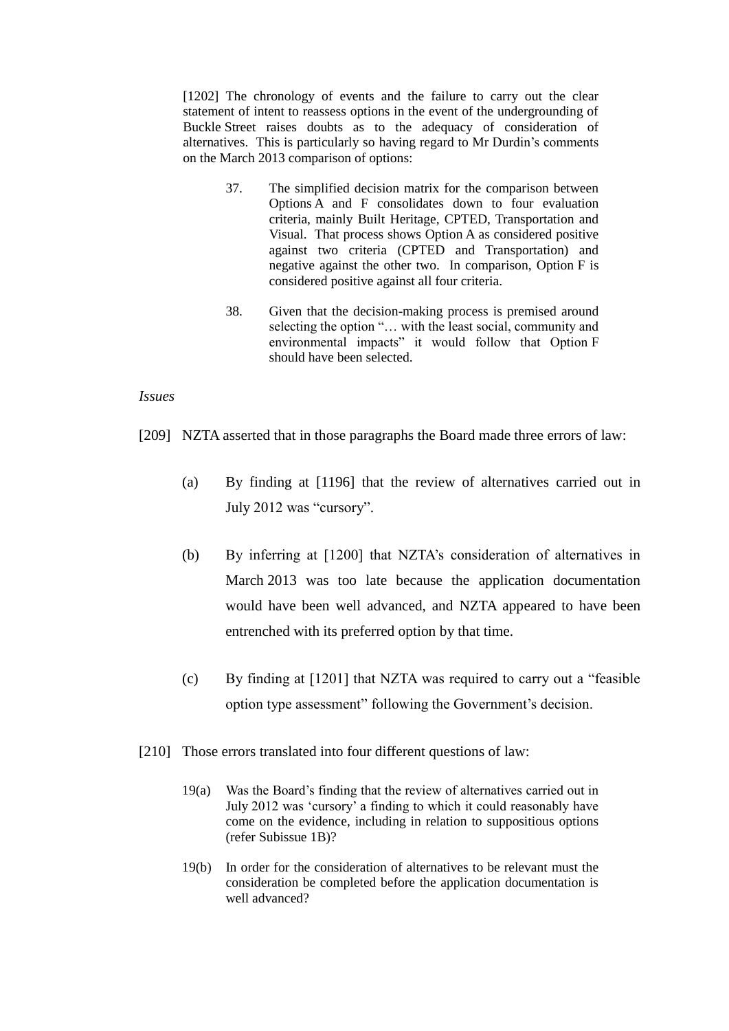> [1202] The chronology of events and the failure to carry out the clear statement of intent to reassess options in the event of the undergrounding of Buckle Street raises doubts as to the adequacy of consideration of alternatives. This is particularly so having regard to Mr Durdin's comments on the March 2013 comparison of options:
>
> > 37. The simplified decision matrix for the comparison between Options A and F consolidates down to four evaluation criteria, mainly Built Heritage, CPTED, Transportation and Visual. That process shows Option A as considered positive against two criteria (CPTED and Transportation) and negative against the other two. In comparison, Option F is considered positive against all four criteria.
> >
> > 38. Given that the decision-making process is premised around selecting the option "… with the least social, community and environmental impacts" it would follow that Option F should have been selected.

*Issues*

[209] NZTA asserted that in those paragraphs the Board made three errors of law:

(a) By finding at [1196] that the review of alternatives carried out in July 2012 was "cursory".

(b) By inferring at [1200] that NZTA's consideration of alternatives in March 2013 was too late because the application documentation would have been well advanced, and NZTA appeared to have been entrenched with its preferred option by that time.

(c) By finding at [1201] that NZTA was required to carry out a "feasible option type assessment" following the Government's decision.

[210] Those errors translated into four different questions of law:

> 19(a) Was the Board's finding that the review of alternatives carried out in July 2012 was 'cursory' a finding to which it could reasonably have come on the evidence, including in relation to suppositious options (refer Subissue 1B)?
>
> 19(b) In order for the consideration of alternatives to be relevant must the consideration be completed before the application documentation is well advanced?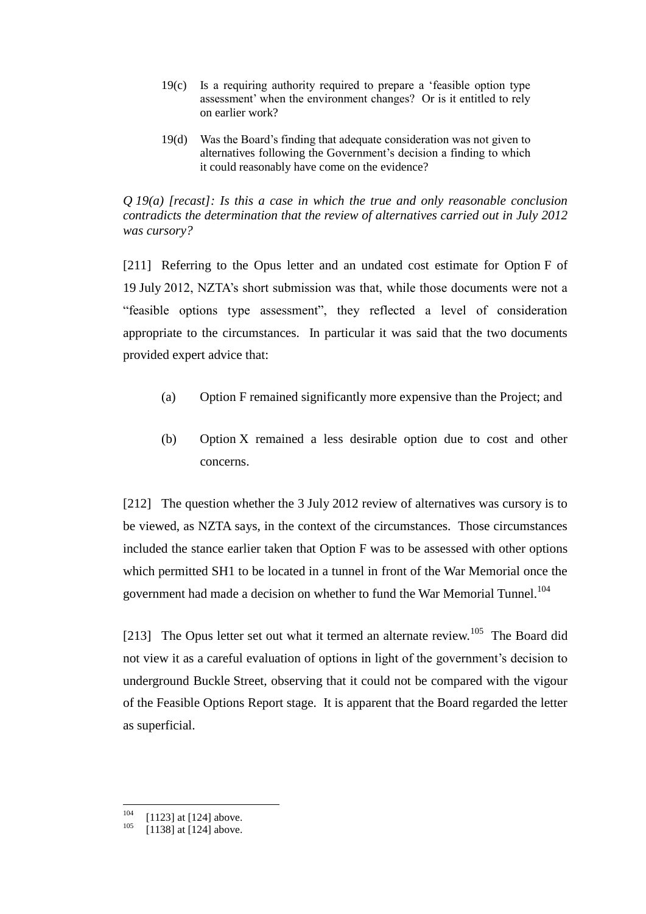19(c) Is a requiring authority required to prepare a 'feasible option type assessment' when the environment changes? Or is it entitled to rely on earlier work?

19(d) Was the Board's finding that adequate consideration was not given to alternatives following the Government's decision a finding to which it could reasonably have come on the evidence?

*Q 19(a) [recast]: Is this a case in which the true and only reasonable conclusion contradicts the determination that the review of alternatives carried out in July 2012 was cursory?*

[211] Referring to the Opus letter and an undated cost estimate for Option F of 19 July 2012, NZTA's short submission was that, while those documents were not a "feasible options type assessment", they reflected a level of consideration appropriate to the circumstances. In particular it was said that the two documents provided expert advice that:

(a) Option F remained significantly more expensive than the Project; and

(b) Option X remained a less desirable option due to cost and other concerns.

[212] The question whether the 3 July 2012 review of alternatives was cursory is to be viewed, as NZTA says, in the context of the circumstances. Those circumstances included the stance earlier taken that Option F was to be assessed with other options which permitted SH1 to be located in a tunnel in front of the War Memorial once the government had made a decision on whether to fund the War Memorial Tunnel.[104]

[213] The Opus letter set out what it termed an alternate review.[105] The Board did not view it as a careful evaluation of options in light of the government's decision to underground Buckle Street, observing that it could not be compared with the vigour of the Feasible Options Report stage. It is apparent that the Board regarded the letter as superficial.

---

[104] [1123] at [124] above.

[105] [1138] at [124] above.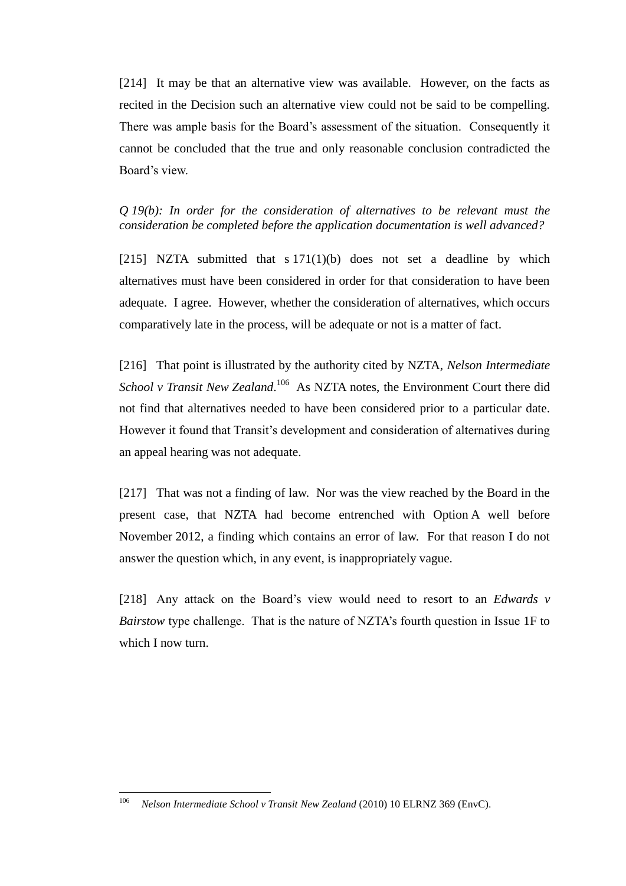[214] It may be that an alternative view was available. However, on the facts as recited in the Decision such an alternative view could not be said to be compelling. There was ample basis for the Board's assessment of the situation. Consequently it cannot be concluded that the true and only reasonable conclusion contradicted the Board's view.

*Q 19(b): In order for the consideration of alternatives to be relevant must the consideration be completed before the application documentation is well advanced?*

[215] NZTA submitted that s 171(1)(b) does not set a deadline by which alternatives must have been considered in order for that consideration to have been adequate. I agree. However, whether the consideration of alternatives, which occurs comparatively late in the process, will be adequate or not is a matter of fact.

[216] That point is illustrated by the authority cited by NZTA, *Nelson Intermediate School v Transit New Zealand*.[106] As NZTA notes, the Environment Court there did not find that alternatives needed to have been considered prior to a particular date. However it found that Transit's development and consideration of alternatives during an appeal hearing was not adequate.

[217] That was not a finding of law. Nor was the view reached by the Board in the present case, that NZTA had become entrenched with Option A well before November 2012, a finding which contains an error of law. For that reason I do not answer the question which, in any event, is inappropriately vague.

[218] Any attack on the Board's view would need to resort to an *Edwards v Bairstow* type challenge. That is the nature of NZTA's fourth question in Issue 1F to which I now turn.

---

[106] *Nelson Intermediate School v Transit New Zealand* (2010) 10 ELRNZ 369 (EnvC).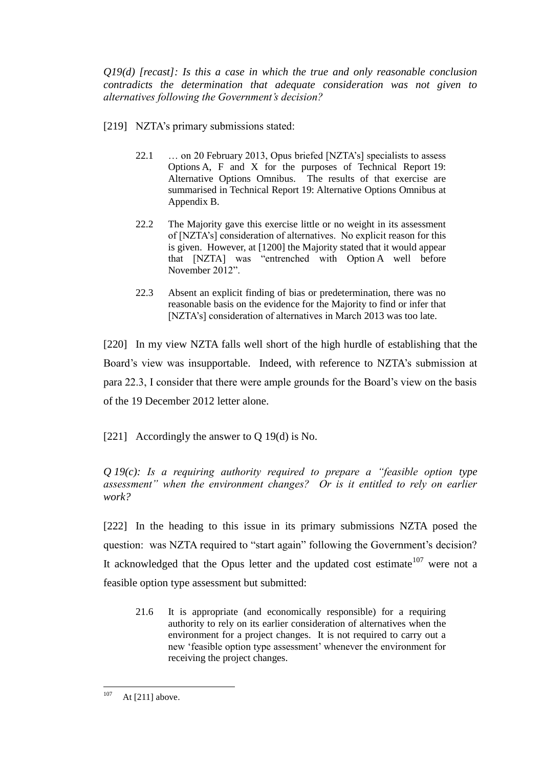*Q19(d) [recast]: Is this a case in which the true and only reasonable conclusion contradicts the determination that adequate consideration was not given to alternatives following the Government's decision?*

[219] NZTA's primary submissions stated:

> 22.1 … on 20 February 2013, Opus briefed [NZTA's] specialists to assess Options A, F and X for the purposes of Technical Report 19: Alternative Options Omnibus. The results of that exercise are summarised in Technical Report 19: Alternative Options Omnibus at Appendix B.
>
> 22.2 The Majority gave this exercise little or no weight in its assessment of [NZTA's] consideration of alternatives. No explicit reason for this is given. However, at [1200] the Majority stated that it would appear that [NZTA] was "entrenched with Option A well before November 2012".
>
> 22.3 Absent an explicit finding of bias or predetermination, there was no reasonable basis on the evidence for the Majority to find or infer that [NZTA's] consideration of alternatives in March 2013 was too late.

[220] In my view NZTA falls well short of the high hurdle of establishing that the Board's view was insupportable. Indeed, with reference to NZTA's submission at para 22.3, I consider that there were ample grounds for the Board's view on the basis of the 19 December 2012 letter alone.

[221] Accordingly the answer to Q 19(d) is No.

*Q 19(c): Is a requiring authority required to prepare a "feasible option type assessment" when the environment changes? Or is it entitled to rely on earlier work?*

[222] In the heading to this issue in its primary submissions NZTA posed the question: was NZTA required to "start again" following the Government's decision? It acknowledged that the Opus letter and the updated cost estimate[107] were not a feasible option type assessment but submitted:

> 21.6 It is appropriate (and economically responsible) for a requiring authority to rely on its earlier consideration of alternatives when the environment for a project changes. It is not required to carry out a new 'feasible option type assessment' whenever the environment for receiving the project changes.

---

[107] At [211] above.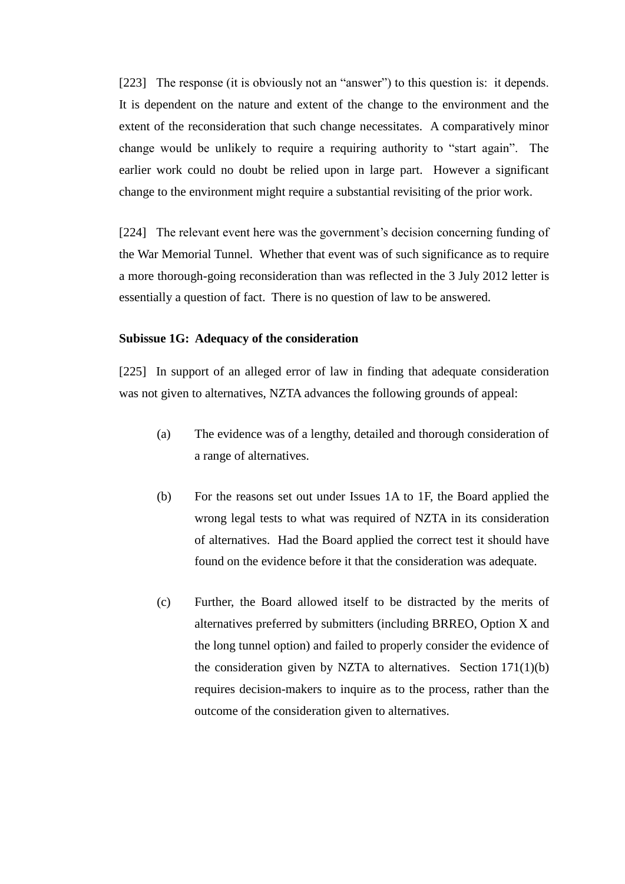[223] The response (it is obviously not an "answer") to this question is: it depends. It is dependent on the nature and extent of the change to the environment and the extent of the reconsideration that such change necessitates. A comparatively minor change would be unlikely to require a requiring authority to "start again". The earlier work could no doubt be relied upon in large part. However a significant change to the environment might require a substantial revisiting of the prior work.

[224] The relevant event here was the government's decision concerning funding of the War Memorial Tunnel. Whether that event was of such significance as to require a more thorough-going reconsideration than was reflected in the 3 July 2012 letter is essentially a question of fact. There is no question of law to be answered.

**Subissue 1G: Adequacy of the consideration**

[225] In support of an alleged error of law in finding that adequate consideration was not given to alternatives, NZTA advances the following grounds of appeal:

(a) The evidence was of a lengthy, detailed and thorough consideration of a range of alternatives.

(b) For the reasons set out under Issues 1A to 1F, the Board applied the wrong legal tests to what was required of NZTA in its consideration of alternatives. Had the Board applied the correct test it should have found on the evidence before it that the consideration was adequate.

(c) Further, the Board allowed itself to be distracted by the merits of alternatives preferred by submitters (including BRREO, Option X and the long tunnel option) and failed to properly consider the evidence of the consideration given by NZTA to alternatives. Section 171(1)(b) requires decision-makers to inquire as to the process, rather than the outcome of the consideration given to alternatives.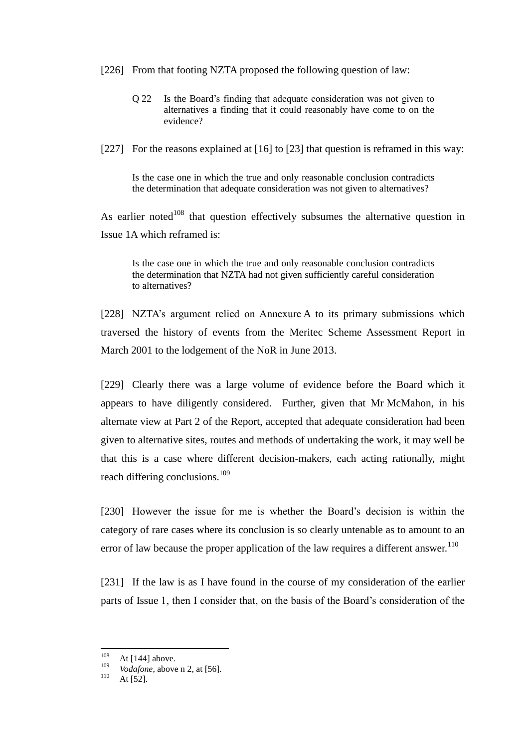[226] From that footing NZTA proposed the following question of law:

> Q 22 Is the Board's finding that adequate consideration was not given to alternatives a finding that it could reasonably have come to on the evidence?

[227] For the reasons explained at [16] to [23] that question is reframed in this way:

> Is the case one in which the true and only reasonable conclusion contradicts the determination that adequate consideration was not given to alternatives?

As earlier noted[108] that question effectively subsumes the alternative question in Issue 1A which reframed is:

> Is the case one in which the true and only reasonable conclusion contradicts the determination that NZTA had not given sufficiently careful consideration to alternatives?

[228] NZTA's argument relied on Annexure A to its primary submissions which traversed the history of events from the Meritec Scheme Assessment Report in March 2001 to the lodgement of the NoR in June 2013.

[229] Clearly there was a large volume of evidence before the Board which it appears to have diligently considered. Further, given that Mr McMahon, in his alternate view at Part 2 of the Report, accepted that adequate consideration had been given to alternative sites, routes and methods of undertaking the work, it may well be that this is a case where different decision-makers, each acting rationally, might reach differing conclusions.[109]

[230] However the issue for me is whether the Board's decision is within the category of rare cases where its conclusion is so clearly untenable as to amount to an error of law because the proper application of the law requires a different answer.[110]

[231] If the law is as I have found in the course of my consideration of the earlier parts of Issue 1, then I consider that, on the basis of the Board's consideration of the

---

[108] At [144] above.

[109] *Vodafone*, above n 2, at [56].

[110] At [52].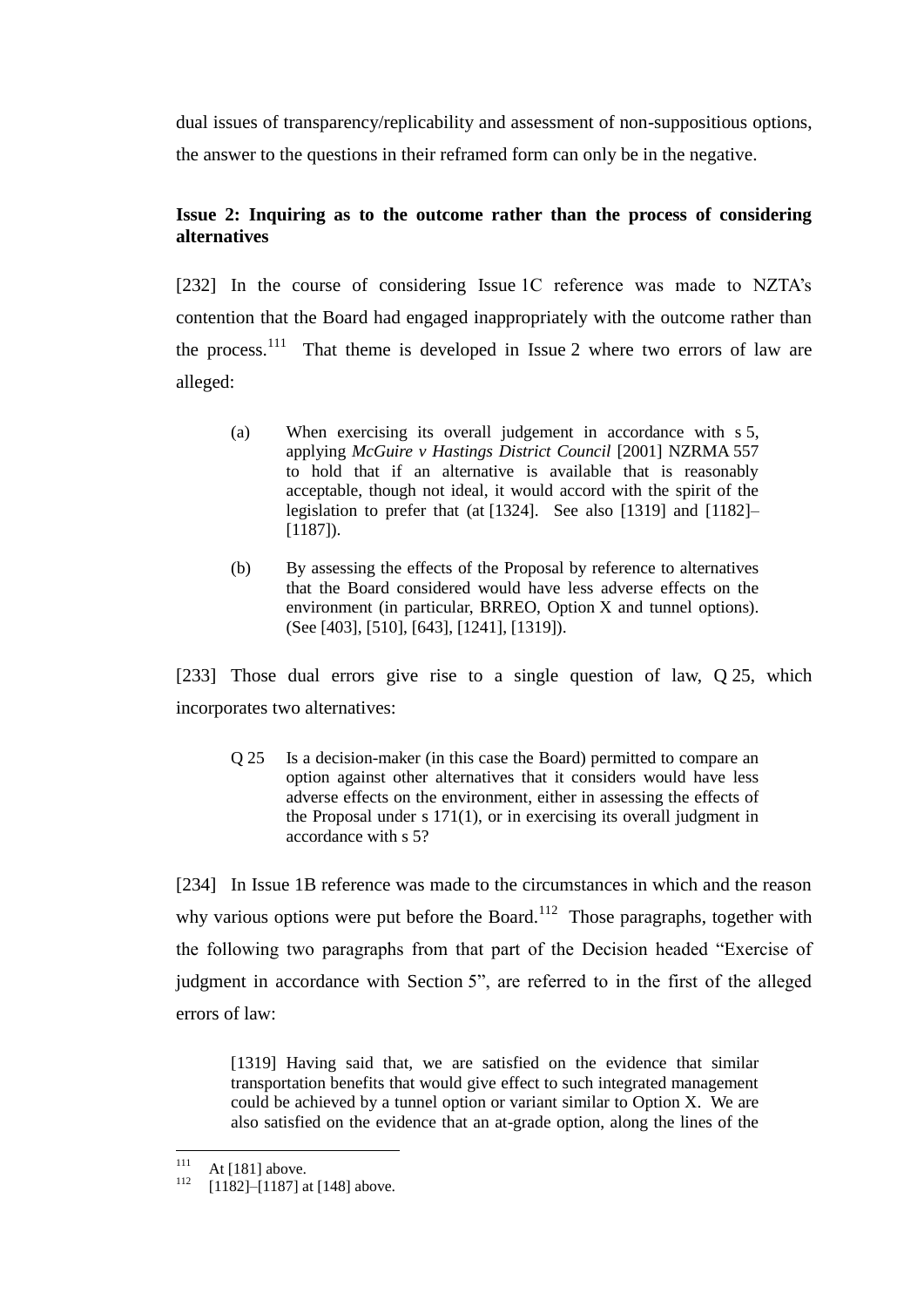dual issues of transparency/replicability and assessment of non-suppositious options, the answer to the questions in their reframed form can only be in the negative.

**Issue 2: Inquiring as to the outcome rather than the process of considering alternatives**

[232] In the course of considering Issue 1C reference was made to NZTA's contention that the Board had engaged inappropriately with the outcome rather than the process.[111] That theme is developed in Issue 2 where two errors of law are alleged:

> (a) When exercising its overall judgement in accordance with s 5, applying *McGuire v Hastings District Council* [2001] NZRMA 557 to hold that if an alternative is available that is reasonably acceptable, though not ideal, it would accord with the spirit of the legislation to prefer that (at [1324]. See also [1319] and [1182]–[1187]).
>
> (b) By assessing the effects of the Proposal by reference to alternatives that the Board considered would have less adverse effects on the environment (in particular, BRREO, Option X and tunnel options). (See [403], [510], [643], [1241], [1319]).

[233] Those dual errors give rise to a single question of law, Q 25, which incorporates two alternatives:

> Q 25 Is a decision-maker (in this case the Board) permitted to compare an option against other alternatives that it considers would have less adverse effects on the environment, either in assessing the effects of the Proposal under s 171(1), or in exercising its overall judgment in accordance with s 5?

[234] In Issue 1B reference was made to the circumstances in which and the reason why various options were put before the Board.[112] Those paragraphs, together with the following two paragraphs from that part of the Decision headed "Exercise of judgment in accordance with Section 5", are referred to in the first of the alleged errors of law:

> [1319] Having said that, we are satisfied on the evidence that similar transportation benefits that would give effect to such integrated management could be achieved by a tunnel option or variant similar to Option X. We are also satisfied on the evidence that an at-grade option, along the lines of the

[111] At [181] above.

[112] [1182]–[1187] at [148] above.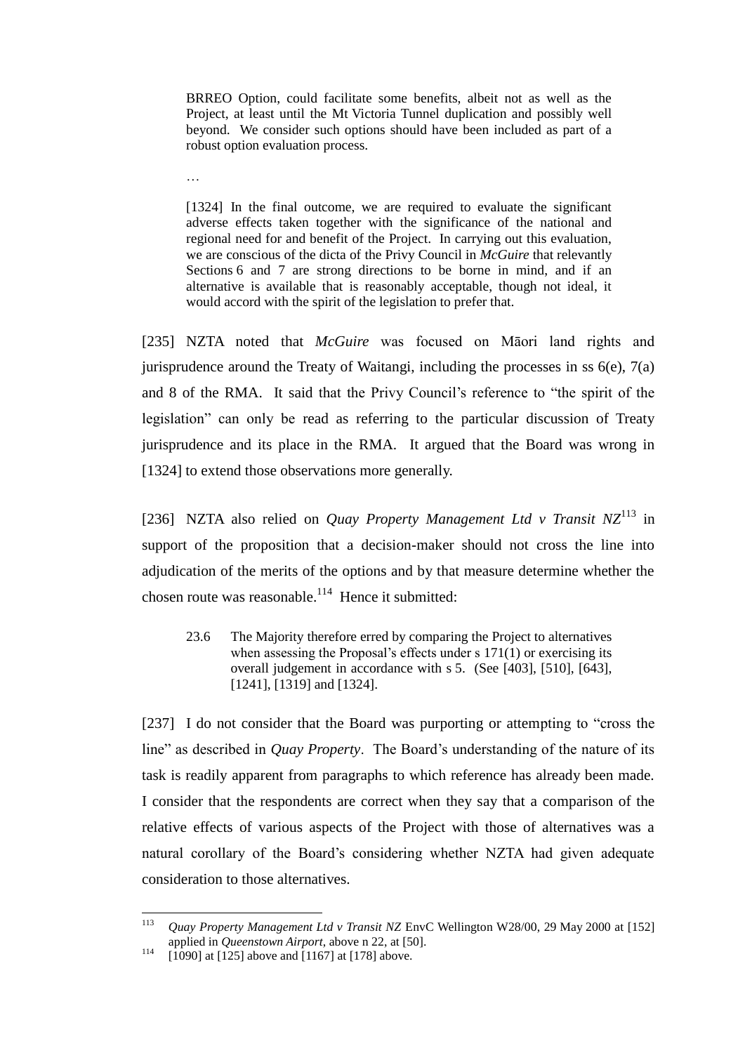> BRREO Option, could facilitate some benefits, albeit not as well as the Project, at least until the Mt Victoria Tunnel duplication and possibly well beyond. We consider such options should have been included as part of a robust option evaluation process.
>
> …
>
> [1324] In the final outcome, we are required to evaluate the significant adverse effects taken together with the significance of the national and regional need for and benefit of the Project. In carrying out this evaluation, we are conscious of the dicta of the Privy Council in *McGuire* that relevantly Sections 6 and 7 are strong directions to be borne in mind, and if an alternative is available that is reasonably acceptable, though not ideal, it would accord with the spirit of the legislation to prefer that.

[235] NZTA noted that *McGuire* was focused on Māori land rights and jurisprudence around the Treaty of Waitangi, including the processes in ss 6(e), 7(a) and 8 of the RMA. It said that the Privy Council's reference to "the spirit of the legislation" can only be read as referring to the particular discussion of Treaty jurisprudence and its place in the RMA. It argued that the Board was wrong in [1324] to extend those observations more generally.

[236] NZTA also relied on *Quay Property Management Ltd v Transit NZ*[113] in support of the proposition that a decision-maker should not cross the line into adjudication of the merits of the options and by that measure determine whether the chosen route was reasonable.[114] Hence it submitted:

> 23.6 The Majority therefore erred by comparing the Project to alternatives when assessing the Proposal's effects under s 171(1) or exercising its overall judgement in accordance with s 5. (See [403], [510], [643], [1241], [1319] and [1324].

[237] I do not consider that the Board was purporting or attempting to "cross the line" as described in *Quay Property*. The Board's understanding of the nature of its task is readily apparent from paragraphs to which reference has already been made. I consider that the respondents are correct when they say that a comparison of the relative effects of various aspects of the Project with those of alternatives was a natural corollary of the Board's considering whether NZTA had given adequate consideration to those alternatives.

---

[113] *Quay Property Management Ltd v Transit NZ* EnvC Wellington W28/00, 29 May 2000 at [152] applied in *Queenstown Airport*, above n 22, at [50].

[114] [1090] at [125] above and [1167] at [178] above.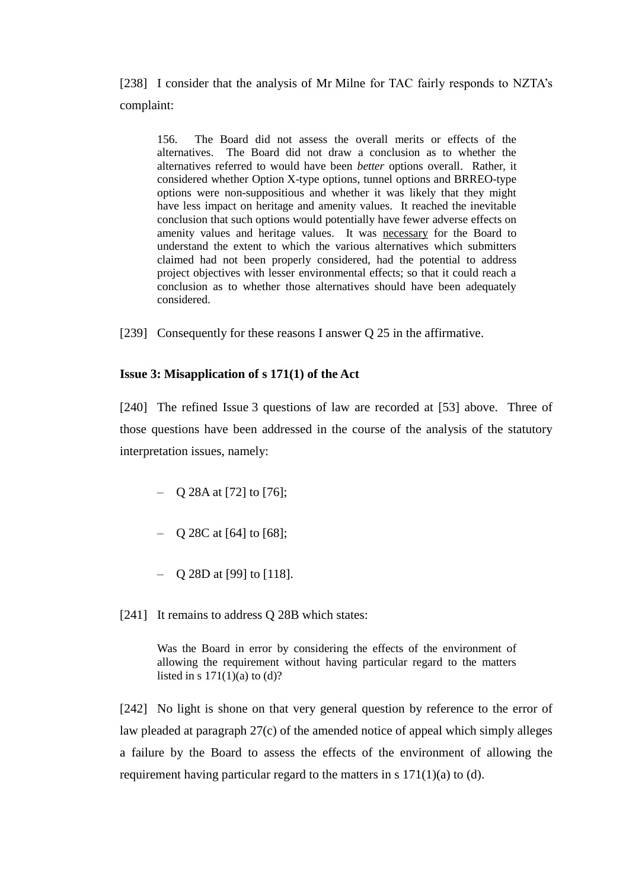[238] I consider that the analysis of Mr Milne for TAC fairly responds to NZTA's complaint:

> 156. The Board did not assess the overall merits or effects of the alternatives. The Board did not draw a conclusion as to whether the alternatives referred to would have been *better* options overall. Rather, it considered whether Option X-type options, tunnel options and BRREO-type options were non-suppositious and whether it was likely that they might have less impact on heritage and amenity values. It reached the inevitable conclusion that such options would potentially have fewer adverse effects on amenity values and heritage values. It was <u>necessary</u> for the Board to understand the extent to which the various alternatives which submitters claimed had not been properly considered, had the potential to address project objectives with lesser environmental effects; so that it could reach a conclusion as to whether those alternatives should have been adequately considered.

[239] Consequently for these reasons I answer Q 25 in the affirmative.

**Issue 3: Misapplication of s 171(1) of the Act**

[240] The refined Issue 3 questions of law are recorded at [53] above. Three of those questions have been addressed in the course of the analysis of the statutory interpretation issues, namely:

- Q 28A at [72] to [76];
- Q 28C at [64] to [68];
- Q 28D at [99] to [118].

[241] It remains to address Q 28B which states:

> Was the Board in error by considering the effects of the environment of allowing the requirement without having particular regard to the matters listed in s 171(1)(a) to (d)?

[242] No light is shone on that very general question by reference to the error of law pleaded at paragraph 27(c) of the amended notice of appeal which simply alleges a failure by the Board to assess the effects of the environment of allowing the requirement having particular regard to the matters in s 171(1)(a) to (d).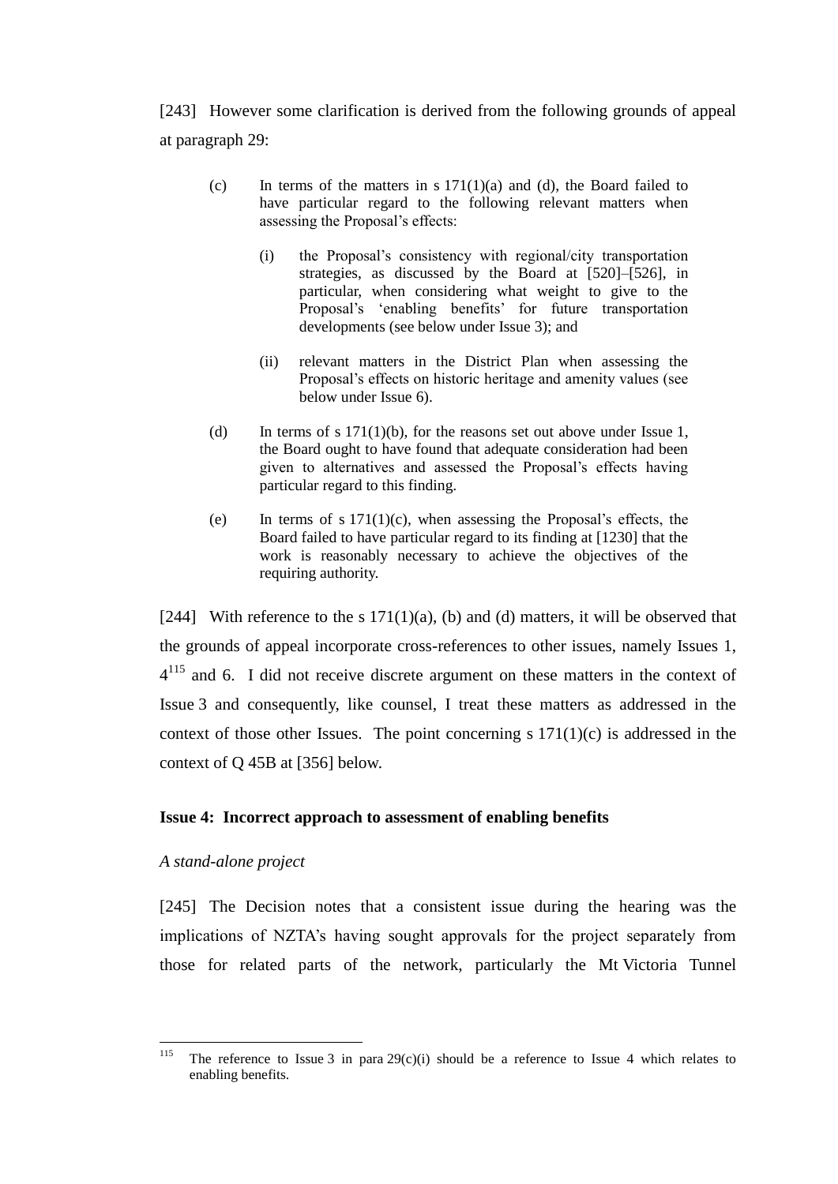[243] However some clarification is derived from the following grounds of appeal at paragraph 29:

> (c) In terms of the matters in s 171(1)(a) and (d), the Board failed to have particular regard to the following relevant matters when assessing the Proposal's effects:
>
> > (i) the Proposal's consistency with regional/city transportation strategies, as discussed by the Board at [520]–[526], in particular, when considering what weight to give to the Proposal's 'enabling benefits' for future transportation developments (see below under Issue 3); and
> >
> > (ii) relevant matters in the District Plan when assessing the Proposal's effects on historic heritage and amenity values (see below under Issue 6).
>
> (d) In terms of s 171(1)(b), for the reasons set out above under Issue 1, the Board ought to have found that adequate consideration had been given to alternatives and assessed the Proposal's effects having particular regard to this finding.
>
> (e) In terms of s 171(1)(c), when assessing the Proposal's effects, the Board failed to have particular regard to its finding at [1230] that the work is reasonably necessary to achieve the objectives of the requiring authority.

[244] With reference to the s 171(1)(a), (b) and (d) matters, it will be observed that the grounds of appeal incorporate cross-references to other issues, namely Issues 1, 4[115] and 6. I did not receive discrete argument on these matters in the context of Issue 3 and consequently, like counsel, I treat these matters as addressed in the context of those other Issues. The point concerning s 171(1)(c) is addressed in the context of Q 45B at [356] below.

### Issue 4: Incorrect approach to assessment of enabling benefits

#### *A stand-alone project*

[245] The Decision notes that a consistent issue during the hearing was the implications of NZTA's having sought approvals for the project separately from those for related parts of the network, particularly the Mt Victoria Tunnel

---

[115] The reference to Issue 3 in para 29(c)(i) should be a reference to Issue 4 which relates to enabling benefits.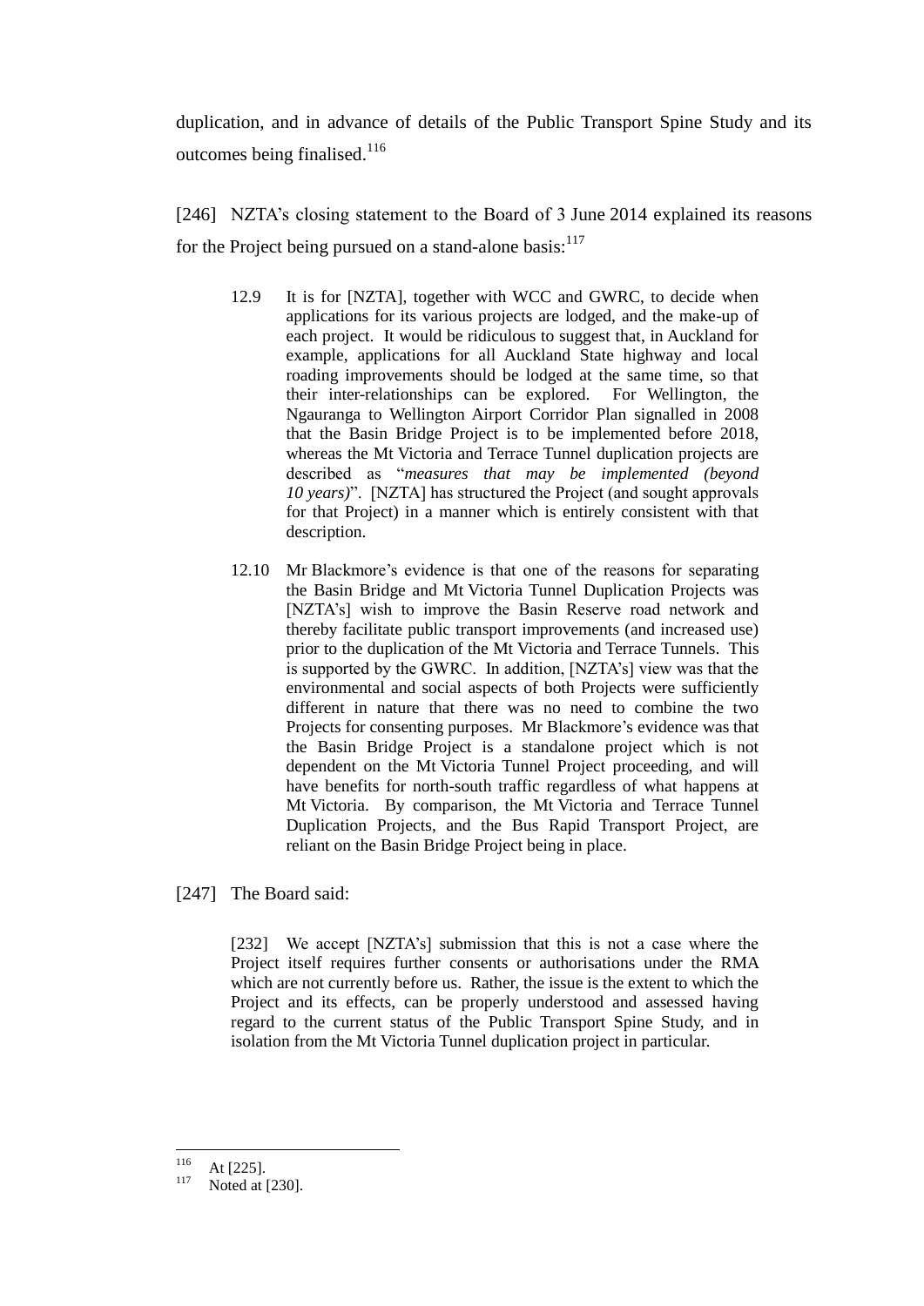duplication, and in advance of details of the Public Transport Spine Study and its outcomes being finalised.[116]

[246] NZTA's closing statement to the Board of 3 June 2014 explained its reasons for the Project being pursued on a stand-alone basis:[117]

> 12.9 It is for [NZTA], together with WCC and GWRC, to decide when applications for its various projects are lodged, and the make-up of each project. It would be ridiculous to suggest that, in Auckland for example, applications for all Auckland State highway and local roading improvements should be lodged at the same time, so that their inter-relationships can be explored. For Wellington, the Ngauranga to Wellington Airport Corridor Plan signalled in 2008 that the Basin Bridge Project is to be implemented before 2018, whereas the Mt Victoria and Terrace Tunnel duplication projects are described as "*measures that may be implemented (beyond 10 years)*". [NZTA] has structured the Project (and sought approvals for that Project) in a manner which is entirely consistent with that description.
>
> 12.10 Mr Blackmore's evidence is that one of the reasons for separating the Basin Bridge and Mt Victoria Tunnel Duplication Projects was [NZTA's] wish to improve the Basin Reserve road network and thereby facilitate public transport improvements (and increased use) prior to the duplication of the Mt Victoria and Terrace Tunnels. This is supported by the GWRC. In addition, [NZTA's] view was that the environmental and social aspects of both Projects were sufficiently different in nature that there was no need to combine the two Projects for consenting purposes. Mr Blackmore's evidence was that the Basin Bridge Project is a standalone project which is not dependent on the Mt Victoria Tunnel Project proceeding, and will have benefits for north-south traffic regardless of what happens at Mt Victoria. By comparison, the Mt Victoria and Terrace Tunnel Duplication Projects, and the Bus Rapid Transport Project, are reliant on the Basin Bridge Project being in place.

[247] The Board said:

> [232] We accept [NZTA's] submission that this is not a case where the Project itself requires further consents or authorisations under the RMA which are not currently before us. Rather, the issue is the extent to which the Project and its effects, can be properly understood and assessed having regard to the current status of the Public Transport Spine Study, and in isolation from the Mt Victoria Tunnel duplication project in particular.

---

[116] At [225].

[117] Noted at [230].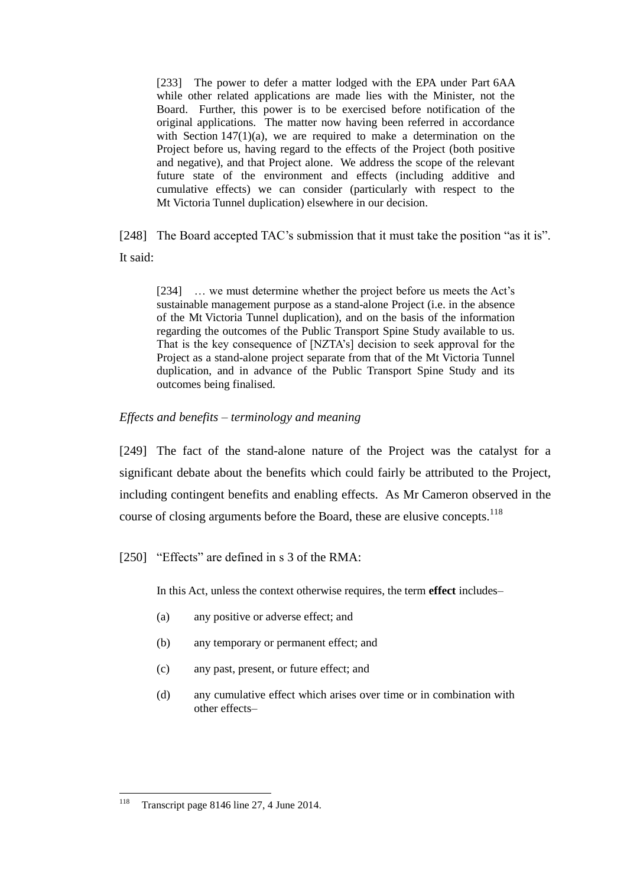> [233] The power to defer a matter lodged with the EPA under Part 6AA while other related applications are made lies with the Minister, not the Board. Further, this power is to be exercised before notification of the original applications. The matter now having been referred in accordance with Section 147(1)(a), we are required to make a determination on the Project before us, having regard to the effects of the Project (both positive and negative), and that Project alone. We address the scope of the relevant future state of the environment and effects (including additive and cumulative effects) we can consider (particularly with respect to the Mt Victoria Tunnel duplication) elsewhere in our decision.

[248] The Board accepted TAC's submission that it must take the position "as it is". It said:

> [234] … we must determine whether the project before us meets the Act's sustainable management purpose as a stand-alone Project (i.e. in the absence of the Mt Victoria Tunnel duplication), and on the basis of the information regarding the outcomes of the Public Transport Spine Study available to us. That is the key consequence of [NZTA's] decision to seek approval for the Project as a stand-alone project separate from that of the Mt Victoria Tunnel duplication, and in advance of the Public Transport Spine Study and its outcomes being finalised.

*Effects and benefits – terminology and meaning*

[249] The fact of the stand-alone nature of the Project was the catalyst for a significant debate about the benefits which could fairly be attributed to the Project, including contingent benefits and enabling effects. As Mr Cameron observed in the course of closing arguments before the Board, these are elusive concepts.[118]

[250] "Effects" are defined in s 3 of the RMA:

> In this Act, unless the context otherwise requires, the term **effect** includes–
>
> (a) any positive or adverse effect; and
>
> (b) any temporary or permanent effect; and
>
> (c) any past, present, or future effect; and
>
> (d) any cumulative effect which arises over time or in combination with other effects–

---

[118] Transcript page 8146 line 27, 4 June 2014.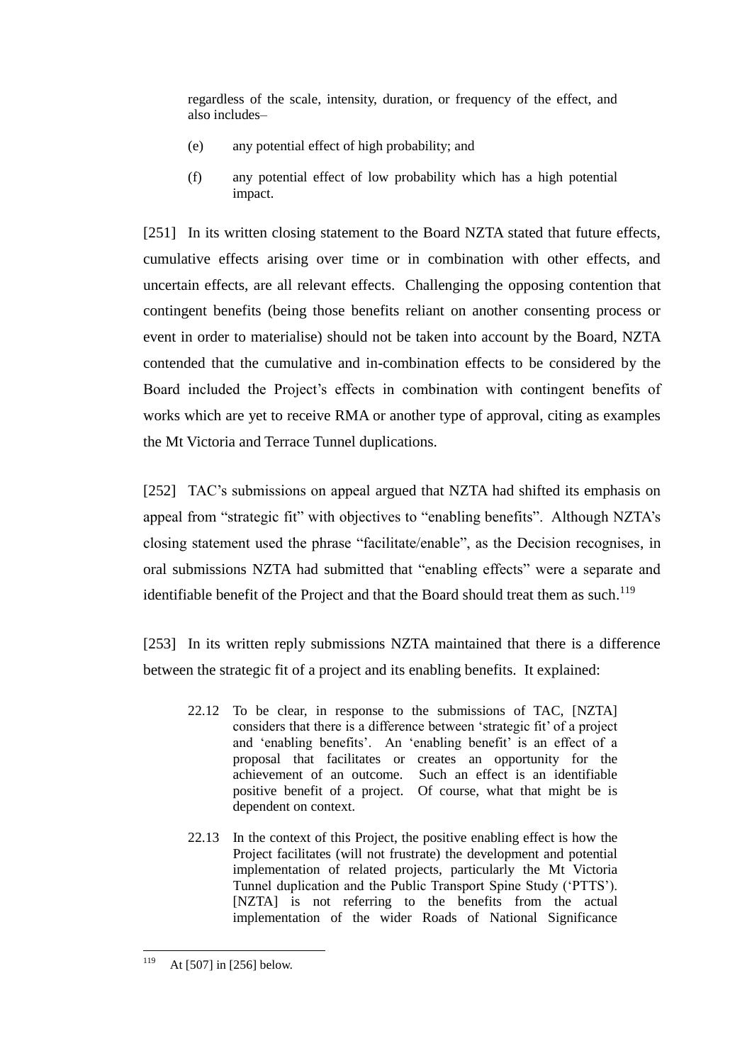regardless of the scale, intensity, duration, or frequency of the effect, and also includes–

> (e) any potential effect of high probability; and
>
> (f) any potential effect of low probability which has a high potential impact.

[251] In its written closing statement to the Board NZTA stated that future effects, cumulative effects arising over time or in combination with other effects, and uncertain effects, are all relevant effects. Challenging the opposing contention that contingent benefits (being those benefits reliant on another consenting process or event in order to materialise) should not be taken into account by the Board, NZTA contended that the cumulative and in-combination effects to be considered by the Board included the Project's effects in combination with contingent benefits of works which are yet to receive RMA or another type of approval, citing as examples the Mt Victoria and Terrace Tunnel duplications.

[252] TAC's submissions on appeal argued that NZTA had shifted its emphasis on appeal from "strategic fit" with objectives to "enabling benefits". Although NZTA's closing statement used the phrase "facilitate/enable", as the Decision recognises, in oral submissions NZTA had submitted that "enabling effects" were a separate and identifiable benefit of the Project and that the Board should treat them as such.[119]

[253] In its written reply submissions NZTA maintained that there is a difference between the strategic fit of a project and its enabling benefits. It explained:

> 22.12 To be clear, in response to the submissions of TAC, [NZTA] considers that there is a difference between 'strategic fit' of a project and 'enabling benefits'. An 'enabling benefit' is an effect of a proposal that facilitates or creates an opportunity for the achievement of an outcome. Such an effect is an identifiable positive benefit of a project. Of course, what that might be is dependent on context.
>
> 22.13 In the context of this Project, the positive enabling effect is how the Project facilitates (will not frustrate) the development and potential implementation of related projects, particularly the Mt Victoria Tunnel duplication and the Public Transport Spine Study ('PTTS'). [NZTA] is not referring to the benefits from the actual implementation of the wider Roads of National Significance

---

[119] At [507] in [256] below.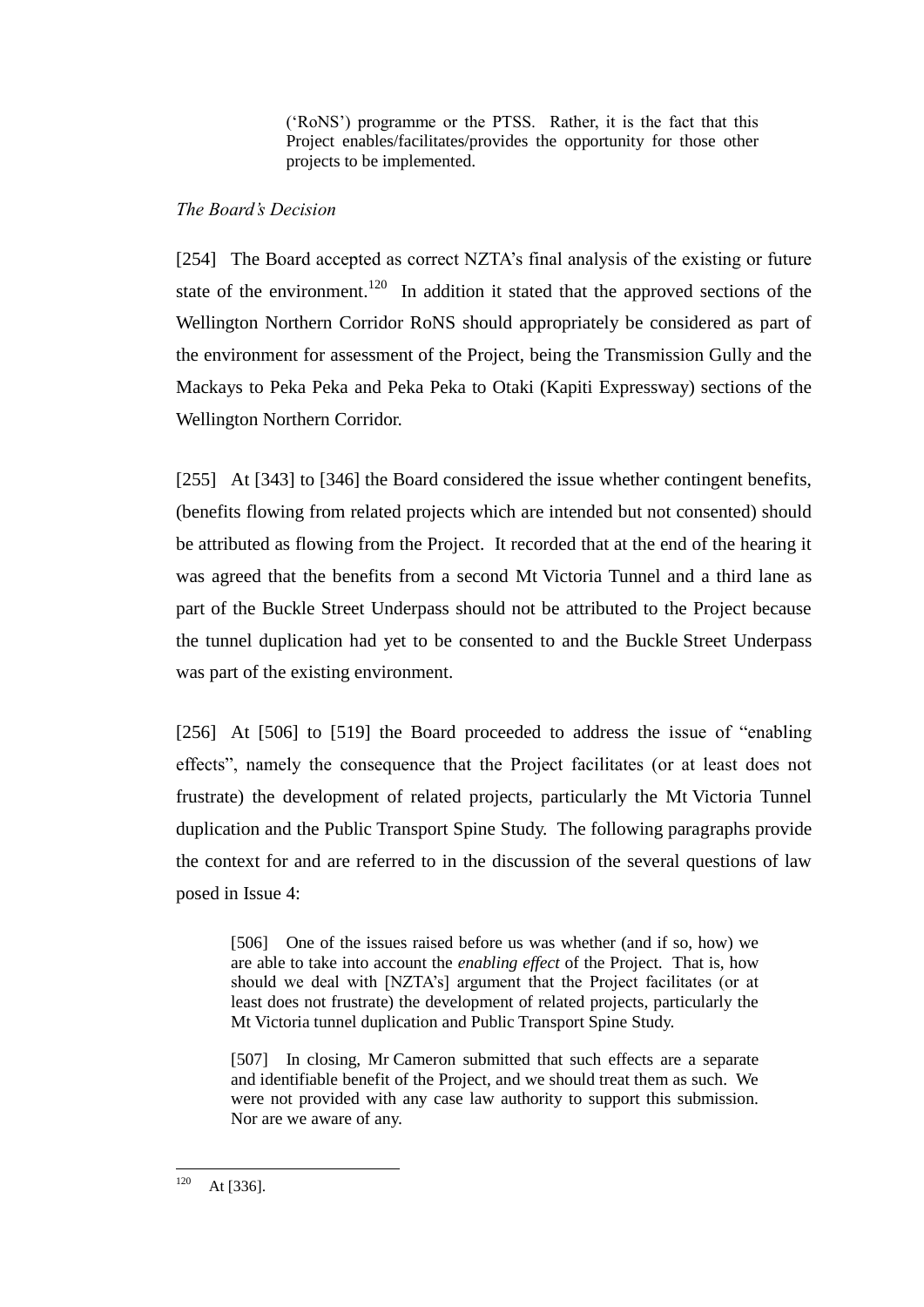('RoNS') programme or the PTSS. Rather, it is the fact that this Project enables/facilitates/provides the opportunity for those other projects to be implemented.

*The Board's Decision*

[254] The Board accepted as correct NZTA's final analysis of the existing or future state of the environment.[120] In addition it stated that the approved sections of the Wellington Northern Corridor RoNS should appropriately be considered as part of the environment for assessment of the Project, being the Transmission Gully and the Mackays to Peka Peka and Peka Peka to Otaki (Kapiti Expressway) sections of the Wellington Northern Corridor.

[255] At [343] to [346] the Board considered the issue whether contingent benefits, (benefits flowing from related projects which are intended but not consented) should be attributed as flowing from the Project. It recorded that at the end of the hearing it was agreed that the benefits from a second Mt Victoria Tunnel and a third lane as part of the Buckle Street Underpass should not be attributed to the Project because the tunnel duplication had yet to be consented to and the Buckle Street Underpass was part of the existing environment.

[256] At [506] to [519] the Board proceeded to address the issue of "enabling effects", namely the consequence that the Project facilitates (or at least does not frustrate) the development of related projects, particularly the Mt Victoria Tunnel duplication and the Public Transport Spine Study. The following paragraphs provide the context for and are referred to in the discussion of the several questions of law posed in Issue 4:

> [506] One of the issues raised before us was whether (and if so, how) we are able to take into account the *enabling effect* of the Project. That is, how should we deal with [NZTA's] argument that the Project facilitates (or at least does not frustrate) the development of related projects, particularly the Mt Victoria tunnel duplication and Public Transport Spine Study.
>
> [507] In closing, Mr Cameron submitted that such effects are a separate and identifiable benefit of the Project, and we should treat them as such. We were not provided with any case law authority to support this submission. Nor are we aware of any.

---

[120] At [336].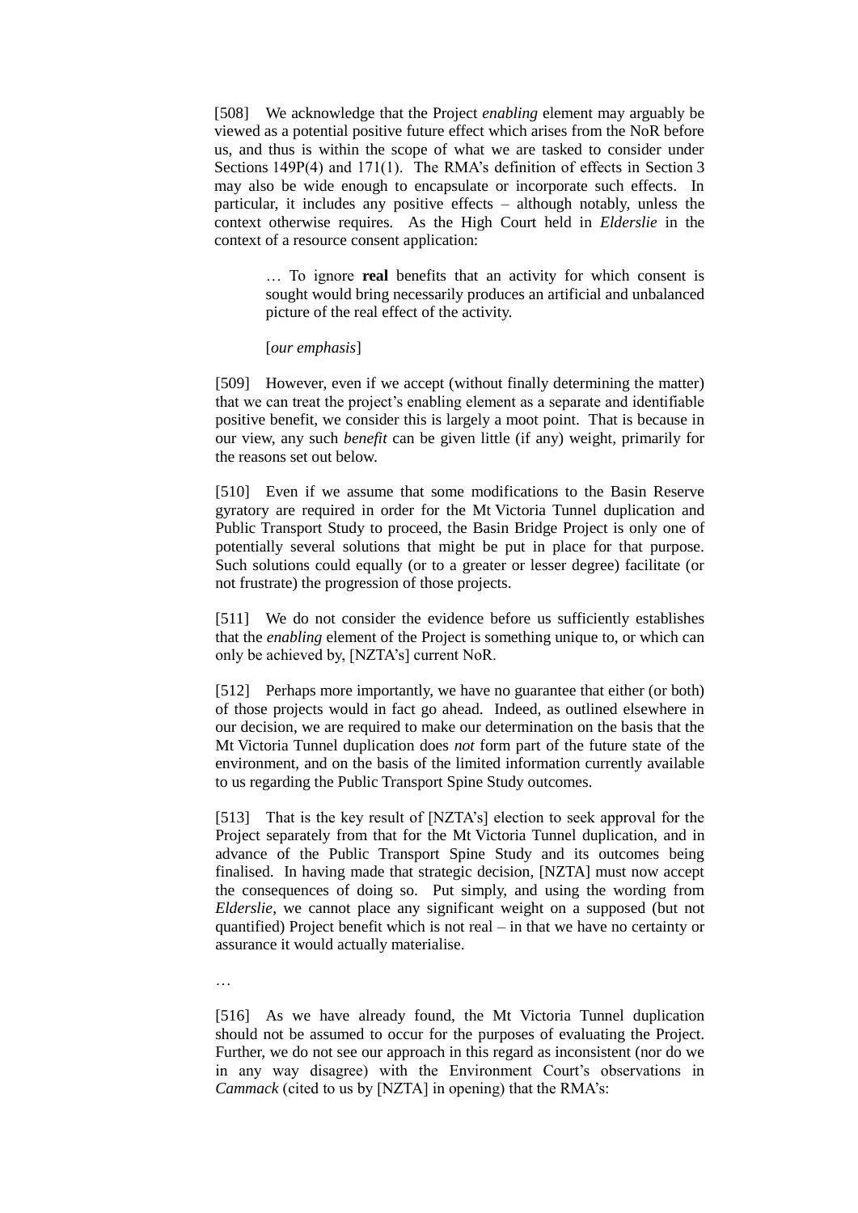[508] We acknowledge that the Project *enabling* element may arguably be viewed as a potential positive future effect which arises from the NoR before us, and thus is within the scope of what we are tasked to consider under Sections 149P(4) and 171(1). The RMA's definition of effects in Section 3 may also be wide enough to encapsulate or incorporate such effects. In particular, it includes any positive effects – although notably, unless the context otherwise requires. As the High Court held in *Elderslie* in the context of a resource consent application:

> … To ignore **real** benefits that an activity for which consent is sought would bring necessarily produces an artificial and unbalanced picture of the real effect of the activity.
>
> [*our emphasis*]

[509] However, even if we accept (without finally determining the matter) that we can treat the project's enabling element as a separate and identifiable positive benefit, we consider this is largely a moot point. That is because in our view, any such *benefit* can be given little (if any) weight, primarily for the reasons set out below.

[510] Even if we assume that some modifications to the Basin Reserve gyratory are required in order for the Mt Victoria Tunnel duplication and Public Transport Study to proceed, the Basin Bridge Project is only one of potentially several solutions that might be put in place for that purpose. Such solutions could equally (or to a greater or lesser degree) facilitate (or not frustrate) the progression of those projects.

[511] We do not consider the evidence before us sufficiently establishes that the *enabling* element of the Project is something unique to, or which can only be achieved by, [NZTA's] current NoR.

[512] Perhaps more importantly, we have no guarantee that either (or both) of those projects would in fact go ahead. Indeed, as outlined elsewhere in our decision, we are required to make our determination on the basis that the Mt Victoria Tunnel duplication does *not* form part of the future state of the environment, and on the basis of the limited information currently available to us regarding the Public Transport Spine Study outcomes.

[513] That is the key result of [NZTA's] election to seek approval for the Project separately from that for the Mt Victoria Tunnel duplication, and in advance of the Public Transport Spine Study and its outcomes being finalised. In having made that strategic decision, [NZTA] must now accept the consequences of doing so. Put simply, and using the wording from *Elderslie*, we cannot place any significant weight on a supposed (but not quantified) Project benefit which is not real – in that we have no certainty or assurance it would actually materialise.

…

[516] As we have already found, the Mt Victoria Tunnel duplication should not be assumed to occur for the purposes of evaluating the Project. Further, we do not see our approach in this regard as inconsistent (nor do we in any way disagree) with the Environment Court's observations in *Cammack* (cited to us by [NZTA] in opening) that the RMA's: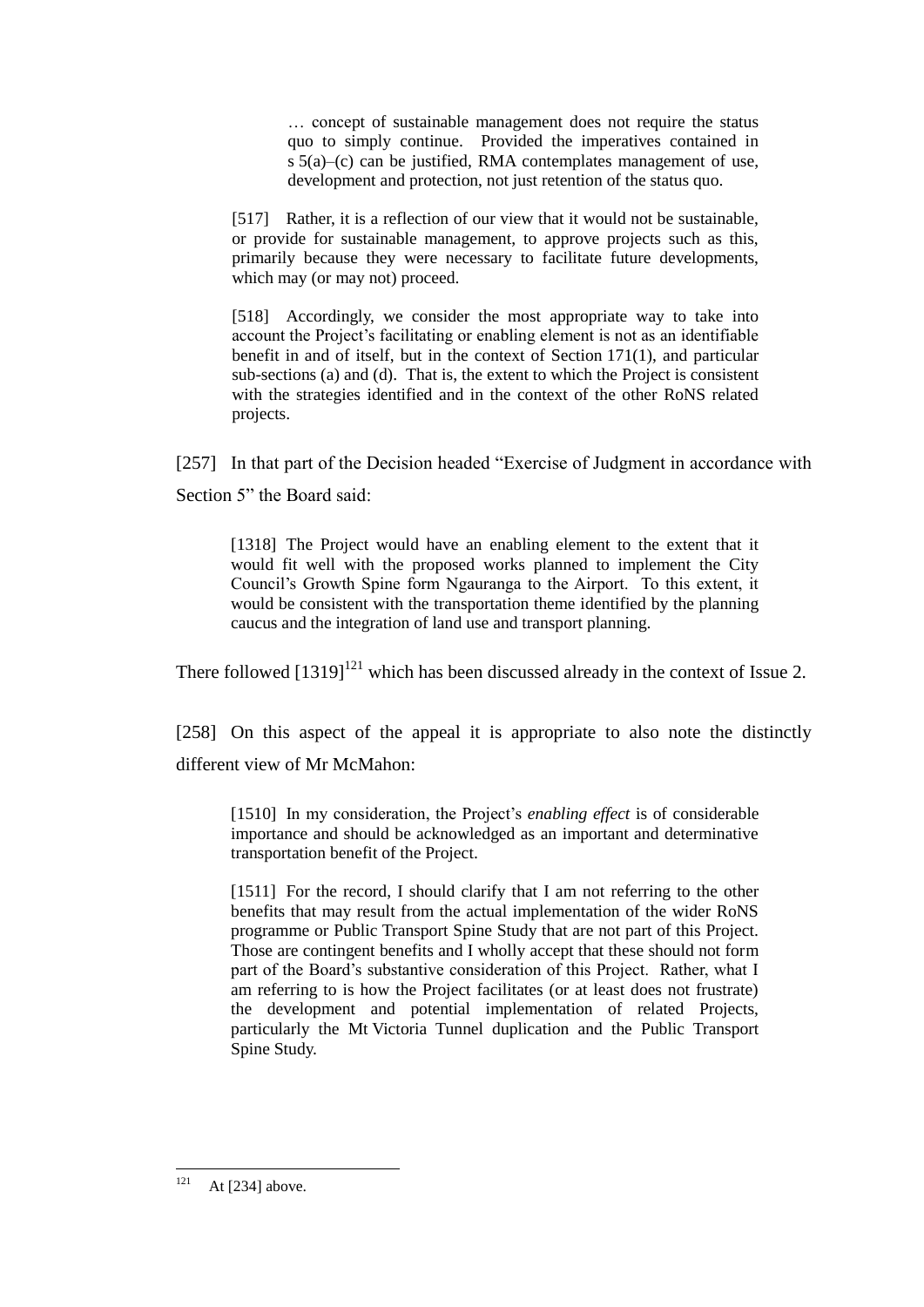> … concept of sustainable management does not require the status quo to simply continue. Provided the imperatives contained in s 5(a)–(c) can be justified, RMA contemplates management of use, development and protection, not just retention of the status quo.

> [517] Rather, it is a reflection of our view that it would not be sustainable, or provide for sustainable management, to approve projects such as this, primarily because they were necessary to facilitate future developments, which may (or may not) proceed.

> [518] Accordingly, we consider the most appropriate way to take into account the Project's facilitating or enabling element is not as an identifiable benefit in and of itself, but in the context of Section 171(1), and particular sub-sections (a) and (d). That is, the extent to which the Project is consistent with the strategies identified and in the context of the other RoNS related projects.

[257] In that part of the Decision headed "Exercise of Judgment in accordance with Section 5" the Board said:

> [1318] The Project would have an enabling element to the extent that it would fit well with the proposed works planned to implement the City Council's Growth Spine form Ngauranga to the Airport. To this extent, it would be consistent with the transportation theme identified by the planning caucus and the integration of land use and transport planning.

There followed [1319][121] which has been discussed already in the context of Issue 2.

[258] On this aspect of the appeal it is appropriate to also note the distinctly different view of Mr McMahon:

> [1510] In my consideration, the Project's *enabling effect* is of considerable importance and should be acknowledged as an important and determinative transportation benefit of the Project.

> [1511] For the record, I should clarify that I am not referring to the other benefits that may result from the actual implementation of the wider RoNS programme or Public Transport Spine Study that are not part of this Project. Those are contingent benefits and I wholly accept that these should not form part of the Board's substantive consideration of this Project. Rather, what I am referring to is how the Project facilitates (or at least does not frustrate) the development and potential implementation of related Projects, particularly the Mt Victoria Tunnel duplication and the Public Transport Spine Study.

---

[121] At [234] above.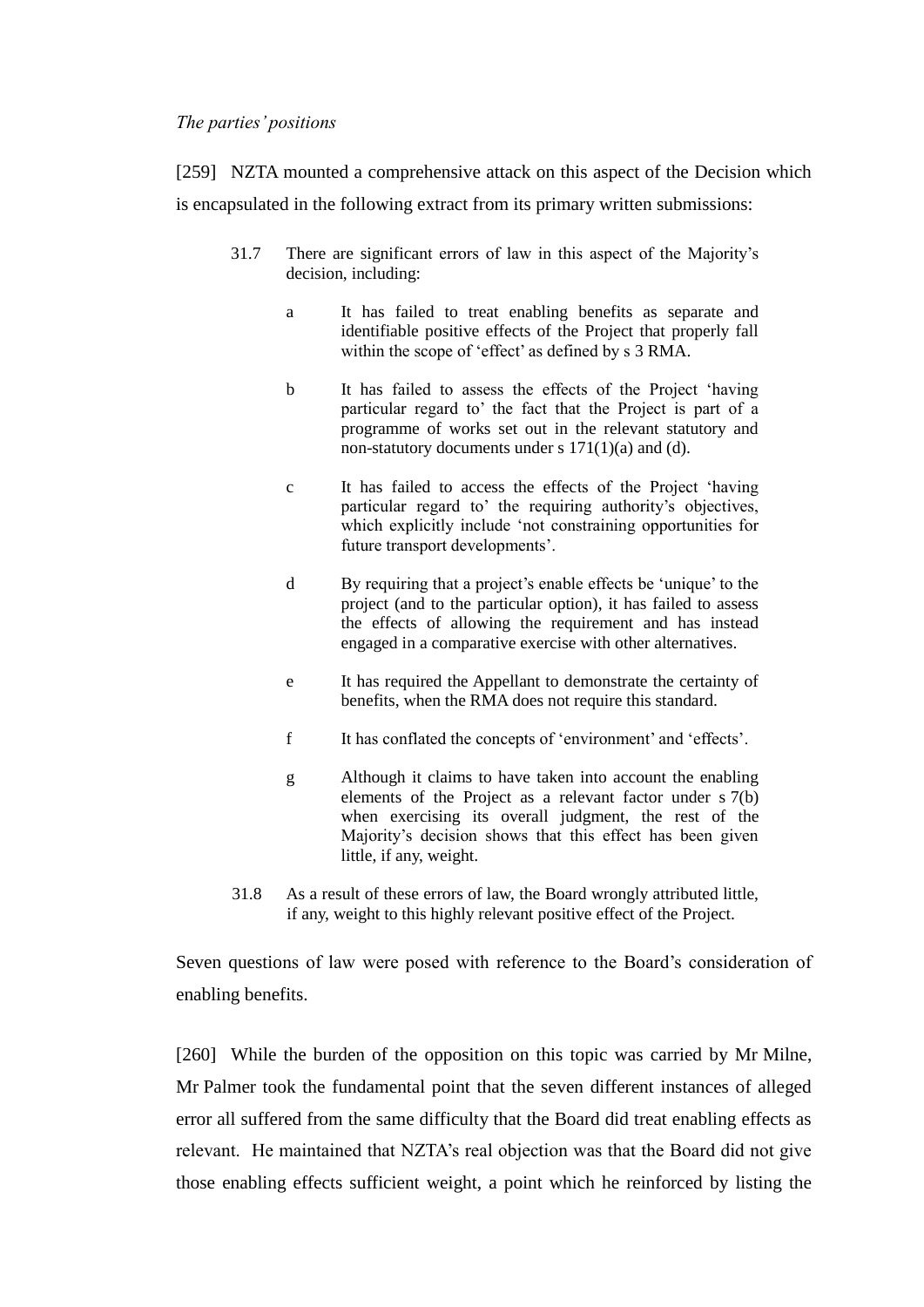*The parties' positions*

[259] NZTA mounted a comprehensive attack on this aspect of the Decision which is encapsulated in the following extract from its primary written submissions:

> 31.7 There are significant errors of law in this aspect of the Majority's decision, including:
>
> a It has failed to treat enabling benefits as separate and identifiable positive effects of the Project that properly fall within the scope of 'effect' as defined by s 3 RMA.
>
> b It has failed to assess the effects of the Project 'having particular regard to' the fact that the Project is part of a programme of works set out in the relevant statutory and non-statutory documents under s 171(1)(a) and (d).
>
> c It has failed to access the effects of the Project 'having particular regard to' the requiring authority's objectives, which explicitly include 'not constraining opportunities for future transport developments'.
>
> d By requiring that a project's enable effects be 'unique' to the project (and to the particular option), it has failed to assess the effects of allowing the requirement and has instead engaged in a comparative exercise with other alternatives.
>
> e It has required the Appellant to demonstrate the certainty of benefits, when the RMA does not require this standard.
>
> f It has conflated the concepts of 'environment' and 'effects'.
>
> g Although it claims to have taken into account the enabling elements of the Project as a relevant factor under s 7(b) when exercising its overall judgment, the rest of the Majority's decision shows that this effect has been given little, if any, weight.
>
> 31.8 As a result of these errors of law, the Board wrongly attributed little, if any, weight to this highly relevant positive effect of the Project.

Seven questions of law were posed with reference to the Board's consideration of enabling benefits.

[260] While the burden of the opposition on this topic was carried by Mr Milne, Mr Palmer took the fundamental point that the seven different instances of alleged error all suffered from the same difficulty that the Board did treat enabling effects as relevant. He maintained that NZTA's real objection was that the Board did not give those enabling effects sufficient weight, a point which he reinforced by listing the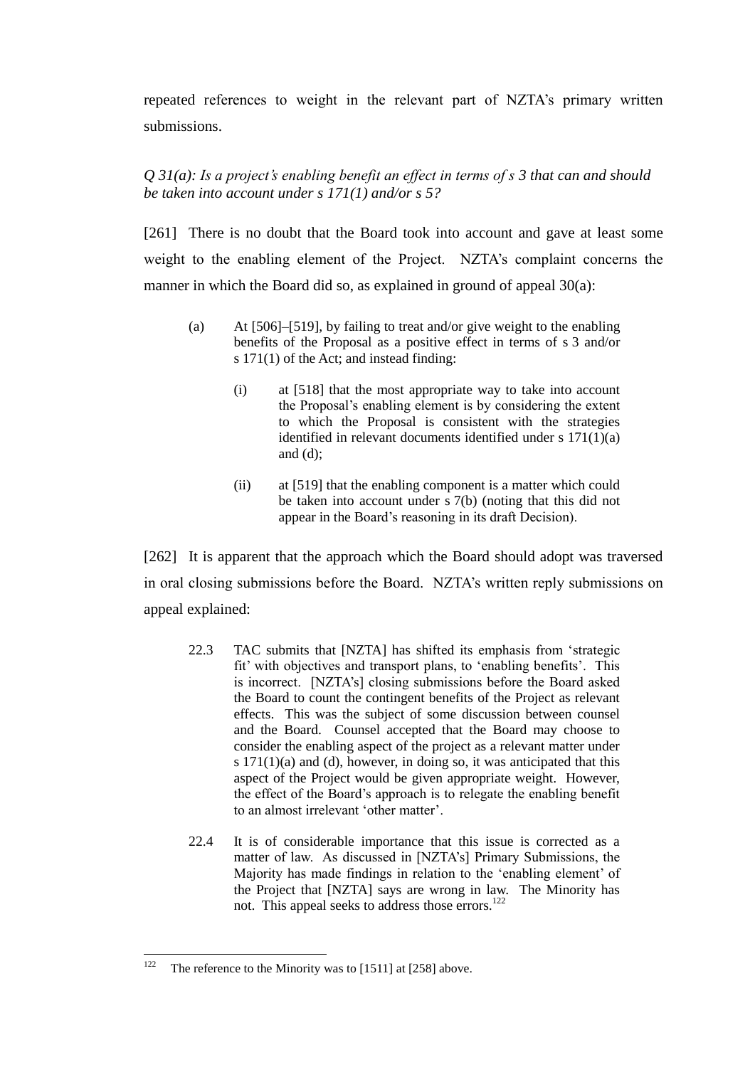repeated references to weight in the relevant part of NZTA's primary written submissions.

*Q 31(a): Is a project's enabling benefit an effect in terms of s 3 that can and should be taken into account under s 171(1) and/or s 5?*

[261] There is no doubt that the Board took into account and gave at least some weight to the enabling element of the Project. NZTA's complaint concerns the manner in which the Board did so, as explained in ground of appeal 30(a):

> (a) At [506]–[519], by failing to treat and/or give weight to the enabling benefits of the Proposal as a positive effect in terms of s 3 and/or s 171(1) of the Act; and instead finding:
>
> > (i) at [518] that the most appropriate way to take into account the Proposal's enabling element is by considering the extent to which the Proposal is consistent with the strategies identified in relevant documents identified under s 171(1)(a) and (d);
> >
> > (ii) at [519] that the enabling component is a matter which could be taken into account under s 7(b) (noting that this did not appear in the Board's reasoning in its draft Decision).

[262] It is apparent that the approach which the Board should adopt was traversed in oral closing submissions before the Board. NZTA's written reply submissions on appeal explained:

> 22.3 TAC submits that [NZTA] has shifted its emphasis from 'strategic fit' with objectives and transport plans, to 'enabling benefits'. This is incorrect. [NZTA's] closing submissions before the Board asked the Board to count the contingent benefits of the Project as relevant effects. This was the subject of some discussion between counsel and the Board. Counsel accepted that the Board may choose to consider the enabling aspect of the project as a relevant matter under s 171(1)(a) and (d), however, in doing so, it was anticipated that this aspect of the Project would be given appropriate weight. However, the effect of the Board's approach is to relegate the enabling benefit to an almost irrelevant 'other matter'.
>
> 22.4 It is of considerable importance that this issue is corrected as a matter of law. As discussed in [NZTA's] Primary Submissions, the Majority has made findings in relation to the 'enabling element' of the Project that [NZTA] says are wrong in law. The Minority has not. This appeal seeks to address those errors.[122]

---

[122] The reference to the Minority was to [1511] at [258] above.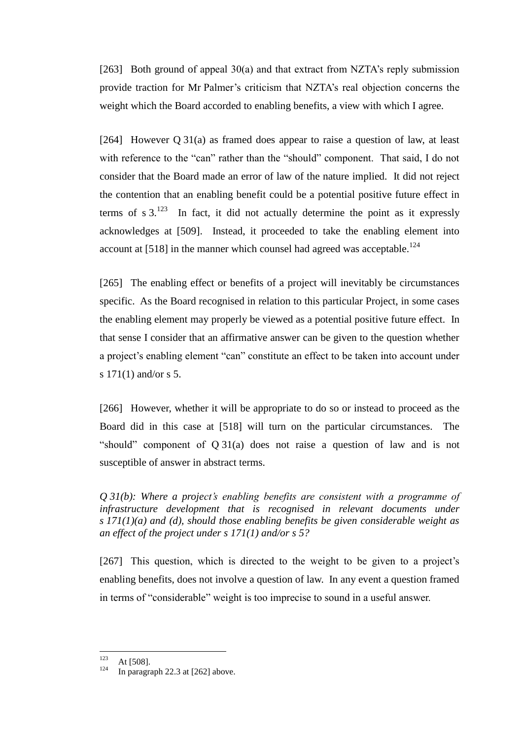[263] Both ground of appeal 30(a) and that extract from NZTA's reply submission provide traction for Mr Palmer's criticism that NZTA's real objection concerns the weight which the Board accorded to enabling benefits, a view with which I agree.

[264] However Q 31(a) as framed does appear to raise a question of law, at least with reference to the "can" rather than the "should" component. That said, I do not consider that the Board made an error of law of the nature implied. It did not reject the contention that an enabling benefit could be a potential positive future effect in terms of s 3.[123] In fact, it did not actually determine the point as it expressly acknowledges at [509]. Instead, it proceeded to take the enabling element into account at [518] in the manner which counsel had agreed was acceptable.[124]

[265] The enabling effect or benefits of a project will inevitably be circumstances specific. As the Board recognised in relation to this particular Project, in some cases the enabling element may properly be viewed as a potential positive future effect. In that sense I consider that an affirmative answer can be given to the question whether a project's enabling element "can" constitute an effect to be taken into account under s 171(1) and/or s 5.

[266] However, whether it will be appropriate to do so or instead to proceed as the Board did in this case at [518] will turn on the particular circumstances. The "should" component of Q 31(a) does not raise a question of law and is not susceptible of answer in abstract terms.

*Q 31(b): Where a project's enabling benefits are consistent with a programme of infrastructure development that is recognised in relevant documents under s 171(1)(a) and (d), should those enabling benefits be given considerable weight as an effect of the project under s 171(1) and/or s 5?*

[267] This question, which is directed to the weight to be given to a project's enabling benefits, does not involve a question of law. In any event a question framed in terms of "considerable" weight is too imprecise to sound in a useful answer.

---

[123] At [508].

[124] In paragraph 22.3 at [262] above.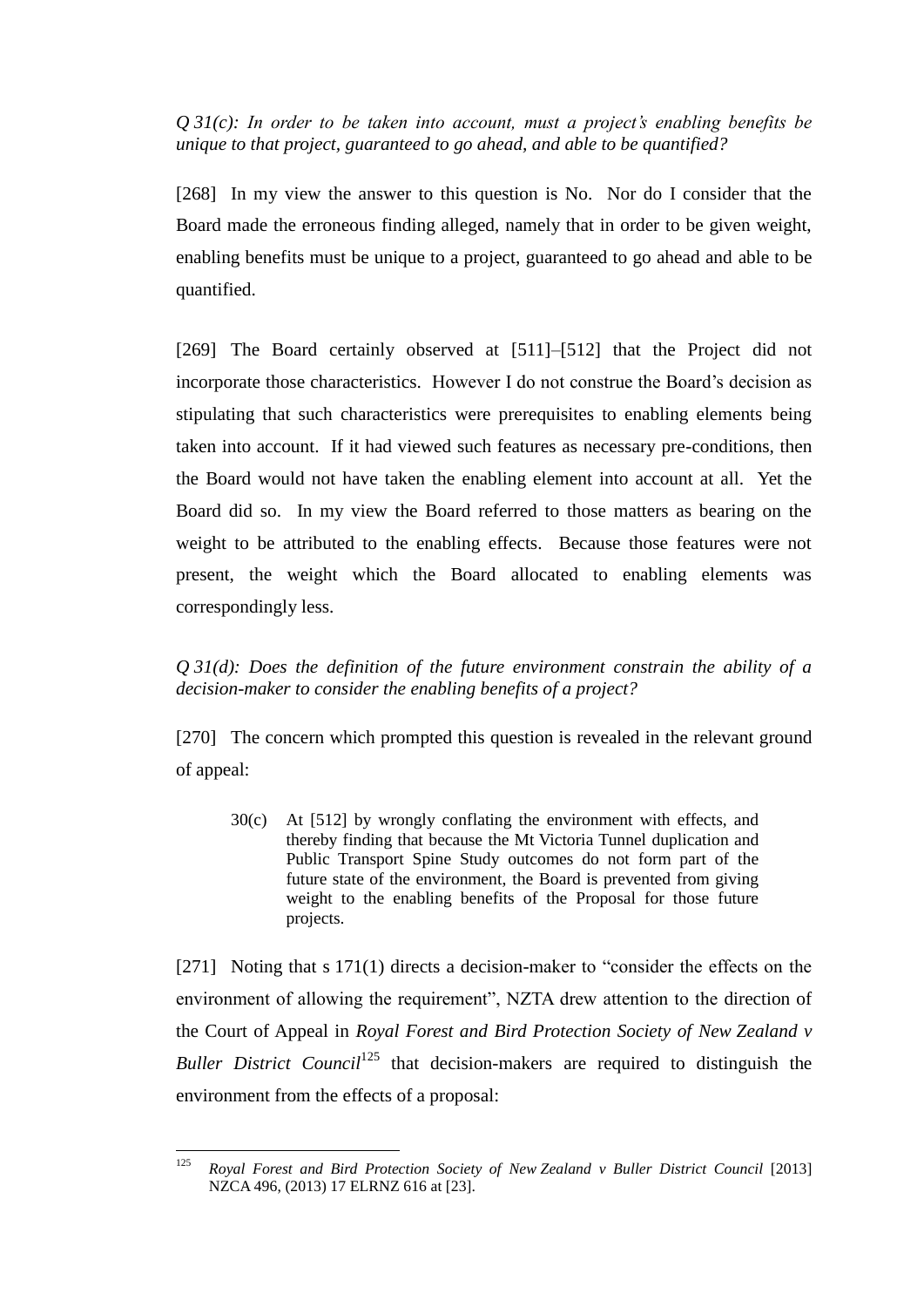*Q 31(c): In order to be taken into account, must a project's enabling benefits be unique to that project, guaranteed to go ahead, and able to be quantified?*

[268] In my view the answer to this question is No. Nor do I consider that the Board made the erroneous finding alleged, namely that in order to be given weight, enabling benefits must be unique to a project, guaranteed to go ahead and able to be quantified.

[269] The Board certainly observed at [511]–[512] that the Project did not incorporate those characteristics. However I do not construe the Board's decision as stipulating that such characteristics were prerequisites to enabling elements being taken into account. If it had viewed such features as necessary pre-conditions, then the Board would not have taken the enabling element into account at all. Yet the Board did so. In my view the Board referred to those matters as bearing on the weight to be attributed to the enabling effects. Because those features were not present, the weight which the Board allocated to enabling elements was correspondingly less.

*Q 31(d): Does the definition of the future environment constrain the ability of a decision-maker to consider the enabling benefits of a project?*

[270] The concern which prompted this question is revealed in the relevant ground of appeal:

> 30(c) At [512] by wrongly conflating the environment with effects, and thereby finding that because the Mt Victoria Tunnel duplication and Public Transport Spine Study outcomes do not form part of the future state of the environment, the Board is prevented from giving weight to the enabling benefits of the Proposal for those future projects.

[271] Noting that s 171(1) directs a decision-maker to "consider the effects on the environment of allowing the requirement", NZTA drew attention to the direction of the Court of Appeal in *Royal Forest and Bird Protection Society of New Zealand v Buller District Council*[125] that decision-makers are required to distinguish the environment from the effects of a proposal:

---

[125] *Royal Forest and Bird Protection Society of New Zealand v Buller District Council* [2013] NZCA 496, (2013) 17 ELRNZ 616 at [23].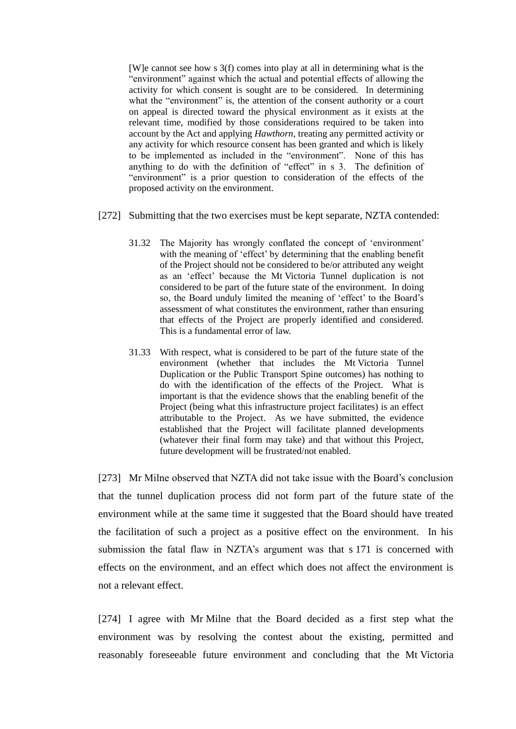> [W]e cannot see how s 3(f) comes into play at all in determining what is the "environment" against which the actual and potential effects of allowing the activity for which consent is sought are to be considered. In determining what the "environment" is, the attention of the consent authority or a court on appeal is directed toward the physical environment as it exists at the relevant time, modified by those considerations required to be taken into account by the Act and applying *Hawthorn*, treating any permitted activity or any activity for which resource consent has been granted and which is likely to be implemented as included in the "environment". None of this has anything to do with the definition of "effect" in s 3. The definition of "environment" is a prior question to consideration of the effects of the proposed activity on the environment.

[272] Submitting that the two exercises must be kept separate, NZTA contended:

> 31.32 The Majority has wrongly conflated the concept of 'environment' with the meaning of 'effect' by determining that the enabling benefit of the Project should not be considered to be/or attributed any weight as an 'effect' because the Mt Victoria Tunnel duplication is not considered to be part of the future state of the environment. In doing so, the Board unduly limited the meaning of 'effect' to the Board's assessment of what constitutes the environment, rather than ensuring that effects of the Project are properly identified and considered. This is a fundamental error of law.
>
> 31.33 With respect, what is considered to be part of the future state of the environment (whether that includes the Mt Victoria Tunnel Duplication or the Public Transport Spine outcomes) has nothing to do with the identification of the effects of the Project. What is important is that the evidence shows that the enabling benefit of the Project (being what this infrastructure project facilitates) is an effect attributable to the Project. As we have submitted, the evidence established that the Project will facilitate planned developments (whatever their final form may take) and that without this Project, future development will be frustrated/not enabled.

[273] Mr Milne observed that NZTA did not take issue with the Board's conclusion that the tunnel duplication process did not form part of the future state of the environment while at the same time it suggested that the Board should have treated the facilitation of such a project as a positive effect on the environment. In his submission the fatal flaw in NZTA's argument was that s 171 is concerned with effects on the environment, and an effect which does not affect the environment is not a relevant effect.

[274] I agree with Mr Milne that the Board decided as a first step what the environment was by resolving the contest about the existing, permitted and reasonably foreseeable future environment and concluding that the Mt Victoria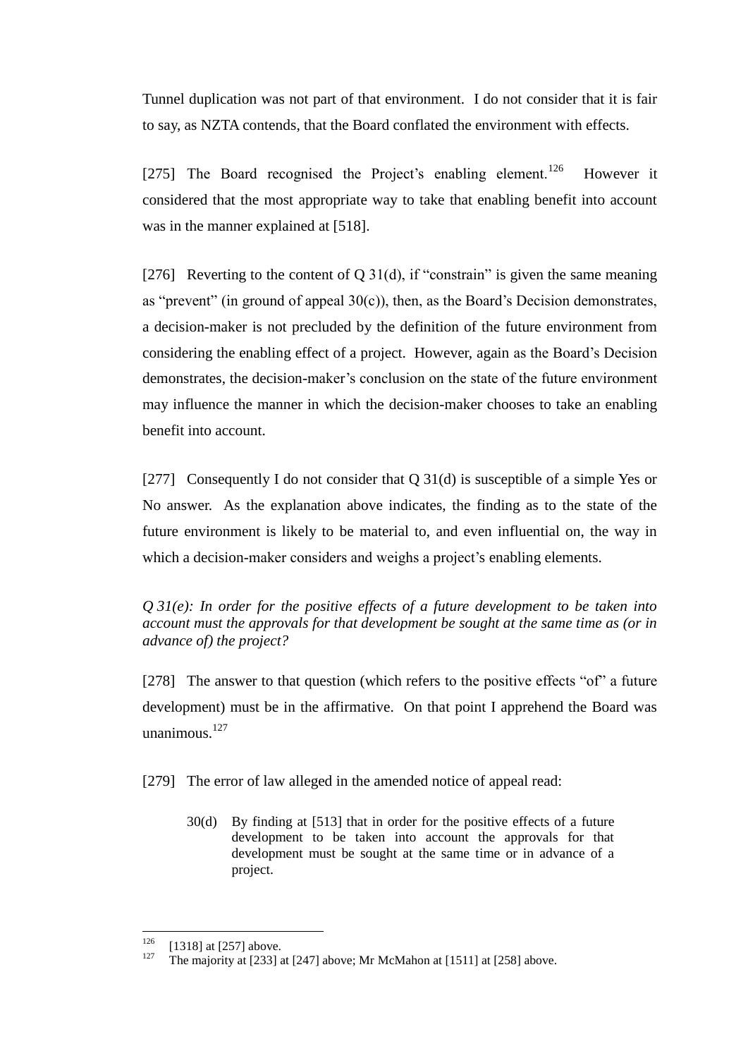Tunnel duplication was not part of that environment. I do not consider that it is fair to say, as NZTA contends, that the Board conflated the environment with effects.

[275] The Board recognised the Project's enabling element.[126] However it considered that the most appropriate way to take that enabling benefit into account was in the manner explained at [518].

[276] Reverting to the content of Q 31(d), if "constrain" is given the same meaning as "prevent" (in ground of appeal 30(c)), then, as the Board's Decision demonstrates, a decision-maker is not precluded by the definition of the future environment from considering the enabling effect of a project. However, again as the Board's Decision demonstrates, the decision-maker's conclusion on the state of the future environment may influence the manner in which the decision-maker chooses to take an enabling benefit into account.

[277] Consequently I do not consider that Q 31(d) is susceptible of a simple Yes or No answer. As the explanation above indicates, the finding as to the state of the future environment is likely to be material to, and even influential on, the way in which a decision-maker considers and weighs a project's enabling elements.

*Q 31(e): In order for the positive effects of a future development to be taken into account must the approvals for that development be sought at the same time as (or in advance of) the project?*

[278] The answer to that question (which refers to the positive effects "of" a future development) must be in the affirmative. On that point I apprehend the Board was unanimous.[127]

[279] The error of law alleged in the amended notice of appeal read:

> 30(d) By finding at [513] that in order for the positive effects of a future development to be taken into account the approvals for that development must be sought at the same time or in advance of a project.

---

[126] [1318] at [257] above.

[127] The majority at [233] at [247] above; Mr McMahon at [1511] at [258] above.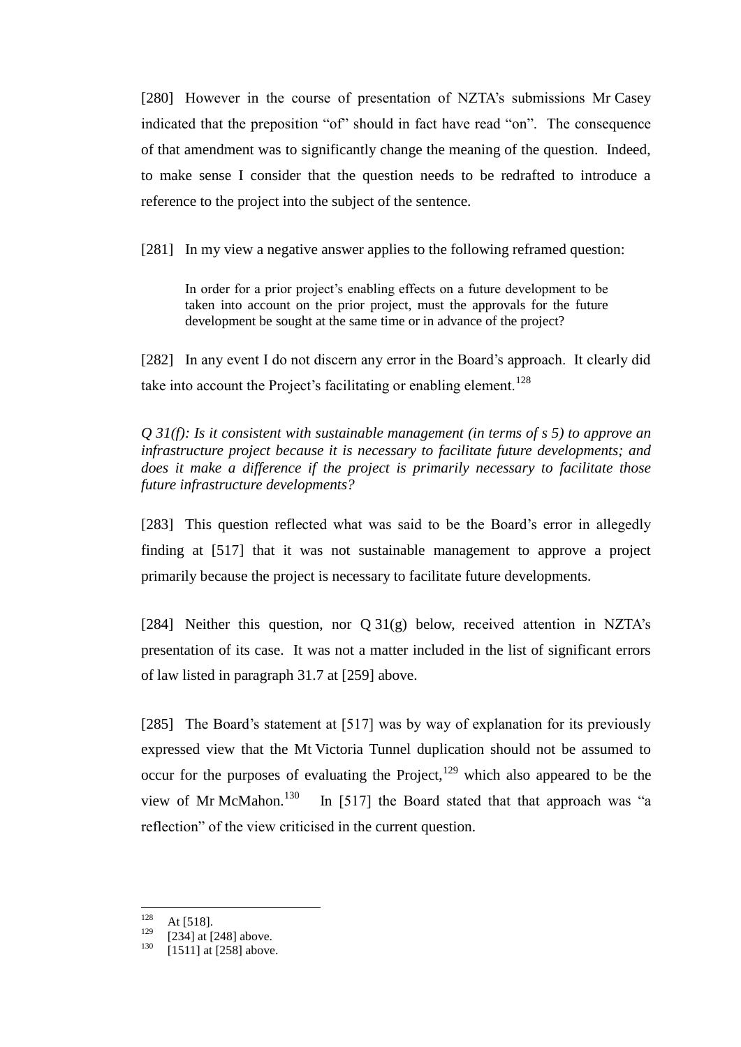[280] However in the course of presentation of NZTA's submissions Mr Casey indicated that the preposition "of" should in fact have read "on". The consequence of that amendment was to significantly change the meaning of the question. Indeed, to make sense I consider that the question needs to be redrafted to introduce a reference to the project into the subject of the sentence.

[281] In my view a negative answer applies to the following reframed question:

> In order for a prior project's enabling effects on a future development to be taken into account on the prior project, must the approvals for the future development be sought at the same time or in advance of the project?

[282] In any event I do not discern any error in the Board's approach. It clearly did take into account the Project's facilitating or enabling element.[128]

*Q 31(f): Is it consistent with sustainable management (in terms of s 5) to approve an infrastructure project because it is necessary to facilitate future developments; and does it make a difference if the project is primarily necessary to facilitate those future infrastructure developments?*

[283] This question reflected what was said to be the Board's error in allegedly finding at [517] that it was not sustainable management to approve a project primarily because the project is necessary to facilitate future developments.

[284] Neither this question, nor Q 31(g) below, received attention in NZTA's presentation of its case. It was not a matter included in the list of significant errors of law listed in paragraph 31.7 at [259] above.

[285] The Board's statement at [517] was by way of explanation for its previously expressed view that the Mt Victoria Tunnel duplication should not be assumed to occur for the purposes of evaluating the Project,[129] which also appeared to be the view of Mr McMahon.[130] In [517] the Board stated that that approach was "a reflection" of the view criticised in the current question.

---

[128] At [518].

[129] [234] at [248] above.

[130] [1511] at [258] above.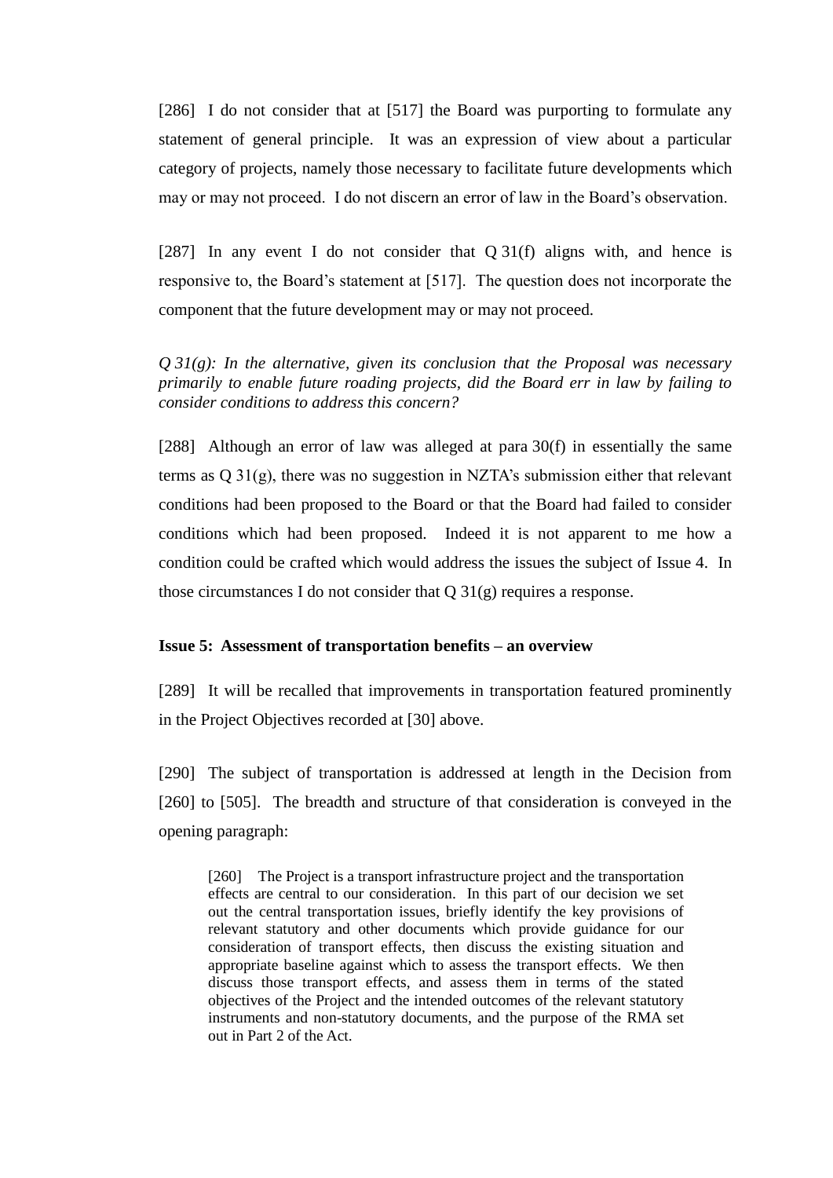[286] I do not consider that at [517] the Board was purporting to formulate any statement of general principle. It was an expression of view about a particular category of projects, namely those necessary to facilitate future developments which may or may not proceed. I do not discern an error of law in the Board's observation.

[287] In any event I do not consider that Q 31(f) aligns with, and hence is responsive to, the Board's statement at [517]. The question does not incorporate the component that the future development may or may not proceed.

*Q 31(g): In the alternative, given its conclusion that the Proposal was necessary primarily to enable future roading projects, did the Board err in law by failing to consider conditions to address this concern?*

[288] Although an error of law was alleged at para 30(f) in essentially the same terms as Q 31(g), there was no suggestion in NZTA's submission either that relevant conditions had been proposed to the Board or that the Board had failed to consider conditions which had been proposed. Indeed it is not apparent to me how a condition could be crafted which would address the issues the subject of Issue 4. In those circumstances I do not consider that Q 31(g) requires a response.

**Issue 5: Assessment of transportation benefits – an overview**

[289] It will be recalled that improvements in transportation featured prominently in the Project Objectives recorded at [30] above.

[290] The subject of transportation is addressed at length in the Decision from [260] to [505]. The breadth and structure of that consideration is conveyed in the opening paragraph:

> [260] The Project is a transport infrastructure project and the transportation effects are central to our consideration. In this part of our decision we set out the central transportation issues, briefly identify the key provisions of relevant statutory and other documents which provide guidance for our consideration of transport effects, then discuss the existing situation and appropriate baseline against which to assess the transport effects. We then discuss those transport effects, and assess them in terms of the stated objectives of the Project and the intended outcomes of the relevant statutory instruments and non-statutory documents, and the purpose of the RMA set out in Part 2 of the Act.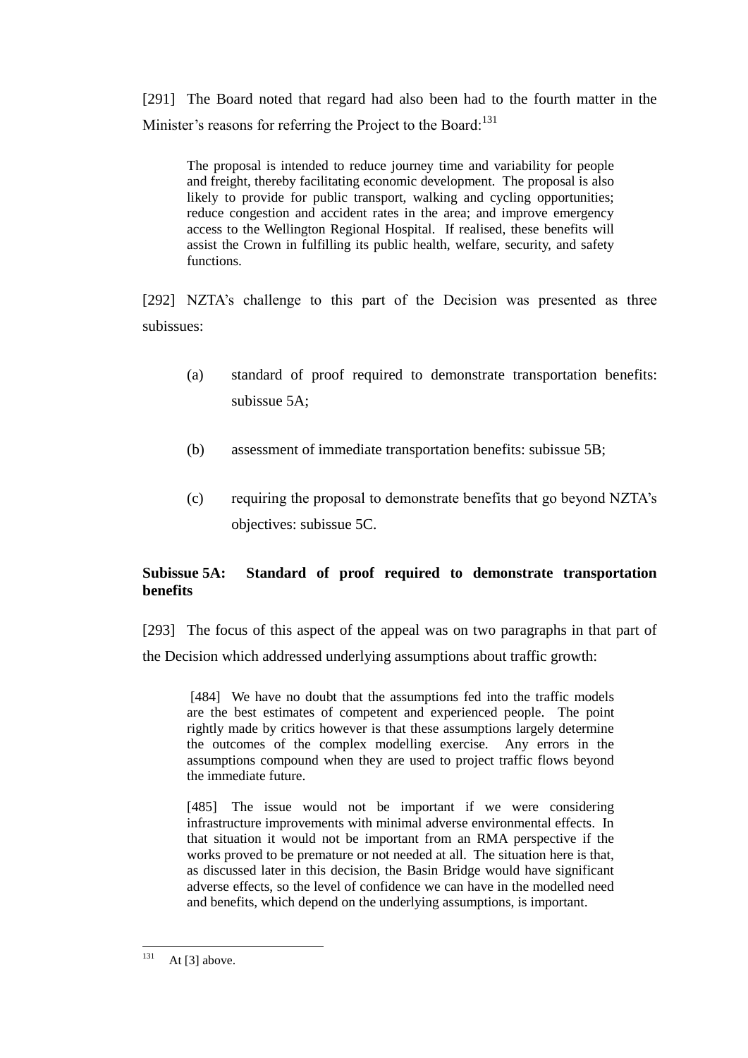[291] The Board noted that regard had also been had to the fourth matter in the Minister's reasons for referring the Project to the Board:[131]

> The proposal is intended to reduce journey time and variability for people and freight, thereby facilitating economic development. The proposal is also likely to provide for public transport, walking and cycling opportunities; reduce congestion and accident rates in the area; and improve emergency access to the Wellington Regional Hospital. If realised, these benefits will assist the Crown in fulfilling its public health, welfare, security, and safety functions.

[292] NZTA's challenge to this part of the Decision was presented as three subissues:

(a) standard of proof required to demonstrate transportation benefits: subissue 5A;

(b) assessment of immediate transportation benefits: subissue 5B;

(c) requiring the proposal to demonstrate benefits that go beyond NZTA's objectives: subissue 5C.

**Subissue 5A: Standard of proof required to demonstrate transportation benefits**

[293] The focus of this aspect of the appeal was on two paragraphs in that part of the Decision which addressed underlying assumptions about traffic growth:

> [484] We have no doubt that the assumptions fed into the traffic models are the best estimates of competent and experienced people. The point rightly made by critics however is that these assumptions largely determine the outcomes of the complex modelling exercise. Any errors in the assumptions compound when they are used to project traffic flows beyond the immediate future.
>
> [485] The issue would not be important if we were considering infrastructure improvements with minimal adverse environmental effects. In that situation it would not be important from an RMA perspective if the works proved to be premature or not needed at all. The situation here is that, as discussed later in this decision, the Basin Bridge would have significant adverse effects, so the level of confidence we can have in the modelled need and benefits, which depend on the underlying assumptions, is important.

[131] At [3] above.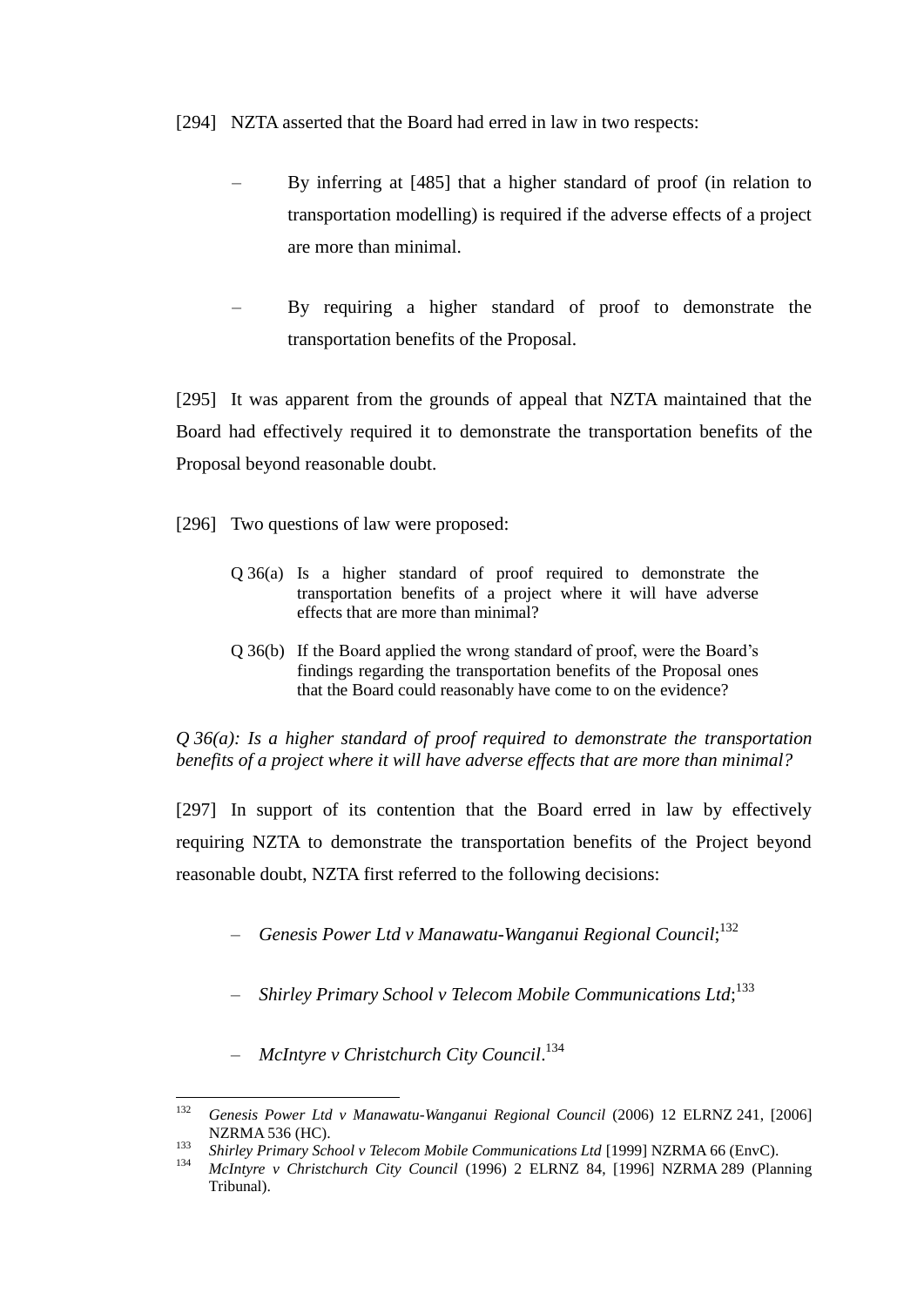[294] NZTA asserted that the Board had erred in law in two respects:

- By inferring at [485] that a higher standard of proof (in relation to transportation modelling) is required if the adverse effects of a project are more than minimal.
- By requiring a higher standard of proof to demonstrate the transportation benefits of the Proposal.

[295] It was apparent from the grounds of appeal that NZTA maintained that the Board had effectively required it to demonstrate the transportation benefits of the Proposal beyond reasonable doubt.

[296] Two questions of law were proposed:

> Q 36(a) Is a higher standard of proof required to demonstrate the transportation benefits of a project where it will have adverse effects that are more than minimal?
>
> Q 36(b) If the Board applied the wrong standard of proof, were the Board's findings regarding the transportation benefits of the Proposal ones that the Board could reasonably have come to on the evidence?

*Q 36(a): Is a higher standard of proof required to demonstrate the transportation benefits of a project where it will have adverse effects that are more than minimal?*

[297] In support of its contention that the Board erred in law by effectively requiring NZTA to demonstrate the transportation benefits of the Project beyond reasonable doubt, NZTA first referred to the following decisions:

- *Genesis Power Ltd v Manawatu-Wanganui Regional Council*;[132]
- *Shirley Primary School v Telecom Mobile Communications Ltd*;[133]
- *McIntyre v Christchurch City Council*.[134]

---

[132] *Genesis Power Ltd v Manawatu-Wanganui Regional Council* (2006) 12 ELRNZ 241, [2006] NZRMA 536 (HC).

[133] *Shirley Primary School v Telecom Mobile Communications Ltd* [1999] NZRMA 66 (EnvC).

[134] *McIntyre v Christchurch City Council* (1996) 2 ELRNZ 84, [1996] NZRMA 289 (Planning Tribunal).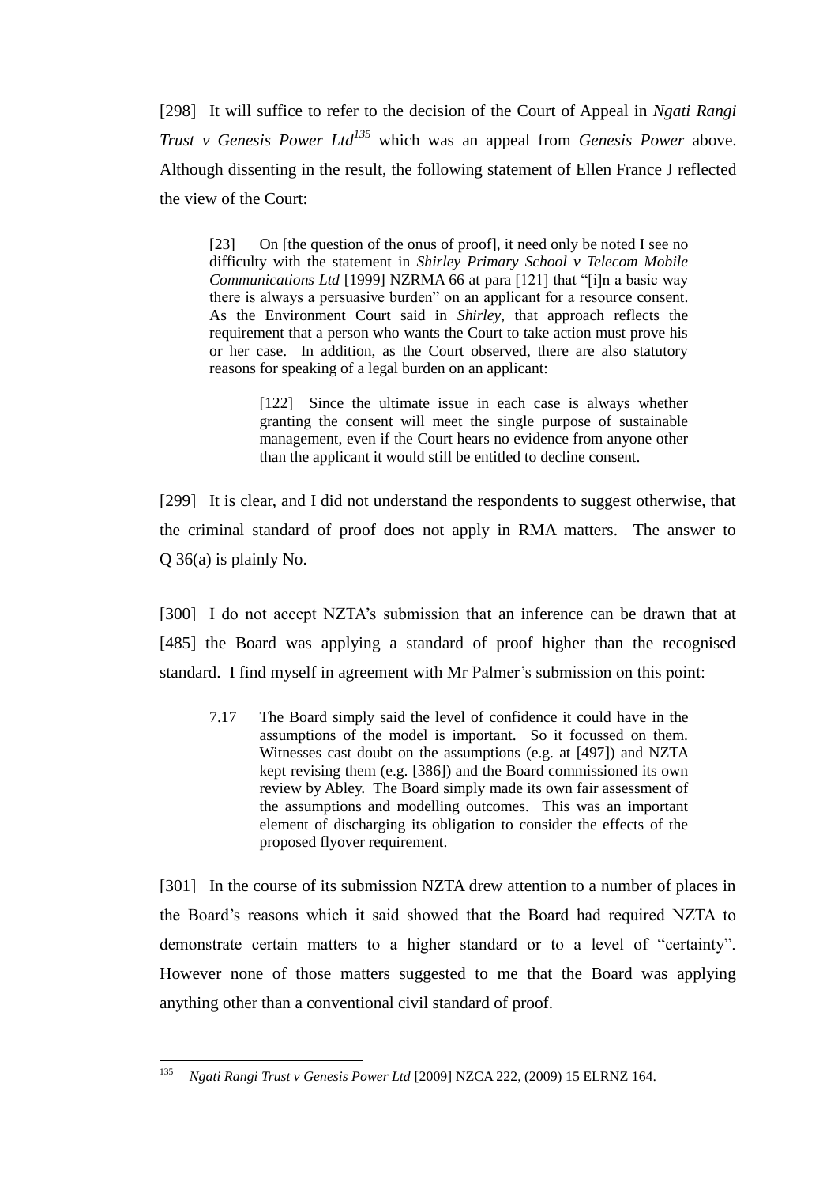[298] It will suffice to refer to the decision of the Court of Appeal in *Ngati Rangi Trust v Genesis Power Ltd*[135] which was an appeal from *Genesis Power* above. Although dissenting in the result, the following statement of Ellen France J reflected the view of the Court:

> [23] On [the question of the onus of proof], it need only be noted I see no difficulty with the statement in *Shirley Primary School v Telecom Mobile Communications Ltd* [1999] NZRMA 66 at para [121] that "[i]n a basic way there is always a persuasive burden" on an applicant for a resource consent. As the Environment Court said in *Shirley*, that approach reflects the requirement that a person who wants the Court to take action must prove his or her case. In addition, as the Court observed, there are also statutory reasons for speaking of a legal burden on an applicant:
>
> > [122] Since the ultimate issue in each case is always whether granting the consent will meet the single purpose of sustainable management, even if the Court hears no evidence from anyone other than the applicant it would still be entitled to decline consent.

[299] It is clear, and I did not understand the respondents to suggest otherwise, that the criminal standard of proof does not apply in RMA matters. The answer to Q 36(a) is plainly No.

[300] I do not accept NZTA's submission that an inference can be drawn that at [485] the Board was applying a standard of proof higher than the recognised standard. I find myself in agreement with Mr Palmer's submission on this point:

> 7.17 The Board simply said the level of confidence it could have in the assumptions of the model is important. So it focussed on them. Witnesses cast doubt on the assumptions (e.g. at [497]) and NZTA kept revising them (e.g. [386]) and the Board commissioned its own review by Abley. The Board simply made its own fair assessment of the assumptions and modelling outcomes. This was an important element of discharging its obligation to consider the effects of the proposed flyover requirement.

[301] In the course of its submission NZTA drew attention to a number of places in the Board's reasons which it said showed that the Board had required NZTA to demonstrate certain matters to a higher standard or to a level of "certainty". However none of those matters suggested to me that the Board was applying anything other than a conventional civil standard of proof.

---

[135] *Ngati Rangi Trust v Genesis Power Ltd* [2009] NZCA 222, (2009) 15 ELRNZ 164.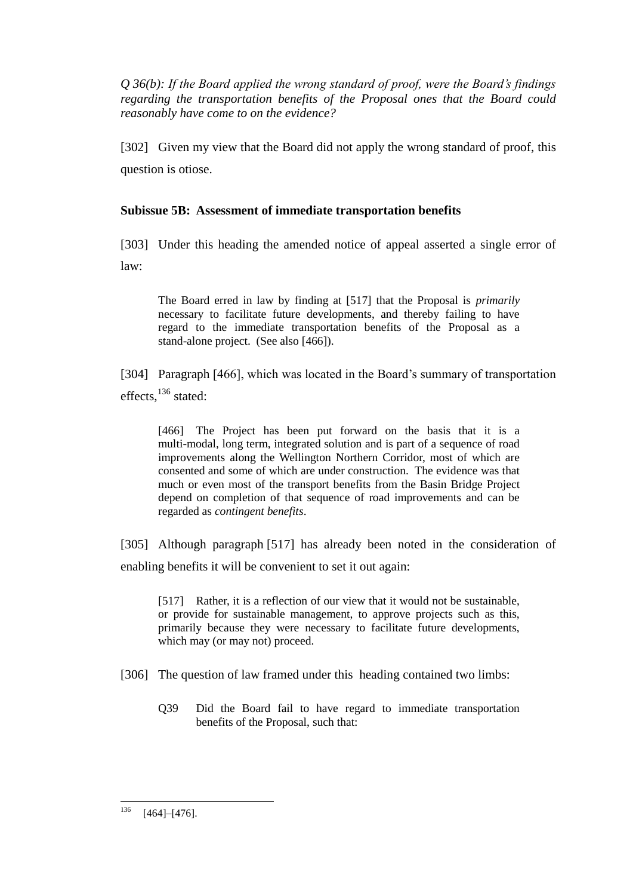*Q 36(b): If the Board applied the wrong standard of proof, were the Board's findings regarding the transportation benefits of the Proposal ones that the Board could reasonably have come to on the evidence?*

[302] Given my view that the Board did not apply the wrong standard of proof, this question is otiose.

**Subissue 5B: Assessment of immediate transportation benefits**

[303] Under this heading the amended notice of appeal asserted a single error of law:

> The Board erred in law by finding at [517] that the Proposal is *primarily* necessary to facilitate future developments, and thereby failing to have regard to the immediate transportation benefits of the Proposal as a stand-alone project. (See also [466]).

[304] Paragraph [466], which was located in the Board's summary of transportation effects,[136] stated:

> [466] The Project has been put forward on the basis that it is a multi-modal, long term, integrated solution and is part of a sequence of road improvements along the Wellington Northern Corridor, most of which are consented and some of which are under construction. The evidence was that much or even most of the transport benefits from the Basin Bridge Project depend on completion of that sequence of road improvements and can be regarded as *contingent benefits*.

[305] Although paragraph [517] has already been noted in the consideration of enabling benefits it will be convenient to set it out again:

> [517] Rather, it is a reflection of our view that it would not be sustainable, or provide for sustainable management, to approve projects such as this, primarily because they were necessary to facilitate future developments, which may (or may not) proceed.

[306] The question of law framed under this heading contained two limbs:

> Q39 Did the Board fail to have regard to immediate transportation benefits of the Proposal, such that:

[136] [464]–[476].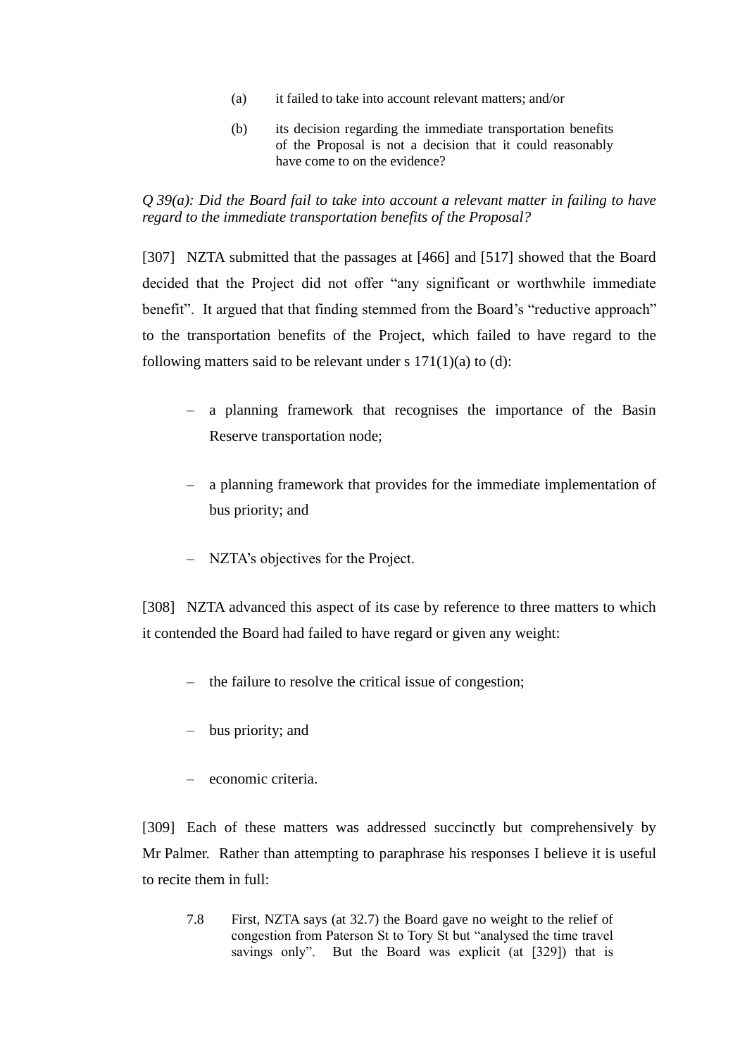(a) it failed to take into account relevant matters; and/or

(b) its decision regarding the immediate transportation benefits of the Proposal is not a decision that it could reasonably have come to on the evidence?

*Q 39(a): Did the Board fail to take into account a relevant matter in failing to have regard to the immediate transportation benefits of the Proposal?*

[307] NZTA submitted that the passages at [466] and [517] showed that the Board decided that the Project did not offer "any significant or worthwhile immediate benefit". It argued that that finding stemmed from the Board's "reductive approach" to the transportation benefits of the Project, which failed to have regard to the following matters said to be relevant under s 171(1)(a) to (d):

– a planning framework that recognises the importance of the Basin Reserve transportation node;

– a planning framework that provides for the immediate implementation of bus priority; and

– NZTA's objectives for the Project.

[308] NZTA advanced this aspect of its case by reference to three matters to which it contended the Board had failed to have regard or given any weight:

– the failure to resolve the critical issue of congestion;

– bus priority; and

– economic criteria.

[309] Each of these matters was addressed succinctly but comprehensively by Mr Palmer. Rather than attempting to paraphrase his responses I believe it is useful to recite them in full:

> 7.8 First, NZTA says (at 32.7) the Board gave no weight to the relief of congestion from Paterson St to Tory St but "analysed the time travel savings only". But the Board was explicit (at [329]) that is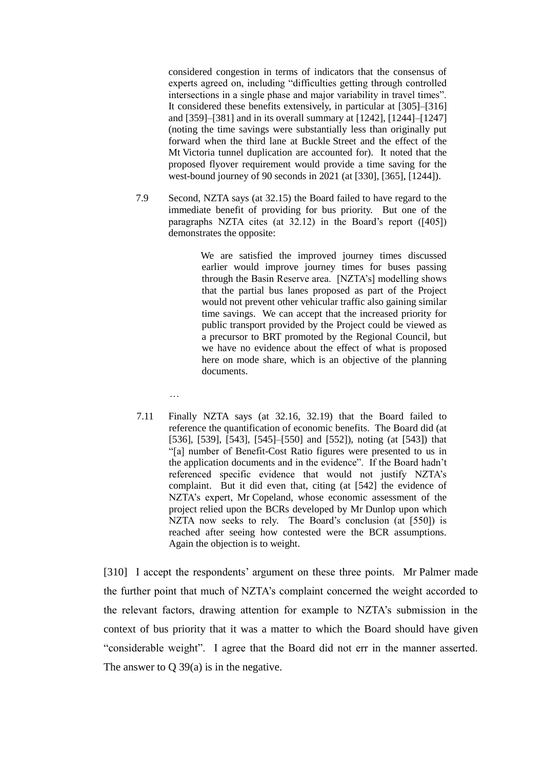> considered congestion in terms of indicators that the consensus of experts agreed on, including "difficulties getting through controlled intersections in a single phase and major variability in travel times". It considered these benefits extensively, in particular at [305]–[316] and [359]–[381] and in its overall summary at [1242], [1244]–[1247] (noting the time savings were substantially less than originally put forward when the third lane at Buckle Street and the effect of the Mt Victoria tunnel duplication are accounted for). It noted that the proposed flyover requirement would provide a time saving for the west-bound journey of 90 seconds in 2021 (at [330], [365], [1244]).
>
> 7.9 Second, NZTA says (at 32.15) the Board failed to have regard to the immediate benefit of providing for bus priority. But one of the paragraphs NZTA cites (at 32.12) in the Board's report ([405]) demonstrates the opposite:
>
> > We are satisfied the improved journey times discussed earlier would improve journey times for buses passing through the Basin Reserve area. [NZTA's] modelling shows that the partial bus lanes proposed as part of the Project would not prevent other vehicular traffic also gaining similar time savings. We can accept that the increased priority for public transport provided by the Project could be viewed as a precursor to BRT promoted by the Regional Council, but we have no evidence about the effect of what is proposed here on mode share, which is an objective of the planning documents.
>
> …
>
> 7.11 Finally NZTA says (at 32.16, 32.19) that the Board failed to reference the quantification of economic benefits. The Board did (at [536], [539], [543], [545]–[550] and [552]), noting (at [543]) that "[a] number of Benefit-Cost Ratio figures were presented to us in the application documents and in the evidence". If the Board hadn't referenced specific evidence that would not justify NZTA's complaint. But it did even that, citing (at [542] the evidence of NZTA's expert, Mr Copeland, whose economic assessment of the project relied upon the BCRs developed by Mr Dunlop upon which NZTA now seeks to rely. The Board's conclusion (at [550]) is reached after seeing how contested were the BCR assumptions. Again the objection is to weight.

[310] I accept the respondents' argument on these three points. Mr Palmer made the further point that much of NZTA's complaint concerned the weight accorded to the relevant factors, drawing attention for example to NZTA's submission in the context of bus priority that it was a matter to which the Board should have given "considerable weight". I agree that the Board did not err in the manner asserted. The answer to Q 39(a) is in the negative.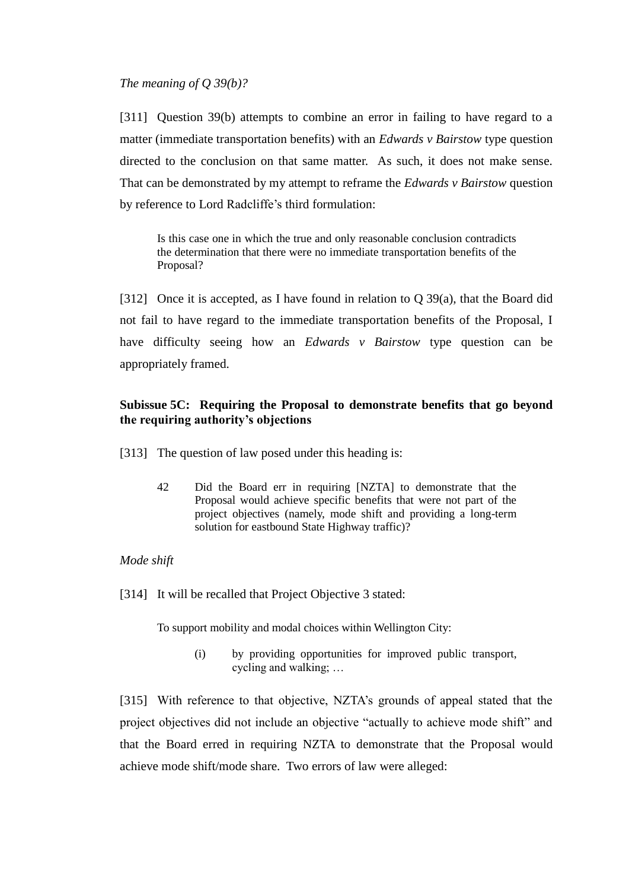*The meaning of Q 39(b)?*

[311] Question 39(b) attempts to combine an error in failing to have regard to a matter (immediate transportation benefits) with an *Edwards v Bairstow* type question directed to the conclusion on that same matter. As such, it does not make sense. That can be demonstrated by my attempt to reframe the *Edwards v Bairstow* question by reference to Lord Radcliffe's third formulation:

> Is this case one in which the true and only reasonable conclusion contradicts the determination that there were no immediate transportation benefits of the Proposal?

[312] Once it is accepted, as I have found in relation to Q 39(a), that the Board did not fail to have regard to the immediate transportation benefits of the Proposal, I have difficulty seeing how an *Edwards v Bairstow* type question can be appropriately framed.

### Subissue 5C: Requiring the Proposal to demonstrate benefits that go beyond the requiring authority's objections

[313] The question of law posed under this heading is:

> 42 Did the Board err in requiring [NZTA] to demonstrate that the Proposal would achieve specific benefits that were not part of the project objectives (namely, mode shift and providing a long-term solution for eastbound State Highway traffic)?

*Mode shift*

[314] It will be recalled that Project Objective 3 stated:

> To support mobility and modal choices within Wellington City:
>
> (i) by providing opportunities for improved public transport, cycling and walking; …

[315] With reference to that objective, NZTA's grounds of appeal stated that the project objectives did not include an objective "actually to achieve mode shift" and that the Board erred in requiring NZTA to demonstrate that the Proposal would achieve mode shift/mode share. Two errors of law were alleged: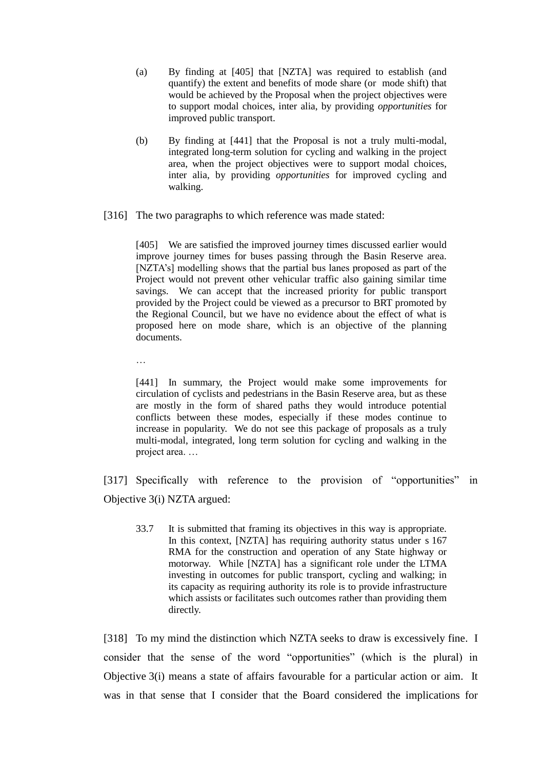(a) By finding at [405] that [NZTA] was required to establish (and quantify) the extent and benefits of mode share (or mode shift) that would be achieved by the Proposal when the project objectives were to support modal choices, inter alia, by providing *opportunities* for improved public transport.

(b) By finding at [441] that the Proposal is not a truly multi-modal, integrated long-term solution for cycling and walking in the project area, when the project objectives were to support modal choices, inter alia, by providing *opportunities* for improved cycling and walking.

[316] The two paragraphs to which reference was made stated:

> [405] We are satisfied the improved journey times discussed earlier would improve journey times for buses passing through the Basin Reserve area. [NZTA's] modelling shows that the partial bus lanes proposed as part of the Project would not prevent other vehicular traffic also gaining similar time savings. We can accept that the increased priority for public transport provided by the Project could be viewed as a precursor to BRT promoted by the Regional Council, but we have no evidence about the effect of what is proposed here on mode share, which is an objective of the planning documents.
>
> …
>
> [441] In summary, the Project would make some improvements for circulation of cyclists and pedestrians in the Basin Reserve area, but as these are mostly in the form of shared paths they would introduce potential conflicts between these modes, especially if these modes continue to increase in popularity. We do not see this package of proposals as a truly multi-modal, integrated, long term solution for cycling and walking in the project area. …

[317] Specifically with reference to the provision of "opportunities" in Objective 3(i) NZTA argued:

> 33.7 It is submitted that framing its objectives in this way is appropriate. In this context, [NZTA] has requiring authority status under s 167 RMA for the construction and operation of any State highway or motorway. While [NZTA] has a significant role under the LTMA investing in outcomes for public transport, cycling and walking; in its capacity as requiring authority its role is to provide infrastructure which assists or facilitates such outcomes rather than providing them directly.

[318] To my mind the distinction which NZTA seeks to draw is excessively fine. I consider that the sense of the word "opportunities" (which is the plural) in Objective 3(i) means a state of affairs favourable for a particular action or aim. It was in that sense that I consider that the Board considered the implications for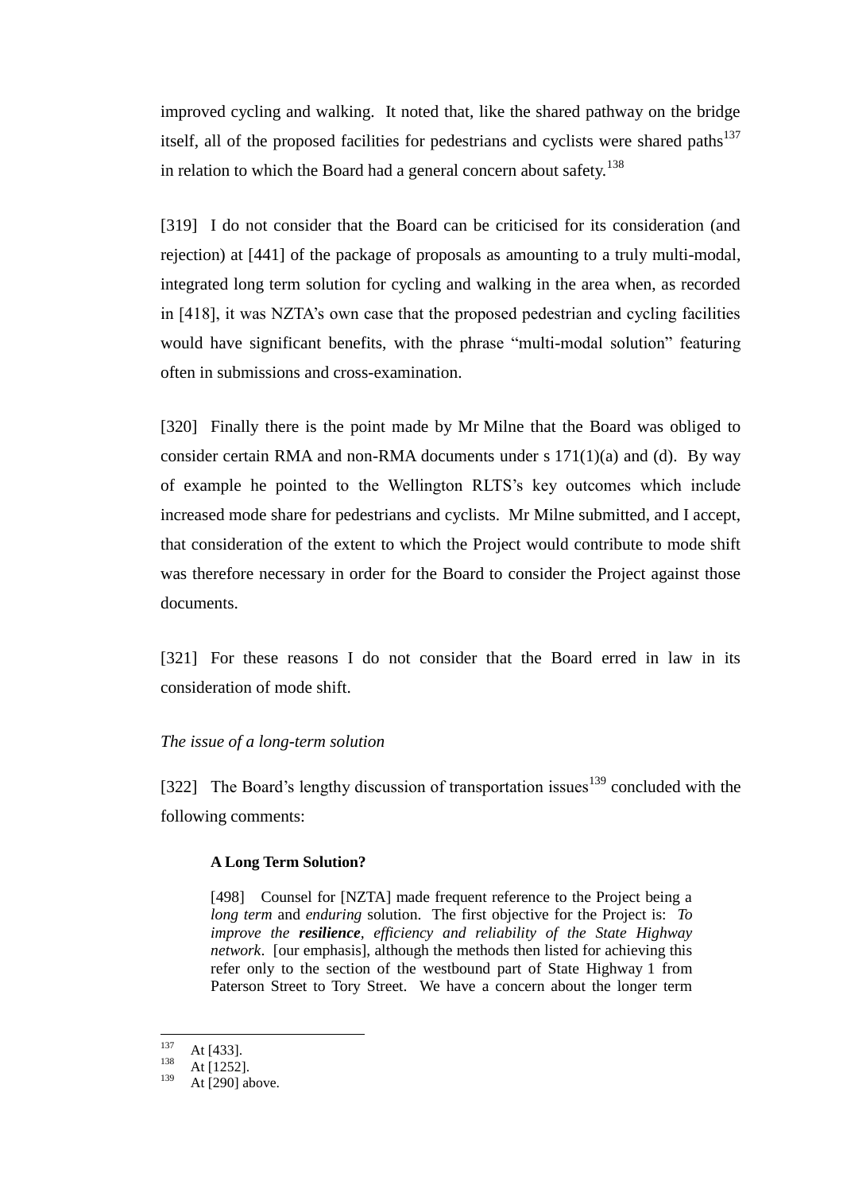improved cycling and walking. It noted that, like the shared pathway on the bridge itself, all of the proposed facilities for pedestrians and cyclists were shared paths[137] in relation to which the Board had a general concern about safety.[138]

[319] I do not consider that the Board can be criticised for its consideration (and rejection) at [441] of the package of proposals as amounting to a truly multi-modal, integrated long term solution for cycling and walking in the area when, as recorded in [418], it was NZTA's own case that the proposed pedestrian and cycling facilities would have significant benefits, with the phrase "multi-modal solution" featuring often in submissions and cross-examination.

[320] Finally there is the point made by Mr Milne that the Board was obliged to consider certain RMA and non-RMA documents under s 171(1)(a) and (d). By way of example he pointed to the Wellington RLTS's key outcomes which include increased mode share for pedestrians and cyclists. Mr Milne submitted, and I accept, that consideration of the extent to which the Project would contribute to mode shift was therefore necessary in order for the Board to consider the Project against those documents.

[321] For these reasons I do not consider that the Board erred in law in its consideration of mode shift.

*The issue of a long-term solution*

[322] The Board's lengthy discussion of transportation issues[139] concluded with the following comments:

> **A Long Term Solution?**
>
> [498] Counsel for [NZTA] made frequent reference to the Project being a *long term* and *enduring* solution. The first objective for the Project is: *To improve the **resilience**, efficiency and reliability of the State Highway network*. [our emphasis], although the methods then listed for achieving this refer only to the section of the westbound part of State Highway 1 from Paterson Street to Tory Street. We have a concern about the longer term

---

137 At [433].
138 At [1252].
139 At [290] above.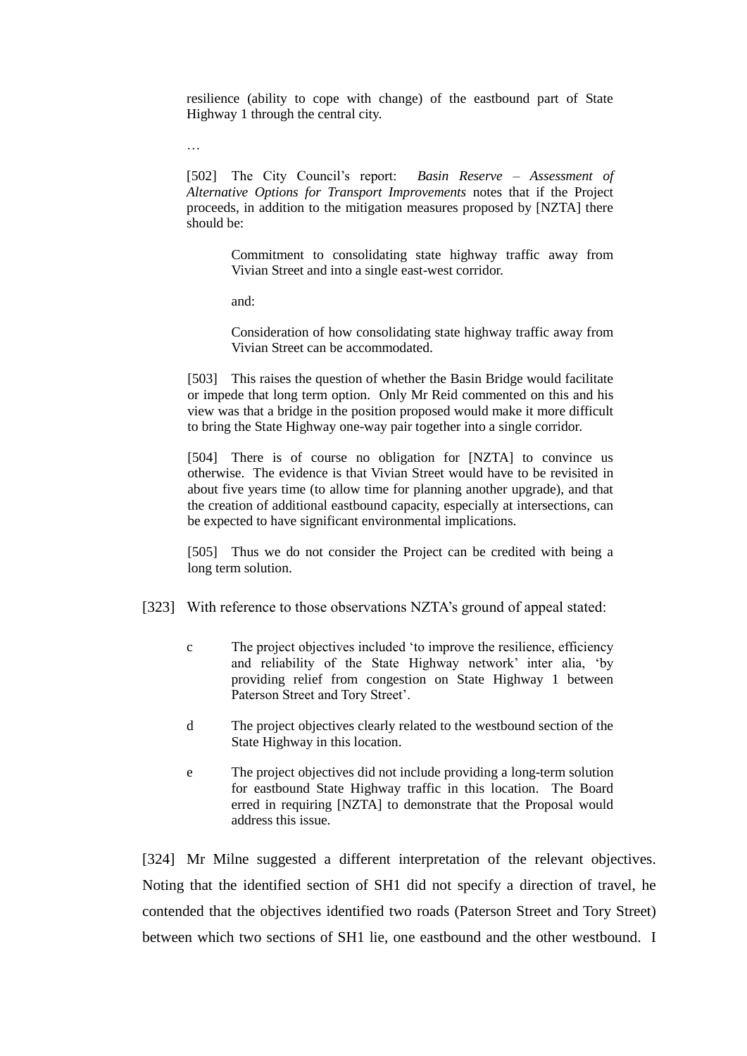> resilience (ability to cope with change) of the eastbound part of State Highway 1 through the central city.
>
> …
>
> [502] The City Council's report: *Basin Reserve – Assessment of Alternative Options for Transport Improvements* notes that if the Project proceeds, in addition to the mitigation measures proposed by [NZTA] there should be:
>
>> Commitment to consolidating state highway traffic away from Vivian Street and into a single east-west corridor.
>>
>> and:
>>
>> Consideration of how consolidating state highway traffic away from Vivian Street can be accommodated.
>
> [503] This raises the question of whether the Basin Bridge would facilitate or impede that long term option. Only Mr Reid commented on this and his view was that a bridge in the position proposed would make it more difficult to bring the State Highway one-way pair together into a single corridor.
>
> [504] There is of course no obligation for [NZTA] to convince us otherwise. The evidence is that Vivian Street would have to be revisited in about five years time (to allow time for planning another upgrade), and that the creation of additional eastbound capacity, especially at intersections, can be expected to have significant environmental implications.
>
> [505] Thus we do not consider the Project can be credited with being a long term solution.

[323] With reference to those observations NZTA's ground of appeal stated:

> c The project objectives included 'to improve the resilience, efficiency and reliability of the State Highway network' inter alia, 'by providing relief from congestion on State Highway 1 between Paterson Street and Tory Street'.
>
> d The project objectives clearly related to the westbound section of the State Highway in this location.
>
> e The project objectives did not include providing a long-term solution for eastbound State Highway traffic in this location. The Board erred in requiring [NZTA] to demonstrate that the Proposal would address this issue.

[324] Mr Milne suggested a different interpretation of the relevant objectives. Noting that the identified section of SH1 did not specify a direction of travel, he contended that the objectives identified two roads (Paterson Street and Tory Street) between which two sections of SH1 lie, one eastbound and the other westbound. I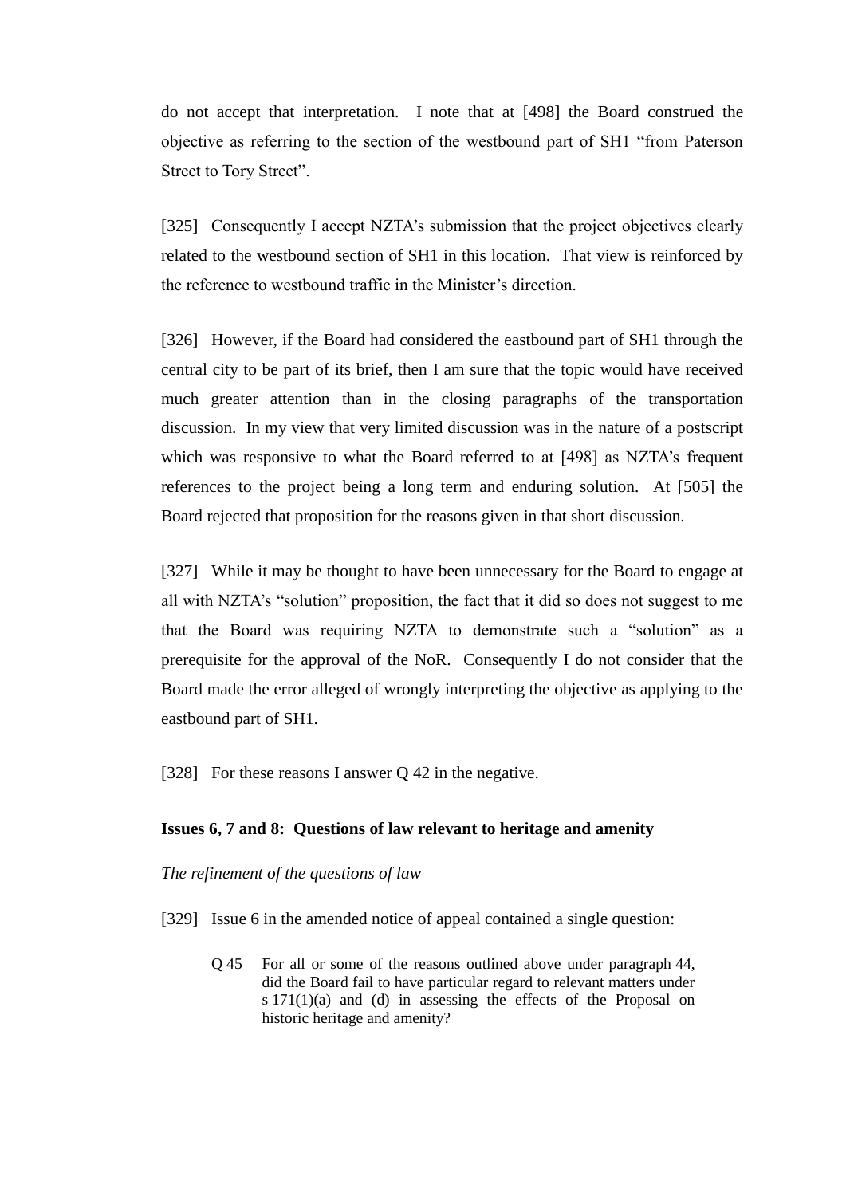do not accept that interpretation. I note that at [498] the Board construed the objective as referring to the section of the westbound part of SH1 "from Paterson Street to Tory Street".

[325] Consequently I accept NZTA's submission that the project objectives clearly related to the westbound section of SH1 in this location. That view is reinforced by the reference to westbound traffic in the Minister's direction.

[326] However, if the Board had considered the eastbound part of SH1 through the central city to be part of its brief, then I am sure that the topic would have received much greater attention than in the closing paragraphs of the transportation discussion. In my view that very limited discussion was in the nature of a postscript which was responsive to what the Board referred to at [498] as NZTA's frequent references to the project being a long term and enduring solution. At [505] the Board rejected that proposition for the reasons given in that short discussion.

[327] While it may be thought to have been unnecessary for the Board to engage at all with NZTA's "solution" proposition, the fact that it did so does not suggest to me that the Board was requiring NZTA to demonstrate such a "solution" as a prerequisite for the approval of the NoR. Consequently I do not consider that the Board made the error alleged of wrongly interpreting the objective as applying to the eastbound part of SH1.

[328] For these reasons I answer Q 42 in the negative.

**Issues 6, 7 and 8: Questions of law relevant to heritage and amenity**

*The refinement of the questions of law*

[329] Issue 6 in the amended notice of appeal contained a single question:

> Q 45 For all or some of the reasons outlined above under paragraph 44, did the Board fail to have particular regard to relevant matters under s 171(1)(a) and (d) in assessing the effects of the Proposal on historic heritage and amenity?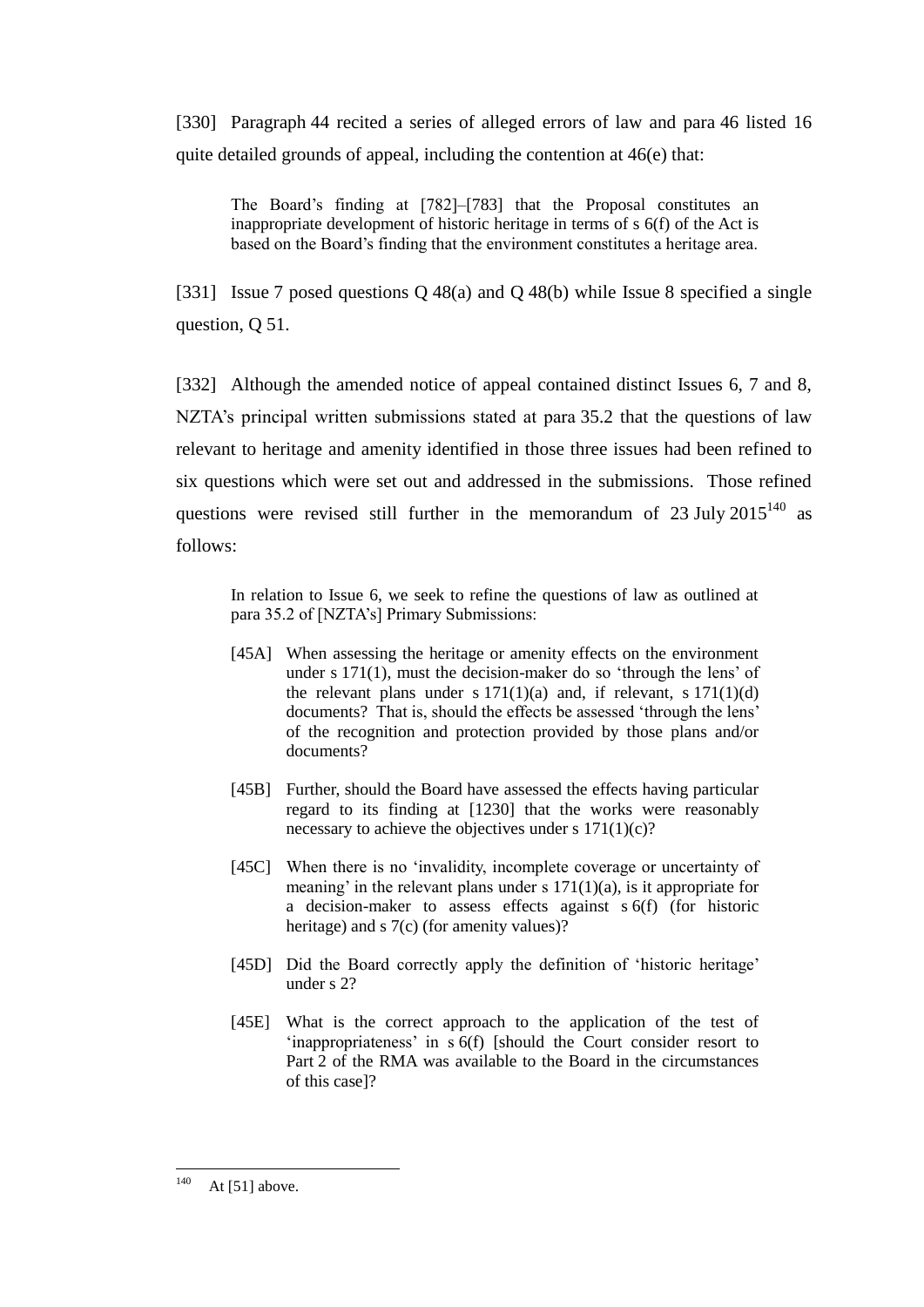[330] Paragraph 44 recited a series of alleged errors of law and para 46 listed 16 quite detailed grounds of appeal, including the contention at 46(e) that:

> The Board's finding at [782]–[783] that the Proposal constitutes an inappropriate development of historic heritage in terms of s 6(f) of the Act is based on the Board's finding that the environment constitutes a heritage area.

[331] Issue 7 posed questions Q 48(a) and Q 48(b) while Issue 8 specified a single question, Q 51.

[332] Although the amended notice of appeal contained distinct Issues 6, 7 and 8, NZTA's principal written submissions stated at para 35.2 that the questions of law relevant to heritage and amenity identified in those three issues had been refined to six questions which were set out and addressed in the submissions. Those refined questions were revised still further in the memorandum of 23 July 2015[140] as follows:

> In relation to Issue 6, we seek to refine the questions of law as outlined at para 35.2 of [NZTA's] Primary Submissions:
>
> [45A] When assessing the heritage or amenity effects on the environment under s 171(1), must the decision-maker do so 'through the lens' of the relevant plans under s 171(1)(a) and, if relevant, s 171(1)(d) documents? That is, should the effects be assessed 'through the lens' of the recognition and protection provided by those plans and/or documents?
>
> [45B] Further, should the Board have assessed the effects having particular regard to its finding at [1230] that the works were reasonably necessary to achieve the objectives under s 171(1)(c)?
>
> [45C] When there is no 'invalidity, incomplete coverage or uncertainty of meaning' in the relevant plans under s 171(1)(a), is it appropriate for a decision-maker to assess effects against s 6(f) (for historic heritage) and s 7(c) (for amenity values)?
>
> [45D] Did the Board correctly apply the definition of 'historic heritage' under s 2?
>
> [45E] What is the correct approach to the application of the test of 'inappropriateness' in s 6(f) [should the Court consider resort to Part 2 of the RMA was available to the Board in the circumstances of this case]?

---

[140] At [51] above.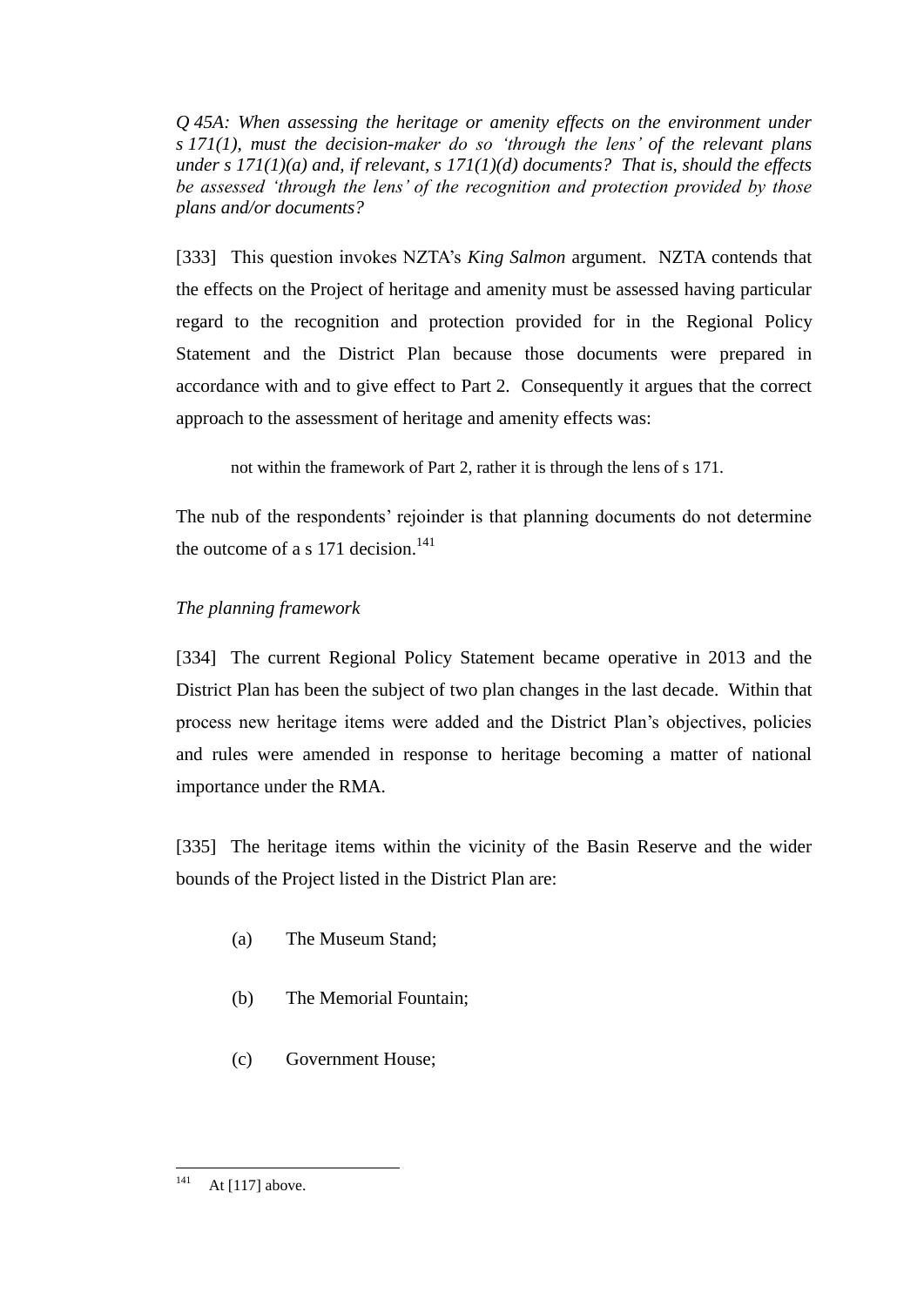*Q 45A: When assessing the heritage or amenity effects on the environment under s 171(1), must the decision-maker do so 'through the lens' of the relevant plans under s 171(1)(a) and, if relevant, s 171(1)(d) documents? That is, should the effects be assessed 'through the lens' of the recognition and protection provided by those plans and/or documents?*

[333] This question invokes NZTA's *King Salmon* argument. NZTA contends that the effects on the Project of heritage and amenity must be assessed having particular regard to the recognition and protection provided for in the Regional Policy Statement and the District Plan because those documents were prepared in accordance with and to give effect to Part 2. Consequently it argues that the correct approach to the assessment of heritage and amenity effects was:

> not within the framework of Part 2, rather it is through the lens of s 171.

The nub of the respondents' rejoinder is that planning documents do not determine the outcome of a s 171 decision.[141]

*The planning framework*

[334] The current Regional Policy Statement became operative in 2013 and the District Plan has been the subject of two plan changes in the last decade. Within that process new heritage items were added and the District Plan's objectives, policies and rules were amended in response to heritage becoming a matter of national importance under the RMA.

[335] The heritage items within the vicinity of the Basin Reserve and the wider bounds of the Project listed in the District Plan are:

(a) The Museum Stand;

(b) The Memorial Fountain;

(c) Government House;

[141] At [117] above.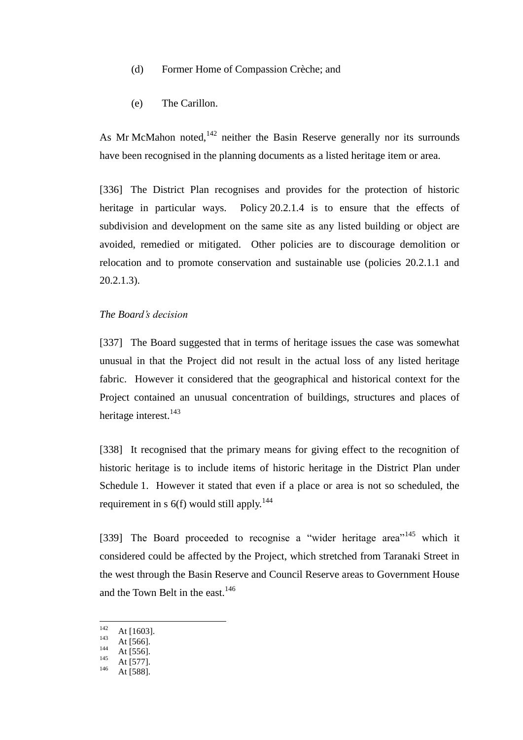(d) Former Home of Compassion Crèche; and

(e) The Carillon.

As Mr McMahon noted,[142] neither the Basin Reserve generally nor its surrounds have been recognised in the planning documents as a listed heritage item or area.

[336] The District Plan recognises and provides for the protection of historic heritage in particular ways. Policy 20.2.1.4 is to ensure that the effects of subdivision and development on the same site as any listed building or object are avoided, remedied or mitigated. Other policies are to discourage demolition or relocation and to promote conservation and sustainable use (policies 20.2.1.1 and 20.2.1.3).

*The Board's decision*

[337] The Board suggested that in terms of heritage issues the case was somewhat unusual in that the Project did not result in the actual loss of any listed heritage fabric. However it considered that the geographical and historical context for the Project contained an unusual concentration of buildings, structures and places of heritage interest.[143]

[338] It recognised that the primary means for giving effect to the recognition of historic heritage is to include items of historic heritage in the District Plan under Schedule 1. However it stated that even if a place or area is not so scheduled, the requirement in s 6(f) would still apply.[144]

[339] The Board proceeded to recognise a "wider heritage area"[145] which it considered could be affected by the Project, which stretched from Taranaki Street in the west through the Basin Reserve and Council Reserve areas to Government House and the Town Belt in the east.[146]

---

[142] At [1603].
[143] At [566].
[144] At [556].
[145] At [577].
[146] At [588].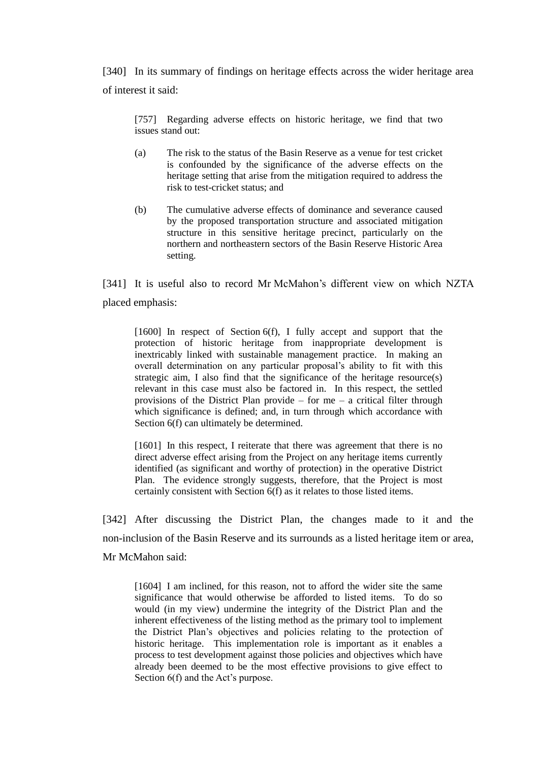[340] In its summary of findings on heritage effects across the wider heritage area of interest it said:

> [757] Regarding adverse effects on historic heritage, we find that two issues stand out:
>
> (a) The risk to the status of the Basin Reserve as a venue for test cricket is confounded by the significance of the adverse effects on the heritage setting that arise from the mitigation required to address the risk to test-cricket status; and
>
> (b) The cumulative adverse effects of dominance and severance caused by the proposed transportation structure and associated mitigation structure in this sensitive heritage precinct, particularly on the northern and northeastern sectors of the Basin Reserve Historic Area setting.

[341] It is useful also to record Mr McMahon's different view on which NZTA placed emphasis:

> [1600] In respect of Section 6(f), I fully accept and support that the protection of historic heritage from inappropriate development is inextricably linked with sustainable management practice. In making an overall determination on any particular proposal's ability to fit with this strategic aim, I also find that the significance of the heritage resource(s) relevant in this case must also be factored in. In this respect, the settled provisions of the District Plan provide – for me – a critical filter through which significance is defined; and, in turn through which accordance with Section 6(f) can ultimately be determined.
>
> [1601] In this respect, I reiterate that there was agreement that there is no direct adverse effect arising from the Project on any heritage items currently identified (as significant and worthy of protection) in the operative District Plan. The evidence strongly suggests, therefore, that the Project is most certainly consistent with Section 6(f) as it relates to those listed items.

[342] After discussing the District Plan, the changes made to it and the non-inclusion of the Basin Reserve and its surrounds as a listed heritage item or area, Mr McMahon said:

> [1604] I am inclined, for this reason, not to afford the wider site the same significance that would otherwise be afforded to listed items. To do so would (in my view) undermine the integrity of the District Plan and the inherent effectiveness of the listing method as the primary tool to implement the District Plan's objectives and policies relating to the protection of historic heritage. This implementation role is important as it enables a process to test development against those policies and objectives which have already been deemed to be the most effective provisions to give effect to Section 6(f) and the Act's purpose.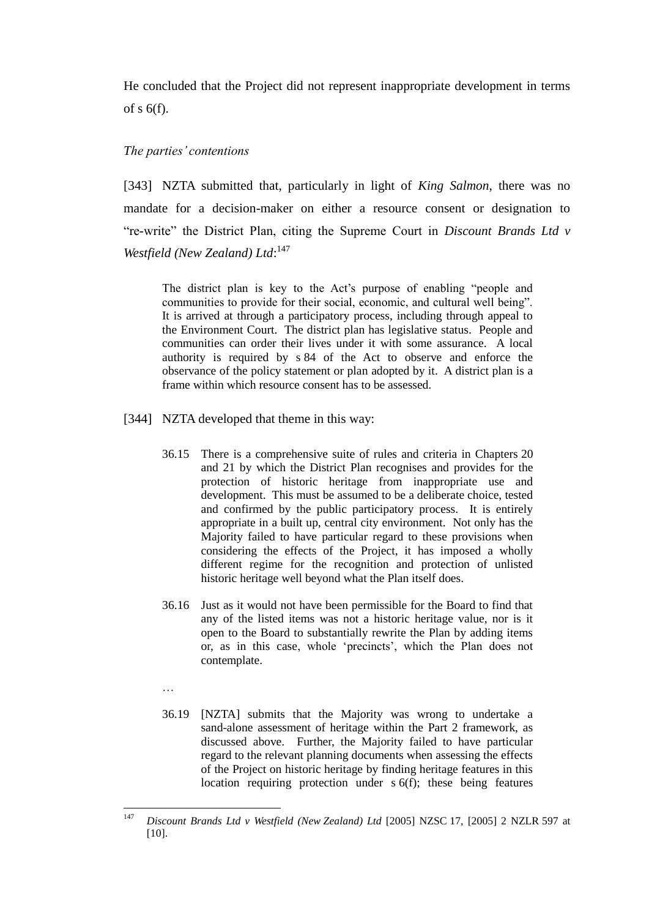He concluded that the Project did not represent inappropriate development in terms of s 6(f).

*The parties' contentions*

[343] NZTA submitted that, particularly in light of *King Salmon*, there was no mandate for a decision-maker on either a resource consent or designation to "re-write" the District Plan, citing the Supreme Court in *Discount Brands Ltd v Westfield (New Zealand) Ltd*:[147]

> The district plan is key to the Act's purpose of enabling "people and communities to provide for their social, economic, and cultural well being". It is arrived at through a participatory process, including through appeal to the Environment Court. The district plan has legislative status. People and communities can order their lives under it with some assurance. A local authority is required by s 84 of the Act to observe and enforce the observance of the policy statement or plan adopted by it. A district plan is a frame within which resource consent has to be assessed.

[344] NZTA developed that theme in this way:

> 36.15 There is a comprehensive suite of rules and criteria in Chapters 20 and 21 by which the District Plan recognises and provides for the protection of historic heritage from inappropriate use and development. This must be assumed to be a deliberate choice, tested and confirmed by the public participatory process. It is entirely appropriate in a built up, central city environment. Not only has the Majority failed to have particular regard to these provisions when considering the effects of the Project, it has imposed a wholly different regime for the recognition and protection of unlisted historic heritage well beyond what the Plan itself does.
>
> 36.16 Just as it would not have been permissible for the Board to find that any of the listed items was not a historic heritage value, nor is it open to the Board to substantially rewrite the Plan by adding items or, as in this case, whole 'precincts', which the Plan does not contemplate.
>
> …
>
> 36.19 [NZTA] submits that the Majority was wrong to undertake a sand-alone assessment of heritage within the Part 2 framework, as discussed above. Further, the Majority failed to have particular regard to the relevant planning documents when assessing the effects of the Project on historic heritage by finding heritage features in this location requiring protection under s 6(f); these being features

---

[147] *Discount Brands Ltd v Westfield (New Zealand) Ltd* [2005] NZSC 17, [2005] 2 NZLR 597 at [10].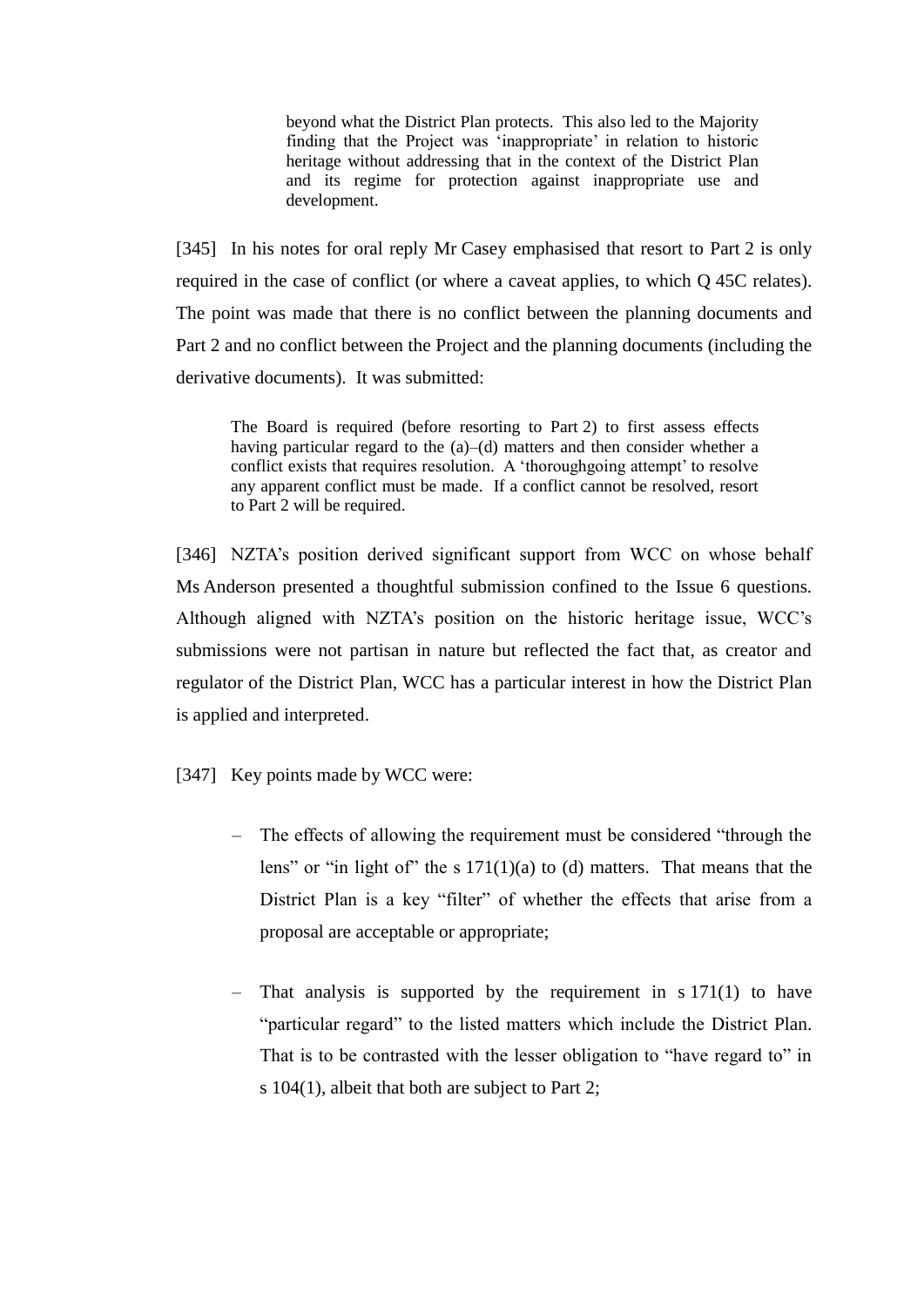> beyond what the District Plan protects. This also led to the Majority finding that the Project was 'inappropriate' in relation to historic heritage without addressing that in the context of the District Plan and its regime for protection against inappropriate use and development.

[345] In his notes for oral reply Mr Casey emphasised that resort to Part 2 is only required in the case of conflict (or where a caveat applies, to which Q 45C relates). The point was made that there is no conflict between the planning documents and Part 2 and no conflict between the Project and the planning documents (including the derivative documents). It was submitted:

> The Board is required (before resorting to Part 2) to first assess effects having particular regard to the (a)–(d) matters and then consider whether a conflict exists that requires resolution. A 'thoroughgoing attempt' to resolve any apparent conflict must be made. If a conflict cannot be resolved, resort to Part 2 will be required.

[346] NZTA's position derived significant support from WCC on whose behalf Ms Anderson presented a thoughtful submission confined to the Issue 6 questions. Although aligned with NZTA's position on the historic heritage issue, WCC's submissions were not partisan in nature but reflected the fact that, as creator and regulator of the District Plan, WCC has a particular interest in how the District Plan is applied and interpreted.

[347] Key points made by WCC were:

- The effects of allowing the requirement must be considered "through the lens" or "in light of" the s 171(1)(a) to (d) matters. That means that the District Plan is a key "filter" of whether the effects that arise from a proposal are acceptable or appropriate;

- That analysis is supported by the requirement in s 171(1) to have "particular regard" to the listed matters which include the District Plan. That is to be contrasted with the lesser obligation to "have regard to" in s 104(1), albeit that both are subject to Part 2;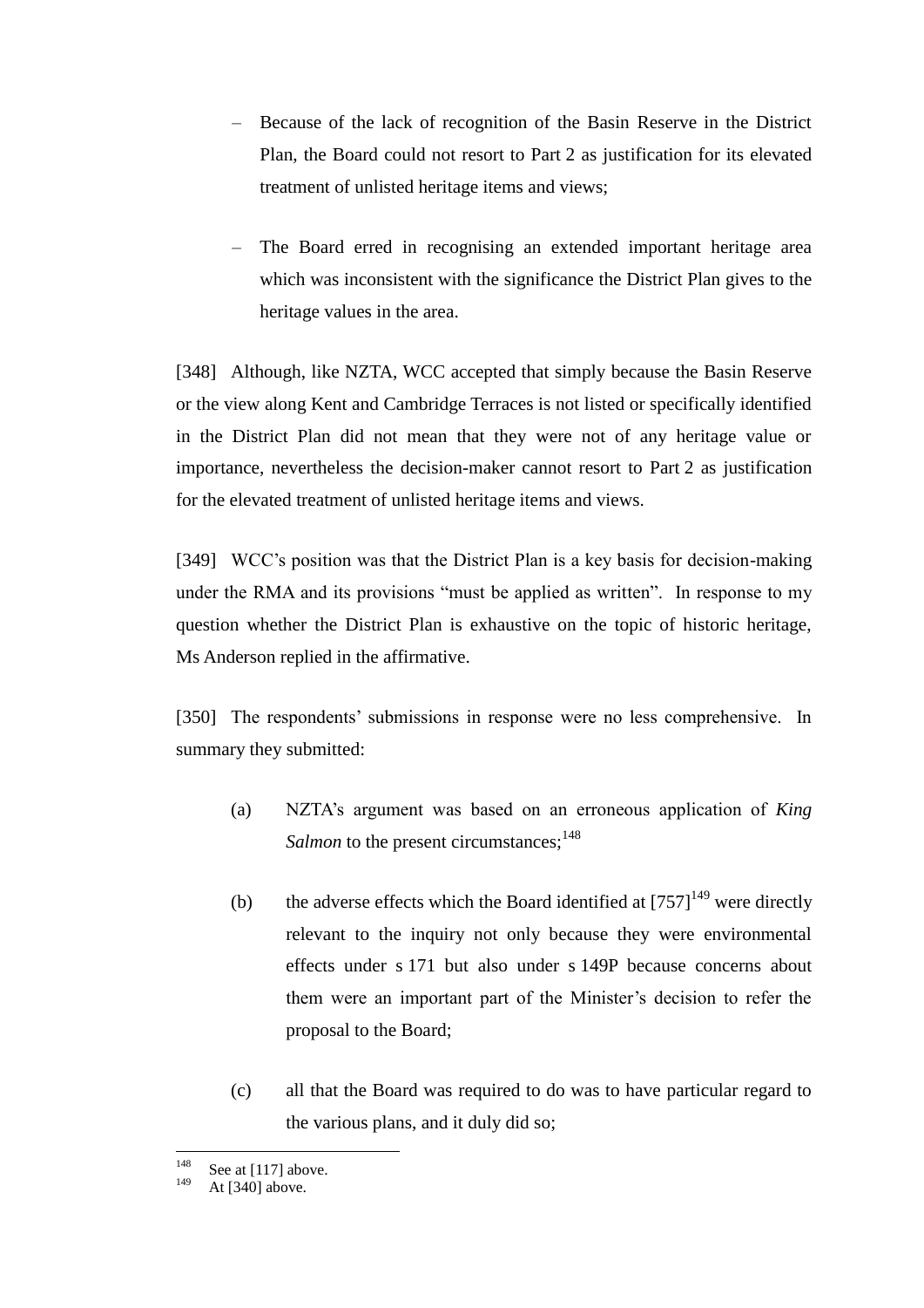- Because of the lack of recognition of the Basin Reserve in the District Plan, the Board could not resort to Part 2 as justification for its elevated treatment of unlisted heritage items and views;

- The Board erred in recognising an extended important heritage area which was inconsistent with the significance the District Plan gives to the heritage values in the area.

[348] Although, like NZTA, WCC accepted that simply because the Basin Reserve or the view along Kent and Cambridge Terraces is not listed or specifically identified in the District Plan did not mean that they were not of any heritage value or importance, nevertheless the decision-maker cannot resort to Part 2 as justification for the elevated treatment of unlisted heritage items and views.

[349] WCC's position was that the District Plan is a key basis for decision-making under the RMA and its provisions "must be applied as written". In response to my question whether the District Plan is exhaustive on the topic of historic heritage, Ms Anderson replied in the affirmative.

[350] The respondents' submissions in response were no less comprehensive. In summary they submitted:

(a) NZTA's argument was based on an erroneous application of *King Salmon* to the present circumstances;[148]

(b) the adverse effects which the Board identified at [757][149] were directly relevant to the inquiry not only because they were environmental effects under s 171 but also under s 149P because concerns about them were an important part of the Minister's decision to refer the proposal to the Board;

(c) all that the Board was required to do was to have particular regard to the various plans, and it duly did so;

---

[148] See at [117] above.

[149] At [340] above.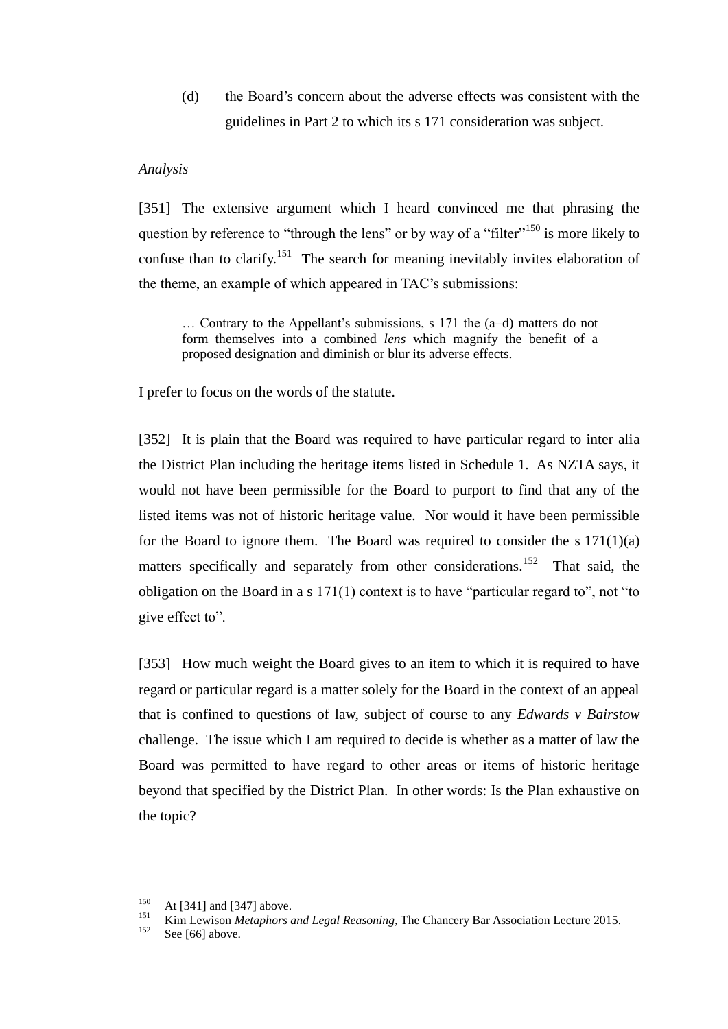(d) the Board's concern about the adverse effects was consistent with the guidelines in Part 2 to which its s 171 consideration was subject.

*Analysis*

[351] The extensive argument which I heard convinced me that phrasing the question by reference to "through the lens" or by way of a "filter"[150] is more likely to confuse than to clarify.[151] The search for meaning inevitably invites elaboration of the theme, an example of which appeared in TAC's submissions:

> … Contrary to the Appellant's submissions, s 171 the (a–d) matters do not form themselves into a combined *lens* which magnify the benefit of a proposed designation and diminish or blur its adverse effects.

I prefer to focus on the words of the statute.

[352] It is plain that the Board was required to have particular regard to inter alia the District Plan including the heritage items listed in Schedule 1. As NZTA says, it would not have been permissible for the Board to purport to find that any of the listed items was not of historic heritage value. Nor would it have been permissible for the Board to ignore them. The Board was required to consider the s 171(1)(a) matters specifically and separately from other considerations.[152] That said, the obligation on the Board in a s 171(1) context is to have "particular regard to", not "to give effect to".

[353] How much weight the Board gives to an item to which it is required to have regard or particular regard is a matter solely for the Board in the context of an appeal that is confined to questions of law, subject of course to any *Edwards v Bairstow* challenge. The issue which I am required to decide is whether as a matter of law the Board was permitted to have regard to other areas or items of historic heritage beyond that specified by the District Plan. In other words: Is the Plan exhaustive on the topic?

---

[150] At [341] and [347] above.

[151] Kim Lewison *Metaphors and Legal Reasoning*, The Chancery Bar Association Lecture 2015.

[152] See [66] above.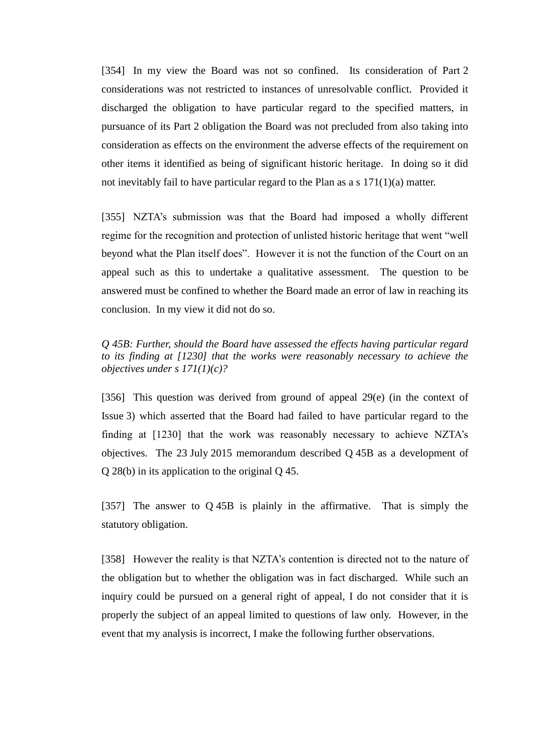[354] In my view the Board was not so confined. Its consideration of Part 2 considerations was not restricted to instances of unresolvable conflict. Provided it discharged the obligation to have particular regard to the specified matters, in pursuance of its Part 2 obligation the Board was not precluded from also taking into consideration as effects on the environment the adverse effects of the requirement on other items it identified as being of significant historic heritage. In doing so it did not inevitably fail to have particular regard to the Plan as a s 171(1)(a) matter.

[355] NZTA's submission was that the Board had imposed a wholly different regime for the recognition and protection of unlisted historic heritage that went "well beyond what the Plan itself does". However it is not the function of the Court on an appeal such as this to undertake a qualitative assessment. The question to be answered must be confined to whether the Board made an error of law in reaching its conclusion. In my view it did not do so.

*Q 45B: Further, should the Board have assessed the effects having particular regard to its finding at [1230] that the works were reasonably necessary to achieve the objectives under s 171(1)(c)?*

[356] This question was derived from ground of appeal 29(e) (in the context of Issue 3) which asserted that the Board had failed to have particular regard to the finding at [1230] that the work was reasonably necessary to achieve NZTA's objectives. The 23 July 2015 memorandum described Q 45B as a development of Q 28(b) in its application to the original Q 45.

[357] The answer to Q 45B is plainly in the affirmative. That is simply the statutory obligation.

[358] However the reality is that NZTA's contention is directed not to the nature of the obligation but to whether the obligation was in fact discharged. While such an inquiry could be pursued on a general right of appeal, I do not consider that it is properly the subject of an appeal limited to questions of law only. However, in the event that my analysis is incorrect, I make the following further observations.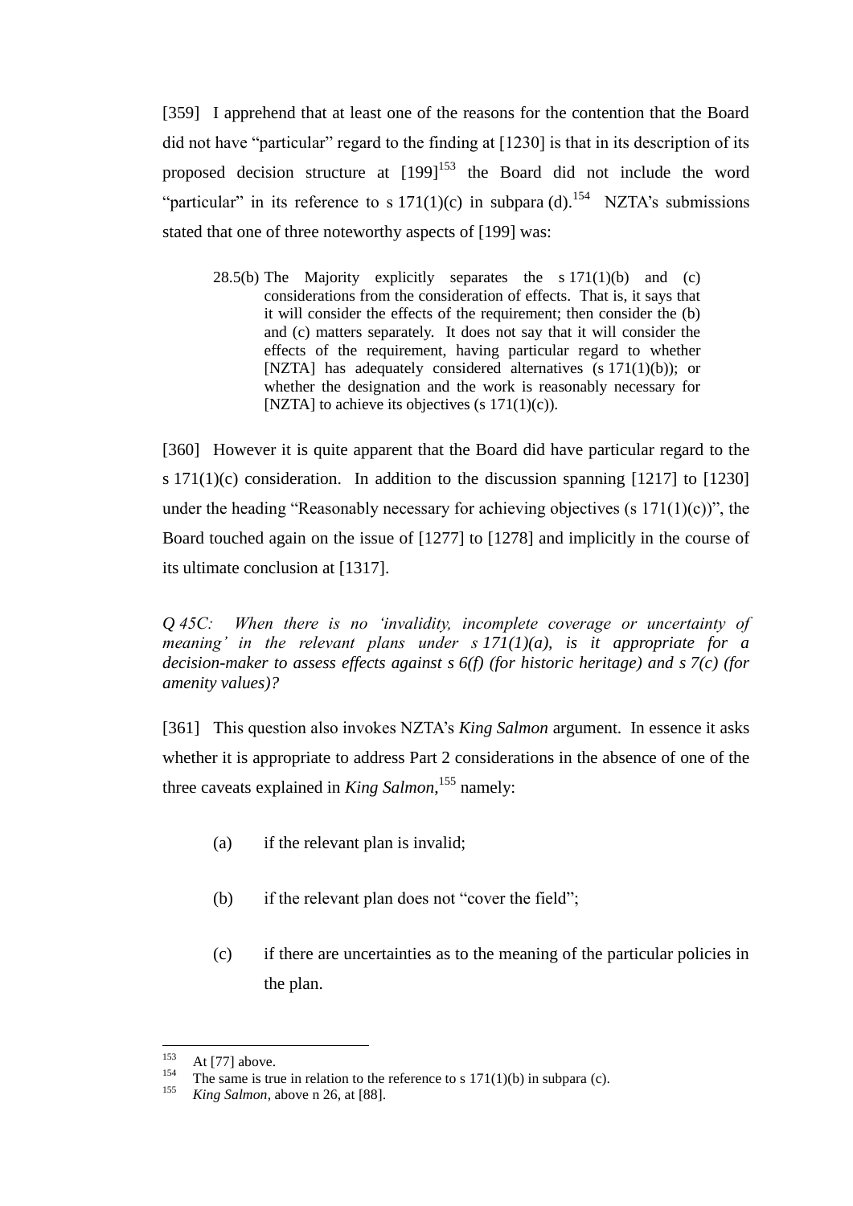[359] I apprehend that at least one of the reasons for the contention that the Board did not have "particular" regard to the finding at [1230] is that in its description of its proposed decision structure at [199][153] the Board did not include the word "particular" in its reference to s 171(1)(c) in subpara (d).[154] NZTA's submissions stated that one of three noteworthy aspects of [199] was:

> 28.5(b) The Majority explicitly separates the s 171(1)(b) and (c) considerations from the consideration of effects. That is, it says that it will consider the effects of the requirement; then consider the (b) and (c) matters separately. It does not say that it will consider the effects of the requirement, having particular regard to whether [NZTA] has adequately considered alternatives (s 171(1)(b)); or whether the designation and the work is reasonably necessary for [NZTA] to achieve its objectives (s 171(1)(c)).

[360] However it is quite apparent that the Board did have particular regard to the s 171(1)(c) consideration. In addition to the discussion spanning [1217] to [1230] under the heading "Reasonably necessary for achieving objectives (s 171(1)(c))", the Board touched again on the issue of [1277] to [1278] and implicitly in the course of its ultimate conclusion at [1317].

*Q 45C: When there is no 'invalidity, incomplete coverage or uncertainty of meaning' in the relevant plans under s 171(1)(a), is it appropriate for a decision-maker to assess effects against s 6(f) (for historic heritage) and s 7(c) (for amenity values)?*

[361] This question also invokes NZTA's *King Salmon* argument. In essence it asks whether it is appropriate to address Part 2 considerations in the absence of one of the three caveats explained in *King Salmon*,[155] namely:

(a) if the relevant plan is invalid;

(b) if the relevant plan does not "cover the field";

(c) if there are uncertainties as to the meaning of the particular policies in the plan.

---

[153] At [77] above.

[154] The same is true in relation to the reference to s 171(1)(b) in subpara (c).

[155] *King Salmon*, above n 26, at [88].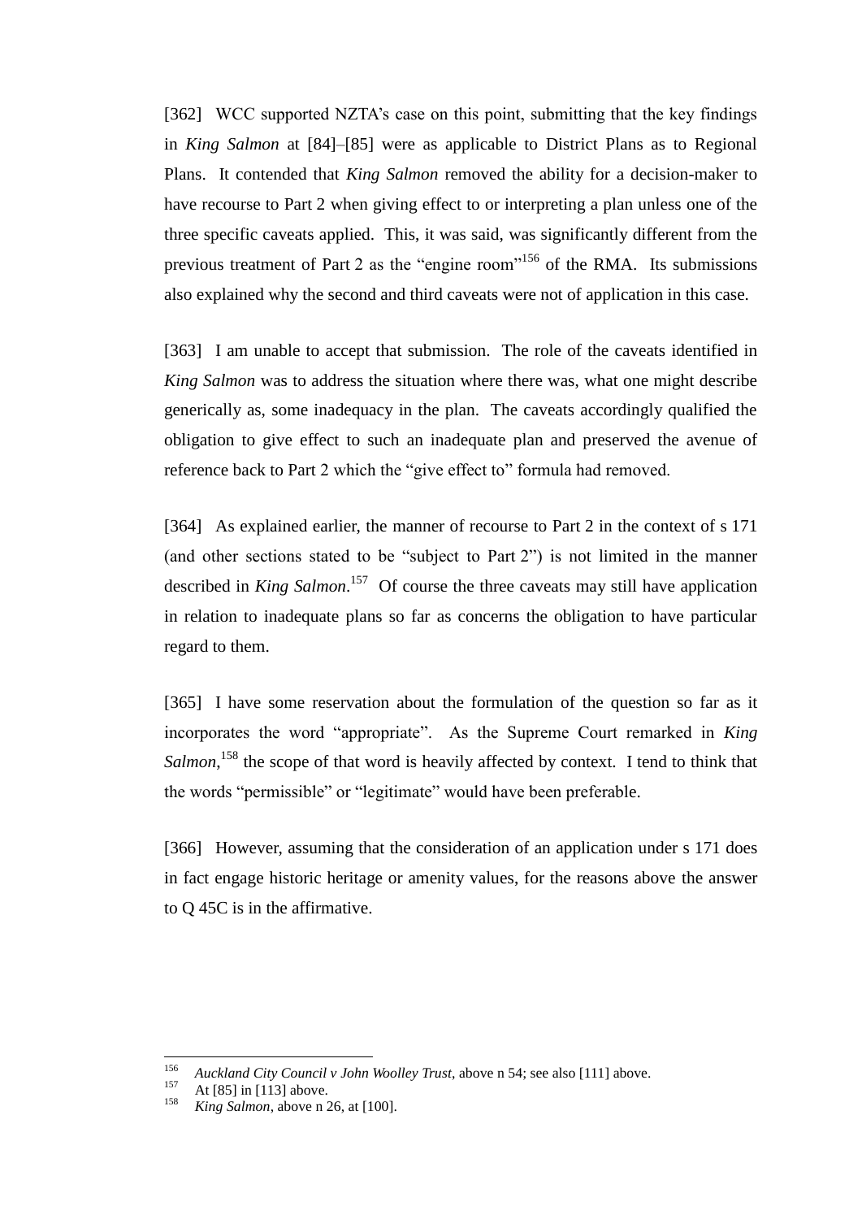[362] WCC supported NZTA's case on this point, submitting that the key findings in *King Salmon* at [84]–[85] were as applicable to District Plans as to Regional Plans. It contended that *King Salmon* removed the ability for a decision-maker to have recourse to Part 2 when giving effect to or interpreting a plan unless one of the three specific caveats applied. This, it was said, was significantly different from the previous treatment of Part 2 as the "engine room"[156] of the RMA. Its submissions also explained why the second and third caveats were not of application in this case.

[363] I am unable to accept that submission. The role of the caveats identified in *King Salmon* was to address the situation where there was, what one might describe generically as, some inadequacy in the plan. The caveats accordingly qualified the obligation to give effect to such an inadequate plan and preserved the avenue of reference back to Part 2 which the "give effect to" formula had removed.

[364] As explained earlier, the manner of recourse to Part 2 in the context of s 171 (and other sections stated to be "subject to Part 2") is not limited in the manner described in *King Salmon*.[157] Of course the three caveats may still have application in relation to inadequate plans so far as concerns the obligation to have particular regard to them.

[365] I have some reservation about the formulation of the question so far as it incorporates the word "appropriate". As the Supreme Court remarked in *King Salmon*,[158] the scope of that word is heavily affected by context. I tend to think that the words "permissible" or "legitimate" would have been preferable.

[366] However, assuming that the consideration of an application under s 171 does in fact engage historic heritage or amenity values, for the reasons above the answer to Q 45C is in the affirmative.

---

[156] *Auckland City Council v John Woolley Trust*, above n 54; see also [111] above.

[157] At [85] in [113] above.

[158] *King Salmon*, above n 26, at [100].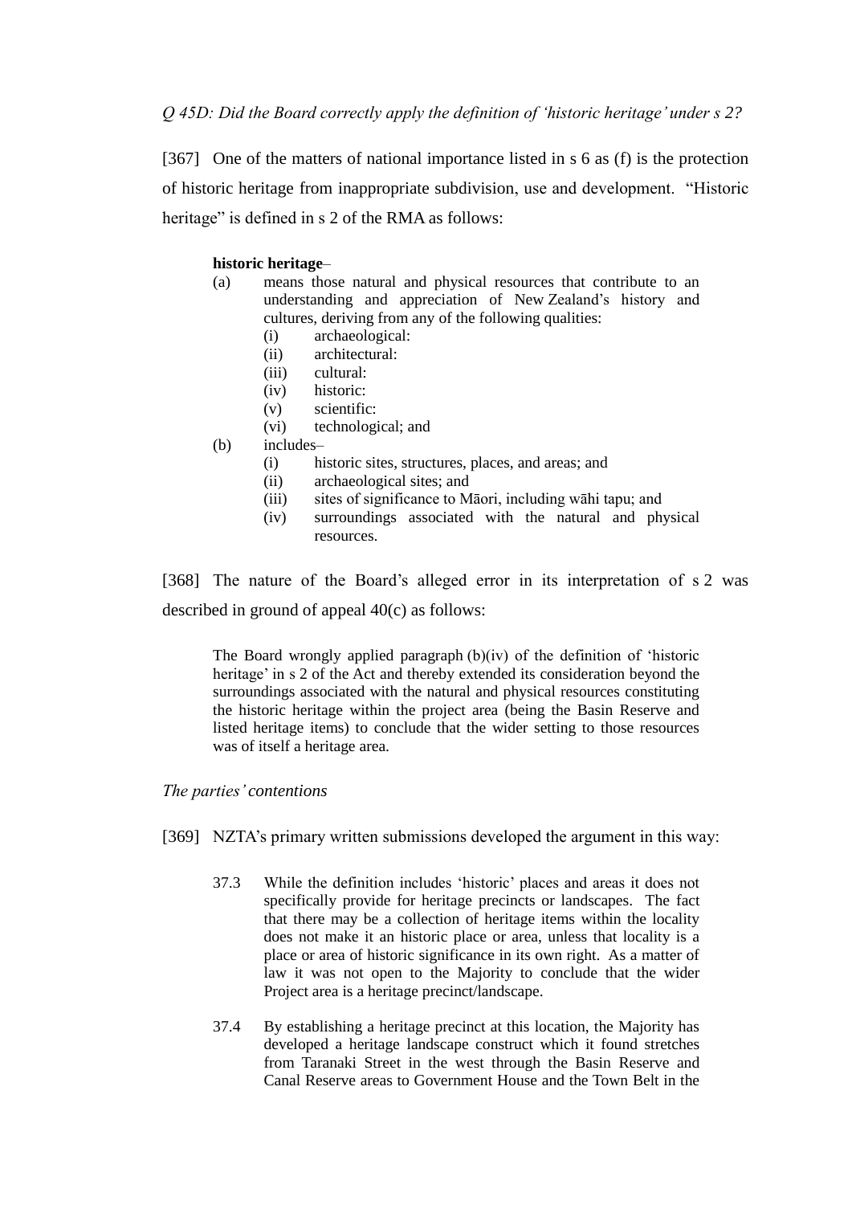*Q 45D: Did the Board correctly apply the definition of 'historic heritage' under s 2?*

[367] One of the matters of national importance listed in s 6 as (f) is the protection of historic heritage from inappropriate subdivision, use and development. "Historic heritage" is defined in s 2 of the RMA as follows:

> **historic heritage**–
>
> (a) means those natural and physical resources that contribute to an understanding and appreciation of New Zealand's history and cultures, deriving from any of the following qualities:
>
> > (i) archaeological:
> >
> > (ii) architectural:
> >
> > (iii) cultural:
> >
> > (iv) historic:
> >
> > (v) scientific:
> >
> > (vi) technological; and
>
> (b) includes–
>
> > (i) historic sites, structures, places, and areas; and
> >
> > (ii) archaeological sites; and
> >
> > (iii) sites of significance to Māori, including wāhi tapu; and
> >
> > (iv) surroundings associated with the natural and physical resources.

[368] The nature of the Board's alleged error in its interpretation of s 2 was described in ground of appeal 40(c) as follows:

> The Board wrongly applied paragraph (b)(iv) of the definition of 'historic heritage' in s 2 of the Act and thereby extended its consideration beyond the surroundings associated with the natural and physical resources constituting the historic heritage within the project area (being the Basin Reserve and listed heritage items) to conclude that the wider setting to those resources was of itself a heritage area.

*The parties' contentions*

[369] NZTA's primary written submissions developed the argument in this way:

> 37.3 While the definition includes 'historic' places and areas it does not specifically provide for heritage precincts or landscapes. The fact that there may be a collection of heritage items within the locality does not make it an historic place or area, unless that locality is a place or area of historic significance in its own right. As a matter of law it was not open to the Majority to conclude that the wider Project area is a heritage precinct/landscape.
>
> 37.4 By establishing a heritage precinct at this location, the Majority has developed a heritage landscape construct which it found stretches from Taranaki Street in the west through the Basin Reserve and Canal Reserve areas to Government House and the Town Belt in the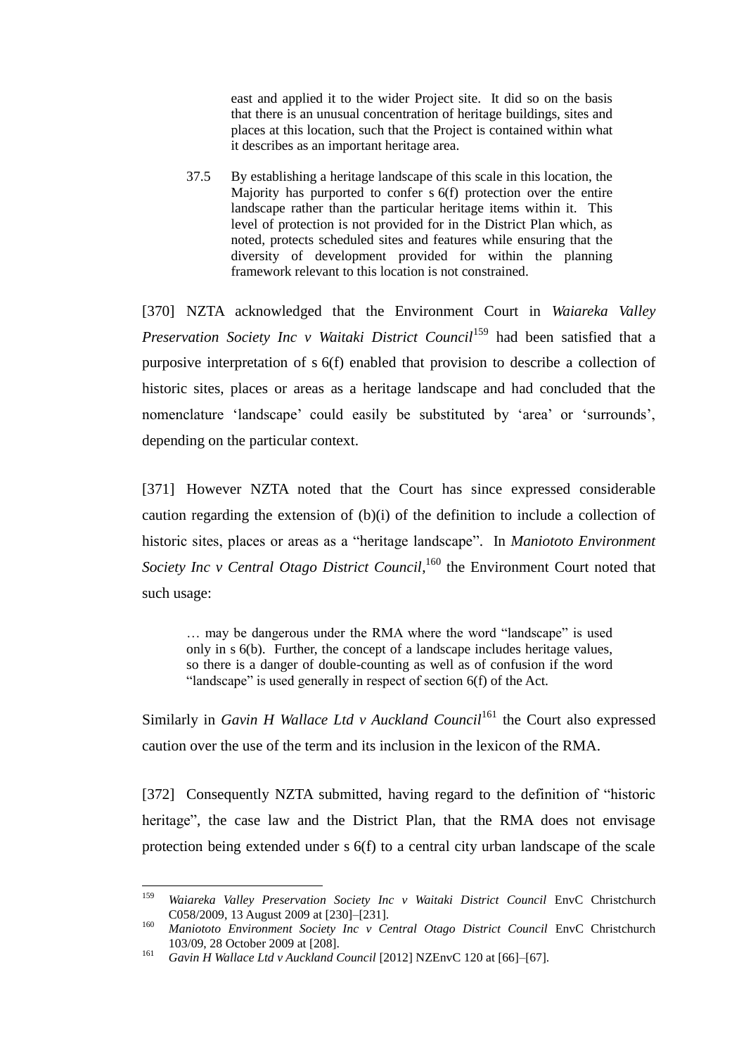> east and applied it to the wider Project site. It did so on the basis that there is an unusual concentration of heritage buildings, sites and places at this location, such that the Project is contained within what it describes as an important heritage area.
>
> 37.5 By establishing a heritage landscape of this scale in this location, the Majority has purported to confer s 6(f) protection over the entire landscape rather than the particular heritage items within it. This level of protection is not provided for in the District Plan which, as noted, protects scheduled sites and features while ensuring that the diversity of development provided for within the planning framework relevant to this location is not constrained.

[370] NZTA acknowledged that the Environment Court in *Waiareka Valley Preservation Society Inc v Waitaki District Council*[159] had been satisfied that a purposive interpretation of s 6(f) enabled that provision to describe a collection of historic sites, places or areas as a heritage landscape and had concluded that the nomenclature 'landscape' could easily be substituted by 'area' or 'surrounds', depending on the particular context.

[371] However NZTA noted that the Court has since expressed considerable caution regarding the extension of (b)(i) of the definition to include a collection of historic sites, places or areas as a "heritage landscape". In *Maniototo Environment Society Inc v Central Otago District Council*,[160] the Environment Court noted that such usage:

> … may be dangerous under the RMA where the word "landscape" is used only in s 6(b). Further, the concept of a landscape includes heritage values, so there is a danger of double-counting as well as of confusion if the word "landscape" is used generally in respect of section 6(f) of the Act.

Similarly in *Gavin H Wallace Ltd v Auckland Council*[161] the Court also expressed caution over the use of the term and its inclusion in the lexicon of the RMA.

[372] Consequently NZTA submitted, having regard to the definition of "historic heritage", the case law and the District Plan, that the RMA does not envisage protection being extended under s 6(f) to a central city urban landscape of the scale

---

[159] *Waiareka Valley Preservation Society Inc v Waitaki District Council* EnvC Christchurch C058/2009, 13 August 2009 at [230]–[231].

[160] *Maniototo Environment Society Inc v Central Otago District Council* EnvC Christchurch 103/09, 28 October 2009 at [208].

[161] *Gavin H Wallace Ltd v Auckland Council* [2012] NZEnvC 120 at [66]–[67].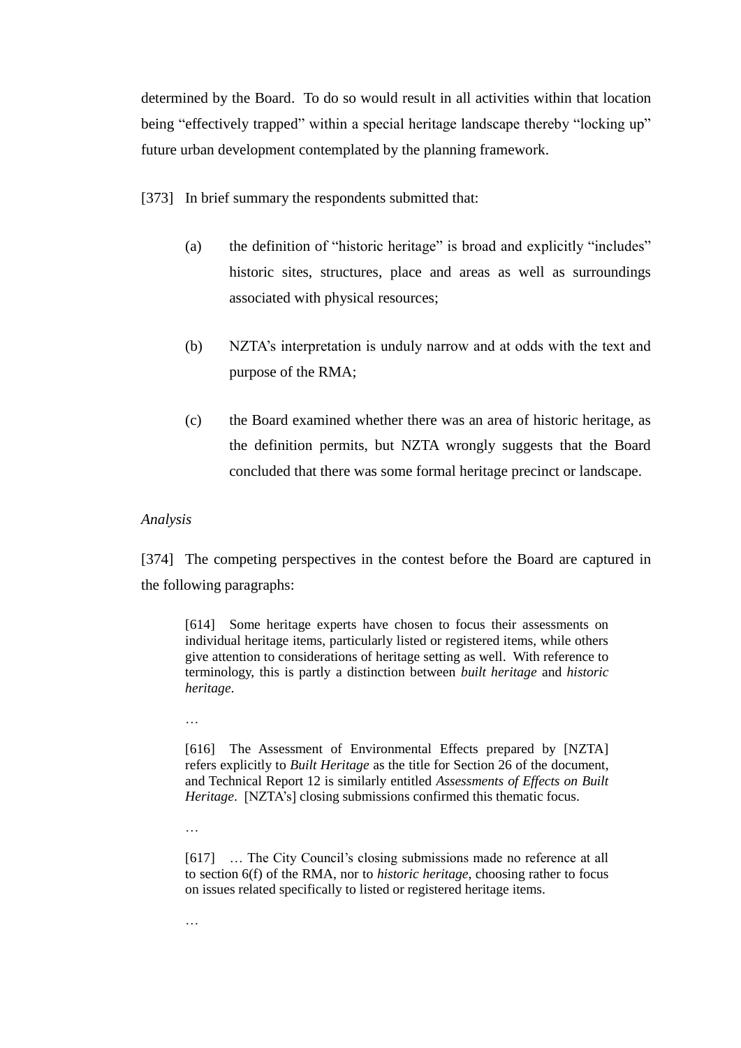determined by the Board. To do so would result in all activities within that location being "effectively trapped" within a special heritage landscape thereby "locking up" future urban development contemplated by the planning framework.

[373] In brief summary the respondents submitted that:

(a) the definition of "historic heritage" is broad and explicitly "includes" historic sites, structures, place and areas as well as surroundings associated with physical resources;

(b) NZTA's interpretation is unduly narrow and at odds with the text and purpose of the RMA;

(c) the Board examined whether there was an area of historic heritage, as the definition permits, but NZTA wrongly suggests that the Board concluded that there was some formal heritage precinct or landscape.

*Analysis*

[374] The competing perspectives in the contest before the Board are captured in the following paragraphs:

> [614] Some heritage experts have chosen to focus their assessments on individual heritage items, particularly listed or registered items, while others give attention to considerations of heritage setting as well. With reference to terminology, this is partly a distinction between *built heritage* and *historic heritage*.
>
> …
>
> [616] The Assessment of Environmental Effects prepared by [NZTA] refers explicitly to *Built Heritage* as the title for Section 26 of the document, and Technical Report 12 is similarly entitled *Assessments of Effects on Built Heritage*. [NZTA's] closing submissions confirmed this thematic focus.
>
> …
>
> [617] … The City Council's closing submissions made no reference at all to section 6(f) of the RMA, nor to *historic heritage*, choosing rather to focus on issues related specifically to listed or registered heritage items.
>
> …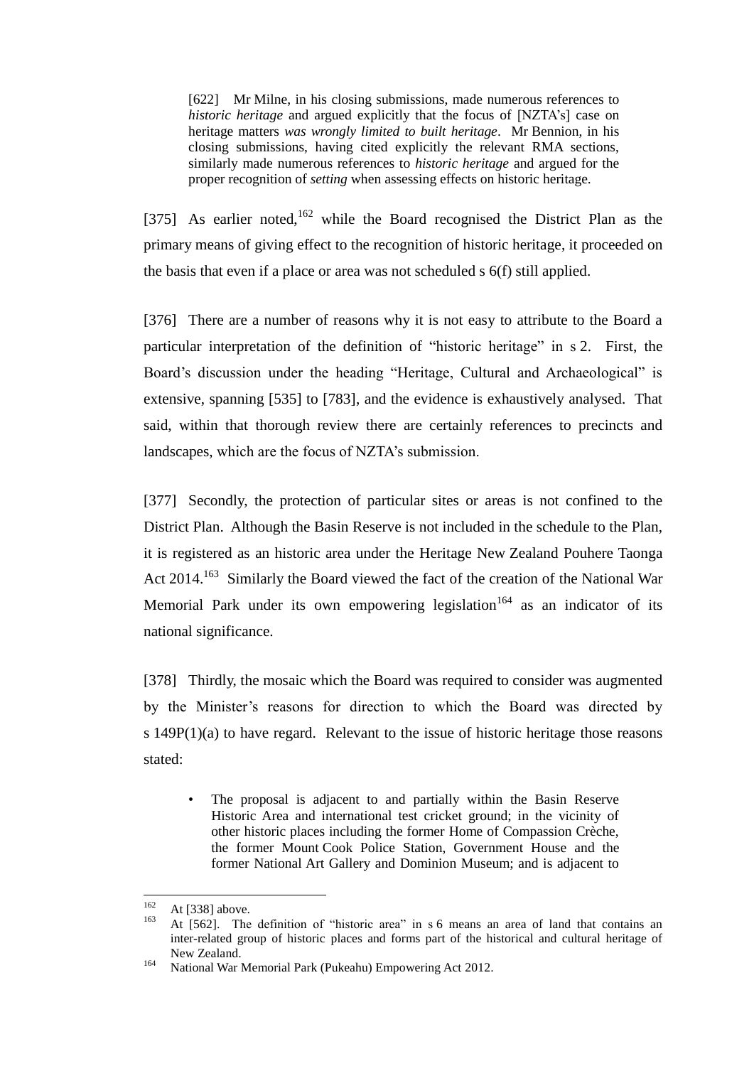> [622] Mr Milne, in his closing submissions, made numerous references to *historic heritage* and argued explicitly that the focus of [NZTA's] case on heritage matters *was wrongly limited to built heritage*. Mr Bennion, in his closing submissions, having cited explicitly the relevant RMA sections, similarly made numerous references to *historic heritage* and argued for the proper recognition of *setting* when assessing effects on historic heritage.

[375] As earlier noted,[162] while the Board recognised the District Plan as the primary means of giving effect to the recognition of historic heritage, it proceeded on the basis that even if a place or area was not scheduled s 6(f) still applied.

[376] There are a number of reasons why it is not easy to attribute to the Board a particular interpretation of the definition of "historic heritage" in s 2. First, the Board's discussion under the heading "Heritage, Cultural and Archaeological" is extensive, spanning [535] to [783], and the evidence is exhaustively analysed. That said, within that thorough review there are certainly references to precincts and landscapes, which are the focus of NZTA's submission.

[377] Secondly, the protection of particular sites or areas is not confined to the District Plan. Although the Basin Reserve is not included in the schedule to the Plan, it is registered as an historic area under the Heritage New Zealand Pouhere Taonga Act 2014.[163] Similarly the Board viewed the fact of the creation of the National War Memorial Park under its own empowering legislation[164] as an indicator of its national significance.

[378] Thirdly, the mosaic which the Board was required to consider was augmented by the Minister's reasons for direction to which the Board was directed by s 149P(1)(a) to have regard. Relevant to the issue of historic heritage those reasons stated:

> - The proposal is adjacent to and partially within the Basin Reserve Historic Area and international test cricket ground; in the vicinity of other historic places including the former Home of Compassion Crèche, the former Mount Cook Police Station, Government House and the former National Art Gallery and Dominion Museum; and is adjacent to

---

[162] At [338] above.

[163] At [562]. The definition of "historic area" in s 6 means an area of land that contains an inter-related group of historic places and forms part of the historical and cultural heritage of New Zealand.

[164] National War Memorial Park (Pukeahu) Empowering Act 2012.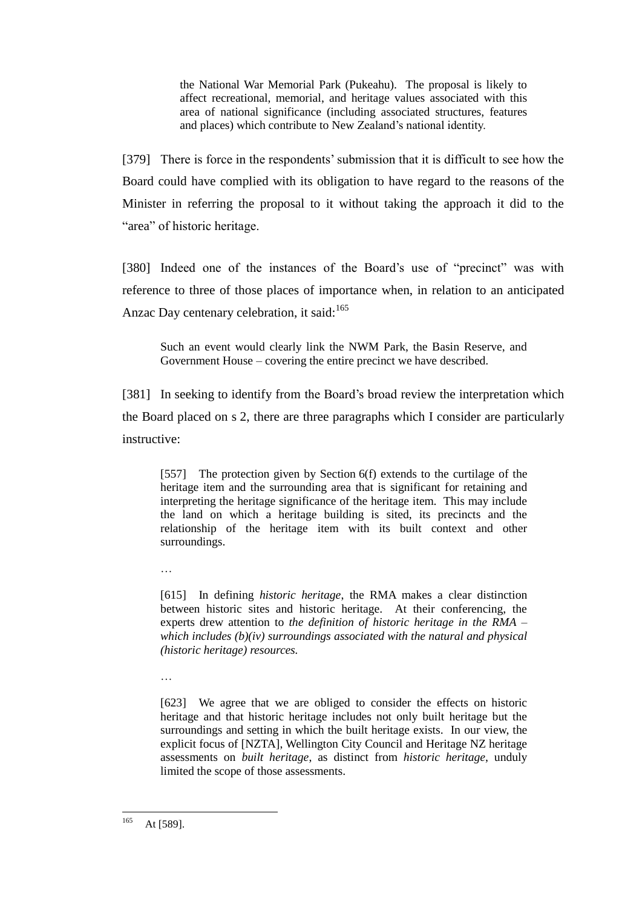> the National War Memorial Park (Pukeahu). The proposal is likely to affect recreational, memorial, and heritage values associated with this area of national significance (including associated structures, features and places) which contribute to New Zealand's national identity.

[379] There is force in the respondents' submission that it is difficult to see how the Board could have complied with its obligation to have regard to the reasons of the Minister in referring the proposal to it without taking the approach it did to the "area" of historic heritage.

[380] Indeed one of the instances of the Board's use of "precinct" was with reference to three of those places of importance when, in relation to an anticipated Anzac Day centenary celebration, it said:[165]

> Such an event would clearly link the NWM Park, the Basin Reserve, and Government House – covering the entire precinct we have described.

[381] In seeking to identify from the Board's broad review the interpretation which the Board placed on s 2, there are three paragraphs which I consider are particularly instructive:

> [557] The protection given by Section 6(f) extends to the curtilage of the heritage item and the surrounding area that is significant for retaining and interpreting the heritage significance of the heritage item. This may include the land on which a heritage building is sited, its precincts and the relationship of the heritage item with its built context and other surroundings.
>
> …
>
> [615] In defining *historic heritage*, the RMA makes a clear distinction between historic sites and historic heritage. At their conferencing, the experts drew attention to *the definition of historic heritage in the RMA – which includes (b)(iv) surroundings associated with the natural and physical (historic heritage) resources.*
>
> …
>
> [623] We agree that we are obliged to consider the effects on historic heritage and that historic heritage includes not only built heritage but the surroundings and setting in which the built heritage exists. In our view, the explicit focus of [NZTA], Wellington City Council and Heritage NZ heritage assessments on *built heritage*, as distinct from *historic heritage*, unduly limited the scope of those assessments.

---

[165] At [589].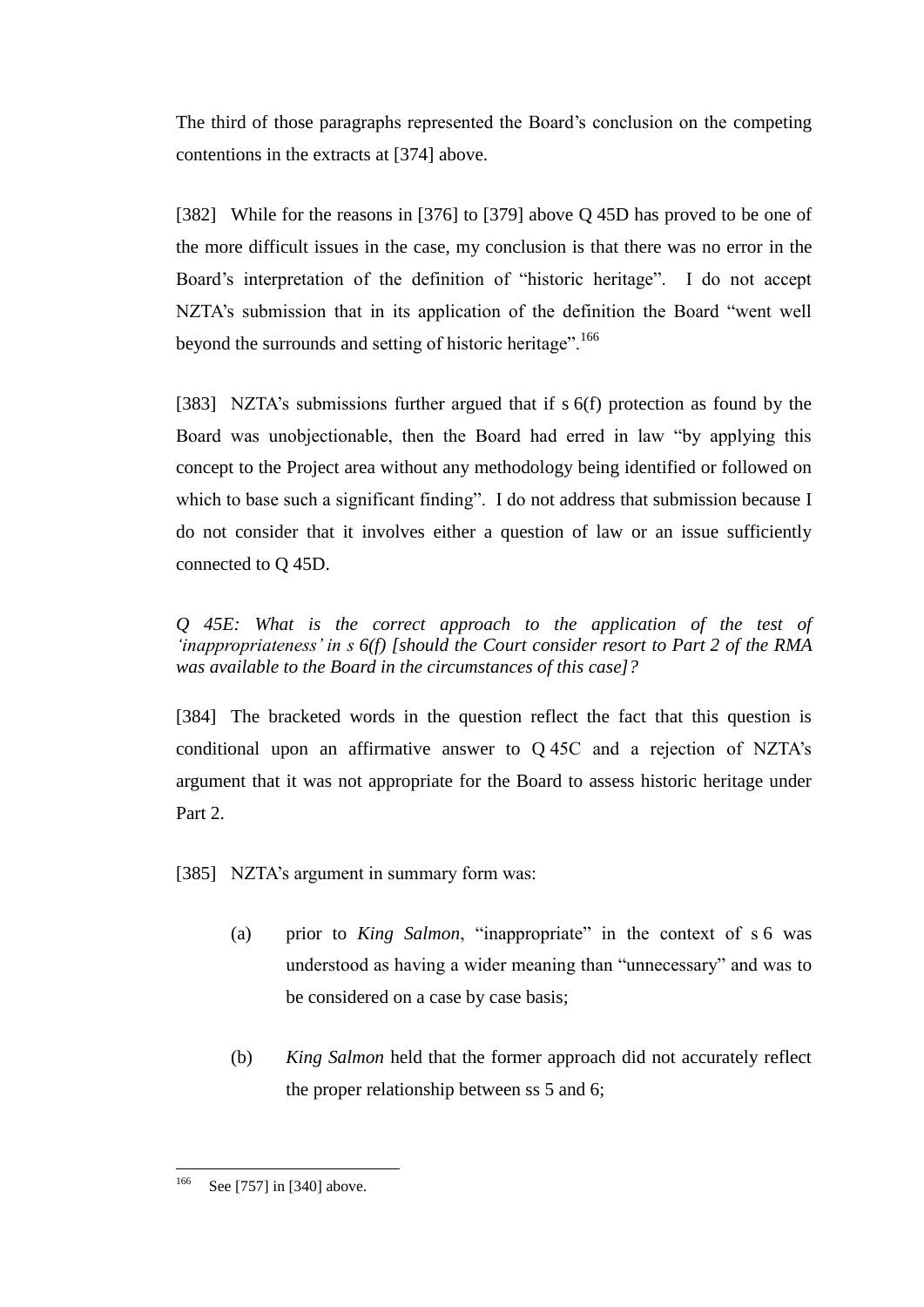The third of those paragraphs represented the Board's conclusion on the competing contentions in the extracts at [374] above.

[382] While for the reasons in [376] to [379] above Q 45D has proved to be one of the more difficult issues in the case, my conclusion is that there was no error in the Board's interpretation of the definition of "historic heritage". I do not accept NZTA's submission that in its application of the definition the Board "went well beyond the surrounds and setting of historic heritage".[166]

[383] NZTA's submissions further argued that if s 6(f) protection as found by the Board was unobjectionable, then the Board had erred in law "by applying this concept to the Project area without any methodology being identified or followed on which to base such a significant finding". I do not address that submission because I do not consider that it involves either a question of law or an issue sufficiently connected to Q 45D.

*Q 45E: What is the correct approach to the application of the test of 'inappropriateness' in s 6(f) [should the Court consider resort to Part 2 of the RMA was available to the Board in the circumstances of this case]?*

[384] The bracketed words in the question reflect the fact that this question is conditional upon an affirmative answer to Q 45C and a rejection of NZTA's argument that it was not appropriate for the Board to assess historic heritage under Part 2.

[385] NZTA's argument in summary form was:

(a) prior to *King Salmon*, "inappropriate" in the context of s 6 was understood as having a wider meaning than "unnecessary" and was to be considered on a case by case basis;

(b) *King Salmon* held that the former approach did not accurately reflect the proper relationship between ss 5 and 6;

---

[166] See [757] in [340] above.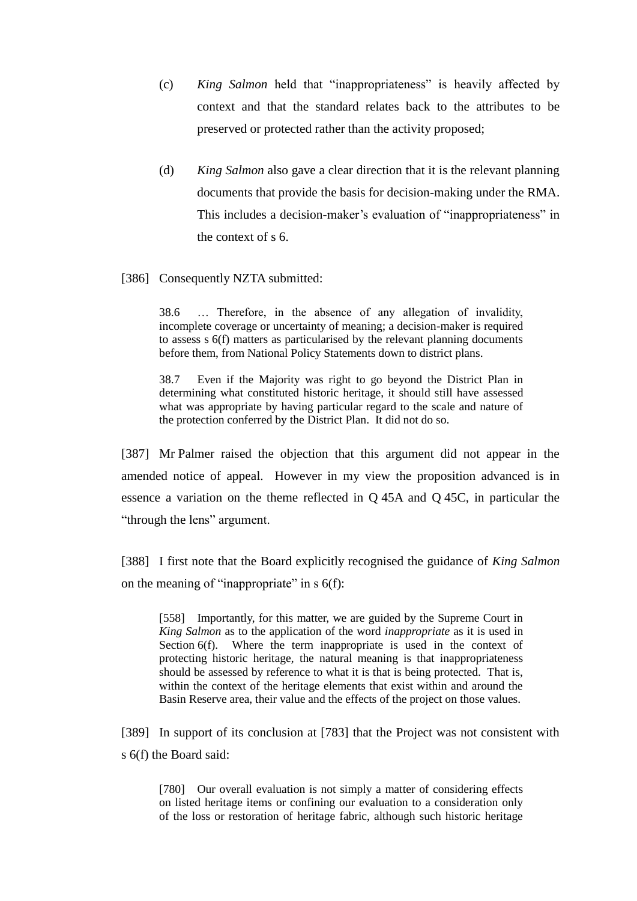(c) *King Salmon* held that "inappropriateness" is heavily affected by context and that the standard relates back to the attributes to be preserved or protected rather than the activity proposed;

(d) *King Salmon* also gave a clear direction that it is the relevant planning documents that provide the basis for decision-making under the RMA. This includes a decision-maker's evaluation of "inappropriateness" in the context of s 6.

[386] Consequently NZTA submitted:

> 38.6 … Therefore, in the absence of any allegation of invalidity, incomplete coverage or uncertainty of meaning; a decision-maker is required to assess s 6(f) matters as particularised by the relevant planning documents before them, from National Policy Statements down to district plans.
>
> 38.7 Even if the Majority was right to go beyond the District Plan in determining what constituted historic heritage, it should still have assessed what was appropriate by having particular regard to the scale and nature of the protection conferred by the District Plan. It did not do so.

[387] Mr Palmer raised the objection that this argument did not appear in the amended notice of appeal. However in my view the proposition advanced is in essence a variation on the theme reflected in Q 45A and Q 45C, in particular the "through the lens" argument.

[388] I first note that the Board explicitly recognised the guidance of *King Salmon* on the meaning of "inappropriate" in s 6(f):

> [558] Importantly, for this matter, we are guided by the Supreme Court in *King Salmon* as to the application of the word *inappropriate* as it is used in Section 6(f). Where the term inappropriate is used in the context of protecting historic heritage, the natural meaning is that inappropriateness should be assessed by reference to what it is that is being protected. That is, within the context of the heritage elements that exist within and around the Basin Reserve area, their value and the effects of the project on those values.

[389] In support of its conclusion at [783] that the Project was not consistent with s 6(f) the Board said:

> [780] Our overall evaluation is not simply a matter of considering effects on listed heritage items or confining our evaluation to a consideration only of the loss or restoration of heritage fabric, although such historic heritage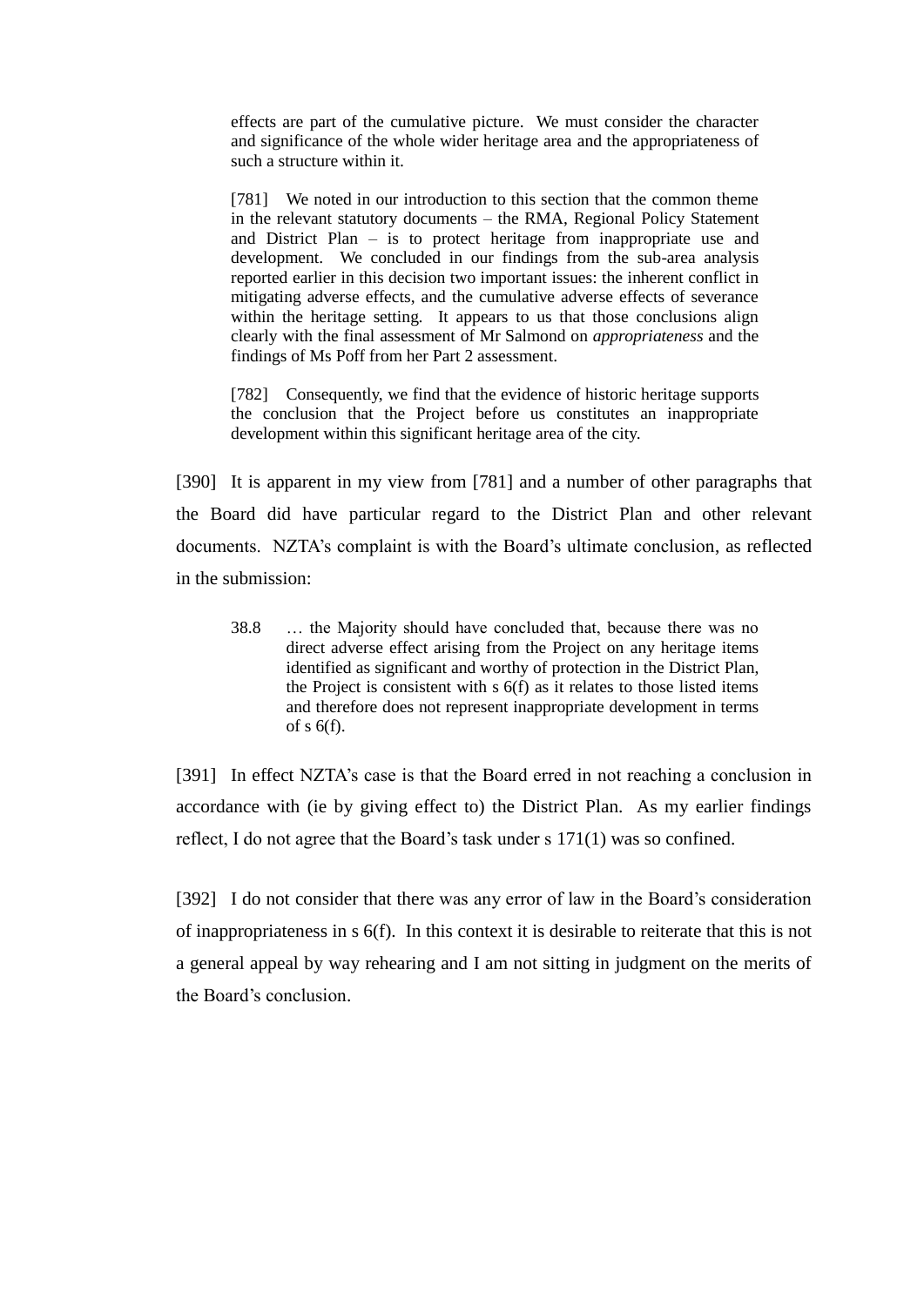> effects are part of the cumulative picture. We must consider the character and significance of the whole wider heritage area and the appropriateness of such a structure within it.
>
> [781] We noted in our introduction to this section that the common theme in the relevant statutory documents – the RMA, Regional Policy Statement and District Plan – is to protect heritage from inappropriate use and development. We concluded in our findings from the sub-area analysis reported earlier in this decision two important issues: the inherent conflict in mitigating adverse effects, and the cumulative adverse effects of severance within the heritage setting. It appears to us that those conclusions align clearly with the final assessment of Mr Salmond on *appropriateness* and the findings of Ms Poff from her Part 2 assessment.
>
> [782] Consequently, we find that the evidence of historic heritage supports the conclusion that the Project before us constitutes an inappropriate development within this significant heritage area of the city.

[390] It is apparent in my view from [781] and a number of other paragraphs that the Board did have particular regard to the District Plan and other relevant documents. NZTA's complaint is with the Board's ultimate conclusion, as reflected in the submission:

> 38.8 … the Majority should have concluded that, because there was no direct adverse effect arising from the Project on any heritage items identified as significant and worthy of protection in the District Plan, the Project is consistent with s 6(f) as it relates to those listed items and therefore does not represent inappropriate development in terms of s 6(f).

[391] In effect NZTA's case is that the Board erred in not reaching a conclusion in accordance with (ie by giving effect to) the District Plan. As my earlier findings reflect, I do not agree that the Board's task under s 171(1) was so confined.

[392] I do not consider that there was any error of law in the Board's consideration of inappropriateness in s 6(f). In this context it is desirable to reiterate that this is not a general appeal by way rehearing and I am not sitting in judgment on the merits of the Board's conclusion.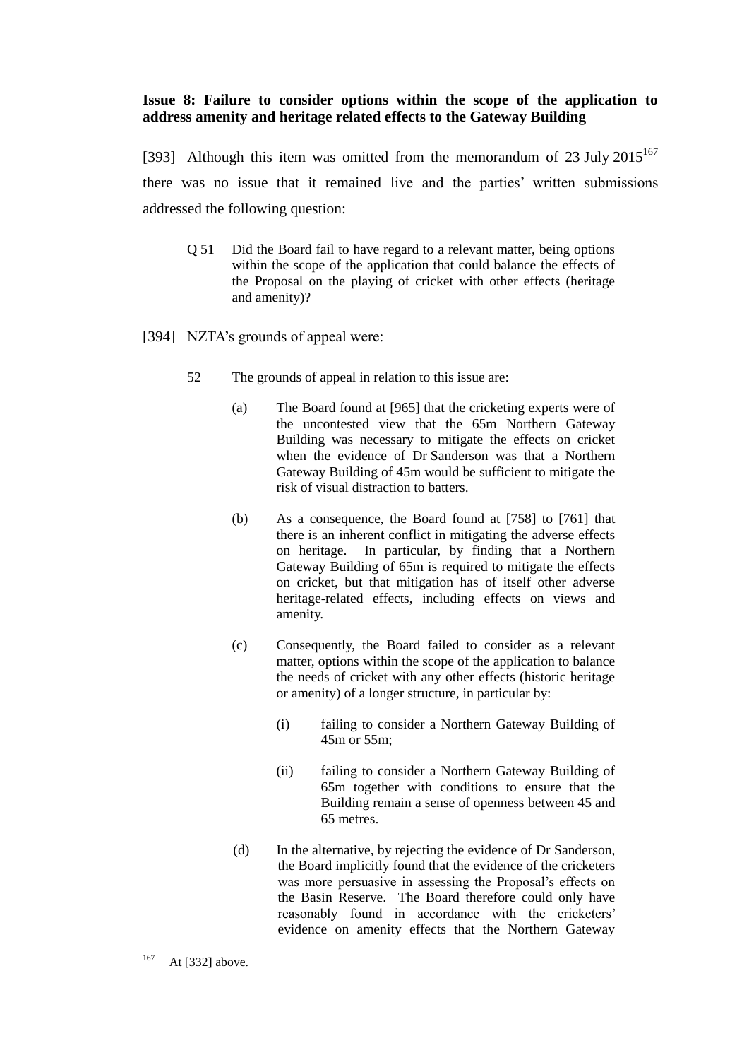**Issue 8: Failure to consider options within the scope of the application to address amenity and heritage related effects to the Gateway Building**

[393] Although this item was omitted from the memorandum of 23 July 2015[167] there was no issue that it remained live and the parties' written submissions addressed the following question:

> Q 51 Did the Board fail to have regard to a relevant matter, being options within the scope of the application that could balance the effects of the Proposal on the playing of cricket with other effects (heritage and amenity)?

[394] NZTA's grounds of appeal were:

> 52 The grounds of appeal in relation to this issue are:
>
> (a) The Board found at [965] that the cricketing experts were of the uncontested view that the 65m Northern Gateway Building was necessary to mitigate the effects on cricket when the evidence of Dr Sanderson was that a Northern Gateway Building of 45m would be sufficient to mitigate the risk of visual distraction to batters.
>
> (b) As a consequence, the Board found at [758] to [761] that there is an inherent conflict in mitigating the adverse effects on heritage. In particular, by finding that a Northern Gateway Building of 65m is required to mitigate the effects on cricket, but that mitigation has of itself other adverse heritage-related effects, including effects on views and amenity.
>
> (c) Consequently, the Board failed to consider as a relevant matter, options within the scope of the application to balance the needs of cricket with any other effects (historic heritage or amenity) of a longer structure, in particular by:
>
> (i) failing to consider a Northern Gateway Building of 45m or 55m;
>
> (ii) failing to consider a Northern Gateway Building of 65m together with conditions to ensure that the Building remain a sense of openness between 45 and 65 metres.
>
> (d) In the alternative, by rejecting the evidence of Dr Sanderson, the Board implicitly found that the evidence of the cricketers was more persuasive in assessing the Proposal's effects on the Basin Reserve. The Board therefore could only have reasonably found in accordance with the cricketers' evidence on amenity effects that the Northern Gateway

[167] At [332] above.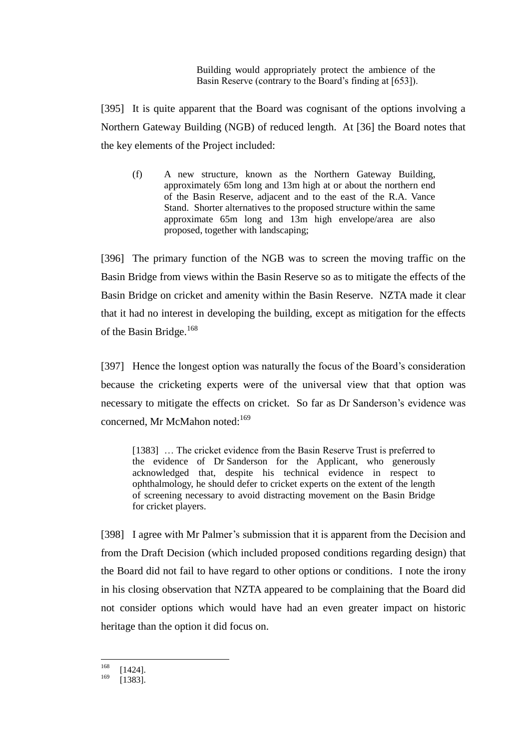> Building would appropriately protect the ambience of the Basin Reserve (contrary to the Board's finding at [653]).

[395] It is quite apparent that the Board was cognisant of the options involving a Northern Gateway Building (NGB) of reduced length. At [36] the Board notes that the key elements of the Project included:

> (f) A new structure, known as the Northern Gateway Building, approximately 65m long and 13m high at or about the northern end of the Basin Reserve, adjacent and to the east of the R.A. Vance Stand. Shorter alternatives to the proposed structure within the same approximate 65m long and 13m high envelope/area are also proposed, together with landscaping;

[396] The primary function of the NGB was to screen the moving traffic on the Basin Bridge from views within the Basin Reserve so as to mitigate the effects of the Basin Bridge on cricket and amenity within the Basin Reserve. NZTA made it clear that it had no interest in developing the building, except as mitigation for the effects of the Basin Bridge.[168]

[397] Hence the longest option was naturally the focus of the Board's consideration because the cricketing experts were of the universal view that that option was necessary to mitigate the effects on cricket. So far as Dr Sanderson's evidence was concerned, Mr McMahon noted:[169]

> [1383] … The cricket evidence from the Basin Reserve Trust is preferred to the evidence of Dr Sanderson for the Applicant, who generously acknowledged that, despite his technical evidence in respect to ophthalmology, he should defer to cricket experts on the extent of the length of screening necessary to avoid distracting movement on the Basin Bridge for cricket players.

[398] I agree with Mr Palmer's submission that it is apparent from the Decision and from the Draft Decision (which included proposed conditions regarding design) that the Board did not fail to have regard to other options or conditions. I note the irony in his closing observation that NZTA appeared to be complaining that the Board did not consider options which would have had an even greater impact on historic heritage than the option it did focus on.

---

[168] [1424].

[169] [1383].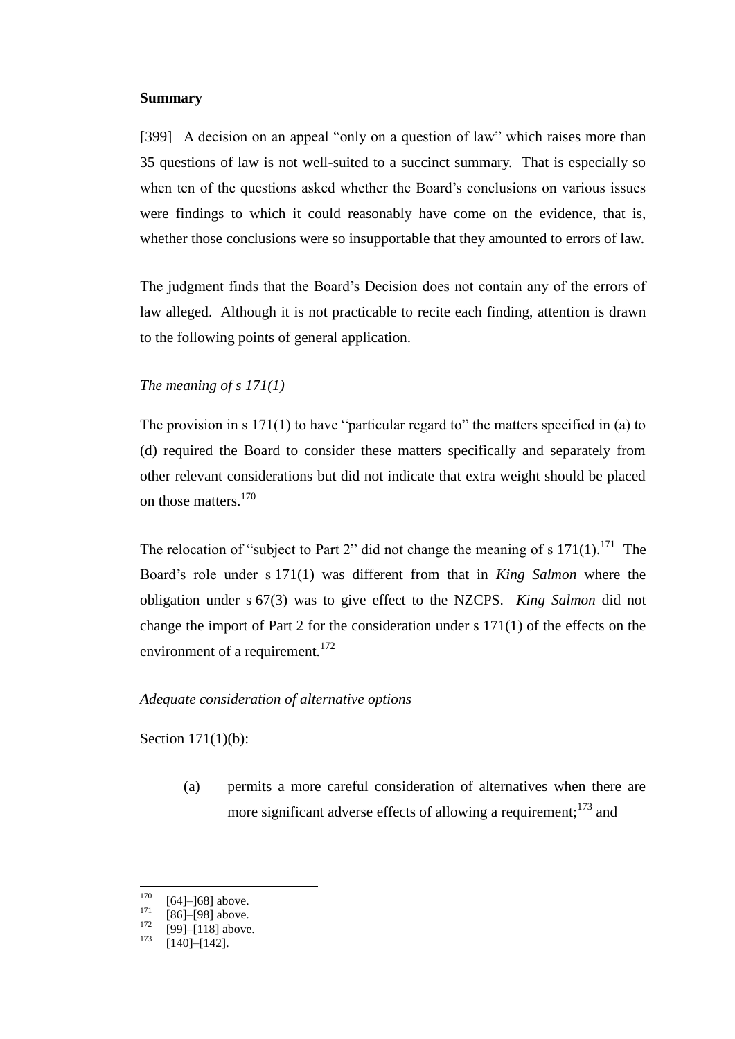**Summary**

[399] A decision on an appeal "only on a question of law" which raises more than 35 questions of law is not well-suited to a succinct summary. That is especially so when ten of the questions asked whether the Board's conclusions on various issues were findings to which it could reasonably have come on the evidence, that is, whether those conclusions were so insupportable that they amounted to errors of law.

The judgment finds that the Board's Decision does not contain any of the errors of law alleged. Although it is not practicable to recite each finding, attention is drawn to the following points of general application.

*The meaning of s 171(1)*

The provision in s 171(1) to have "particular regard to" the matters specified in (a) to (d) required the Board to consider these matters specifically and separately from other relevant considerations but did not indicate that extra weight should be placed on those matters.[170]

The relocation of "subject to Part 2" did not change the meaning of s 171(1).[171] The Board's role under s 171(1) was different from that in *King Salmon* where the obligation under s 67(3) was to give effect to the NZCPS. *King Salmon* did not change the import of Part 2 for the consideration under s 171(1) of the effects on the environment of a requirement.[172]

*Adequate consideration of alternative options*

Section 171(1)(b):

(a) permits a more careful consideration of alternatives when there are more significant adverse effects of allowing a requirement;[173] and

---

[170] [64]–]68] above.
[171] [86]–[98] above.
[172] [99]–[118] above.
[173] [140]–[142].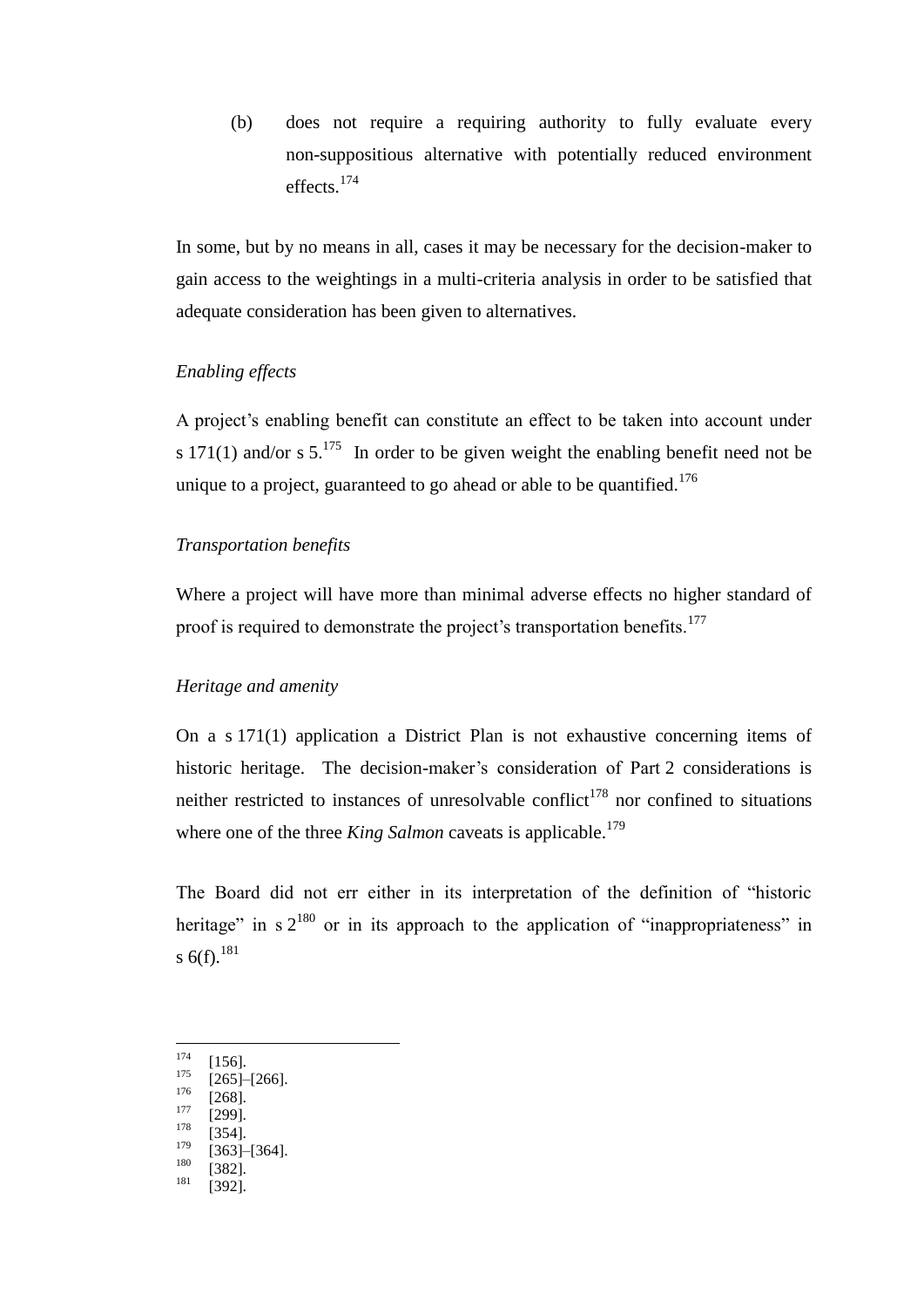(b) does not require a requiring authority to fully evaluate every non-suppositious alternative with potentially reduced environment effects.[174]

In some, but by no means in all, cases it may be necessary for the decision-maker to gain access to the weightings in a multi-criteria analysis in order to be satisfied that adequate consideration has been given to alternatives.

*Enabling effects*

A project's enabling benefit can constitute an effect to be taken into account under s 171(1) and/or s 5.[175] In order to be given weight the enabling benefit need not be unique to a project, guaranteed to go ahead or able to be quantified.[176]

*Transportation benefits*

Where a project will have more than minimal adverse effects no higher standard of proof is required to demonstrate the project's transportation benefits.[177]

*Heritage and amenity*

On a s 171(1) application a District Plan is not exhaustive concerning items of historic heritage. The decision-maker's consideration of Part 2 considerations is neither restricted to instances of unresolvable conflict[178] nor confined to situations where one of the three *King Salmon* caveats is applicable.[179]

The Board did not err either in its interpretation of the definition of "historic heritage" in s 2[180] or in its approach to the application of "inappropriateness" in s 6(f).[181]

---

[174] [156].
[175] [265]–[266].
[176] [268].
[177] [299].
[178] [354].
[179] [363]–[364].
[180] [382].
[181] [392].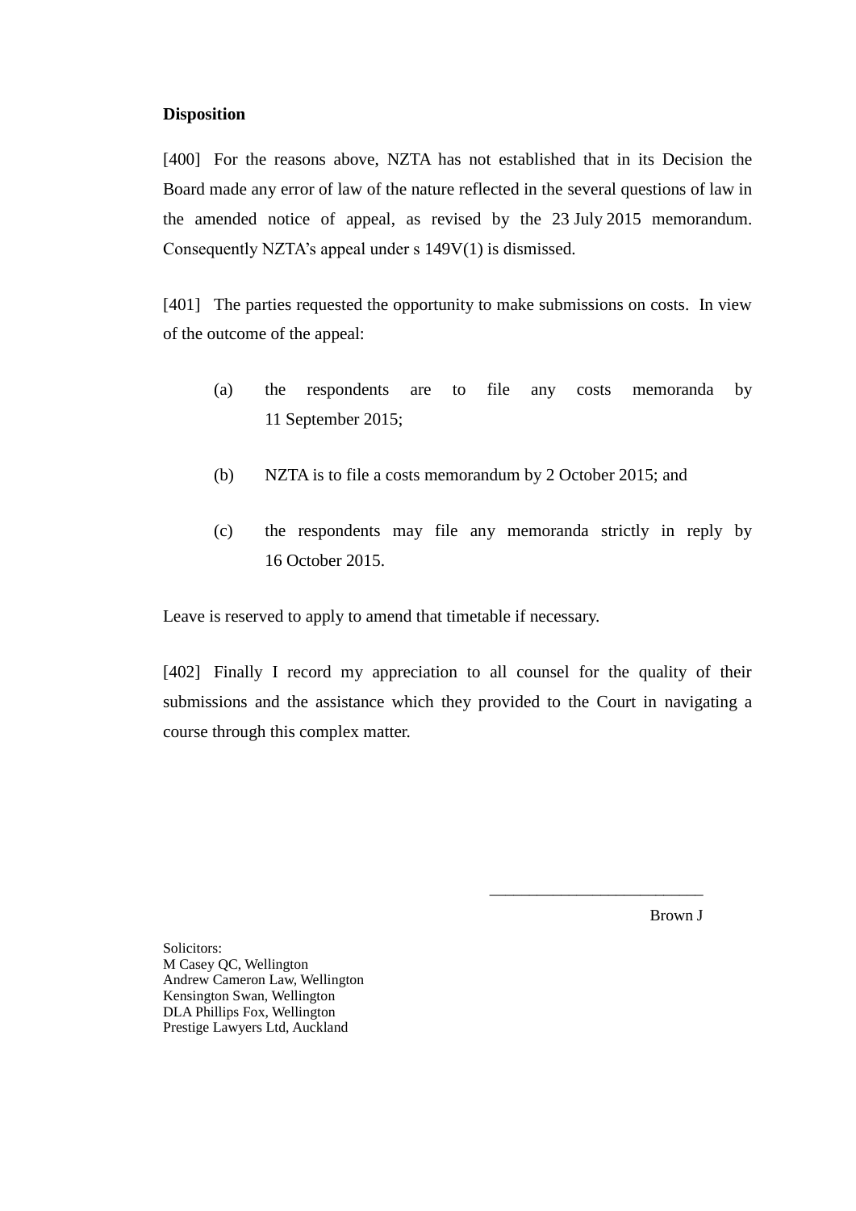**Disposition**

[400] For the reasons above, NZTA has not established that in its Decision the Board made any error of law of the nature reflected in the several questions of law in the amended notice of appeal, as revised by the 23 July 2015 memorandum. Consequently NZTA's appeal under s 149V(1) is dismissed.

[401] The parties requested the opportunity to make submissions on costs. In view of the outcome of the appeal:

(a) the respondents are to file any costs memoranda by 11 September 2015;

(b) NZTA is to file a costs memorandum by 2 October 2015; and

(c) the respondents may file any memoranda strictly in reply by 16 October 2015.

Leave is reserved to apply to amend that timetable if necessary.

[402] Finally I record my appreciation to all counsel for the quality of their submissions and the assistance which they provided to the Court in navigating a course through this complex matter.

\_\_\_\_\_\_\_\_\_\_\_\_\_\_\_\_\_\_\_\_\_\_\_\_\_\_\_\_

Brown J

Solicitors:
M Casey QC, Wellington
Andrew Cameron Law, Wellington
Kensington Swan, Wellington
DLA Phillips Fox, Wellington
Prestige Lawyers Ltd, Auckland